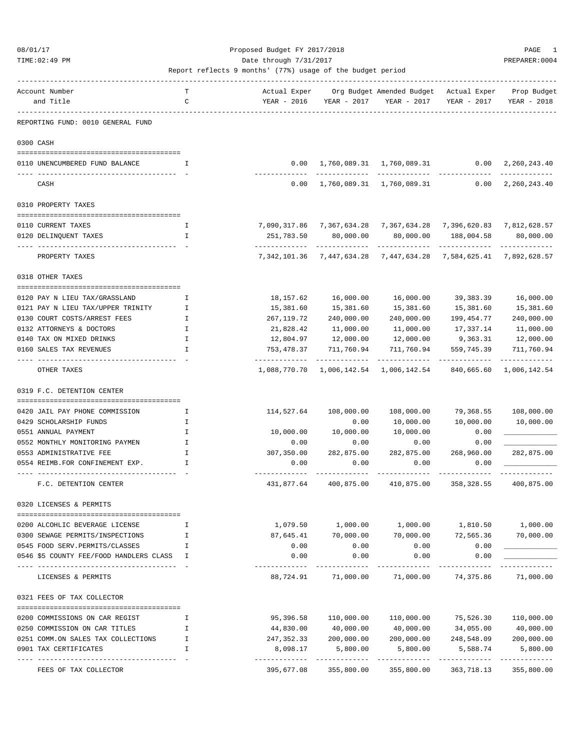Proposed Budget FY 2017/2018

Date through 7/31/2017

Report reflects 9 months' (77%) usage of the budget period

| Account Number and Title | TC | Actual Exper YEAR - 2016 | Org Budget YEAR - 2017 | Amended Budget YEAR - 2017 | Actual Exper YEAR - 2017 | Prop Budget YEAR - 2018 |
|---|---|---|---|---|---|---|
| **REPORTING FUND: 0010 GENERAL FUND** | | | | | | |
| **0300 CASH** | | | | | | |
| 0110 UNENCUMBERED FUND BALANCE | I | 0.00 | 1,760,089.31 | 1,760,089.31 | 0.00 | 2,260,243.40 |
| CASH | | 0.00 | 1,760,089.31 | 1,760,089.31 | 0.00 | 2,260,243.40 |
| **0310 PROPERTY TAXES** | | | | | | |
| 0110 CURRENT TAXES | I | 7,090,317.86 | 7,367,634.28 | 7,367,634.28 | 7,396,620.83 | 7,812,628.57 |
| 0120 DELINQUENT TAXES | I | 251,783.50 | 80,000.00 | 80,000.00 | 188,004.58 | 80,000.00 |
| PROPERTY TAXES | | 7,342,101.36 | 7,447,634.28 | 7,447,634.28 | 7,584,625.41 | 7,892,628.57 |
| **0318 OTHER TAXES** | | | | | | |
| 0120 PAY N LIEU TAX/GRASSLAND | I | 18,157.62 | 16,000.00 | 16,000.00 | 39,383.39 | 16,000.00 |
| 0121 PAY N LIEU TAX/UPPER TRINITY | I | 15,381.60 | 15,381.60 | 15,381.60 | 15,381.60 | 15,381.60 |
| 0130 COURT COSTS/ARREST FEES | I | 267,119.72 | 240,000.00 | 240,000.00 | 199,454.77 | 240,000.00 |
| 0132 ATTORNEYS & DOCTORS | I | 21,828.42 | 11,000.00 | 11,000.00 | 17,337.14 | 11,000.00 |
| 0140 TAX ON MIXED DRINKS | I | 12,804.97 | 12,000.00 | 12,000.00 | 9,363.31 | 12,000.00 |
| 0160 SALES TAX REVENUES | I | 753,478.37 | 711,760.94 | 711,760.94 | 559,745.39 | 711,760.94 |
| OTHER TAXES | | 1,088,770.70 | 1,006,142.54 | 1,006,142.54 | 840,665.60 | 1,006,142.54 |
| **0319 F.C. DETENTION CENTER** | | | | | | |
| 0420 JAIL PAY PHONE COMMISSION | I | 114,527.64 | 108,000.00 | 108,000.00 | 79,368.55 | 108,000.00 |
| 0429 SCHOLARSHIP FUNDS | I | | 0.00 | 10,000.00 | 10,000.00 | 10,000.00 |
| 0551 ANNUAL PAYMENT | I | 10,000.00 | 10,000.00 | 10,000.00 | 0.00 | ____________ |
| 0552 MONTHLY MONITORING PAYMEN | I | 0.00 | 0.00 | 0.00 | 0.00 | ____________ |
| 0553 ADMINISTRATIVE FEE | I | 307,350.00 | 282,875.00 | 282,875.00 | 268,960.00 | 282,875.00 |
| 0554 REIMB.FOR CONFINEMENT EXP. | I | 0.00 | 0.00 | 0.00 | 0.00 | ____________ |
| F.C. DETENTION CENTER | | 431,877.64 | 400,875.00 | 410,875.00 | 358,328.55 | 400,875.00 |
| **0320 LICENSES & PERMITS** | | | | | | |
| 0200 ALCOHLIC BEVERAGE LICENSE | I | 1,079.50 | 1,000.00 | 1,000.00 | 1,810.50 | 1,000.00 |
| 0300 SEWAGE PERMITS/INSPECTIONS | I | 87,645.41 | 70,000.00 | 70,000.00 | 72,565.36 | 70,000.00 |
| 0545 FOOD SERV.PERMITS/CLASSES | I | 0.00 | 0.00 | 0.00 | 0.00 | ____________ |
| 0546 $5 COUNTY FEE/FOOD HANDLERS CLASS | I | 0.00 | 0.00 | 0.00 | 0.00 | ____________ |
| LICENSES & PERMITS | | 88,724.91 | 71,000.00 | 71,000.00 | 74,375.86 | 71,000.00 |
| **0321 FEES OF TAX COLLECTOR** | | | | | | |
| 0200 COMMISSIONS ON CAR REGIST | I | 95,396.58 | 110,000.00 | 110,000.00 | 75,526.30 | 110,000.00 |
| 0250 COMMISSION ON CAR TITLES | I | 44,830.00 | 40,000.00 | 40,000.00 | 34,055.00 | 40,000.00 |
| 0251 COMM.ON SALES TAX COLLECTIONS | I | 247,352.33 | 200,000.00 | 200,000.00 | 248,548.09 | 200,000.00 |
| 0901 TAX CERTIFICATES | I | 8,098.17 | 5,800.00 | 5,800.00 | 5,588.74 | 5,800.00 |
| FEES OF TAX COLLECTOR | | 395,677.08 | 355,800.00 | 355,800.00 | 363,718.13 | 355,800.00 |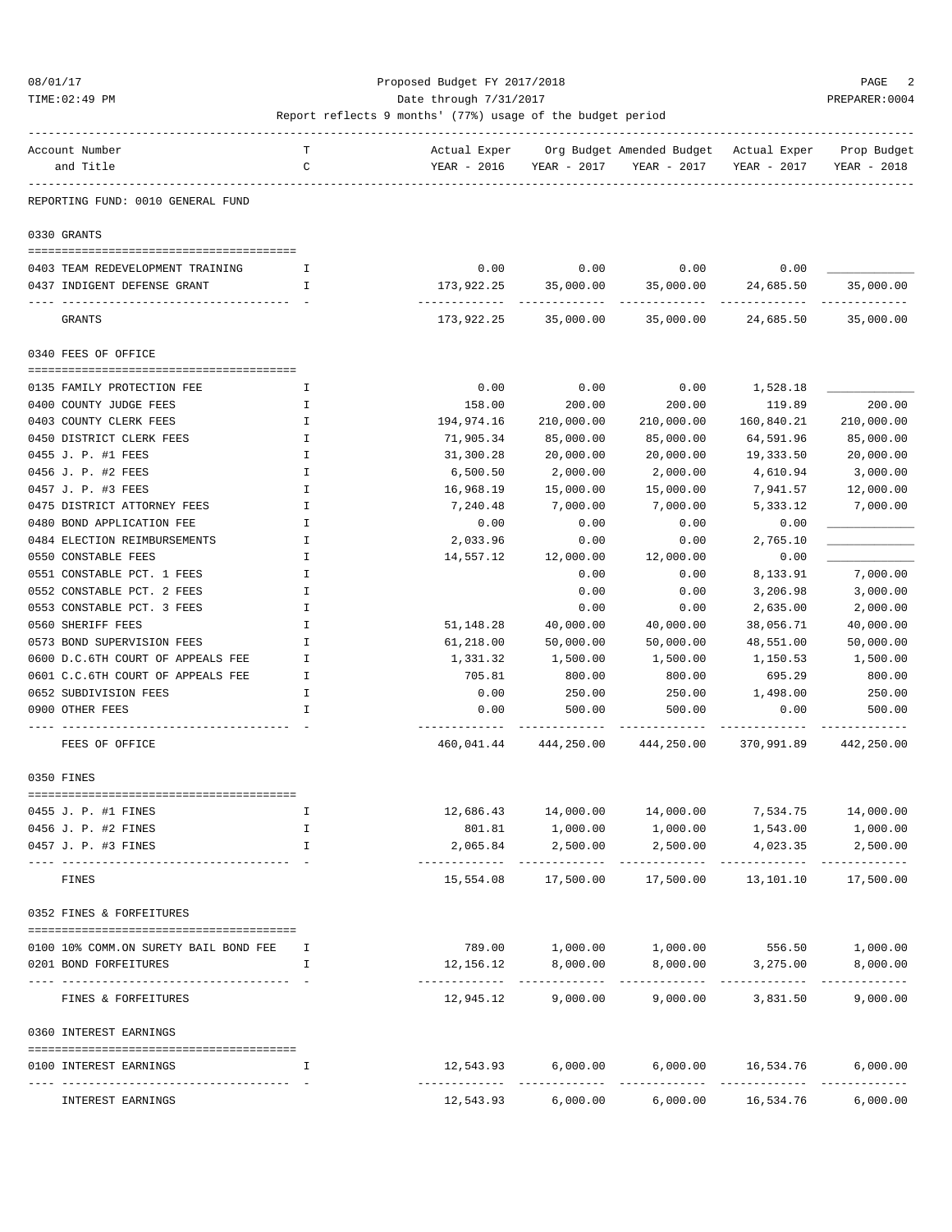Proposed Budget FY 2017/2018

Date through 7/31/2017

Report reflects 9 months' (77%) usage of the budget period

| Account Number and Title | TC | Actual Exper YEAR - 2016 | Org Budget YEAR - 2017 | Amended Budget YEAR - 2017 | Actual Exper YEAR - 2017 | Prop Budget YEAR - 2018 |
|---|---|---|---|---|---|---|
| **REPORTING FUND: 0010 GENERAL FUND** | | | | | | |
| **0330 GRANTS** | | | | | | |
| 0403 TEAM REDEVELOPMENT TRAINING | I | 0.00 | 0.00 | 0.00 | 0.00 | ____________ |
| 0437 INDIGENT DEFENSE GRANT | I | 173,922.25 | 35,000.00 | 35,000.00 | 24,685.50 | 35,000.00 |
| GRANTS | | 173,922.25 | 35,000.00 | 35,000.00 | 24,685.50 | 35,000.00 |
| **0340 FEES OF OFFICE** | | | | | | |
| 0135 FAMILY PROTECTION FEE | I | 0.00 | 0.00 | 0.00 | 1,528.18 | ____________ |
| 0400 COUNTY JUDGE FEES | I | 158.00 | 200.00 | 200.00 | 119.89 | 200.00 |
| 0403 COUNTY CLERK FEES | I | 194,974.16 | 210,000.00 | 210,000.00 | 160,840.21 | 210,000.00 |
| 0450 DISTRICT CLERK FEES | I | 71,905.34 | 85,000.00 | 85,000.00 | 64,591.96 | 85,000.00 |
| 0455 J. P. #1 FEES | I | 31,300.28 | 20,000.00 | 20,000.00 | 19,333.50 | 20,000.00 |
| 0456 J. P. #2 FEES | I | 6,500.50 | 2,000.00 | 2,000.00 | 4,610.94 | 3,000.00 |
| 0457 J. P. #3 FEES | I | 16,968.19 | 15,000.00 | 15,000.00 | 7,941.57 | 12,000.00 |
| 0475 DISTRICT ATTORNEY FEES | I | 7,240.48 | 7,000.00 | 7,000.00 | 5,333.12 | 7,000.00 |
| 0480 BOND APPLICATION FEE | I | 0.00 | 0.00 | 0.00 | 0.00 | ____________ |
| 0484 ELECTION REIMBURSEMENTS | I | 2,033.96 | 0.00 | 0.00 | 2,765.10 | ____________ |
| 0550 CONSTABLE FEES | I | 14,557.12 | 12,000.00 | 12,000.00 | 0.00 | ____________ |
| 0551 CONSTABLE PCT. 1 FEES | I | | 0.00 | 0.00 | 8,133.91 | 7,000.00 |
| 0552 CONSTABLE PCT. 2 FEES | I | | 0.00 | 0.00 | 3,206.98 | 3,000.00 |
| 0553 CONSTABLE PCT. 3 FEES | I | | 0.00 | 0.00 | 2,635.00 | 2,000.00 |
| 0560 SHERIFF FEES | I | 51,148.28 | 40,000.00 | 40,000.00 | 38,056.71 | 40,000.00 |
| 0573 BOND SUPERVISION FEES | I | 61,218.00 | 50,000.00 | 50,000.00 | 48,551.00 | 50,000.00 |
| 0600 D.C.6TH COURT OF APPEALS FEE | I | 1,331.32 | 1,500.00 | 1,500.00 | 1,150.53 | 1,500.00 |
| 0601 C.C.6TH COURT OF APPEALS FEE | I | 705.81 | 800.00 | 800.00 | 695.29 | 800.00 |
| 0652 SUBDIVISION FEES | I | 0.00 | 250.00 | 250.00 | 1,498.00 | 250.00 |
| 0900 OTHER FEES | I | 0.00 | 500.00 | 500.00 | 0.00 | 500.00 |
| FEES OF OFFICE | | 460,041.44 | 444,250.00 | 444,250.00 | 370,991.89 | 442,250.00 |
| **0350 FINES** | | | | | | |
| 0455 J. P. #1 FINES | I | 12,686.43 | 14,000.00 | 14,000.00 | 7,534.75 | 14,000.00 |
| 0456 J. P. #2 FINES | I | 801.81 | 1,000.00 | 1,000.00 | 1,543.00 | 1,000.00 |
| 0457 J. P. #3 FINES | I | 2,065.84 | 2,500.00 | 2,500.00 | 4,023.35 | 2,500.00 |
| FINES | | 15,554.08 | 17,500.00 | 17,500.00 | 13,101.10 | 17,500.00 |
| **0352 FINES & FORFEITURES** | | | | | | |
| 0100 10% COMM.ON SURETY BAIL BOND FEE | I | 789.00 | 1,000.00 | 1,000.00 | 556.50 | 1,000.00 |
| 0201 BOND FORFEITURES | I | 12,156.12 | 8,000.00 | 8,000.00 | 3,275.00 | 8,000.00 |
| FINES & FORFEITURES | | 12,945.12 | 9,000.00 | 9,000.00 | 3,831.50 | 9,000.00 |
| **0360 INTEREST EARNINGS** | | | | | | |
| 0100 INTEREST EARNINGS | I | 12,543.93 | 6,000.00 | 6,000.00 | 16,534.76 | 6,000.00 |
| INTEREST EARNINGS | | 12,543.93 | 6,000.00 | 6,000.00 | 16,534.76 | 6,000.00 |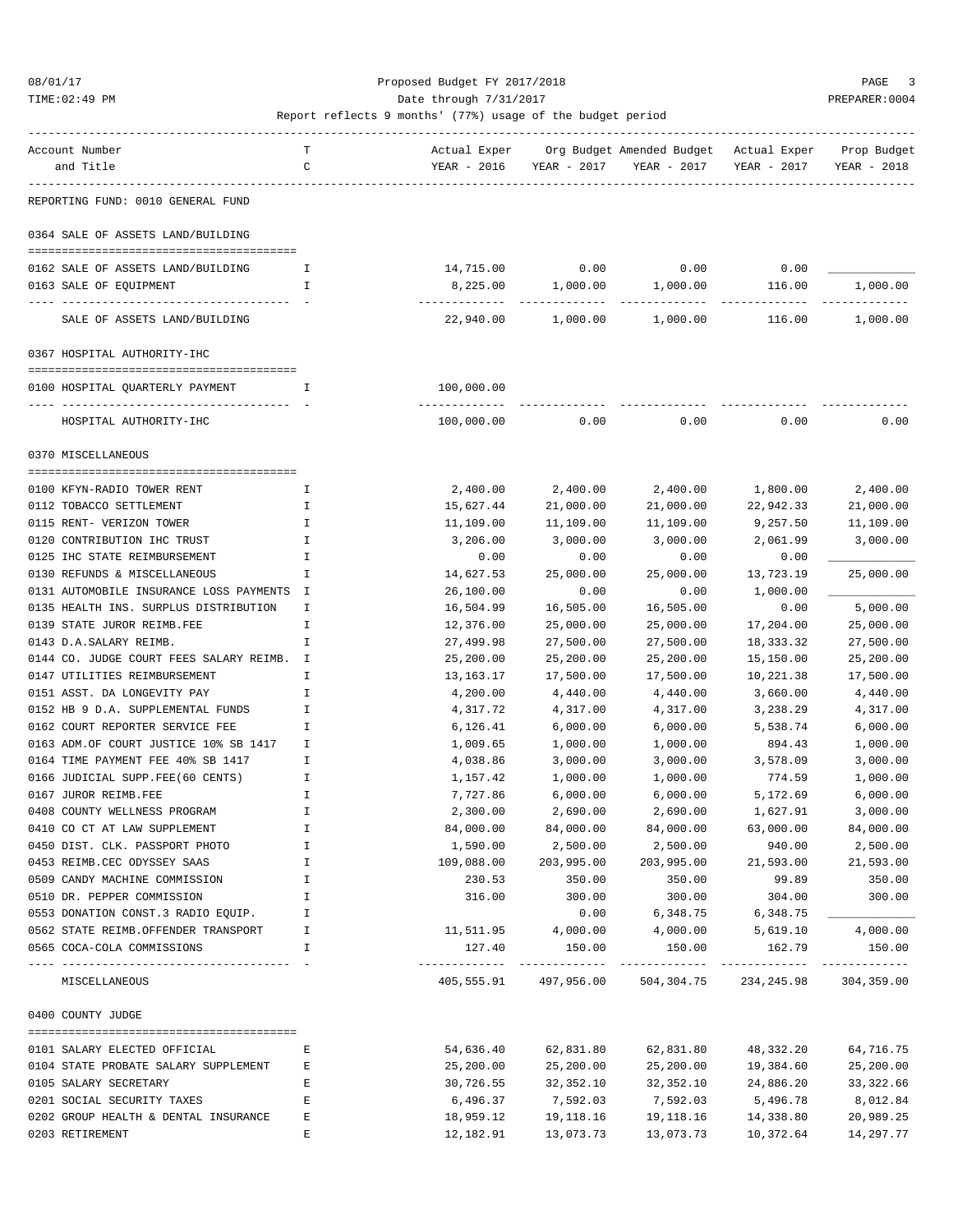Proposed Budget FY 2017/2018

Date through 7/31/2017

Report reflects 9 months' (77%) usage of the budget period

| Account Number and Title | TC | Actual Exper YEAR - 2016 | Org Budget YEAR - 2017 | Amended Budget YEAR - 2017 | Actual Exper YEAR - 2017 | Prop Budget YEAR - 2018 |
|---|---|---|---|---|---|---|
| **REPORTING FUND: 0010 GENERAL FUND** | | | | | | |
| **0364 SALE OF ASSETS LAND/BUILDING** | | | | | | |
| 0162 SALE OF ASSETS LAND/BUILDING | I | 14,715.00 | 0.00 | 0.00 | 0.00 | ____________ |
| 0163 SALE OF EQUIPMENT | I | 8,225.00 | 1,000.00 | 1,000.00 | 116.00 | 1,000.00 |
| SALE OF ASSETS LAND/BUILDING | | 22,940.00 | 1,000.00 | 1,000.00 | 116.00 | 1,000.00 |
| **0367 HOSPITAL AUTHORITY-IHC** | | | | | | |
| 0100 HOSPITAL QUARTERLY PAYMENT | I | 100,000.00 | | | | |
| HOSPITAL AUTHORITY-IHC | | 100,000.00 | 0.00 | 0.00 | 0.00 | 0.00 |
| **0370 MISCELLANEOUS** | | | | | | |
| 0100 KFYN-RADIO TOWER RENT | I | 2,400.00 | 2,400.00 | 2,400.00 | 1,800.00 | 2,400.00 |
| 0112 TOBACCO SETTLEMENT | I | 15,627.44 | 21,000.00 | 21,000.00 | 22,942.33 | 21,000.00 |
| 0115 RENT- VERIZON TOWER | I | 11,109.00 | 11,109.00 | 11,109.00 | 9,257.50 | 11,109.00 |
| 0120 CONTRIBUTION IHC TRUST | I | 3,206.00 | 3,000.00 | 3,000.00 | 2,061.99 | 3,000.00 |
| 0125 IHC STATE REIMBURSEMENT | I | 0.00 | 0.00 | 0.00 | 0.00 | ____________ |
| 0130 REFUNDS & MISCELLANEOUS | I | 14,627.53 | 25,000.00 | 25,000.00 | 13,723.19 | 25,000.00 |
| 0131 AUTOMOBILE INSURANCE LOSS PAYMENTS | I | 26,100.00 | 0.00 | 0.00 | 1,000.00 | ____________ |
| 0135 HEALTH INS. SURPLUS DISTRIBUTION | I | 16,504.99 | 16,505.00 | 16,505.00 | 0.00 | 5,000.00 |
| 0139 STATE JUROR REIMB.FEE | I | 12,376.00 | 25,000.00 | 25,000.00 | 17,204.00 | 25,000.00 |
| 0143 D.A.SALARY REIMB. | I | 27,499.98 | 27,500.00 | 27,500.00 | 18,333.32 | 27,500.00 |
| 0144 CO. JUDGE COURT FEES SALARY REIMB. | I | 25,200.00 | 25,200.00 | 25,200.00 | 15,150.00 | 25,200.00 |
| 0147 UTILITIES REIMBURSEMENT | I | 13,163.17 | 17,500.00 | 17,500.00 | 10,221.38 | 17,500.00 |
| 0151 ASST. DA LONGEVITY PAY | I | 4,200.00 | 4,440.00 | 4,440.00 | 3,660.00 | 4,440.00 |
| 0152 HB 9 D.A. SUPPLEMENTAL FUNDS | I | 4,317.72 | 4,317.00 | 4,317.00 | 3,238.29 | 4,317.00 |
| 0162 COURT REPORTER SERVICE FEE | I | 6,126.41 | 6,000.00 | 6,000.00 | 5,538.74 | 6,000.00 |
| 0163 ADM.OF COURT JUSTICE 10% SB 1417 | I | 1,009.65 | 1,000.00 | 1,000.00 | 894.43 | 1,000.00 |
| 0164 TIME PAYMENT FEE 40% SB 1417 | I | 4,038.86 | 3,000.00 | 3,000.00 | 3,578.09 | 3,000.00 |
| 0166 JUDICIAL SUPP.FEE(60 CENTS) | I | 1,157.42 | 1,000.00 | 1,000.00 | 774.59 | 1,000.00 |
| 0167 JUROR REIMB.FEE | I | 7,727.86 | 6,000.00 | 6,000.00 | 5,172.69 | 6,000.00 |
| 0408 COUNTY WELLNESS PROGRAM | I | 2,300.00 | 2,690.00 | 2,690.00 | 1,627.91 | 3,000.00 |
| 0410 CO CT AT LAW SUPPLEMENT | I | 84,000.00 | 84,000.00 | 84,000.00 | 63,000.00 | 84,000.00 |
| 0450 DIST. CLK. PASSPORT PHOTO | I | 1,590.00 | 2,500.00 | 2,500.00 | 940.00 | 2,500.00 |
| 0453 REIMB.CEC ODYSSEY SAAS | I | 109,088.00 | 203,995.00 | 203,995.00 | 21,593.00 | 21,593.00 |
| 0509 CANDY MACHINE COMMISSION | I | 230.53 | 350.00 | 350.00 | 99.89 | 350.00 |
| 0510 DR. PEPPER COMMISSION | I | 316.00 | 300.00 | 300.00 | 304.00 | 300.00 |
| 0553 DONATION CONST.3 RADIO EQUIP. | I | | 0.00 | 6,348.75 | 6,348.75 | ____________ |
| 0562 STATE REIMB.OFFENDER TRANSPORT | I | 11,511.95 | 4,000.00 | 4,000.00 | 5,619.10 | 4,000.00 |
| 0565 COCA-COLA COMMISSIONS | I | 127.40 | 150.00 | 150.00 | 162.79 | 150.00 |
| MISCELLANEOUS | | 405,555.91 | 497,956.00 | 504,304.75 | 234,245.98 | 304,359.00 |
| **0400 COUNTY JUDGE** | | | | | | |
| 0101 SALARY ELECTED OFFICIAL | E | 54,636.40 | 62,831.80 | 62,831.80 | 48,332.20 | 64,716.75 |
| 0104 STATE PROBATE SALARY SUPPLEMENT | E | 25,200.00 | 25,200.00 | 25,200.00 | 19,384.60 | 25,200.00 |
| 0105 SALARY SECRETARY | E | 30,726.55 | 32,352.10 | 32,352.10 | 24,886.20 | 33,322.66 |
| 0201 SOCIAL SECURITY TAXES | E | 6,496.37 | 7,592.03 | 7,592.03 | 5,496.78 | 8,012.84 |
| 0202 GROUP HEALTH & DENTAL INSURANCE | E | 18,959.12 | 19,118.16 | 19,118.16 | 14,338.80 | 20,989.25 |
| 0203 RETIREMENT | E | 12,182.91 | 13,073.73 | 13,073.73 | 10,372.64 | 14,297.77 |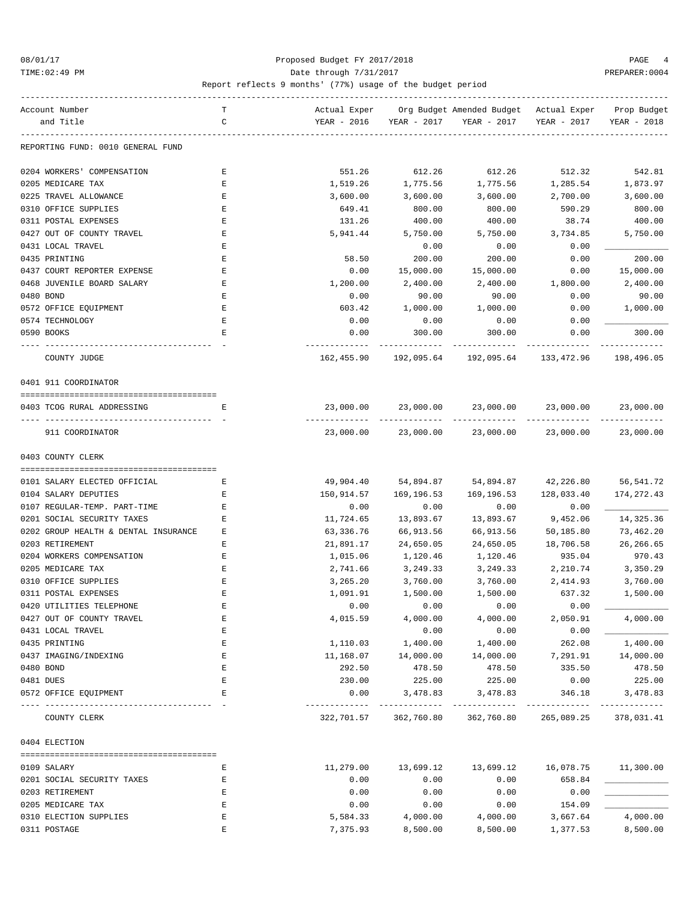Proposed Budget FY 2017/2018

Date through 7/31/2017

Report reflects 9 months' (77%) usage of the budget period

| Account Number and Title | TC | Actual Exper YEAR - 2016 | Org Budget YEAR - 2017 | Amended Budget YEAR - 2017 | Actual Exper YEAR - 2017 | Prop Budget YEAR - 2018 |
|---|---|---|---|---|---|---|
| **REPORTING FUND: 0010 GENERAL FUND** | | | | | | |
| 0204 WORKERS' COMPENSATION | E | 551.26 | 612.26 | 612.26 | 512.32 | 542.81 |
| 0205 MEDICARE TAX | E | 1,519.26 | 1,775.56 | 1,775.56 | 1,285.54 | 1,873.97 |
| 0225 TRAVEL ALLOWANCE | E | 3,600.00 | 3,600.00 | 3,600.00 | 2,700.00 | 3,600.00 |
| 0310 OFFICE SUPPLIES | E | 649.41 | 800.00 | 800.00 | 590.29 | 800.00 |
| 0311 POSTAL EXPENSES | E | 131.26 | 400.00 | 400.00 | 38.74 | 400.00 |
| 0427 OUT OF COUNTY TRAVEL | E | 5,941.44 | 5,750.00 | 5,750.00 | 3,734.85 | 5,750.00 |
| 0431 LOCAL TRAVEL | E | | 0.00 | 0.00 | 0.00 | ____________ |
| 0435 PRINTING | E | 58.50 | 200.00 | 200.00 | 0.00 | 200.00 |
| 0437 COURT REPORTER EXPENSE | E | 0.00 | 15,000.00 | 15,000.00 | 0.00 | 15,000.00 |
| 0468 JUVENILE BOARD SALARY | E | 1,200.00 | 2,400.00 | 2,400.00 | 1,800.00 | 2,400.00 |
| 0480 BOND | E | 0.00 | 90.00 | 90.00 | 0.00 | 90.00 |
| 0572 OFFICE EQUIPMENT | E | 603.42 | 1,000.00 | 1,000.00 | 0.00 | 1,000.00 |
| 0574 TECHNOLOGY | E | 0.00 | 0.00 | 0.00 | 0.00 | ____________ |
| 0590 BOOKS | E | 0.00 | 300.00 | 300.00 | 0.00 | 300.00 |
| COUNTY JUDGE | | 162,455.90 | 192,095.64 | 192,095.64 | 133,472.96 | 198,496.05 |
| **0401 911 COORDINATOR** | | | | | | |
| 0403 TCOG RURAL ADDRESSING | E | 23,000.00 | 23,000.00 | 23,000.00 | 23,000.00 | 23,000.00 |
| 911 COORDINATOR | | 23,000.00 | 23,000.00 | 23,000.00 | 23,000.00 | 23,000.00 |
| **0403 COUNTY CLERK** | | | | | | |
| 0101 SALARY ELECTED OFFICIAL | E | 49,904.40 | 54,894.87 | 54,894.87 | 42,226.80 | 56,541.72 |
| 0104 SALARY DEPUTIES | E | 150,914.57 | 169,196.53 | 169,196.53 | 128,033.40 | 174,272.43 |
| 0107 REGULAR-TEMP. PART-TIME | E | 0.00 | 0.00 | 0.00 | 0.00 | ____________ |
| 0201 SOCIAL SECURITY TAXES | E | 11,724.65 | 13,893.67 | 13,893.67 | 9,452.06 | 14,325.36 |
| 0202 GROUP HEALTH & DENTAL INSURANCE | E | 63,336.76 | 66,913.56 | 66,913.56 | 50,185.80 | 73,462.20 |
| 0203 RETIREMENT | E | 21,891.17 | 24,650.05 | 24,650.05 | 18,706.58 | 26,266.65 |
| 0204 WORKERS COMPENSATION | E | 1,015.06 | 1,120.46 | 1,120.46 | 935.04 | 970.43 |
| 0205 MEDICARE TAX | E | 2,741.66 | 3,249.33 | 3,249.33 | 2,210.74 | 3,350.29 |
| 0310 OFFICE SUPPLIES | E | 3,265.20 | 3,760.00 | 3,760.00 | 2,414.93 | 3,760.00 |
| 0311 POSTAL EXPENSES | E | 1,091.91 | 1,500.00 | 1,500.00 | 637.32 | 1,500.00 |
| 0420 UTILITIES TELEPHONE | E | 0.00 | 0.00 | 0.00 | 0.00 | ____________ |
| 0427 OUT OF COUNTY TRAVEL | E | 4,015.59 | 4,000.00 | 4,000.00 | 2,050.91 | 4,000.00 |
| 0431 LOCAL TRAVEL | E | | 0.00 | 0.00 | 0.00 | ____________ |
| 0435 PRINTING | E | 1,110.03 | 1,400.00 | 1,400.00 | 262.08 | 1,400.00 |
| 0437 IMAGING/INDEXING | E | 11,168.07 | 14,000.00 | 14,000.00 | 7,291.91 | 14,000.00 |
| 0480 BOND | E | 292.50 | 478.50 | 478.50 | 335.50 | 478.50 |
| 0481 DUES | E | 230.00 | 225.00 | 225.00 | 0.00 | 225.00 |
| 0572 OFFICE EQUIPMENT | E | 0.00 | 3,478.83 | 3,478.83 | 346.18 | 3,478.83 |
| COUNTY CLERK | | 322,701.57 | 362,760.80 | 362,760.80 | 265,089.25 | 378,031.41 |
| **0404 ELECTION** | | | | | | |
| 0109 SALARY | E | 11,279.00 | 13,699.12 | 13,699.12 | 16,078.75 | 11,300.00 |
| 0201 SOCIAL SECURITY TAXES | E | 0.00 | 0.00 | 0.00 | 658.84 | ____________ |
| 0203 RETIREMENT | E | 0.00 | 0.00 | 0.00 | 0.00 | ____________ |
| 0205 MEDICARE TAX | E | 0.00 | 0.00 | 0.00 | 154.09 | ____________ |
| 0310 ELECTION SUPPLIES | E | 5,584.33 | 4,000.00 | 4,000.00 | 3,667.64 | 4,000.00 |
| 0311 POSTAGE | E | 7,375.93 | 8,500.00 | 8,500.00 | 1,377.53 | 8,500.00 |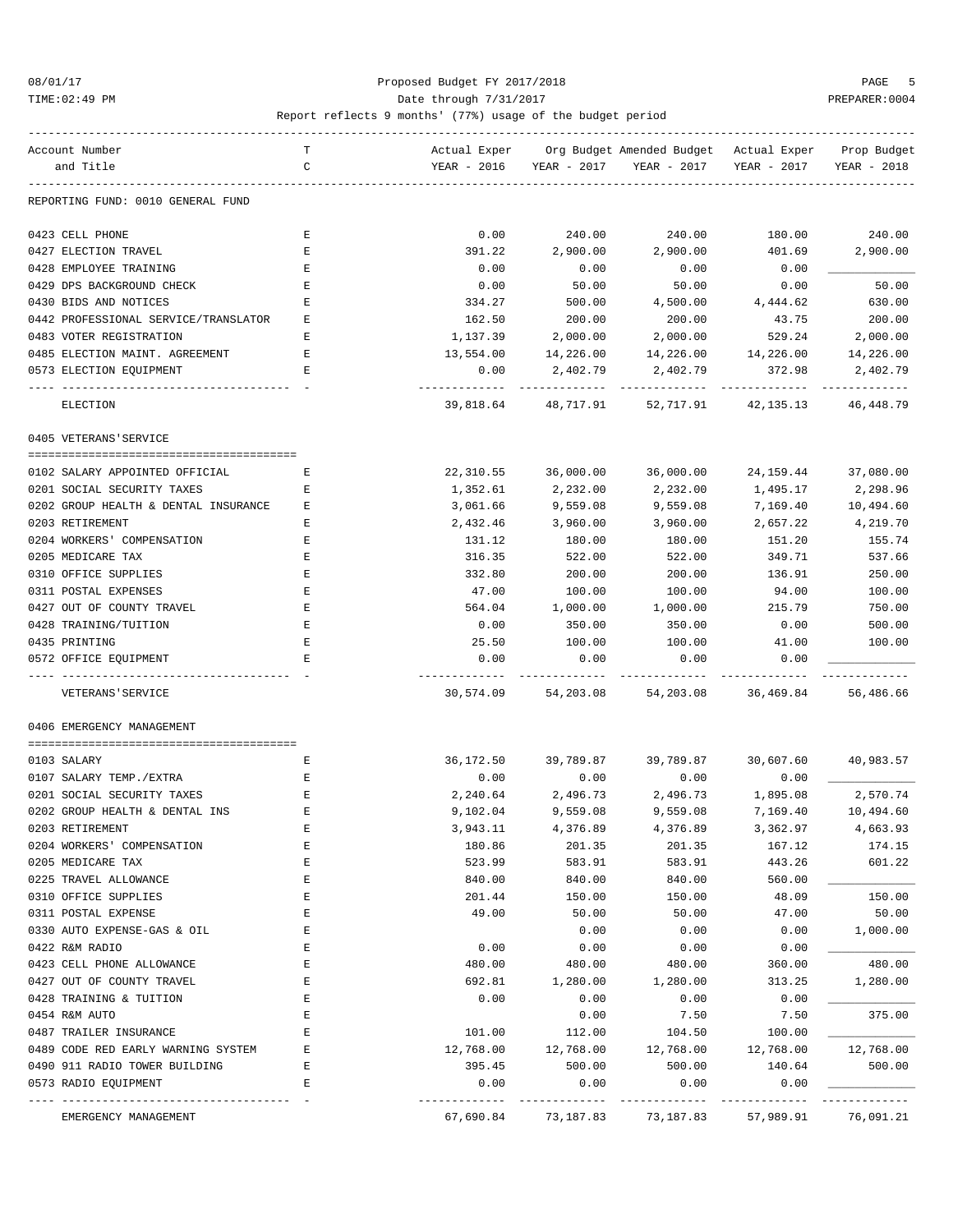Proposed Budget FY 2017/2018

Date through 7/31/2017

Report reflects 9 months' (77%) usage of the budget period

| Account Number and Title | TC | Actual Exper YEAR - 2016 | Org Budget YEAR - 2017 | Amended Budget YEAR - 2017 | Actual Exper YEAR - 2017 | Prop Budget YEAR - 2018 |
|---|---|---|---|---|---|---|
| **REPORTING FUND: 0010 GENERAL FUND** | | | | | | |
| 0423 CELL PHONE | E | 0.00 | 240.00 | 240.00 | 180.00 | 240.00 |
| 0427 ELECTION TRAVEL | E | 391.22 | 2,900.00 | 2,900.00 | 401.69 | 2,900.00 |
| 0428 EMPLOYEE TRAINING | E | 0.00 | 0.00 | 0.00 | 0.00 | ____________ |
| 0429 DPS BACKGROUND CHECK | E | 0.00 | 50.00 | 50.00 | 0.00 | 50.00 |
| 0430 BIDS AND NOTICES | E | 334.27 | 500.00 | 4,500.00 | 4,444.62 | 630.00 |
| 0442 PROFESSIONAL SERVICE/TRANSLATOR | E | 162.50 | 200.00 | 200.00 | 43.75 | 200.00 |
| 0483 VOTER REGISTRATION | E | 1,137.39 | 2,000.00 | 2,000.00 | 529.24 | 2,000.00 |
| 0485 ELECTION MAINT. AGREEMENT | E | 13,554.00 | 14,226.00 | 14,226.00 | 14,226.00 | 14,226.00 |
| 0573 ELECTION EQUIPMENT | E | 0.00 | 2,402.79 | 2,402.79 | 372.98 | 2,402.79 |
| ELECTION | | 39,818.64 | 48,717.91 | 52,717.91 | 42,135.13 | 46,448.79 |
| **0405 VETERANS'SERVICE** | | | | | | |
| 0102 SALARY APPOINTED OFFICIAL | E | 22,310.55 | 36,000.00 | 36,000.00 | 24,159.44 | 37,080.00 |
| 0201 SOCIAL SECURITY TAXES | E | 1,352.61 | 2,232.00 | 2,232.00 | 1,495.17 | 2,298.96 |
| 0202 GROUP HEALTH & DENTAL INSURANCE | E | 3,061.66 | 9,559.08 | 9,559.08 | 7,169.40 | 10,494.60 |
| 0203 RETIREMENT | E | 2,432.46 | 3,960.00 | 3,960.00 | 2,657.22 | 4,219.70 |
| 0204 WORKERS' COMPENSATION | E | 131.12 | 180.00 | 180.00 | 151.20 | 155.74 |
| 0205 MEDICARE TAX | E | 316.35 | 522.00 | 522.00 | 349.71 | 537.66 |
| 0310 OFFICE SUPPLIES | E | 332.80 | 200.00 | 200.00 | 136.91 | 250.00 |
| 0311 POSTAL EXPENSES | E | 47.00 | 100.00 | 100.00 | 94.00 | 100.00 |
| 0427 OUT OF COUNTY TRAVEL | E | 564.04 | 1,000.00 | 1,000.00 | 215.79 | 750.00 |
| 0428 TRAINING/TUITION | E | 0.00 | 350.00 | 350.00 | 0.00 | 500.00 |
| 0435 PRINTING | E | 25.50 | 100.00 | 100.00 | 41.00 | 100.00 |
| 0572 OFFICE EQUIPMENT | E | 0.00 | 0.00 | 0.00 | 0.00 | ____________ |
| VETERANS'SERVICE | | 30,574.09 | 54,203.08 | 54,203.08 | 36,469.84 | 56,486.66 |
| **0406 EMERGENCY MANAGEMENT** | | | | | | |
| 0103 SALARY | E | 36,172.50 | 39,789.87 | 39,789.87 | 30,607.60 | 40,983.57 |
| 0107 SALARY TEMP./EXTRA | E | 0.00 | 0.00 | 0.00 | 0.00 | ____________ |
| 0201 SOCIAL SECURITY TAXES | E | 2,240.64 | 2,496.73 | 2,496.73 | 1,895.08 | 2,570.74 |
| 0202 GROUP HEALTH & DENTAL INS | E | 9,102.04 | 9,559.08 | 9,559.08 | 7,169.40 | 10,494.60 |
| 0203 RETIREMENT | E | 3,943.11 | 4,376.89 | 4,376.89 | 3,362.97 | 4,663.93 |
| 0204 WORKERS' COMPENSATION | E | 180.86 | 201.35 | 201.35 | 167.12 | 174.15 |
| 0205 MEDICARE TAX | E | 523.99 | 583.91 | 583.91 | 443.26 | 601.22 |
| 0225 TRAVEL ALLOWANCE | E | 840.00 | 840.00 | 840.00 | 560.00 | ____________ |
| 0310 OFFICE SUPPLIES | E | 201.44 | 150.00 | 150.00 | 48.09 | 150.00 |
| 0311 POSTAL EXPENSE | E | 49.00 | 50.00 | 50.00 | 47.00 | 50.00 |
| 0330 AUTO EXPENSE-GAS & OIL | E | | 0.00 | 0.00 | 0.00 | 1,000.00 |
| 0422 R&M RADIO | E | 0.00 | 0.00 | 0.00 | 0.00 | ____________ |
| 0423 CELL PHONE ALLOWANCE | E | 480.00 | 480.00 | 480.00 | 360.00 | 480.00 |
| 0427 OUT OF COUNTY TRAVEL | E | 692.81 | 1,280.00 | 1,280.00 | 313.25 | 1,280.00 |
| 0428 TRAINING & TUITION | E | 0.00 | 0.00 | 0.00 | 0.00 | ____________ |
| 0454 R&M AUTO | E | | 0.00 | 7.50 | 7.50 | 375.00 |
| 0487 TRAILER INSURANCE | E | 101.00 | 112.00 | 104.50 | 100.00 | ____________ |
| 0489 CODE RED EARLY WARNING SYSTEM | E | 12,768.00 | 12,768.00 | 12,768.00 | 12,768.00 | 12,768.00 |
| 0490 911 RADIO TOWER BUILDING | E | 395.45 | 500.00 | 500.00 | 140.64 | 500.00 |
| 0573 RADIO EQUIPMENT | E | 0.00 | 0.00 | 0.00 | 0.00 | ____________ |
| EMERGENCY MANAGEMENT | | 67,690.84 | 73,187.83 | 73,187.83 | 57,989.91 | 76,091.21 |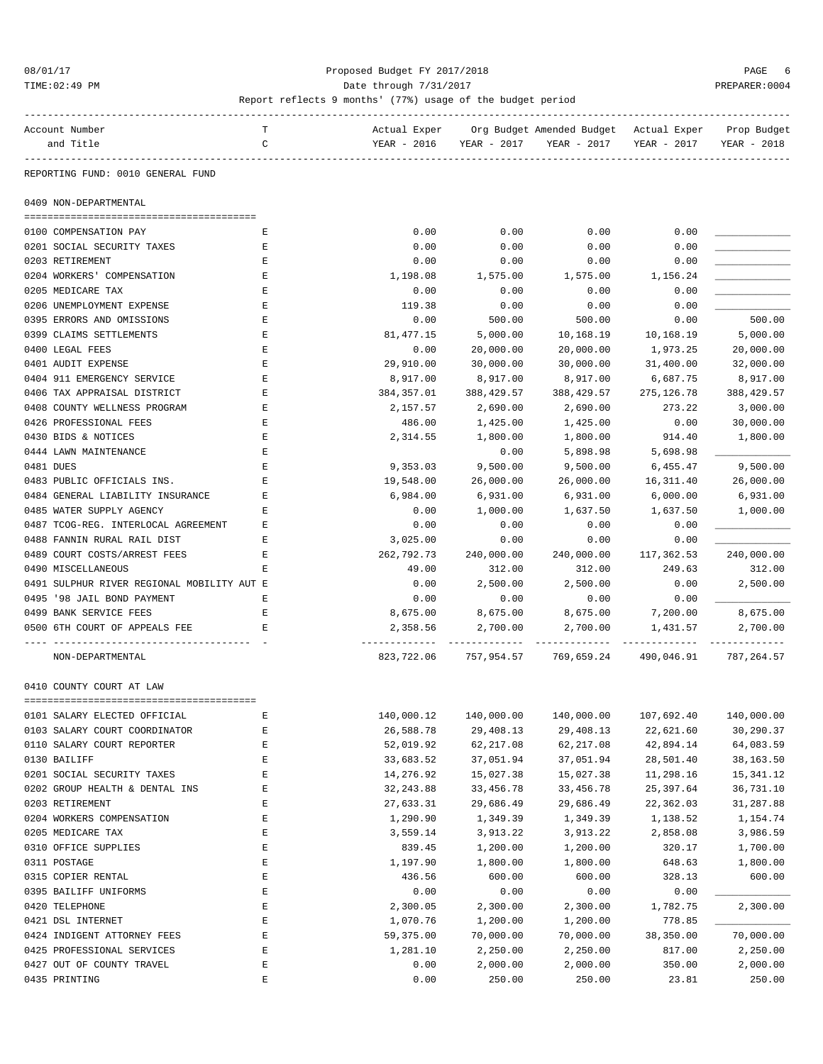Proposed Budget FY 2017/2018

Date through 7/31/2017

Report reflects 9 months' (77%) usage of the budget period

REPORTING FUND: 0010 GENERAL FUND

## 0409 NON-DEPARTMENTAL

| Account Number and Title | TC | Actual Exper YEAR - 2016 | Org Budget YEAR - 2017 | Amended Budget YEAR - 2017 | Actual Exper YEAR - 2017 | Prop Budget YEAR - 2018 |
|---|---|---|---|---|---|---|
| 0100 COMPENSATION PAY | E | 0.00 | 0.00 | 0.00 | 0.00 | |
| 0201 SOCIAL SECURITY TAXES | E | 0.00 | 0.00 | 0.00 | 0.00 | |
| 0203 RETIREMENT | E | 0.00 | 0.00 | 0.00 | 0.00 | |
| 0204 WORKERS' COMPENSATION | E | 1,198.08 | 1,575.00 | 1,575.00 | 1,156.24 | |
| 0205 MEDICARE TAX | E | 0.00 | 0.00 | 0.00 | 0.00 | |
| 0206 UNEMPLOYMENT EXPENSE | E | 119.38 | 0.00 | 0.00 | 0.00 | |
| 0395 ERRORS AND OMISSIONS | E | 0.00 | 500.00 | 500.00 | 0.00 | 500.00 |
| 0399 CLAIMS SETTLEMENTS | E | 81,477.15 | 5,000.00 | 10,168.19 | 10,168.19 | 5,000.00 |
| 0400 LEGAL FEES | E | 0.00 | 20,000.00 | 20,000.00 | 1,973.25 | 20,000.00 |
| 0401 AUDIT EXPENSE | E | 29,910.00 | 30,000.00 | 30,000.00 | 31,400.00 | 32,000.00 |
| 0404 911 EMERGENCY SERVICE | E | 8,917.00 | 8,917.00 | 8,917.00 | 6,687.75 | 8,917.00 |
| 0406 TAX APPRAISAL DISTRICT | E | 384,357.01 | 388,429.57 | 388,429.57 | 275,126.78 | 388,429.57 |
| 0408 COUNTY WELLNESS PROGRAM | E | 2,157.57 | 2,690.00 | 2,690.00 | 273.22 | 3,000.00 |
| 0426 PROFESSIONAL FEES | E | 486.00 | 1,425.00 | 1,425.00 | 0.00 | 30,000.00 |
| 0430 BIDS & NOTICES | E | 2,314.55 | 1,800.00 | 1,800.00 | 914.40 | 1,800.00 |
| 0444 LAWN MAINTENANCE | E | | 0.00 | 5,898.98 | 5,698.98 | |
| 0481 DUES | E | 9,353.03 | 9,500.00 | 9,500.00 | 6,455.47 | 9,500.00 |
| 0483 PUBLIC OFFICIALS INS. | E | 19,548.00 | 26,000.00 | 26,000.00 | 16,311.40 | 26,000.00 |
| 0484 GENERAL LIABILITY INSURANCE | E | 6,984.00 | 6,931.00 | 6,931.00 | 6,000.00 | 6,931.00 |
| 0485 WATER SUPPLY AGENCY | E | 0.00 | 1,000.00 | 1,637.50 | 1,637.50 | 1,000.00 |
| 0487 TCOG-REG. INTERLOCAL AGREEMENT | E | 0.00 | 0.00 | 0.00 | 0.00 | |
| 0488 FANNIN RURAL RAIL DIST | E | 3,025.00 | 0.00 | 0.00 | 0.00 | |
| 0489 COURT COSTS/ARREST FEES | E | 262,792.73 | 240,000.00 | 240,000.00 | 117,362.53 | 240,000.00 |
| 0490 MISCELLANEOUS | E | 49.00 | 312.00 | 312.00 | 249.63 | 312.00 |
| 0491 SULPHUR RIVER REGIONAL MOBILITY AUT | E | 0.00 | 2,500.00 | 2,500.00 | 0.00 | 2,500.00 |
| 0495 '98 JAIL BOND PAYMENT | E | 0.00 | 0.00 | 0.00 | 0.00 | |
| 0499 BANK SERVICE FEES | E | 8,675.00 | 8,675.00 | 8,675.00 | 7,200.00 | 8,675.00 |
| 0500 6TH COURT OF APPEALS FEE | E | 2,358.56 | 2,700.00 | 2,700.00 | 1,431.57 | 2,700.00 |
| NON-DEPARTMENTAL | | 823,722.06 | 757,954.57 | 769,659.24 | 490,046.91 | 787,264.57 |

## 0410 COUNTY COURT AT LAW

| Account Number and Title | TC | Actual Exper YEAR - 2016 | Org Budget YEAR - 2017 | Amended Budget YEAR - 2017 | Actual Exper YEAR - 2017 | Prop Budget YEAR - 2018 |
|---|---|---|---|---|---|---|
| 0101 SALARY ELECTED OFFICIAL | E | 140,000.12 | 140,000.00 | 140,000.00 | 107,692.40 | 140,000.00 |
| 0103 SALARY COURT COORDINATOR | E | 26,588.78 | 29,408.13 | 29,408.13 | 22,621.60 | 30,290.37 |
| 0110 SALARY COURT REPORTER | E | 52,019.92 | 62,217.08 | 62,217.08 | 42,894.14 | 64,083.59 |
| 0130 BAILIFF | E | 33,683.52 | 37,051.94 | 37,051.94 | 28,501.40 | 38,163.50 |
| 0201 SOCIAL SECURITY TAXES | E | 14,276.92 | 15,027.38 | 15,027.38 | 11,298.16 | 15,341.12 |
| 0202 GROUP HEALTH & DENTAL INS | E | 32,243.88 | 33,456.78 | 33,456.78 | 25,397.64 | 36,731.10 |
| 0203 RETIREMENT | E | 27,633.31 | 29,686.49 | 29,686.49 | 22,362.03 | 31,287.88 |
| 0204 WORKERS COMPENSATION | E | 1,290.90 | 1,349.39 | 1,349.39 | 1,138.52 | 1,154.74 |
| 0205 MEDICARE TAX | E | 3,559.14 | 3,913.22 | 3,913.22 | 2,858.08 | 3,986.59 |
| 0310 OFFICE SUPPLIES | E | 839.45 | 1,200.00 | 1,200.00 | 320.17 | 1,700.00 |
| 0311 POSTAGE | E | 1,197.90 | 1,800.00 | 1,800.00 | 648.63 | 1,800.00 |
| 0315 COPIER RENTAL | E | 436.56 | 600.00 | 600.00 | 328.13 | 600.00 |
| 0395 BAILIFF UNIFORMS | E | 0.00 | 0.00 | 0.00 | 0.00 | |
| 0420 TELEPHONE | E | 2,300.05 | 2,300.00 | 2,300.00 | 1,782.75 | 2,300.00 |
| 0421 DSL INTERNET | E | 1,070.76 | 1,200.00 | 1,200.00 | 778.85 | |
| 0424 INDIGENT ATTORNEY FEES | E | 59,375.00 | 70,000.00 | 70,000.00 | 38,350.00 | 70,000.00 |
| 0425 PROFESSIONAL SERVICES | E | 1,281.10 | 2,250.00 | 2,250.00 | 817.00 | 2,250.00 |
| 0427 OUT OF COUNTY TRAVEL | E | 0.00 | 2,000.00 | 2,000.00 | 350.00 | 2,000.00 |
| 0435 PRINTING | E | 0.00 | 250.00 | 250.00 | 23.81 | 250.00 |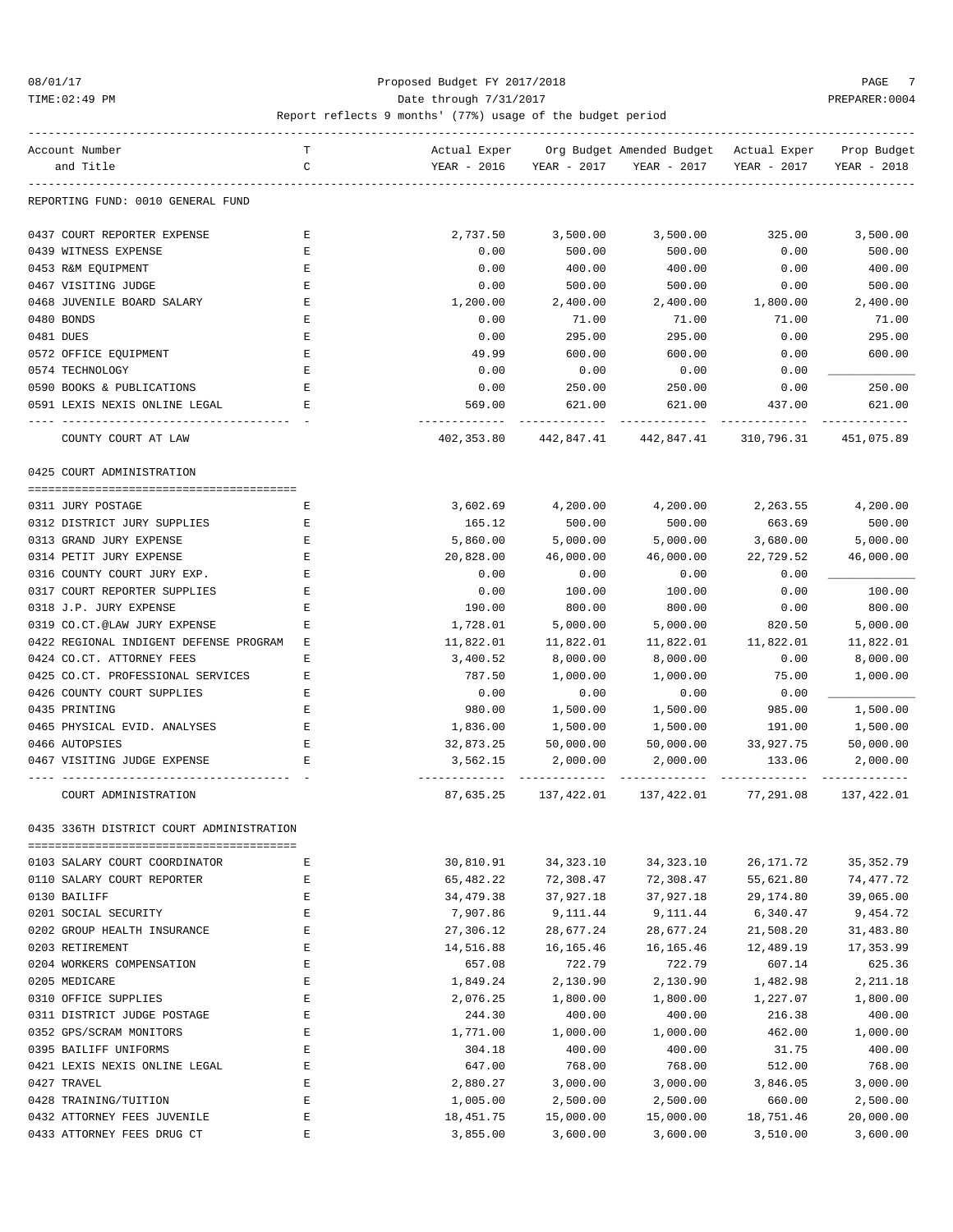Proposed Budget FY 2017/2018

Date through 7/31/2017

Report reflects 9 months' (77%) usage of the budget period

| Account Number and Title | T C | Actual Exper YEAR - 2016 | Org Budget YEAR - 2017 | Amended Budget YEAR - 2017 | Actual Exper YEAR - 2017 | Prop Budget YEAR - 2018 |
|---|---|---|---|---|---|---|
| REPORTING FUND: 0010 GENERAL FUND | | | | | | |
| 0437 COURT REPORTER EXPENSE | E | 2,737.50 | 3,500.00 | 3,500.00 | 325.00 | 3,500.00 |
| 0439 WITNESS EXPENSE | E | 0.00 | 500.00 | 500.00 | 0.00 | 500.00 |
| 0453 R&M EQUIPMENT | E | 0.00 | 400.00 | 400.00 | 0.00 | 400.00 |
| 0467 VISITING JUDGE | E | 0.00 | 500.00 | 500.00 | 0.00 | 500.00 |
| 0468 JUVENILE BOARD SALARY | E | 1,200.00 | 2,400.00 | 2,400.00 | 1,800.00 | 2,400.00 |
| 0480 BONDS | E | 0.00 | 71.00 | 71.00 | 71.00 | 71.00 |
| 0481 DUES | E | 0.00 | 295.00 | 295.00 | 0.00 | 295.00 |
| 0572 OFFICE EQUIPMENT | E | 49.99 | 600.00 | 600.00 | 0.00 | 600.00 |
| 0574 TECHNOLOGY | E | 0.00 | 0.00 | 0.00 | 0.00 | ____________ |
| 0590 BOOKS & PUBLICATIONS | E | 0.00 | 250.00 | 250.00 | 0.00 | 250.00 |
| 0591 LEXIS NEXIS ONLINE LEGAL | E | 569.00 | 621.00 | 621.00 | 437.00 | 621.00 |
| COUNTY COURT AT LAW | | 402,353.80 | 442,847.41 | 442,847.41 | 310,796.31 | 451,075.89 |
| 0425 COURT ADMINISTRATION | | | | | | |
| 0311 JURY POSTAGE | E | 3,602.69 | 4,200.00 | 4,200.00 | 2,263.55 | 4,200.00 |
| 0312 DISTRICT JURY SUPPLIES | E | 165.12 | 500.00 | 500.00 | 663.69 | 500.00 |
| 0313 GRAND JURY EXPENSE | E | 5,860.00 | 5,000.00 | 5,000.00 | 3,680.00 | 5,000.00 |
| 0314 PETIT JURY EXPENSE | E | 20,828.00 | 46,000.00 | 46,000.00 | 22,729.52 | 46,000.00 |
| 0316 COUNTY COURT JURY EXP. | E | 0.00 | 0.00 | 0.00 | 0.00 | ____________ |
| 0317 COURT REPORTER SUPPLIES | E | 0.00 | 100.00 | 100.00 | 0.00 | 100.00 |
| 0318 J.P. JURY EXPENSE | E | 190.00 | 800.00 | 800.00 | 0.00 | 800.00 |
| 0319 CO.CT.@LAW JURY EXPENSE | E | 1,728.01 | 5,000.00 | 5,000.00 | 820.50 | 5,000.00 |
| 0422 REGIONAL INDIGENT DEFENSE PROGRAM | E | 11,822.01 | 11,822.01 | 11,822.01 | 11,822.01 | 11,822.01 |
| 0424 CO.CT. ATTORNEY FEES | E | 3,400.52 | 8,000.00 | 8,000.00 | 0.00 | 8,000.00 |
| 0425 CO.CT. PROFESSIONAL SERVICES | E | 787.50 | 1,000.00 | 1,000.00 | 75.00 | 1,000.00 |
| 0426 COUNTY COURT SUPPLIES | E | 0.00 | 0.00 | 0.00 | 0.00 | ____________ |
| 0435 PRINTING | E | 980.00 | 1,500.00 | 1,500.00 | 985.00 | 1,500.00 |
| 0465 PHYSICAL EVID. ANALYSES | E | 1,836.00 | 1,500.00 | 1,500.00 | 191.00 | 1,500.00 |
| 0466 AUTOPSIES | E | 32,873.25 | 50,000.00 | 50,000.00 | 33,927.75 | 50,000.00 |
| 0467 VISITING JUDGE EXPENSE | E | 3,562.15 | 2,000.00 | 2,000.00 | 133.06 | 2,000.00 |
| COURT ADMINISTRATION | | 87,635.25 | 137,422.01 | 137,422.01 | 77,291.08 | 137,422.01 |
| 0435 336TH DISTRICT COURT ADMINISTRATION | | | | | | |
| 0103 SALARY COURT COORDINATOR | E | 30,810.91 | 34,323.10 | 34,323.10 | 26,171.72 | 35,352.79 |
| 0110 SALARY COURT REPORTER | E | 65,482.22 | 72,308.47 | 72,308.47 | 55,621.80 | 74,477.72 |
| 0130 BAILIFF | E | 34,479.38 | 37,927.18 | 37,927.18 | 29,174.80 | 39,065.00 |
| 0201 SOCIAL SECURITY | E | 7,907.86 | 9,111.44 | 9,111.44 | 6,340.47 | 9,454.72 |
| 0202 GROUP HEALTH INSURANCE | E | 27,306.12 | 28,677.24 | 28,677.24 | 21,508.20 | 31,483.80 |
| 0203 RETIREMENT | E | 14,516.88 | 16,165.46 | 16,165.46 | 12,489.19 | 17,353.99 |
| 0204 WORKERS COMPENSATION | E | 657.08 | 722.79 | 722.79 | 607.14 | 625.36 |
| 0205 MEDICARE | E | 1,849.24 | 2,130.90 | 2,130.90 | 1,482.98 | 2,211.18 |
| 0310 OFFICE SUPPLIES | E | 2,076.25 | 1,800.00 | 1,800.00 | 1,227.07 | 1,800.00 |
| 0311 DISTRICT JUDGE POSTAGE | E | 244.30 | 400.00 | 400.00 | 216.38 | 400.00 |
| 0352 GPS/SCRAM MONITORS | E | 1,771.00 | 1,000.00 | 1,000.00 | 462.00 | 1,000.00 |
| 0395 BAILIFF UNIFORMS | E | 304.18 | 400.00 | 400.00 | 31.75 | 400.00 |
| 0421 LEXIS NEXIS ONLINE LEGAL | E | 647.00 | 768.00 | 768.00 | 512.00 | 768.00 |
| 0427 TRAVEL | E | 2,880.27 | 3,000.00 | 3,000.00 | 3,846.05 | 3,000.00 |
| 0428 TRAINING/TUITION | E | 1,005.00 | 2,500.00 | 2,500.00 | 660.00 | 2,500.00 |
| 0432 ATTORNEY FEES JUVENILE | E | 18,451.75 | 15,000.00 | 15,000.00 | 18,751.46 | 20,000.00 |
| 0433 ATTORNEY FEES DRUG CT | E | 3,855.00 | 3,600.00 | 3,600.00 | 3,510.00 | 3,600.00 |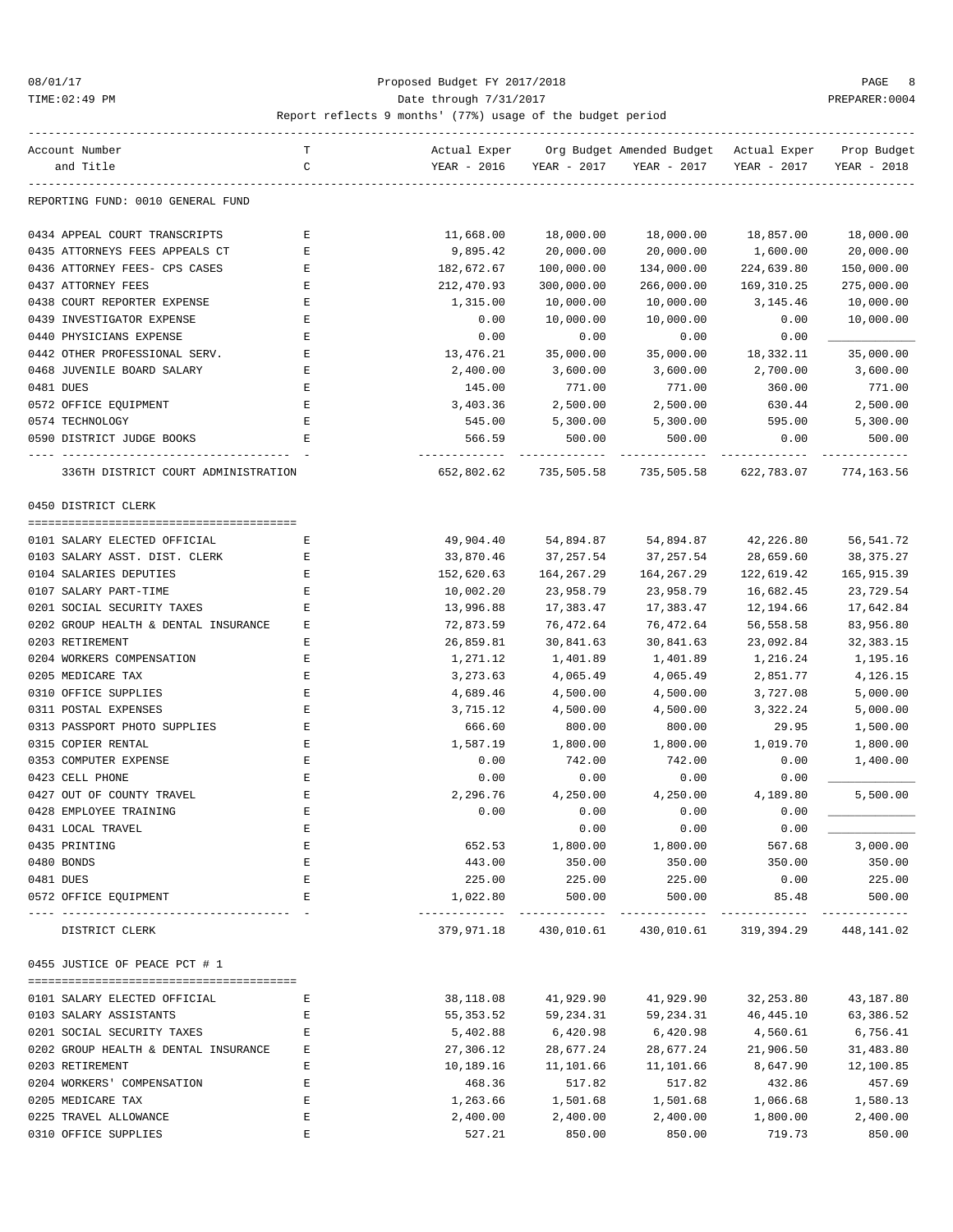Proposed Budget FY 2017/2018

Date through 7/31/2017

Report reflects 9 months' (77%) usage of the budget period

| Account Number and Title | TC | Actual Exper YEAR - 2016 | Org Budget YEAR - 2017 | Amended Budget YEAR - 2017 | Actual Exper YEAR - 2017 | Prop Budget YEAR - 2018 |
|---|---|---|---|---|---|---|
| REPORTING FUND: 0010 GENERAL FUND | | | | | | |
| 0434 APPEAL COURT TRANSCRIPTS | E | 11,668.00 | 18,000.00 | 18,000.00 | 18,857.00 | 18,000.00 |
| 0435 ATTORNEYS FEES APPEALS CT | E | 9,895.42 | 20,000.00 | 20,000.00 | 1,600.00 | 20,000.00 |
| 0436 ATTORNEY FEES- CPS CASES | E | 182,672.67 | 100,000.00 | 134,000.00 | 224,639.80 | 150,000.00 |
| 0437 ATTORNEY FEES | E | 212,470.93 | 300,000.00 | 266,000.00 | 169,310.25 | 275,000.00 |
| 0438 COURT REPORTER EXPENSE | E | 1,315.00 | 10,000.00 | 10,000.00 | 3,145.46 | 10,000.00 |
| 0439 INVESTIGATOR EXPENSE | E | 0.00 | 10,000.00 | 10,000.00 | 0.00 | 10,000.00 |
| 0440 PHYSICIANS EXPENSE | E | 0.00 | 0.00 | 0.00 | 0.00 | ____________ |
| 0442 OTHER PROFESSIONAL SERV. | E | 13,476.21 | 35,000.00 | 35,000.00 | 18,332.11 | 35,000.00 |
| 0468 JUVENILE BOARD SALARY | E | 2,400.00 | 3,600.00 | 3,600.00 | 2,700.00 | 3,600.00 |
| 0481 DUES | E | 145.00 | 771.00 | 771.00 | 360.00 | 771.00 |
| 0572 OFFICE EQUIPMENT | E | 3,403.36 | 2,500.00 | 2,500.00 | 630.44 | 2,500.00 |
| 0574 TECHNOLOGY | E | 545.00 | 5,300.00 | 5,300.00 | 595.00 | 5,300.00 |
| 0590 DISTRICT JUDGE BOOKS | E | 566.59 | 500.00 | 500.00 | 0.00 | 500.00 |
| 336TH DISTRICT COURT ADMINISTRATION | | 652,802.62 | 735,505.58 | 735,505.58 | 622,783.07 | 774,163.56 |
| **0450 DISTRICT CLERK** | | | | | | |
| 0101 SALARY ELECTED OFFICIAL | E | 49,904.40 | 54,894.87 | 54,894.87 | 42,226.80 | 56,541.72 |
| 0103 SALARY ASST. DIST. CLERK | E | 33,870.46 | 37,257.54 | 37,257.54 | 28,659.60 | 38,375.27 |
| 0104 SALARIES DEPUTIES | E | 152,620.63 | 164,267.29 | 164,267.29 | 122,619.42 | 165,915.39 |
| 0107 SALARY PART-TIME | E | 10,002.20 | 23,958.79 | 23,958.79 | 16,682.45 | 23,729.54 |
| 0201 SOCIAL SECURITY TAXES | E | 13,996.88 | 17,383.47 | 17,383.47 | 12,194.66 | 17,642.84 |
| 0202 GROUP HEALTH & DENTAL INSURANCE | E | 72,873.59 | 76,472.64 | 76,472.64 | 56,558.58 | 83,956.80 |
| 0203 RETIREMENT | E | 26,859.81 | 30,841.63 | 30,841.63 | 23,092.84 | 32,383.15 |
| 0204 WORKERS COMPENSATION | E | 1,271.12 | 1,401.89 | 1,401.89 | 1,216.24 | 1,195.16 |
| 0205 MEDICARE TAX | E | 3,273.63 | 4,065.49 | 4,065.49 | 2,851.77 | 4,126.15 |
| 0310 OFFICE SUPPLIES | E | 4,689.46 | 4,500.00 | 4,500.00 | 3,727.08 | 5,000.00 |
| 0311 POSTAL EXPENSES | E | 3,715.12 | 4,500.00 | 4,500.00 | 3,322.24 | 5,000.00 |
| 0313 PASSPORT PHOTO SUPPLIES | E | 666.60 | 800.00 | 800.00 | 29.95 | 1,500.00 |
| 0315 COPIER RENTAL | E | 1,587.19 | 1,800.00 | 1,800.00 | 1,019.70 | 1,800.00 |
| 0353 COMPUTER EXPENSE | E | 0.00 | 742.00 | 742.00 | 0.00 | 1,400.00 |
| 0423 CELL PHONE | E | 0.00 | 0.00 | 0.00 | 0.00 | ____________ |
| 0427 OUT OF COUNTY TRAVEL | E | 2,296.76 | 4,250.00 | 4,250.00 | 4,189.80 | 5,500.00 |
| 0428 EMPLOYEE TRAINING | E | 0.00 | 0.00 | 0.00 | 0.00 | ____________ |
| 0431 LOCAL TRAVEL | E | | 0.00 | 0.00 | 0.00 | ____________ |
| 0435 PRINTING | E | 652.53 | 1,800.00 | 1,800.00 | 567.68 | 3,000.00 |
| 0480 BONDS | E | 443.00 | 350.00 | 350.00 | 350.00 | 350.00 |
| 0481 DUES | E | 225.00 | 225.00 | 225.00 | 0.00 | 225.00 |
| 0572 OFFICE EQUIPMENT | E | 1,022.80 | 500.00 | 500.00 | 85.48 | 500.00 |
| DISTRICT CLERK | | 379,971.18 | 430,010.61 | 430,010.61 | 319,394.29 | 448,141.02 |
| **0455 JUSTICE OF PEACE PCT # 1** | | | | | | |
| 0101 SALARY ELECTED OFFICIAL | E | 38,118.08 | 41,929.90 | 41,929.90 | 32,253.80 | 43,187.80 |
| 0103 SALARY ASSISTANTS | E | 55,353.52 | 59,234.31 | 59,234.31 | 46,445.10 | 63,386.52 |
| 0201 SOCIAL SECURITY TAXES | E | 5,402.88 | 6,420.98 | 6,420.98 | 4,560.61 | 6,756.41 |
| 0202 GROUP HEALTH & DENTAL INSURANCE | E | 27,306.12 | 28,677.24 | 28,677.24 | 21,906.50 | 31,483.80 |
| 0203 RETIREMENT | E | 10,189.16 | 11,101.66 | 11,101.66 | 8,647.90 | 12,100.85 |
| 0204 WORKERS' COMPENSATION | E | 468.36 | 517.82 | 517.82 | 432.86 | 457.69 |
| 0205 MEDICARE TAX | E | 1,263.66 | 1,501.68 | 1,501.68 | 1,066.68 | 1,580.13 |
| 0225 TRAVEL ALLOWANCE | E | 2,400.00 | 2,400.00 | 2,400.00 | 1,800.00 | 2,400.00 |
| 0310 OFFICE SUPPLIES | E | 527.21 | 850.00 | 850.00 | 719.73 | 850.00 |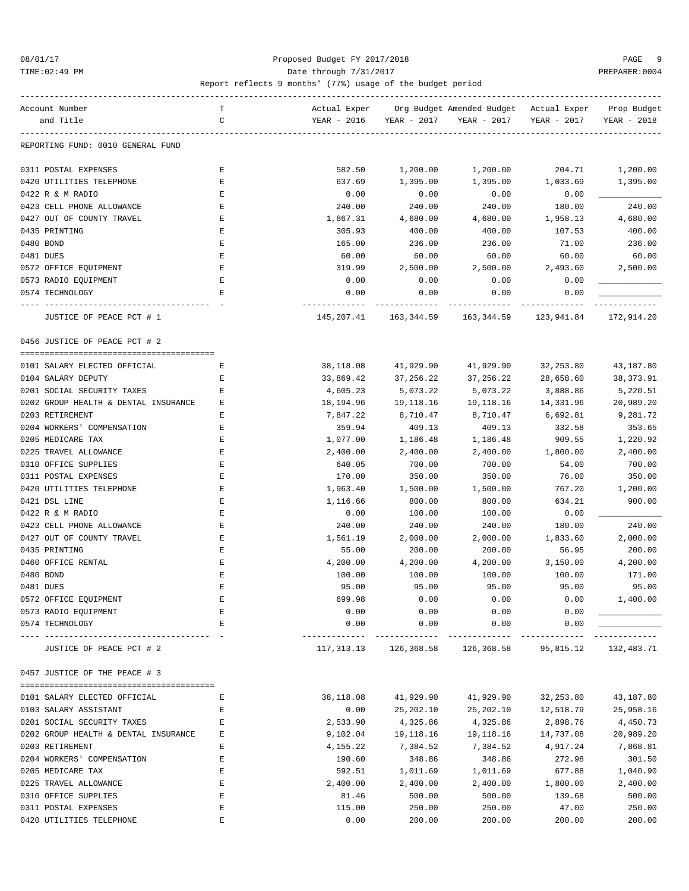Proposed Budget FY 2017/2018

Date through 7/31/2017

Report reflects 9 months' (77%) usage of the budget period

| Account Number and Title | TC | Actual Exper YEAR - 2016 | Org Budget YEAR - 2017 | Amended Budget YEAR - 2017 | Actual Exper YEAR - 2017 | Prop Budget YEAR - 2018 |
|---|---|---|---|---|---|---|
| **REPORTING FUND: 0010 GENERAL FUND** | | | | | | |
| 0311 POSTAL EXPENSES | E | 582.50 | 1,200.00 | 1,200.00 | 204.71 | 1,200.00 |
| 0420 UTILITIES TELEPHONE | E | 637.69 | 1,395.00 | 1,395.00 | 1,033.69 | 1,395.00 |
| 0422 R & M RADIO | E | 0.00 | 0.00 | 0.00 | 0.00 | ____________ |
| 0423 CELL PHONE ALLOWANCE | E | 240.00 | 240.00 | 240.00 | 180.00 | 240.00 |
| 0427 OUT OF COUNTY TRAVEL | E | 1,867.31 | 4,680.00 | 4,680.00 | 1,958.13 | 4,680.00 |
| 0435 PRINTING | E | 305.93 | 400.00 | 400.00 | 107.53 | 400.00 |
| 0480 BOND | E | 165.00 | 236.00 | 236.00 | 71.00 | 236.00 |
| 0481 DUES | E | 60.00 | 60.00 | 60.00 | 60.00 | 60.00 |
| 0572 OFFICE EQUIPMENT | E | 319.99 | 2,500.00 | 2,500.00 | 2,493.60 | 2,500.00 |
| 0573 RADIO EQUIPMENT | E | 0.00 | 0.00 | 0.00 | 0.00 | ____________ |
| 0574 TECHNOLOGY | E | 0.00 | 0.00 | 0.00 | 0.00 | ____________ |
| JUSTICE OF PEACE PCT # 1 | | 145,207.41 | 163,344.59 | 163,344.59 | 123,941.84 | 172,914.20 |
| **0456 JUSTICE OF PEACE PCT # 2** | | | | | | |
| 0101 SALARY ELECTED OFFICIAL | E | 38,118.08 | 41,929.90 | 41,929.90 | 32,253.80 | 43,187.80 |
| 0104 SALARY DEPUTY | E | 33,869.42 | 37,256.22 | 37,256.22 | 28,658.60 | 38,373.91 |
| 0201 SOCIAL SECURITY TAXES | E | 4,605.23 | 5,073.22 | 5,073.22 | 3,888.86 | 5,220.51 |
| 0202 GROUP HEALTH & DENTAL INSURANCE | E | 18,194.96 | 19,118.16 | 19,118.16 | 14,331.96 | 20,989.20 |
| 0203 RETIREMENT | E | 7,847.22 | 8,710.47 | 8,710.47 | 6,692.81 | 9,281.72 |
| 0204 WORKERS' COMPENSATION | E | 359.94 | 409.13 | 409.13 | 332.58 | 353.65 |
| 0205 MEDICARE TAX | E | 1,077.00 | 1,186.48 | 1,186.48 | 909.55 | 1,220.92 |
| 0225 TRAVEL ALLOWANCE | E | 2,400.00 | 2,400.00 | 2,400.00 | 1,800.00 | 2,400.00 |
| 0310 OFFICE SUPPLIES | E | 640.05 | 700.00 | 700.00 | 54.00 | 700.00 |
| 0311 POSTAL EXPENSES | E | 170.00 | 350.00 | 350.00 | 76.00 | 350.00 |
| 0420 UTILITIES TELEPHONE | E | 1,963.40 | 1,500.00 | 1,500.00 | 767.20 | 1,200.00 |
| 0421 DSL LINE | E | 1,116.66 | 800.00 | 800.00 | 634.21 | 900.00 |
| 0422 R & M RADIO | E | 0.00 | 100.00 | 100.00 | 0.00 | ____________ |
| 0423 CELL PHONE ALLOWANCE | E | 240.00 | 240.00 | 240.00 | 180.00 | 240.00 |
| 0427 OUT OF COUNTY TRAVEL | E | 1,561.19 | 2,000.00 | 2,000.00 | 1,833.60 | 2,000.00 |
| 0435 PRINTING | E | 55.00 | 200.00 | 200.00 | 56.95 | 200.00 |
| 0460 OFFICE RENTAL | E | 4,200.00 | 4,200.00 | 4,200.00 | 3,150.00 | 4,200.00 |
| 0480 BOND | E | 100.00 | 100.00 | 100.00 | 100.00 | 171.00 |
| 0481 DUES | E | 95.00 | 95.00 | 95.00 | 95.00 | 95.00 |
| 0572 OFFICE EQUIPMENT | E | 699.98 | 0.00 | 0.00 | 0.00 | 1,400.00 |
| 0573 RADIO EQUIPMENT | E | 0.00 | 0.00 | 0.00 | 0.00 | ____________ |
| 0574 TECHNOLOGY | E | 0.00 | 0.00 | 0.00 | 0.00 | ____________ |
| JUSTICE OF PEACE PCT # 2 | | 117,313.13 | 126,368.58 | 126,368.58 | 95,815.12 | 132,483.71 |
| **0457 JUSTICE OF THE PEACE # 3** | | | | | | |
| 0101 SALARY ELECTED OFFICIAL | E | 38,118.08 | 41,929.90 | 41,929.90 | 32,253.80 | 43,187.80 |
| 0103 SALARY ASSISTANT | E | 0.00 | 25,202.10 | 25,202.10 | 12,518.79 | 25,958.16 |
| 0201 SOCIAL SECURITY TAXES | E | 2,533.90 | 4,325.86 | 4,325.86 | 2,898.76 | 4,450.73 |
| 0202 GROUP HEALTH & DENTAL INSURANCE | E | 9,102.04 | 19,118.16 | 19,118.16 | 14,737.08 | 20,989.20 |
| 0203 RETIREMENT | E | 4,155.22 | 7,384.52 | 7,384.52 | 4,917.24 | 7,868.81 |
| 0204 WORKERS' COMPENSATION | E | 190.60 | 348.86 | 348.86 | 272.98 | 301.50 |
| 0205 MEDICARE TAX | E | 592.51 | 1,011.69 | 1,011.69 | 677.88 | 1,040.90 |
| 0225 TRAVEL ALLOWANCE | E | 2,400.00 | 2,400.00 | 2,400.00 | 1,800.00 | 2,400.00 |
| 0310 OFFICE SUPPLIES | E | 81.46 | 500.00 | 500.00 | 139.68 | 500.00 |
| 0311 POSTAL EXPENSES | E | 115.00 | 250.00 | 250.00 | 47.00 | 250.00 |
| 0420 UTILITIES TELEPHONE | E | 0.00 | 200.00 | 200.00 | 200.00 | 200.00 |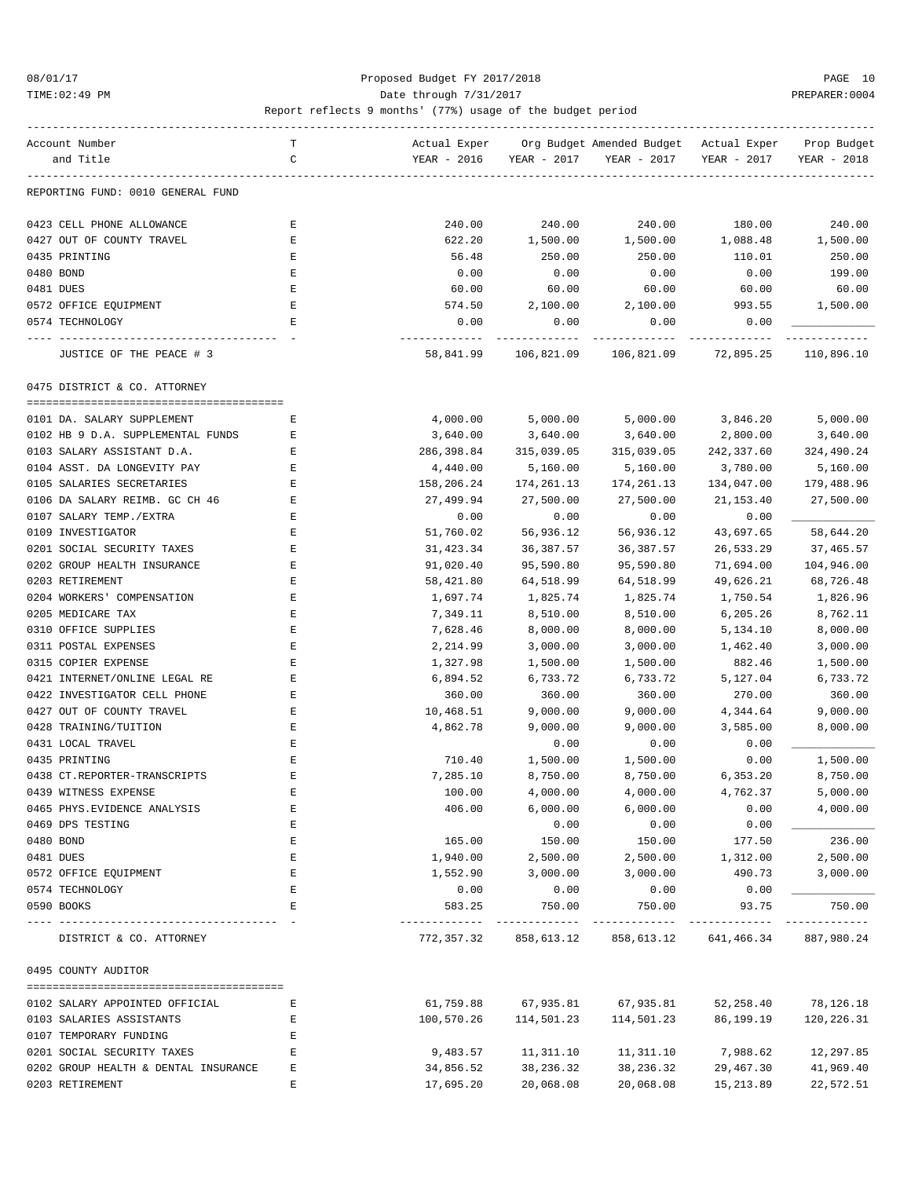08/01/17 Proposed Budget FY 2017/2018 PAGE 10
TIME:02:49 PM Date through 7/31/2017 PREPARER:0004
Report reflects 9 months' (77%) usage of the budget period

| Account Number and Title | TC | Actual Exper YEAR - 2016 | Org Budget YEAR - 2017 | Amended Budget YEAR - 2017 | Actual Exper YEAR - 2017 | Prop Budget YEAR - 2018 |
|---|---|---|---|---|---|---|
| REPORTING FUND: 0010 GENERAL FUND | | | | | | |
| 0423 CELL PHONE ALLOWANCE | E | 240.00 | 240.00 | 240.00 | 180.00 | 240.00 |
| 0427 OUT OF COUNTY TRAVEL | E | 622.20 | 1,500.00 | 1,500.00 | 1,088.48 | 1,500.00 |
| 0435 PRINTING | E | 56.48 | 250.00 | 250.00 | 110.01 | 250.00 |
| 0480 BOND | E | 0.00 | 0.00 | 0.00 | 0.00 | 199.00 |
| 0481 DUES | E | 60.00 | 60.00 | 60.00 | 60.00 | 60.00 |
| 0572 OFFICE EQUIPMENT | E | 574.50 | 2,100.00 | 2,100.00 | 993.55 | 1,500.00 |
| 0574 TECHNOLOGY | E | 0.00 | 0.00 | 0.00 | 0.00 | |
| JUSTICE OF THE PEACE # 3 | | 58,841.99 | 106,821.09 | 106,821.09 | 72,895.25 | 110,896.10 |
| 0475 DISTRICT & CO. ATTORNEY | | | | | | |
| 0101 DA. SALARY SUPPLEMENT | E | 4,000.00 | 5,000.00 | 5,000.00 | 3,846.20 | 5,000.00 |
| 0102 HB 9 D.A. SUPPLEMENTAL FUNDS | E | 3,640.00 | 3,640.00 | 3,640.00 | 2,800.00 | 3,640.00 |
| 0103 SALARY ASSISTANT D.A. | E | 286,398.84 | 315,039.05 | 315,039.05 | 242,337.60 | 324,490.24 |
| 0104 ASST. DA LONGEVITY PAY | E | 4,440.00 | 5,160.00 | 5,160.00 | 3,780.00 | 5,160.00 |
| 0105 SALARIES SECRETARIES | E | 158,206.24 | 174,261.13 | 174,261.13 | 134,047.00 | 179,488.96 |
| 0106 DA SALARY REIMB. GC CH 46 | E | 27,499.94 | 27,500.00 | 27,500.00 | 21,153.40 | 27,500.00 |
| 0107 SALARY TEMP./EXTRA | E | 0.00 | 0.00 | 0.00 | 0.00 | |
| 0109 INVESTIGATOR | E | 51,760.02 | 56,936.12 | 56,936.12 | 43,697.65 | 58,644.20 |
| 0201 SOCIAL SECURITY TAXES | E | 31,423.34 | 36,387.57 | 36,387.57 | 26,533.29 | 37,465.57 |
| 0202 GROUP HEALTH INSURANCE | E | 91,020.40 | 95,590.80 | 95,590.80 | 71,694.00 | 104,946.00 |
| 0203 RETIREMENT | E | 58,421.80 | 64,518.99 | 64,518.99 | 49,626.21 | 68,726.48 |
| 0204 WORKERS' COMPENSATION | E | 1,697.74 | 1,825.74 | 1,825.74 | 1,750.54 | 1,826.96 |
| 0205 MEDICARE TAX | E | 7,349.11 | 8,510.00 | 8,510.00 | 6,205.26 | 8,762.11 |
| 0310 OFFICE SUPPLIES | E | 7,628.46 | 8,000.00 | 8,000.00 | 5,134.10 | 8,000.00 |
| 0311 POSTAL EXPENSES | E | 2,214.99 | 3,000.00 | 3,000.00 | 1,462.40 | 3,000.00 |
| 0315 COPIER EXPENSE | E | 1,327.98 | 1,500.00 | 1,500.00 | 882.46 | 1,500.00 |
| 0421 INTERNET/ONLINE LEGAL RE | E | 6,894.52 | 6,733.72 | 6,733.72 | 5,127.04 | 6,733.72 |
| 0422 INVESTIGATOR CELL PHONE | E | 360.00 | 360.00 | 360.00 | 270.00 | 360.00 |
| 0427 OUT OF COUNTY TRAVEL | E | 10,468.51 | 9,000.00 | 9,000.00 | 4,344.64 | 9,000.00 |
| 0428 TRAINING/TUITION | E | 4,862.78 | 9,000.00 | 9,000.00 | 3,585.00 | 8,000.00 |
| 0431 LOCAL TRAVEL | E | | 0.00 | 0.00 | 0.00 | |
| 0435 PRINTING | E | 710.40 | 1,500.00 | 1,500.00 | 0.00 | 1,500.00 |
| 0438 CT.REPORTER-TRANSCRIPTS | E | 7,285.10 | 8,750.00 | 8,750.00 | 6,353.20 | 8,750.00 |
| 0439 WITNESS EXPENSE | E | 100.00 | 4,000.00 | 4,000.00 | 4,762.37 | 5,000.00 |
| 0465 PHYS.EVIDENCE ANALYSIS | E | 406.00 | 6,000.00 | 6,000.00 | 0.00 | 4,000.00 |
| 0469 DPS TESTING | E | | 0.00 | 0.00 | 0.00 | |
| 0480 BOND | E | 165.00 | 150.00 | 150.00 | 177.50 | 236.00 |
| 0481 DUES | E | 1,940.00 | 2,500.00 | 2,500.00 | 1,312.00 | 2,500.00 |
| 0572 OFFICE EQUIPMENT | E | 1,552.90 | 3,000.00 | 3,000.00 | 490.73 | 3,000.00 |
| 0574 TECHNOLOGY | E | 0.00 | 0.00 | 0.00 | 0.00 | |
| 0590 BOOKS | E | 583.25 | 750.00 | 750.00 | 93.75 | 750.00 |
| DISTRICT & CO. ATTORNEY | | 772,357.32 | 858,613.12 | 858,613.12 | 641,466.34 | 887,980.24 |
| 0495 COUNTY AUDITOR | | | | | | |
| 0102 SALARY APPOINTED OFFICIAL | E | 61,759.88 | 67,935.81 | 67,935.81 | 52,258.40 | 78,126.18 |
| 0103 SALARIES ASSISTANTS | E | 100,570.26 | 114,501.23 | 114,501.23 | 86,199.19 | 120,226.31 |
| 0107 TEMPORARY FUNDING | E | | | | | |
| 0201 SOCIAL SECURITY TAXES | E | 9,483.57 | 11,311.10 | 11,311.10 | 7,988.62 | 12,297.85 |
| 0202 GROUP HEALTH & DENTAL INSURANCE | E | 34,856.52 | 38,236.32 | 38,236.32 | 29,467.30 | 41,969.40 |
| 0203 RETIREMENT | E | 17,695.20 | 20,068.08 | 20,068.08 | 15,213.89 | 22,572.51 |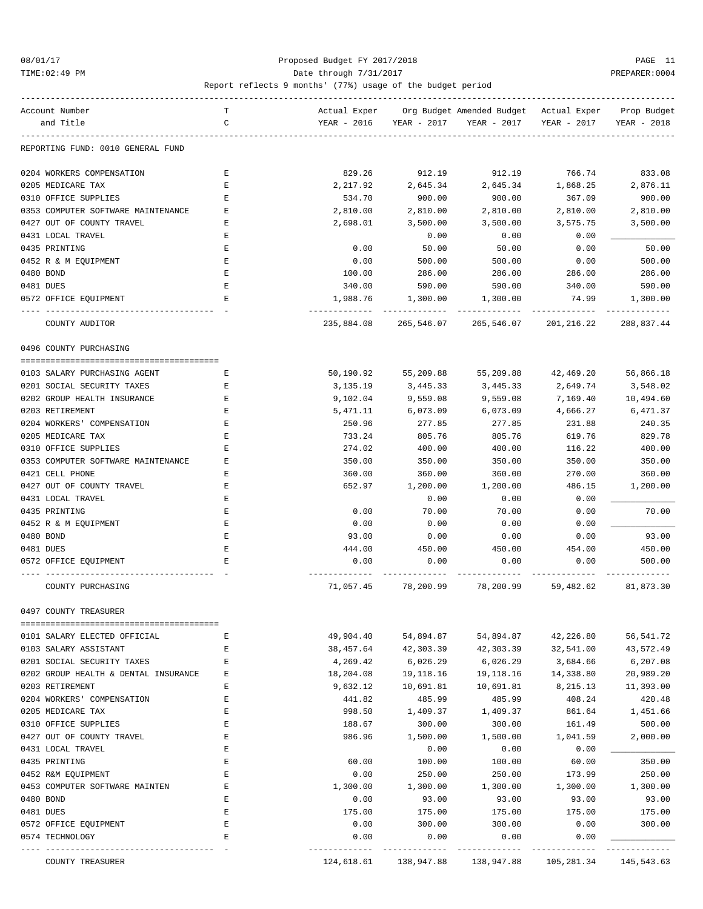Proposed Budget FY 2017/2018

Date through 7/31/2017

Report reflects 9 months' (77%) usage of the budget period

| Account Number and Title | T C | Actual Exper YEAR - 2016 | Org Budget YEAR - 2017 | Amended Budget YEAR - 2017 | Actual Exper YEAR - 2017 | Prop Budget YEAR - 2018 |
|---|---|---|---|---|---|---|
| REPORTING FUND: 0010 GENERAL FUND | | | | | | |
| 0204 WORKERS COMPENSATION | E | 829.26 | 912.19 | 912.19 | 766.74 | 833.08 |
| 0205 MEDICARE TAX | E | 2,217.92 | 2,645.34 | 2,645.34 | 1,868.25 | 2,876.11 |
| 0310 OFFICE SUPPLIES | E | 534.70 | 900.00 | 900.00 | 367.09 | 900.00 |
| 0353 COMPUTER SOFTWARE MAINTENANCE | E | 2,810.00 | 2,810.00 | 2,810.00 | 2,810.00 | 2,810.00 |
| 0427 OUT OF COUNTY TRAVEL | E | 2,698.01 | 3,500.00 | 3,500.00 | 3,575.75 | 3,500.00 |
| 0431 LOCAL TRAVEL | E | | 0.00 | 0.00 | 0.00 | |
| 0435 PRINTING | E | 0.00 | 50.00 | 50.00 | 0.00 | 50.00 |
| 0452 R & M EQUIPMENT | E | 0.00 | 500.00 | 500.00 | 0.00 | 500.00 |
| 0480 BOND | E | 100.00 | 286.00 | 286.00 | 286.00 | 286.00 |
| 0481 DUES | E | 340.00 | 590.00 | 590.00 | 340.00 | 590.00 |
| 0572 OFFICE EQUIPMENT | E | 1,988.76 | 1,300.00 | 1,300.00 | 74.99 | 1,300.00 |
| COUNTY AUDITOR | | 235,884.08 | 265,546.07 | 265,546.07 | 201,216.22 | 288,837.44 |
| **0496 COUNTY PURCHASING** | | | | | | |
| 0103 SALARY PURCHASING AGENT | E | 50,190.92 | 55,209.88 | 55,209.88 | 42,469.20 | 56,866.18 |
| 0201 SOCIAL SECURITY TAXES | E | 3,135.19 | 3,445.33 | 3,445.33 | 2,649.74 | 3,548.02 |
| 0202 GROUP HEALTH INSURANCE | E | 9,102.04 | 9,559.08 | 9,559.08 | 7,169.40 | 10,494.60 |
| 0203 RETIREMENT | E | 5,471.11 | 6,073.09 | 6,073.09 | 4,666.27 | 6,471.37 |
| 0204 WORKERS' COMPENSATION | E | 250.96 | 277.85 | 277.85 | 231.88 | 240.35 |
| 0205 MEDICARE TAX | E | 733.24 | 805.76 | 805.76 | 619.76 | 829.78 |
| 0310 OFFICE SUPPLIES | E | 274.02 | 400.00 | 400.00 | 116.22 | 400.00 |
| 0353 COMPUTER SOFTWARE MAINTENANCE | E | 350.00 | 350.00 | 350.00 | 350.00 | 350.00 |
| 0421 CELL PHONE | E | 360.00 | 360.00 | 360.00 | 270.00 | 360.00 |
| 0427 OUT OF COUNTY TRAVEL | E | 652.97 | 1,200.00 | 1,200.00 | 486.15 | 1,200.00 |
| 0431 LOCAL TRAVEL | E | | 0.00 | 0.00 | 0.00 | |
| 0435 PRINTING | E | 0.00 | 70.00 | 70.00 | 0.00 | 70.00 |
| 0452 R & M EQUIPMENT | E | 0.00 | 0.00 | 0.00 | 0.00 | |
| 0480 BOND | E | 93.00 | 0.00 | 0.00 | 0.00 | 93.00 |
| 0481 DUES | E | 444.00 | 450.00 | 450.00 | 454.00 | 450.00 |
| 0572 OFFICE EQUIPMENT | E | 0.00 | 0.00 | 0.00 | 0.00 | 500.00 |
| COUNTY PURCHASING | | 71,057.45 | 78,200.99 | 78,200.99 | 59,482.62 | 81,873.30 |
| **0497 COUNTY TREASURER** | | | | | | |
| 0101 SALARY ELECTED OFFICIAL | E | 49,904.40 | 54,894.87 | 54,894.87 | 42,226.80 | 56,541.72 |
| 0103 SALARY ASSISTANT | E | 38,457.64 | 42,303.39 | 42,303.39 | 32,541.00 | 43,572.49 |
| 0201 SOCIAL SECURITY TAXES | E | 4,269.42 | 6,026.29 | 6,026.29 | 3,684.66 | 6,207.08 |
| 0202 GROUP HEALTH & DENTAL INSURANCE | E | 18,204.08 | 19,118.16 | 19,118.16 | 14,338.80 | 20,989.20 |
| 0203 RETIREMENT | E | 9,632.12 | 10,691.81 | 10,691.81 | 8,215.13 | 11,393.00 |
| 0204 WORKERS' COMPENSATION | E | 441.82 | 485.99 | 485.99 | 408.24 | 420.48 |
| 0205 MEDICARE TAX | E | 998.50 | 1,409.37 | 1,409.37 | 861.64 | 1,451.66 |
| 0310 OFFICE SUPPLIES | E | 188.67 | 300.00 | 300.00 | 161.49 | 500.00 |
| 0427 OUT OF COUNTY TRAVEL | E | 986.96 | 1,500.00 | 1,500.00 | 1,041.59 | 2,000.00 |
| 0431 LOCAL TRAVEL | E | | 0.00 | 0.00 | 0.00 | |
| 0435 PRINTING | E | 60.00 | 100.00 | 100.00 | 60.00 | 350.00 |
| 0452 R&M EQUIPMENT | E | 0.00 | 250.00 | 250.00 | 173.99 | 250.00 |
| 0453 COMPUTER SOFTWARE MAINTEN | E | 1,300.00 | 1,300.00 | 1,300.00 | 1,300.00 | 1,300.00 |
| 0480 BOND | E | 0.00 | 93.00 | 93.00 | 93.00 | 93.00 |
| 0481 DUES | E | 175.00 | 175.00 | 175.00 | 175.00 | 175.00 |
| 0572 OFFICE EQUIPMENT | E | 0.00 | 300.00 | 300.00 | 0.00 | 300.00 |
| 0574 TECHNOLOGY | E | 0.00 | 0.00 | 0.00 | 0.00 | |
| COUNTY TREASURER | | 124,618.61 | 138,947.88 | 138,947.88 | 105,281.34 | 145,543.63 |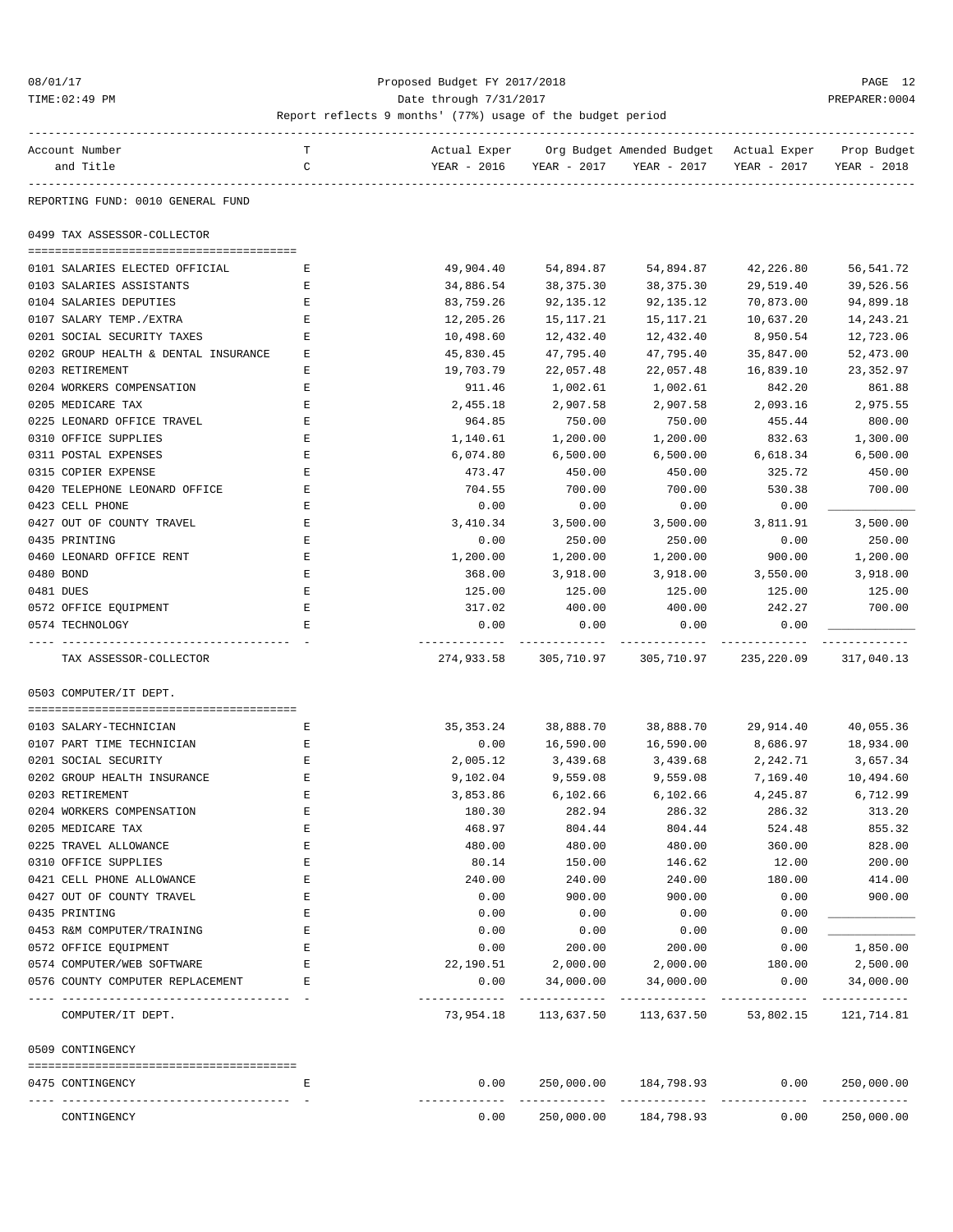Proposed Budget FY 2017/2018

Date through 7/31/2017

Report reflects 9 months' (77%) usage of the budget period

| Account Number and Title | T C | Actual Exper YEAR - 2016 | Org Budget YEAR - 2017 | Amended Budget YEAR - 2017 | Actual Exper YEAR - 2017 | Prop Budget YEAR - 2018 |
|---|---|---|---|---|---|---|
| **REPORTING FUND: 0010 GENERAL FUND** | | | | | | |
| **0499 TAX ASSESSOR-COLLECTOR** | | | | | | |
| 0101 SALARIES ELECTED OFFICIAL | E | 49,904.40 | 54,894.87 | 54,894.87 | 42,226.80 | 56,541.72 |
| 0103 SALARIES ASSISTANTS | E | 34,886.54 | 38,375.30 | 38,375.30 | 29,519.40 | 39,526.56 |
| 0104 SALARIES DEPUTIES | E | 83,759.26 | 92,135.12 | 92,135.12 | 70,873.00 | 94,899.18 |
| 0107 SALARY TEMP./EXTRA | E | 12,205.26 | 15,117.21 | 15,117.21 | 10,637.20 | 14,243.21 |
| 0201 SOCIAL SECURITY TAXES | E | 10,498.60 | 12,432.40 | 12,432.40 | 8,950.54 | 12,723.06 |
| 0202 GROUP HEALTH & DENTAL INSURANCE | E | 45,830.45 | 47,795.40 | 47,795.40 | 35,847.00 | 52,473.00 |
| 0203 RETIREMENT | E | 19,703.79 | 22,057.48 | 22,057.48 | 16,839.10 | 23,352.97 |
| 0204 WORKERS COMPENSATION | E | 911.46 | 1,002.61 | 1,002.61 | 842.20 | 861.88 |
| 0205 MEDICARE TAX | E | 2,455.18 | 2,907.58 | 2,907.58 | 2,093.16 | 2,975.55 |
| 0225 LEONARD OFFICE TRAVEL | E | 964.85 | 750.00 | 750.00 | 455.44 | 800.00 |
| 0310 OFFICE SUPPLIES | E | 1,140.61 | 1,200.00 | 1,200.00 | 832.63 | 1,300.00 |
| 0311 POSTAL EXPENSES | E | 6,074.80 | 6,500.00 | 6,500.00 | 6,618.34 | 6,500.00 |
| 0315 COPIER EXPENSE | E | 473.47 | 450.00 | 450.00 | 325.72 | 450.00 |
| 0420 TELEPHONE LEONARD OFFICE | E | 704.55 | 700.00 | 700.00 | 530.38 | 700.00 |
| 0423 CELL PHONE | E | 0.00 | 0.00 | 0.00 | 0.00 | ________ |
| 0427 OUT OF COUNTY TRAVEL | E | 3,410.34 | 3,500.00 | 3,500.00 | 3,811.91 | 3,500.00 |
| 0435 PRINTING | E | 0.00 | 250.00 | 250.00 | 0.00 | 250.00 |
| 0460 LEONARD OFFICE RENT | E | 1,200.00 | 1,200.00 | 1,200.00 | 900.00 | 1,200.00 |
| 0480 BOND | E | 368.00 | 3,918.00 | 3,918.00 | 3,550.00 | 3,918.00 |
| 0481 DUES | E | 125.00 | 125.00 | 125.00 | 125.00 | 125.00 |
| 0572 OFFICE EQUIPMENT | E | 317.02 | 400.00 | 400.00 | 242.27 | 700.00 |
| 0574 TECHNOLOGY | E | 0.00 | 0.00 | 0.00 | 0.00 | ________ |
| TAX ASSESSOR-COLLECTOR | | 274,933.58 | 305,710.97 | 305,710.97 | 235,220.09 | 317,040.13 |
| **0503 COMPUTER/IT DEPT.** | | | | | | |
| 0103 SALARY-TECHNICIAN | E | 35,353.24 | 38,888.70 | 38,888.70 | 29,914.40 | 40,055.36 |
| 0107 PART TIME TECHNICIAN | E | 0.00 | 16,590.00 | 16,590.00 | 8,686.97 | 18,934.00 |
| 0201 SOCIAL SECURITY | E | 2,005.12 | 3,439.68 | 3,439.68 | 2,242.71 | 3,657.34 |
| 0202 GROUP HEALTH INSURANCE | E | 9,102.04 | 9,559.08 | 9,559.08 | 7,169.40 | 10,494.60 |
| 0203 RETIREMENT | E | 3,853.86 | 6,102.66 | 6,102.66 | 4,245.87 | 6,712.99 |
| 0204 WORKERS COMPENSATION | E | 180.30 | 282.94 | 286.32 | 286.32 | 313.20 |
| 0205 MEDICARE TAX | E | 468.97 | 804.44 | 804.44 | 524.48 | 855.32 |
| 0225 TRAVEL ALLOWANCE | E | 480.00 | 480.00 | 480.00 | 360.00 | 828.00 |
| 0310 OFFICE SUPPLIES | E | 80.14 | 150.00 | 146.62 | 12.00 | 200.00 |
| 0421 CELL PHONE ALLOWANCE | E | 240.00 | 240.00 | 240.00 | 180.00 | 414.00 |
| 0427 OUT OF COUNTY TRAVEL | E | 0.00 | 900.00 | 900.00 | 0.00 | 900.00 |
| 0435 PRINTING | E | 0.00 | 0.00 | 0.00 | 0.00 | ________ |
| 0453 R&M COMPUTER/TRAINING | E | 0.00 | 0.00 | 0.00 | 0.00 | ________ |
| 0572 OFFICE EQUIPMENT | E | 0.00 | 200.00 | 200.00 | 0.00 | 1,850.00 |
| 0574 COMPUTER/WEB SOFTWARE | E | 22,190.51 | 2,000.00 | 2,000.00 | 180.00 | 2,500.00 |
| 0576 COUNTY COMPUTER REPLACEMENT | E | 0.00 | 34,000.00 | 34,000.00 | 0.00 | 34,000.00 |
| COMPUTER/IT DEPT. | | 73,954.18 | 113,637.50 | 113,637.50 | 53,802.15 | 121,714.81 |
| **0509 CONTINGENCY** | | | | | | |
| 0475 CONTINGENCY | E | 0.00 | 250,000.00 | 184,798.93 | 0.00 | 250,000.00 |
| CONTINGENCY | | 0.00 | 250,000.00 | 184,798.93 | 0.00 | 250,000.00 |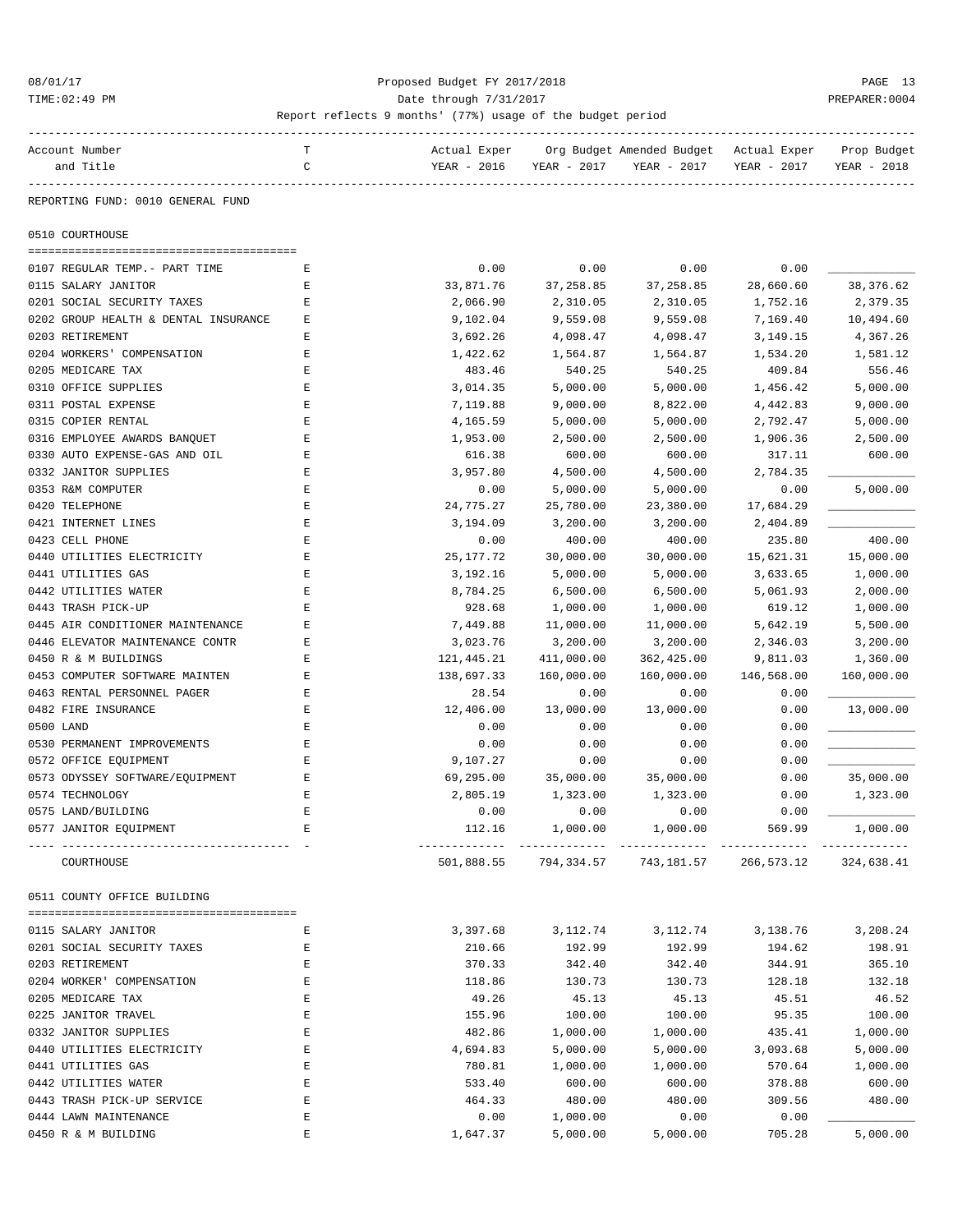Proposed Budget FY 2017/2018

Date through 7/31/2017

Report reflects 9 months' (77%) usage of the budget period

REPORTING FUND: 0010 GENERAL FUND

## 0510 COURTHOUSE

| Account Number and Title | T C | Actual Exper YEAR - 2016 | Org Budget YEAR - 2017 | Amended Budget YEAR - 2017 | Actual Exper YEAR - 2017 | Prop Budget YEAR - 2018 |
|---|---|---|---|---|---|---|
| 0107 REGULAR TEMP.- PART TIME | E | 0.00 | 0.00 | 0.00 | 0.00 | |
| 0115 SALARY JANITOR | E | 33,871.76 | 37,258.85 | 37,258.85 | 28,660.60 | 38,376.62 |
| 0201 SOCIAL SECURITY TAXES | E | 2,066.90 | 2,310.05 | 2,310.05 | 1,752.16 | 2,379.35 |
| 0202 GROUP HEALTH & DENTAL INSURANCE | E | 9,102.04 | 9,559.08 | 9,559.08 | 7,169.40 | 10,494.60 |
| 0203 RETIREMENT | E | 3,692.26 | 4,098.47 | 4,098.47 | 3,149.15 | 4,367.26 |
| 0204 WORKERS' COMPENSATION | E | 1,422.62 | 1,564.87 | 1,564.87 | 1,534.20 | 1,581.12 |
| 0205 MEDICARE TAX | E | 483.46 | 540.25 | 540.25 | 409.84 | 556.46 |
| 0310 OFFICE SUPPLIES | E | 3,014.35 | 5,000.00 | 5,000.00 | 1,456.42 | 5,000.00 |
| 0311 POSTAL EXPENSE | E | 7,119.88 | 9,000.00 | 8,822.00 | 4,442.83 | 9,000.00 |
| 0315 COPIER RENTAL | E | 4,165.59 | 5,000.00 | 5,000.00 | 2,792.47 | 5,000.00 |
| 0316 EMPLOYEE AWARDS BANQUET | E | 1,953.00 | 2,500.00 | 2,500.00 | 1,906.36 | 2,500.00 |
| 0330 AUTO EXPENSE-GAS AND OIL | E | 616.38 | 600.00 | 600.00 | 317.11 | 600.00 |
| 0332 JANITOR SUPPLIES | E | 3,957.80 | 4,500.00 | 4,500.00 | 2,784.35 | |
| 0353 R&M COMPUTER | E | 0.00 | 5,000.00 | 5,000.00 | 0.00 | 5,000.00 |
| 0420 TELEPHONE | E | 24,775.27 | 25,780.00 | 23,380.00 | 17,684.29 | |
| 0421 INTERNET LINES | E | 3,194.09 | 3,200.00 | 3,200.00 | 2,404.89 | |
| 0423 CELL PHONE | E | 0.00 | 400.00 | 400.00 | 235.80 | 400.00 |
| 0440 UTILITIES ELECTRICITY | E | 25,177.72 | 30,000.00 | 30,000.00 | 15,621.31 | 15,000.00 |
| 0441 UTILITIES GAS | E | 3,192.16 | 5,000.00 | 5,000.00 | 3,633.65 | 1,000.00 |
| 0442 UTILITIES WATER | E | 8,784.25 | 6,500.00 | 6,500.00 | 5,061.93 | 2,000.00 |
| 0443 TRASH PICK-UP | E | 928.68 | 1,000.00 | 1,000.00 | 619.12 | 1,000.00 |
| 0445 AIR CONDITIONER MAINTENANCE | E | 7,449.88 | 11,000.00 | 11,000.00 | 5,642.19 | 5,500.00 |
| 0446 ELEVATOR MAINTENANCE CONTR | E | 3,023.76 | 3,200.00 | 3,200.00 | 2,346.03 | 3,200.00 |
| 0450 R & M BUILDINGS | E | 121,445.21 | 411,000.00 | 362,425.00 | 9,811.03 | 1,360.00 |
| 0453 COMPUTER SOFTWARE MAINTEN | E | 138,697.33 | 160,000.00 | 160,000.00 | 146,568.00 | 160,000.00 |
| 0463 RENTAL PERSONNEL PAGER | E | 28.54 | 0.00 | 0.00 | 0.00 | |
| 0482 FIRE INSURANCE | E | 12,406.00 | 13,000.00 | 13,000.00 | 0.00 | 13,000.00 |
| 0500 LAND | E | 0.00 | 0.00 | 0.00 | 0.00 | |
| 0530 PERMANENT IMPROVEMENTS | E | 0.00 | 0.00 | 0.00 | 0.00 | |
| 0572 OFFICE EQUIPMENT | E | 9,107.27 | 0.00 | 0.00 | 0.00 | |
| 0573 ODYSSEY SOFTWARE/EQUIPMENT | E | 69,295.00 | 35,000.00 | 35,000.00 | 0.00 | 35,000.00 |
| 0574 TECHNOLOGY | E | 2,805.19 | 1,323.00 | 1,323.00 | 0.00 | 1,323.00 |
| 0575 LAND/BUILDING | E | 0.00 | 0.00 | 0.00 | 0.00 | |
| 0577 JANITOR EQUIPMENT | E | 112.16 | 1,000.00 | 1,000.00 | 569.99 | 1,000.00 |
| COURTHOUSE | | 501,888.55 | 794,334.57 | 743,181.57 | 266,573.12 | 324,638.41 |

## 0511 COUNTY OFFICE BUILDING

| Account Number and Title | T C | Actual Exper YEAR - 2016 | Org Budget YEAR - 2017 | Amended Budget YEAR - 2017 | Actual Exper YEAR - 2017 | Prop Budget YEAR - 2018 |
|---|---|---|---|---|---|---|
| 0115 SALARY JANITOR | E | 3,397.68 | 3,112.74 | 3,112.74 | 3,138.76 | 3,208.24 |
| 0201 SOCIAL SECURITY TAXES | E | 210.66 | 192.99 | 192.99 | 194.62 | 198.91 |
| 0203 RETIREMENT | E | 370.33 | 342.40 | 342.40 | 344.91 | 365.10 |
| 0204 WORKER' COMPENSATION | E | 118.86 | 130.73 | 130.73 | 128.18 | 132.18 |
| 0205 MEDICARE TAX | E | 49.26 | 45.13 | 45.13 | 45.51 | 46.52 |
| 0225 JANITOR TRAVEL | E | 155.96 | 100.00 | 100.00 | 95.35 | 100.00 |
| 0332 JANITOR SUPPLIES | E | 482.86 | 1,000.00 | 1,000.00 | 435.41 | 1,000.00 |
| 0440 UTILITIES ELECTRICITY | E | 4,694.83 | 5,000.00 | 5,000.00 | 3,093.68 | 5,000.00 |
| 0441 UTILITIES GAS | E | 780.81 | 1,000.00 | 1,000.00 | 570.64 | 1,000.00 |
| 0442 UTILITIES WATER | E | 533.40 | 600.00 | 600.00 | 378.88 | 600.00 |
| 0443 TRASH PICK-UP SERVICE | E | 464.33 | 480.00 | 480.00 | 309.56 | 480.00 |
| 0444 LAWN MAINTENANCE | E | 0.00 | 1,000.00 | 0.00 | 0.00 | |
| 0450 R & M BUILDING | E | 1,647.37 | 5,000.00 | 5,000.00 | 705.28 | 5,000.00 |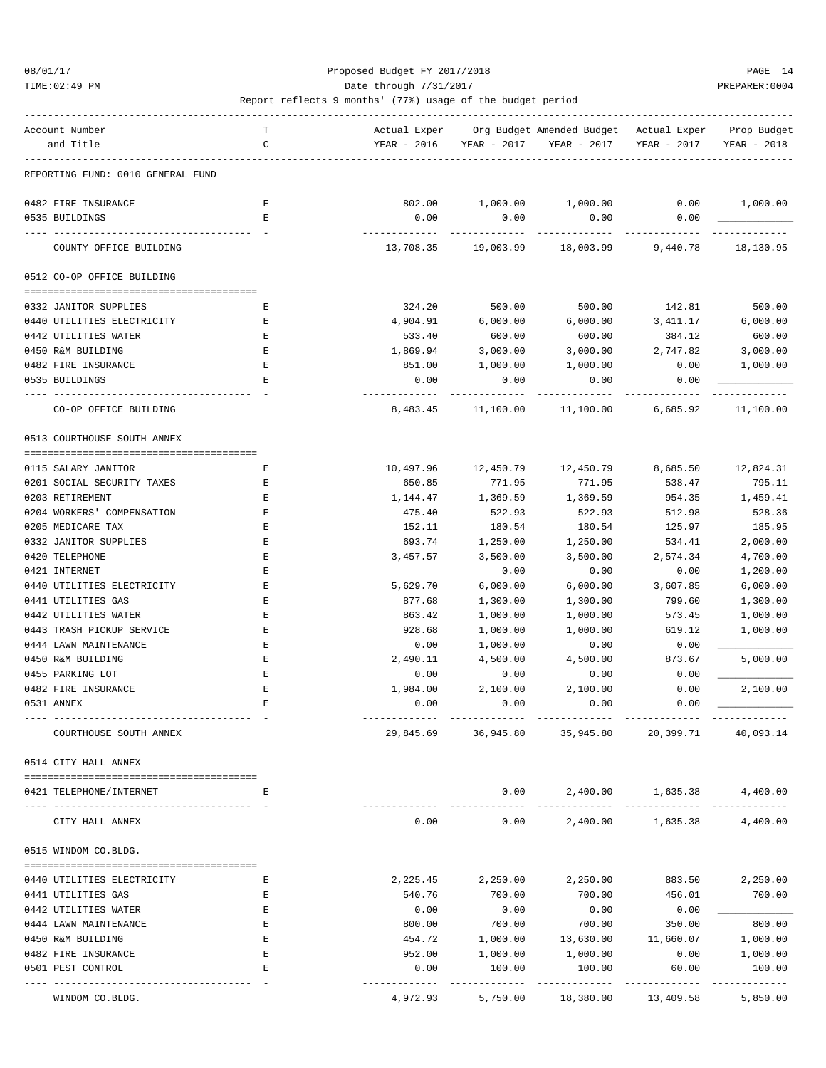Proposed Budget FY 2017/2018
Date through 7/31/2017
Report reflects 9 months' (77%) usage of the budget period

| Account Number and Title | TC | Actual Exper YEAR - 2016 | Org Budget YEAR - 2017 | Amended Budget YEAR - 2017 | Actual Exper YEAR - 2017 | Prop Budget YEAR - 2018 |
|---|---|---|---|---|---|---|
| REPORTING FUND: 0010 GENERAL FUND | | | | | | |
| 0482 FIRE INSURANCE | E | 802.00 | 1,000.00 | 1,000.00 | 0.00 | 1,000.00 |
| 0535 BUILDINGS | E | 0.00 | 0.00 | 0.00 | 0.00 | ____________ |
| COUNTY OFFICE BUILDING | | 13,708.35 | 19,003.99 | 18,003.99 | 9,440.78 | 18,130.95 |
| **0512 CO-OP OFFICE BUILDING** | | | | | | |
| 0332 JANITOR SUPPLIES | E | 324.20 | 500.00 | 500.00 | 142.81 | 500.00 |
| 0440 UTILITIES ELECTRICITY | E | 4,904.91 | 6,000.00 | 6,000.00 | 3,411.17 | 6,000.00 |
| 0442 UTILITIES WATER | E | 533.40 | 600.00 | 600.00 | 384.12 | 600.00 |
| 0450 R&M BUILDING | E | 1,869.94 | 3,000.00 | 3,000.00 | 2,747.82 | 3,000.00 |
| 0482 FIRE INSURANCE | E | 851.00 | 1,000.00 | 1,000.00 | 0.00 | 1,000.00 |
| 0535 BUILDINGS | E | 0.00 | 0.00 | 0.00 | 0.00 | ____________ |
| CO-OP OFFICE BUILDING | | 8,483.45 | 11,100.00 | 11,100.00 | 6,685.92 | 11,100.00 |
| **0513 COURTHOUSE SOUTH ANNEX** | | | | | | |
| 0115 SALARY JANITOR | E | 10,497.96 | 12,450.79 | 12,450.79 | 8,685.50 | 12,824.31 |
| 0201 SOCIAL SECURITY TAXES | E | 650.85 | 771.95 | 771.95 | 538.47 | 795.11 |
| 0203 RETIREMENT | E | 1,144.47 | 1,369.59 | 1,369.59 | 954.35 | 1,459.41 |
| 0204 WORKERS' COMPENSATION | E | 475.40 | 522.93 | 522.93 | 512.98 | 528.36 |
| 0205 MEDICARE TAX | E | 152.11 | 180.54 | 180.54 | 125.97 | 185.95 |
| 0332 JANITOR SUPPLIES | E | 693.74 | 1,250.00 | 1,250.00 | 534.41 | 2,000.00 |
| 0420 TELEPHONE | E | 3,457.57 | 3,500.00 | 3,500.00 | 2,574.34 | 4,700.00 |
| 0421 INTERNET | E | | 0.00 | 0.00 | 0.00 | 1,200.00 |
| 0440 UTILITIES ELECTRICITY | E | 5,629.70 | 6,000.00 | 6,000.00 | 3,607.85 | 6,000.00 |
| 0441 UTILITIES GAS | E | 877.68 | 1,300.00 | 1,300.00 | 799.60 | 1,300.00 |
| 0442 UTILITIES WATER | E | 863.42 | 1,000.00 | 1,000.00 | 573.45 | 1,000.00 |
| 0443 TRASH PICKUP SERVICE | E | 928.68 | 1,000.00 | 1,000.00 | 619.12 | 1,000.00 |
| 0444 LAWN MAINTENANCE | E | 0.00 | 1,000.00 | 0.00 | 0.00 | ____________ |
| 0450 R&M BUILDING | E | 2,490.11 | 4,500.00 | 4,500.00 | 873.67 | 5,000.00 |
| 0455 PARKING LOT | E | 0.00 | 0.00 | 0.00 | 0.00 | ____________ |
| 0482 FIRE INSURANCE | E | 1,984.00 | 2,100.00 | 2,100.00 | 0.00 | 2,100.00 |
| 0531 ANNEX | E | 0.00 | 0.00 | 0.00 | 0.00 | ____________ |
| COURTHOUSE SOUTH ANNEX | | 29,845.69 | 36,945.80 | 35,945.80 | 20,399.71 | 40,093.14 |
| **0514 CITY HALL ANNEX** | | | | | | |
| 0421 TELEPHONE/INTERNET | E | | 0.00 | 2,400.00 | 1,635.38 | 4,400.00 |
| CITY HALL ANNEX | | 0.00 | 0.00 | 2,400.00 | 1,635.38 | 4,400.00 |
| **0515 WINDOM CO.BLDG.** | | | | | | |
| 0440 UTILITIES ELECTRICITY | E | 2,225.45 | 2,250.00 | 2,250.00 | 883.50 | 2,250.00 |
| 0441 UTILITIES GAS | E | 540.76 | 700.00 | 700.00 | 456.01 | 700.00 |
| 0442 UTILITIES WATER | E | 0.00 | 0.00 | 0.00 | 0.00 | ____________ |
| 0444 LAWN MAINTENANCE | E | 800.00 | 700.00 | 700.00 | 350.00 | 800.00 |
| 0450 R&M BUILDING | E | 454.72 | 1,000.00 | 13,630.00 | 11,660.07 | 1,000.00 |
| 0482 FIRE INSURANCE | E | 952.00 | 1,000.00 | 1,000.00 | 0.00 | 1,000.00 |
| 0501 PEST CONTROL | E | 0.00 | 100.00 | 100.00 | 60.00 | 100.00 |
| WINDOM CO.BLDG. | | 4,972.93 | 5,750.00 | 18,380.00 | 13,409.58 | 5,850.00 |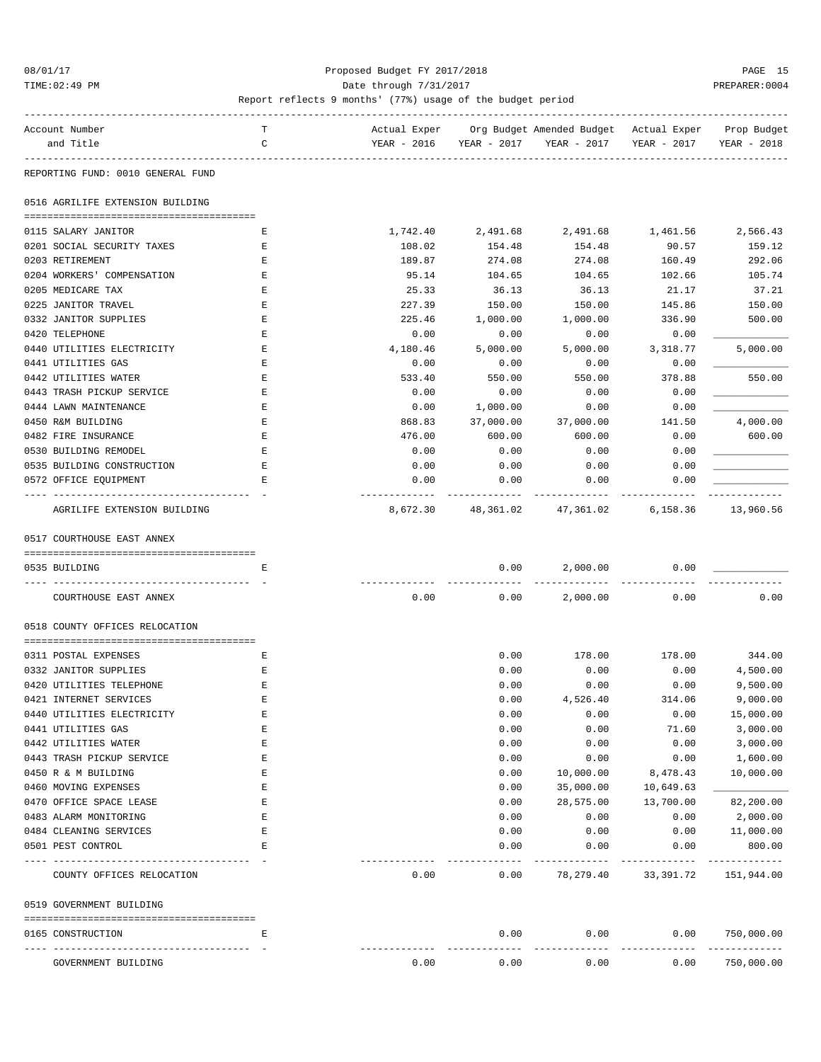Proposed Budget FY 2017/2018

Date through 7/31/2017

Report reflects 9 months' (77%) usage of the budget period

REPORTING FUND: 0010 GENERAL FUND

| Account Number and Title | TC | Actual Exper YEAR - 2016 | Org Budget YEAR - 2017 | Amended Budget YEAR - 2017 | Actual Exper YEAR - 2017 | Prop Budget YEAR - 2018 |
|---|---|---|---|---|---|---|
| **0516 AGRILIFE EXTENSION BUILDING** | | | | | | |
| 0115 SALARY JANITOR | E | 1,742.40 | 2,491.68 | 2,491.68 | 1,461.56 | 2,566.43 |
| 0201 SOCIAL SECURITY TAXES | E | 108.02 | 154.48 | 154.48 | 90.57 | 159.12 |
| 0203 RETIREMENT | E | 189.87 | 274.08 | 274.08 | 160.49 | 292.06 |
| 0204 WORKERS' COMPENSATION | E | 95.14 | 104.65 | 104.65 | 102.66 | 105.74 |
| 0205 MEDICARE TAX | E | 25.33 | 36.13 | 36.13 | 21.17 | 37.21 |
| 0225 JANITOR TRAVEL | E | 227.39 | 150.00 | 150.00 | 145.86 | 150.00 |
| 0332 JANITOR SUPPLIES | E | 225.46 | 1,000.00 | 1,000.00 | 336.90 | 500.00 |
| 0420 TELEPHONE | E | 0.00 | 0.00 | 0.00 | 0.00 | |
| 0440 UTILITIES ELECTRICITY | E | 4,180.46 | 5,000.00 | 5,000.00 | 3,318.77 | 5,000.00 |
| 0441 UTILITIES GAS | E | 0.00 | 0.00 | 0.00 | 0.00 | |
| 0442 UTILITIES WATER | E | 533.40 | 550.00 | 550.00 | 378.88 | 550.00 |
| 0443 TRASH PICKUP SERVICE | E | 0.00 | 0.00 | 0.00 | 0.00 | |
| 0444 LAWN MAINTENANCE | E | 0.00 | 1,000.00 | 0.00 | 0.00 | |
| 0450 R&M BUILDING | E | 868.83 | 37,000.00 | 37,000.00 | 141.50 | 4,000.00 |
| 0482 FIRE INSURANCE | E | 476.00 | 600.00 | 600.00 | 0.00 | 600.00 |
| 0530 BUILDING REMODEL | E | 0.00 | 0.00 | 0.00 | 0.00 | |
| 0535 BUILDING CONSTRUCTION | E | 0.00 | 0.00 | 0.00 | 0.00 | |
| 0572 OFFICE EQUIPMENT | E | 0.00 | 0.00 | 0.00 | 0.00 | |
| AGRILIFE EXTENSION BUILDING | | 8,672.30 | 48,361.02 | 47,361.02 | 6,158.36 | 13,960.56 |
| **0517 COURTHOUSE EAST ANNEX** | | | | | | |
| 0535 BUILDING | E | | 0.00 | 2,000.00 | 0.00 | |
| COURTHOUSE EAST ANNEX | | 0.00 | 0.00 | 2,000.00 | 0.00 | 0.00 |
| **0518 COUNTY OFFICES RELOCATION** | | | | | | |
| 0311 POSTAL EXPENSES | E | | 0.00 | 178.00 | 178.00 | 344.00 |
| 0332 JANITOR SUPPLIES | E | | 0.00 | 0.00 | 0.00 | 4,500.00 |
| 0420 UTILITIES TELEPHONE | E | | 0.00 | 0.00 | 0.00 | 9,500.00 |
| 0421 INTERNET SERVICES | E | | 0.00 | 4,526.40 | 314.06 | 9,000.00 |
| 0440 UTILITIES ELECTRICITY | E | | 0.00 | 0.00 | 0.00 | 15,000.00 |
| 0441 UTILITIES GAS | E | | 0.00 | 0.00 | 71.60 | 3,000.00 |
| 0442 UTILITIES WATER | E | | 0.00 | 0.00 | 0.00 | 3,000.00 |
| 0443 TRASH PICKUP SERVICE | E | | 0.00 | 0.00 | 0.00 | 1,600.00 |
| 0450 R & M BUILDING | E | | 0.00 | 10,000.00 | 8,478.43 | 10,000.00 |
| 0460 MOVING EXPENSES | E | | 0.00 | 35,000.00 | 10,649.63 | |
| 0470 OFFICE SPACE LEASE | E | | 0.00 | 28,575.00 | 13,700.00 | 82,200.00 |
| 0483 ALARM MONITORING | E | | 0.00 | 0.00 | 0.00 | 2,000.00 |
| 0484 CLEANING SERVICES | E | | 0.00 | 0.00 | 0.00 | 11,000.00 |
| 0501 PEST CONTROL | E | | 0.00 | 0.00 | 0.00 | 800.00 |
| COUNTY OFFICES RELOCATION | | 0.00 | 0.00 | 78,279.40 | 33,391.72 | 151,944.00 |
| **0519 GOVERNMENT BUILDING** | | | | | | |
| 0165 CONSTRUCTION | E | | 0.00 | 0.00 | 0.00 | 750,000.00 |
| GOVERNMENT BUILDING | | 0.00 | 0.00 | 0.00 | 0.00 | 750,000.00 |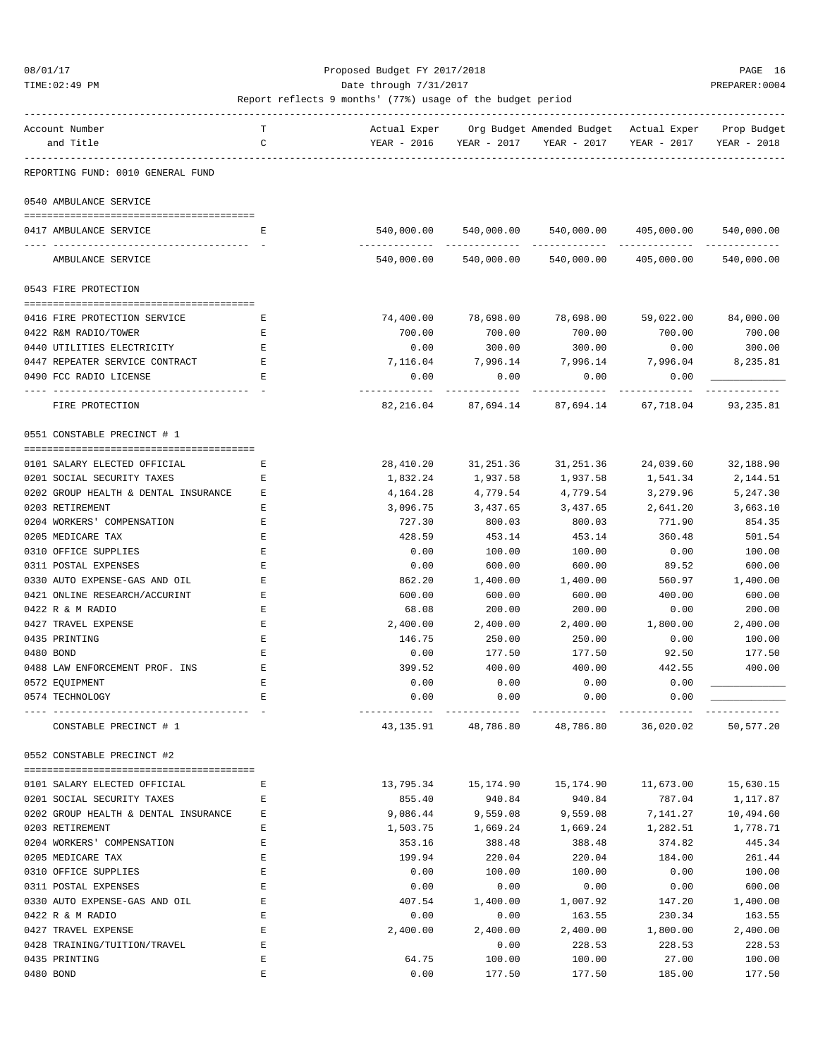Proposed Budget FY 2017/2018

Date through 7/31/2017

Report reflects 9 months' (77%) usage of the budget period

| Account Number and Title | TC | Actual Exper YEAR - 2016 | Org Budget YEAR - 2017 | Amended Budget YEAR - 2017 | Actual Exper YEAR - 2017 | Prop Budget YEAR - 2018 |
|---|---|---|---|---|---|---|
| **REPORTING FUND: 0010 GENERAL FUND** | | | | | | |
| **0540 AMBULANCE SERVICE** | | | | | | |
| 0417 AMBULANCE SERVICE | E | 540,000.00 | 540,000.00 | 540,000.00 | 405,000.00 | 540,000.00 |
| AMBULANCE SERVICE | | 540,000.00 | 540,000.00 | 540,000.00 | 405,000.00 | 540,000.00 |
| **0543 FIRE PROTECTION** | | | | | | |
| 0416 FIRE PROTECTION SERVICE | E | 74,400.00 | 78,698.00 | 78,698.00 | 59,022.00 | 84,000.00 |
| 0422 R&M RADIO/TOWER | E | 700.00 | 700.00 | 700.00 | 700.00 | 700.00 |
| 0440 UTILITIES ELECTRICITY | E | 0.00 | 300.00 | 300.00 | 0.00 | 300.00 |
| 0447 REPEATER SERVICE CONTRACT | E | 7,116.04 | 7,996.14 | 7,996.14 | 7,996.04 | 8,235.81 |
| 0490 FCC RADIO LICENSE | E | 0.00 | 0.00 | 0.00 | 0.00 | ____________ |
| FIRE PROTECTION | | 82,216.04 | 87,694.14 | 87,694.14 | 67,718.04 | 93,235.81 |
| **0551 CONSTABLE PRECINCT # 1** | | | | | | |
| 0101 SALARY ELECTED OFFICIAL | E | 28,410.20 | 31,251.36 | 31,251.36 | 24,039.60 | 32,188.90 |
| 0201 SOCIAL SECURITY TAXES | E | 1,832.24 | 1,937.58 | 1,937.58 | 1,541.34 | 2,144.51 |
| 0202 GROUP HEALTH & DENTAL INSURANCE | E | 4,164.28 | 4,779.54 | 4,779.54 | 3,279.96 | 5,247.30 |
| 0203 RETIREMENT | E | 3,096.75 | 3,437.65 | 3,437.65 | 2,641.20 | 3,663.10 |
| 0204 WORKERS' COMPENSATION | E | 727.30 | 800.03 | 800.03 | 771.90 | 854.35 |
| 0205 MEDICARE TAX | E | 428.59 | 453.14 | 453.14 | 360.48 | 501.54 |
| 0310 OFFICE SUPPLIES | E | 0.00 | 100.00 | 100.00 | 0.00 | 100.00 |
| 0311 POSTAL EXPENSES | E | 0.00 | 600.00 | 600.00 | 89.52 | 600.00 |
| 0330 AUTO EXPENSE-GAS AND OIL | E | 862.20 | 1,400.00 | 1,400.00 | 560.97 | 1,400.00 |
| 0421 ONLINE RESEARCH/ACCURINT | E | 600.00 | 600.00 | 600.00 | 400.00 | 600.00 |
| 0422 R & M RADIO | E | 68.08 | 200.00 | 200.00 | 0.00 | 200.00 |
| 0427 TRAVEL EXPENSE | E | 2,400.00 | 2,400.00 | 2,400.00 | 1,800.00 | 2,400.00 |
| 0435 PRINTING | E | 146.75 | 250.00 | 250.00 | 0.00 | 100.00 |
| 0480 BOND | E | 0.00 | 177.50 | 177.50 | 92.50 | 177.50 |
| 0488 LAW ENFORCEMENT PROF. INS | E | 399.52 | 400.00 | 400.00 | 442.55 | 400.00 |
| 0572 EQUIPMENT | E | 0.00 | 0.00 | 0.00 | 0.00 | ____________ |
| 0574 TECHNOLOGY | E | 0.00 | 0.00 | 0.00 | 0.00 | ____________ |
| CONSTABLE PRECINCT # 1 | | 43,135.91 | 48,786.80 | 48,786.80 | 36,020.02 | 50,577.20 |
| **0552 CONSTABLE PRECINCT #2** | | | | | | |
| 0101 SALARY ELECTED OFFICIAL | E | 13,795.34 | 15,174.90 | 15,174.90 | 11,673.00 | 15,630.15 |
| 0201 SOCIAL SECURITY TAXES | E | 855.40 | 940.84 | 940.84 | 787.04 | 1,117.87 |
| 0202 GROUP HEALTH & DENTAL INSURANCE | E | 9,086.44 | 9,559.08 | 9,559.08 | 7,141.27 | 10,494.60 |
| 0203 RETIREMENT | E | 1,503.75 | 1,669.24 | 1,669.24 | 1,282.51 | 1,778.71 |
| 0204 WORKERS' COMPENSATION | E | 353.16 | 388.48 | 388.48 | 374.82 | 445.34 |
| 0205 MEDICARE TAX | E | 199.94 | 220.04 | 220.04 | 184.00 | 261.44 |
| 0310 OFFICE SUPPLIES | E | 0.00 | 100.00 | 100.00 | 0.00 | 100.00 |
| 0311 POSTAL EXPENSES | E | 0.00 | 0.00 | 0.00 | 0.00 | 600.00 |
| 0330 AUTO EXPENSE-GAS AND OIL | E | 407.54 | 1,400.00 | 1,007.92 | 147.20 | 1,400.00 |
| 0422 R & M RADIO | E | 0.00 | 0.00 | 163.55 | 230.34 | 163.55 |
| 0427 TRAVEL EXPENSE | E | 2,400.00 | 2,400.00 | 2,400.00 | 1,800.00 | 2,400.00 |
| 0428 TRAINING/TUITION/TRAVEL | E | | 0.00 | 228.53 | 228.53 | 228.53 |
| 0435 PRINTING | E | 64.75 | 100.00 | 100.00 | 27.00 | 100.00 |
| 0480 BOND | E | 0.00 | 177.50 | 177.50 | 185.00 | 177.50 |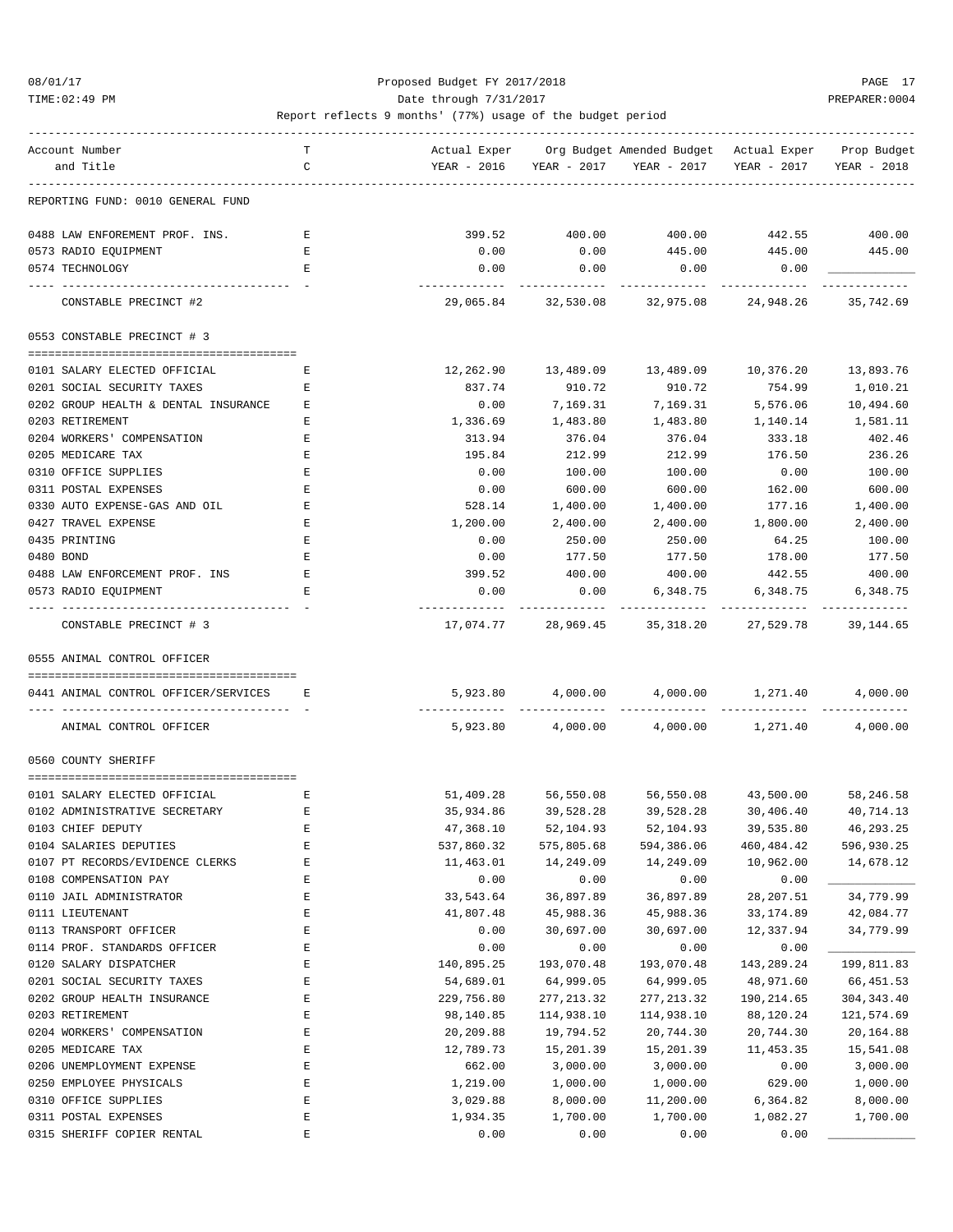Proposed Budget FY 2017/2018

Date through 7/31/2017

Report reflects 9 months' (77%) usage of the budget period

| Account Number and Title | T C | Actual Exper YEAR - 2016 | Org Budget YEAR - 2017 | Amended Budget YEAR - 2017 | Actual Exper YEAR - 2017 | Prop Budget YEAR - 2018 |
|---|---|---|---|---|---|---|
| REPORTING FUND: 0010 GENERAL FUND | | | | | | |
| 0488 LAW ENFOREMENT PROF. INS. | E | 399.52 | 400.00 | 400.00 | 442.55 | 400.00 |
| 0573 RADIO EQUIPMENT | E | 0.00 | 0.00 | 445.00 | 445.00 | 445.00 |
| 0574 TECHNOLOGY | E | 0.00 | 0.00 | 0.00 | 0.00 | |
| CONSTABLE PRECINCT #2 | | 29,065.84 | 32,530.08 | 32,975.08 | 24,948.26 | 35,742.69 |
| **0553 CONSTABLE PRECINCT # 3** | | | | | | |
| 0101 SALARY ELECTED OFFICIAL | E | 12,262.90 | 13,489.09 | 13,489.09 | 10,376.20 | 13,893.76 |
| 0201 SOCIAL SECURITY TAXES | E | 837.74 | 910.72 | 910.72 | 754.99 | 1,010.21 |
| 0202 GROUP HEALTH & DENTAL INSURANCE | E | 0.00 | 7,169.31 | 7,169.31 | 5,576.06 | 10,494.60 |
| 0203 RETIREMENT | E | 1,336.69 | 1,483.80 | 1,483.80 | 1,140.14 | 1,581.11 |
| 0204 WORKERS' COMPENSATION | E | 313.94 | 376.04 | 376.04 | 333.18 | 402.46 |
| 0205 MEDICARE TAX | E | 195.84 | 212.99 | 212.99 | 176.50 | 236.26 |
| 0310 OFFICE SUPPLIES | E | 0.00 | 100.00 | 100.00 | 0.00 | 100.00 |
| 0311 POSTAL EXPENSES | E | 0.00 | 600.00 | 600.00 | 162.00 | 600.00 |
| 0330 AUTO EXPENSE-GAS AND OIL | E | 528.14 | 1,400.00 | 1,400.00 | 177.16 | 1,400.00 |
| 0427 TRAVEL EXPENSE | E | 1,200.00 | 2,400.00 | 2,400.00 | 1,800.00 | 2,400.00 |
| 0435 PRINTING | E | 0.00 | 250.00 | 250.00 | 64.25 | 100.00 |
| 0480 BOND | E | 0.00 | 177.50 | 177.50 | 178.00 | 177.50 |
| 0488 LAW ENFORCEMENT PROF. INS | E | 399.52 | 400.00 | 400.00 | 442.55 | 400.00 |
| 0573 RADIO EQUIPMENT | E | 0.00 | 0.00 | 6,348.75 | 6,348.75 | 6,348.75 |
| CONSTABLE PRECINCT # 3 | | 17,074.77 | 28,969.45 | 35,318.20 | 27,529.78 | 39,144.65 |
| **0555 ANIMAL CONTROL OFFICER** | | | | | | |
| 0441 ANIMAL CONTROL OFFICER/SERVICES | E | 5,923.80 | 4,000.00 | 4,000.00 | 1,271.40 | 4,000.00 |
| ANIMAL CONTROL OFFICER | | 5,923.80 | 4,000.00 | 4,000.00 | 1,271.40 | 4,000.00 |
| **0560 COUNTY SHERIFF** | | | | | | |
| 0101 SALARY ELECTED OFFICIAL | E | 51,409.28 | 56,550.08 | 56,550.08 | 43,500.00 | 58,246.58 |
| 0102 ADMINISTRATIVE SECRETARY | E | 35,934.86 | 39,528.28 | 39,528.28 | 30,406.40 | 40,714.13 |
| 0103 CHIEF DEPUTY | E | 47,368.10 | 52,104.93 | 52,104.93 | 39,535.80 | 46,293.25 |
| 0104 SALARIES DEPUTIES | E | 537,860.32 | 575,805.68 | 594,386.06 | 460,484.42 | 596,930.25 |
| 0107 PT RECORDS/EVIDENCE CLERKS | E | 11,463.01 | 14,249.09 | 14,249.09 | 10,962.00 | 14,678.12 |
| 0108 COMPENSATION PAY | E | 0.00 | 0.00 | 0.00 | 0.00 | |
| 0110 JAIL ADMINISTRATOR | E | 33,543.64 | 36,897.89 | 36,897.89 | 28,207.51 | 34,779.99 |
| 0111 LIEUTENANT | E | 41,807.48 | 45,988.36 | 45,988.36 | 33,174.89 | 42,084.77 |
| 0113 TRANSPORT OFFICER | E | 0.00 | 30,697.00 | 30,697.00 | 12,337.94 | 34,779.99 |
| 0114 PROF. STANDARDS OFFICER | E | 0.00 | 0.00 | 0.00 | 0.00 | |
| 0120 SALARY DISPATCHER | E | 140,895.25 | 193,070.48 | 193,070.48 | 143,289.24 | 199,811.83 |
| 0201 SOCIAL SECURITY TAXES | E | 54,689.01 | 64,999.05 | 64,999.05 | 48,971.60 | 66,451.53 |
| 0202 GROUP HEALTH INSURANCE | E | 229,756.80 | 277,213.32 | 277,213.32 | 190,214.65 | 304,343.40 |
| 0203 RETIREMENT | E | 98,140.85 | 114,938.10 | 114,938.10 | 88,120.24 | 121,574.69 |
| 0204 WORKERS' COMPENSATION | E | 20,209.88 | 19,794.52 | 20,744.30 | 20,744.30 | 20,164.88 |
| 0205 MEDICARE TAX | E | 12,789.73 | 15,201.39 | 15,201.39 | 11,453.35 | 15,541.08 |
| 0206 UNEMPLOYMENT EXPENSE | E | 662.00 | 3,000.00 | 3,000.00 | 0.00 | 3,000.00 |
| 0250 EMPLOYEE PHYSICALS | E | 1,219.00 | 1,000.00 | 1,000.00 | 629.00 | 1,000.00 |
| 0310 OFFICE SUPPLIES | E | 3,029.88 | 8,000.00 | 11,200.00 | 6,364.82 | 8,000.00 |
| 0311 POSTAL EXPENSES | E | 1,934.35 | 1,700.00 | 1,700.00 | 1,082.27 | 1,700.00 |
| 0315 SHERIFF COPIER RENTAL | E | 0.00 | 0.00 | 0.00 | 0.00 | |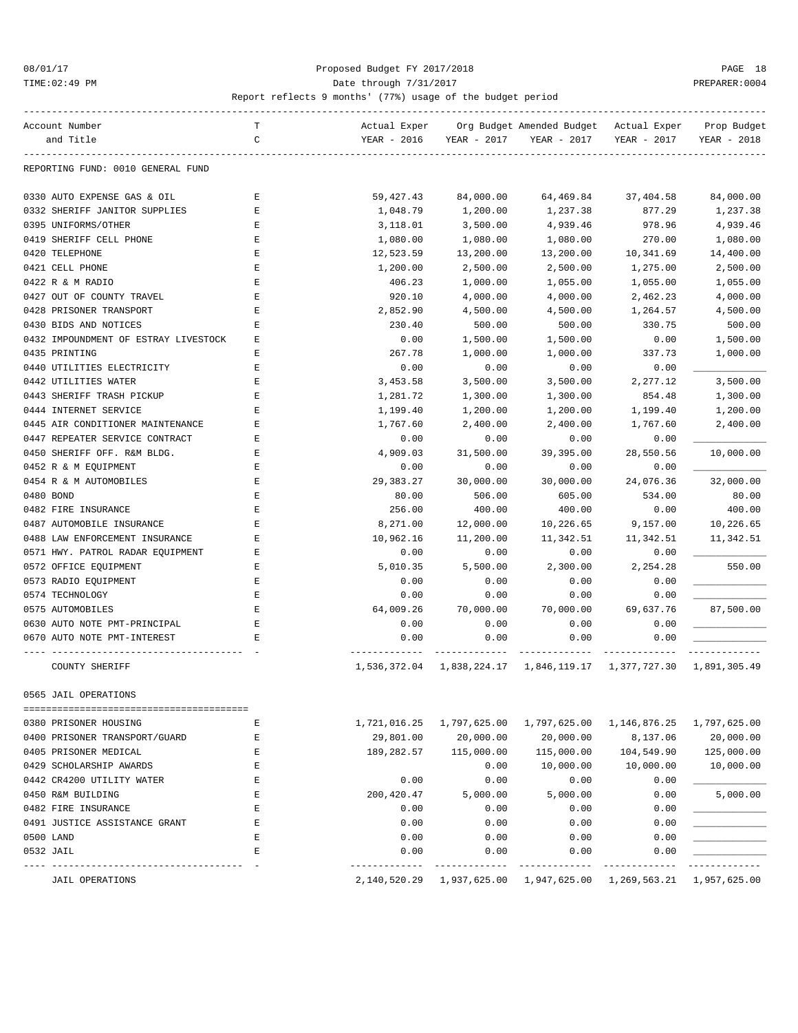Proposed Budget FY 2017/2018

Date through 7/31/2017

Report reflects 9 months' (77%) usage of the budget period

| Account Number and Title | TC | Actual Exper YEAR - 2016 | Org Budget YEAR - 2017 | Amended Budget YEAR - 2017 | Actual Exper YEAR - 2017 | Prop Budget YEAR - 2018 |
|---|---|---|---|---|---|---|
| **REPORTING FUND: 0010 GENERAL FUND** | | | | | | |
| 0330 AUTO EXPENSE GAS & OIL | E | 59,427.43 | 84,000.00 | 64,469.84 | 37,404.58 | 84,000.00 |
| 0332 SHERIFF JANITOR SUPPLIES | E | 1,048.79 | 1,200.00 | 1,237.38 | 877.29 | 1,237.38 |
| 0395 UNIFORMS/OTHER | E | 3,118.01 | 3,500.00 | 4,939.46 | 978.96 | 4,939.46 |
| 0419 SHERIFF CELL PHONE | E | 1,080.00 | 1,080.00 | 1,080.00 | 270.00 | 1,080.00 |
| 0420 TELEPHONE | E | 12,523.59 | 13,200.00 | 13,200.00 | 10,341.69 | 14,400.00 |
| 0421 CELL PHONE | E | 1,200.00 | 2,500.00 | 2,500.00 | 1,275.00 | 2,500.00 |
| 0422 R & M RADIO | E | 406.23 | 1,000.00 | 1,055.00 | 1,055.00 | 1,055.00 |
| 0427 OUT OF COUNTY TRAVEL | E | 920.10 | 4,000.00 | 4,000.00 | 2,462.23 | 4,000.00 |
| 0428 PRISONER TRANSPORT | E | 2,852.90 | 4,500.00 | 4,500.00 | 1,264.57 | 4,500.00 |
| 0430 BIDS AND NOTICES | E | 230.40 | 500.00 | 500.00 | 330.75 | 500.00 |
| 0432 IMPOUNDMENT OF ESTRAY LIVESTOCK | E | 0.00 | 1,500.00 | 1,500.00 | 0.00 | 1,500.00 |
| 0435 PRINTING | E | 267.78 | 1,000.00 | 1,000.00 | 337.73 | 1,000.00 |
| 0440 UTILITIES ELECTRICITY | E | 0.00 | 0.00 | 0.00 | 0.00 | ____________ |
| 0442 UTILITIES WATER | E | 3,453.58 | 3,500.00 | 3,500.00 | 2,277.12 | 3,500.00 |
| 0443 SHERIFF TRASH PICKUP | E | 1,281.72 | 1,300.00 | 1,300.00 | 854.48 | 1,300.00 |
| 0444 INTERNET SERVICE | E | 1,199.40 | 1,200.00 | 1,200.00 | 1,199.40 | 1,200.00 |
| 0445 AIR CONDITIONER MAINTENANCE | E | 1,767.60 | 2,400.00 | 2,400.00 | 1,767.60 | 2,400.00 |
| 0447 REPEATER SERVICE CONTRACT | E | 0.00 | 0.00 | 0.00 | 0.00 | ____________ |
| 0450 SHERIFF OFF. R&M BLDG. | E | 4,909.03 | 31,500.00 | 39,395.00 | 28,550.56 | 10,000.00 |
| 0452 R & M EQUIPMENT | E | 0.00 | 0.00 | 0.00 | 0.00 | ____________ |
| 0454 R & M AUTOMOBILES | E | 29,383.27 | 30,000.00 | 30,000.00 | 24,076.36 | 32,000.00 |
| 0480 BOND | E | 80.00 | 506.00 | 605.00 | 534.00 | 80.00 |
| 0482 FIRE INSURANCE | E | 256.00 | 400.00 | 400.00 | 0.00 | 400.00 |
| 0487 AUTOMOBILE INSURANCE | E | 8,271.00 | 12,000.00 | 10,226.65 | 9,157.00 | 10,226.65 |
| 0488 LAW ENFORCEMENT INSURANCE | E | 10,962.16 | 11,200.00 | 11,342.51 | 11,342.51 | 11,342.51 |
| 0571 HWY. PATROL RADAR EQUIPMENT | E | 0.00 | 0.00 | 0.00 | 0.00 | ____________ |
| 0572 OFFICE EQUIPMENT | E | 5,010.35 | 5,500.00 | 2,300.00 | 2,254.28 | 550.00 |
| 0573 RADIO EQUIPMENT | E | 0.00 | 0.00 | 0.00 | 0.00 | ____________ |
| 0574 TECHNOLOGY | E | 0.00 | 0.00 | 0.00 | 0.00 | ____________ |
| 0575 AUTOMOBILES | E | 64,009.26 | 70,000.00 | 70,000.00 | 69,637.76 | 87,500.00 |
| 0630 AUTO NOTE PMT-PRINCIPAL | E | 0.00 | 0.00 | 0.00 | 0.00 | ____________ |
| 0670 AUTO NOTE PMT-INTEREST | E | 0.00 | 0.00 | 0.00 | 0.00 | ____________ |
| COUNTY SHERIFF | | 1,536,372.04 | 1,838,224.17 | 1,846,119.17 | 1,377,727.30 | 1,891,305.49 |

0565 JAIL OPERATIONS

| Account Number and Title | TC | Actual Exper YEAR - 2016 | Org Budget YEAR - 2017 | Amended Budget YEAR - 2017 | Actual Exper YEAR - 2017 | Prop Budget YEAR - 2018 |
|---|---|---|---|---|---|---|
| 0380 PRISONER HOUSING | E | 1,721,016.25 | 1,797,625.00 | 1,797,625.00 | 1,146,876.25 | 1,797,625.00 |
| 0400 PRISONER TRANSPORT/GUARD | E | 29,801.00 | 20,000.00 | 20,000.00 | 8,137.06 | 20,000.00 |
| 0405 PRISONER MEDICAL | E | 189,282.57 | 115,000.00 | 115,000.00 | 104,549.90 | 125,000.00 |
| 0429 SCHOLARSHIP AWARDS | E | | 0.00 | 10,000.00 | 10,000.00 | 10,000.00 |
| 0442 CR4200 UTILITY WATER | E | 0.00 | 0.00 | 0.00 | 0.00 | ____________ |
| 0450 R&M BUILDING | E | 200,420.47 | 5,000.00 | 5,000.00 | 0.00 | 5,000.00 |
| 0482 FIRE INSURANCE | E | 0.00 | 0.00 | 0.00 | 0.00 | ____________ |
| 0491 JUSTICE ASSISTANCE GRANT | E | 0.00 | 0.00 | 0.00 | 0.00 | ____________ |
| 0500 LAND | E | 0.00 | 0.00 | 0.00 | 0.00 | ____________ |
| 0532 JAIL | E | 0.00 | 0.00 | 0.00 | 0.00 | ____________ |
| JAIL OPERATIONS | | 2,140,520.29 | 1,937,625.00 | 1,947,625.00 | 1,269,563.21 | 1,957,625.00 |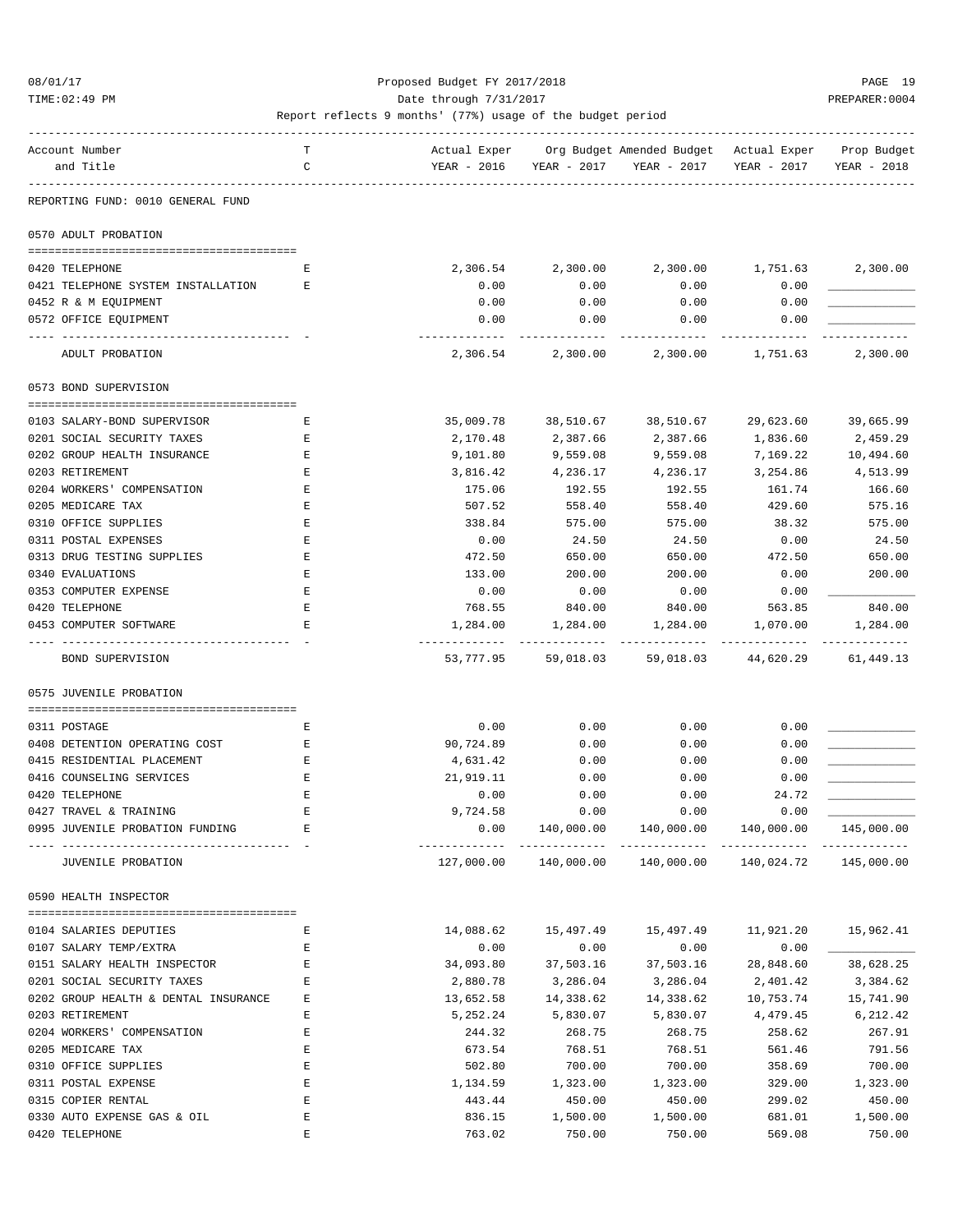Proposed Budget FY 2017/2018

Date through 7/31/2017

Report reflects 9 months' (77%) usage of the budget period

| Account Number and Title | T C | Actual Exper YEAR - 2016 | Org Budget YEAR - 2017 | Amended Budget YEAR - 2017 | Actual Exper YEAR - 2017 | Prop Budget YEAR - 2018 |
|---|---|---|---|---|---|---|
| **REPORTING FUND: 0010 GENERAL FUND** | | | | | | |
| **0570 ADULT PROBATION** | | | | | | |
| 0420 TELEPHONE | E | 2,306.54 | 2,300.00 | 2,300.00 | 1,751.63 | 2,300.00 |
| 0421 TELEPHONE SYSTEM INSTALLATION | E | 0.00 | 0.00 | 0.00 | 0.00 | ____________ |
| 0452 R & M EQUIPMENT | | 0.00 | 0.00 | 0.00 | 0.00 | ____________ |
| 0572 OFFICE EQUIPMENT | | 0.00 | 0.00 | 0.00 | 0.00 | ____________ |
| ADULT PROBATION | | 2,306.54 | 2,300.00 | 2,300.00 | 1,751.63 | 2,300.00 |
| **0573 BOND SUPERVISION** | | | | | | |
| 0103 SALARY-BOND SUPERVISOR | E | 35,009.78 | 38,510.67 | 38,510.67 | 29,623.60 | 39,665.99 |
| 0201 SOCIAL SECURITY TAXES | E | 2,170.48 | 2,387.66 | 2,387.66 | 1,836.60 | 2,459.29 |
| 0202 GROUP HEALTH INSURANCE | E | 9,101.80 | 9,559.08 | 9,559.08 | 7,169.22 | 10,494.60 |
| 0203 RETIREMENT | E | 3,816.42 | 4,236.17 | 4,236.17 | 3,254.86 | 4,513.99 |
| 0204 WORKERS' COMPENSATION | E | 175.06 | 192.55 | 192.55 | 161.74 | 166.60 |
| 0205 MEDICARE TAX | E | 507.52 | 558.40 | 558.40 | 429.60 | 575.16 |
| 0310 OFFICE SUPPLIES | E | 338.84 | 575.00 | 575.00 | 38.32 | 575.00 |
| 0311 POSTAL EXPENSES | E | 0.00 | 24.50 | 24.50 | 0.00 | 24.50 |
| 0313 DRUG TESTING SUPPLIES | E | 472.50 | 650.00 | 650.00 | 472.50 | 650.00 |
| 0340 EVALUATIONS | E | 133.00 | 200.00 | 200.00 | 0.00 | 200.00 |
| 0353 COMPUTER EXPENSE | E | 0.00 | 0.00 | 0.00 | 0.00 | ____________ |
| 0420 TELEPHONE | E | 768.55 | 840.00 | 840.00 | 563.85 | 840.00 |
| 0453 COMPUTER SOFTWARE | E | 1,284.00 | 1,284.00 | 1,284.00 | 1,070.00 | 1,284.00 |
| BOND SUPERVISION | | 53,777.95 | 59,018.03 | 59,018.03 | 44,620.29 | 61,449.13 |
| **0575 JUVENILE PROBATION** | | | | | | |
| 0311 POSTAGE | E | 0.00 | 0.00 | 0.00 | 0.00 | ____________ |
| 0408 DETENTION OPERATING COST | E | 90,724.89 | 0.00 | 0.00 | 0.00 | ____________ |
| 0415 RESIDENTIAL PLACEMENT | E | 4,631.42 | 0.00 | 0.00 | 0.00 | ____________ |
| 0416 COUNSELING SERVICES | E | 21,919.11 | 0.00 | 0.00 | 0.00 | ____________ |
| 0420 TELEPHONE | E | 0.00 | 0.00 | 0.00 | 24.72 | ____________ |
| 0427 TRAVEL & TRAINING | E | 9,724.58 | 0.00 | 0.00 | 0.00 | ____________ |
| 0995 JUVENILE PROBATION FUNDING | E | 0.00 | 140,000.00 | 140,000.00 | 140,000.00 | 145,000.00 |
| JUVENILE PROBATION | | 127,000.00 | 140,000.00 | 140,000.00 | 140,024.72 | 145,000.00 |
| **0590 HEALTH INSPECTOR** | | | | | | |
| 0104 SALARIES DEPUTIES | E | 14,088.62 | 15,497.49 | 15,497.49 | 11,921.20 | 15,962.41 |
| 0107 SALARY TEMP/EXTRA | E | 0.00 | 0.00 | 0.00 | 0.00 | ____________ |
| 0151 SALARY HEALTH INSPECTOR | E | 34,093.80 | 37,503.16 | 37,503.16 | 28,848.60 | 38,628.25 |
| 0201 SOCIAL SECURITY TAXES | E | 2,880.78 | 3,286.04 | 3,286.04 | 2,401.42 | 3,384.62 |
| 0202 GROUP HEALTH & DENTAL INSURANCE | E | 13,652.58 | 14,338.62 | 14,338.62 | 10,753.74 | 15,741.90 |
| 0203 RETIREMENT | E | 5,252.24 | 5,830.07 | 5,830.07 | 4,479.45 | 6,212.42 |
| 0204 WORKERS' COMPENSATION | E | 244.32 | 268.75 | 268.75 | 258.62 | 267.91 |
| 0205 MEDICARE TAX | E | 673.54 | 768.51 | 768.51 | 561.46 | 791.56 |
| 0310 OFFICE SUPPLIES | E | 502.80 | 700.00 | 700.00 | 358.69 | 700.00 |
| 0311 POSTAL EXPENSE | E | 1,134.59 | 1,323.00 | 1,323.00 | 329.00 | 1,323.00 |
| 0315 COPIER RENTAL | E | 443.44 | 450.00 | 450.00 | 299.02 | 450.00 |
| 0330 AUTO EXPENSE GAS & OIL | E | 836.15 | 1,500.00 | 1,500.00 | 681.01 | 1,500.00 |
| 0420 TELEPHONE | E | 763.02 | 750.00 | 750.00 | 569.08 | 750.00 |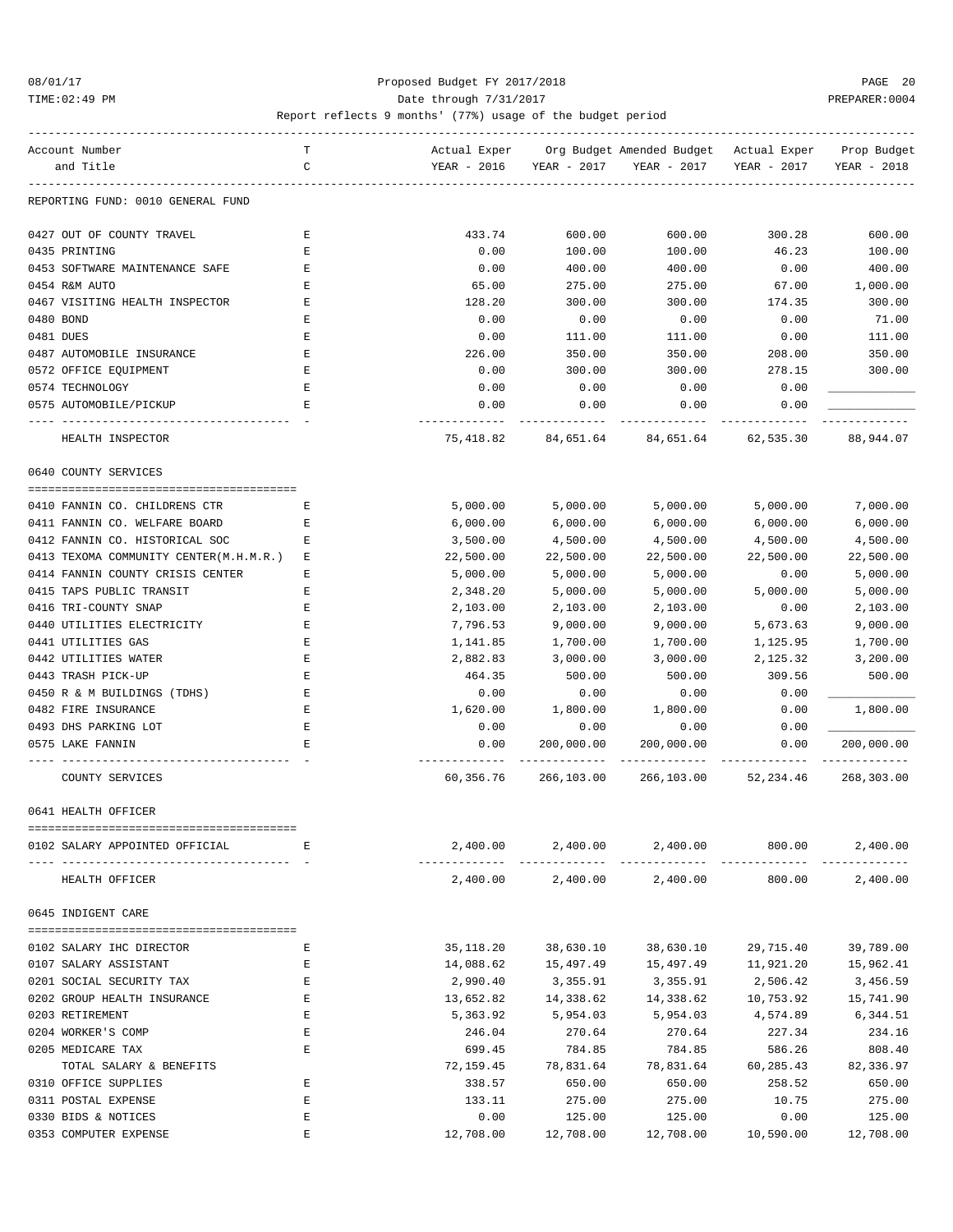Proposed Budget FY 2017/2018

Date through 7/31/2017

Report reflects 9 months' (77%) usage of the budget period

| Account Number and Title | TC | Actual Exper YEAR - 2016 | Org Budget YEAR - 2017 | Amended Budget YEAR - 2017 | Actual Exper YEAR - 2017 | Prop Budget YEAR - 2018 |
|---|---|---|---|---|---|---|
| REPORTING FUND: 0010 GENERAL FUND | | | | | | |
| 0427 OUT OF COUNTY TRAVEL | E | 433.74 | 600.00 | 600.00 | 300.28 | 600.00 |
| 0435 PRINTING | E | 0.00 | 100.00 | 100.00 | 46.23 | 100.00 |
| 0453 SOFTWARE MAINTENANCE SAFE | E | 0.00 | 400.00 | 400.00 | 0.00 | 400.00 |
| 0454 R&M AUTO | E | 65.00 | 275.00 | 275.00 | 67.00 | 1,000.00 |
| 0467 VISITING HEALTH INSPECTOR | E | 128.20 | 300.00 | 300.00 | 174.35 | 300.00 |
| 0480 BOND | E | 0.00 | 0.00 | 0.00 | 0.00 | 71.00 |
| 0481 DUES | E | 0.00 | 111.00 | 111.00 | 0.00 | 111.00 |
| 0487 AUTOMOBILE INSURANCE | E | 226.00 | 350.00 | 350.00 | 208.00 | 350.00 |
| 0572 OFFICE EQUIPMENT | E | 0.00 | 300.00 | 300.00 | 278.15 | 300.00 |
| 0574 TECHNOLOGY | E | 0.00 | 0.00 | 0.00 | 0.00 | |
| 0575 AUTOMOBILE/PICKUP | E | 0.00 | 0.00 | 0.00 | 0.00 | |
| HEALTH INSPECTOR | | 75,418.82 | 84,651.64 | 84,651.64 | 62,535.30 | 88,944.07 |
| **0640 COUNTY SERVICES** | | | | | | |
| 0410 FANNIN CO. CHILDRENS CTR | E | 5,000.00 | 5,000.00 | 5,000.00 | 5,000.00 | 7,000.00 |
| 0411 FANNIN CO. WELFARE BOARD | E | 6,000.00 | 6,000.00 | 6,000.00 | 6,000.00 | 6,000.00 |
| 0412 FANNIN CO. HISTORICAL SOC | E | 3,500.00 | 4,500.00 | 4,500.00 | 4,500.00 | 4,500.00 |
| 0413 TEXOMA COMMUNITY CENTER(M.H.M.R.) | E | 22,500.00 | 22,500.00 | 22,500.00 | 22,500.00 | 22,500.00 |
| 0414 FANNIN COUNTY CRISIS CENTER | E | 5,000.00 | 5,000.00 | 5,000.00 | 0.00 | 5,000.00 |
| 0415 TAPS PUBLIC TRANSIT | E | 2,348.20 | 5,000.00 | 5,000.00 | 5,000.00 | 5,000.00 |
| 0416 TRI-COUNTY SNAP | E | 2,103.00 | 2,103.00 | 2,103.00 | 0.00 | 2,103.00 |
| 0440 UTILITIES ELECTRICITY | E | 7,796.53 | 9,000.00 | 9,000.00 | 5,673.63 | 9,000.00 |
| 0441 UTILITIES GAS | E | 1,141.85 | 1,700.00 | 1,700.00 | 1,125.95 | 1,700.00 |
| 0442 UTILITIES WATER | E | 2,882.83 | 3,000.00 | 3,000.00 | 2,125.32 | 3,200.00 |
| 0443 TRASH PICK-UP | E | 464.35 | 500.00 | 500.00 | 309.56 | 500.00 |
| 0450 R & M BUILDINGS (TDHS) | E | 0.00 | 0.00 | 0.00 | 0.00 | |
| 0482 FIRE INSURANCE | E | 1,620.00 | 1,800.00 | 1,800.00 | 0.00 | 1,800.00 |
| 0493 DHS PARKING LOT | E | 0.00 | 0.00 | 0.00 | 0.00 | |
| 0575 LAKE FANNIN | E | 0.00 | 200,000.00 | 200,000.00 | 0.00 | 200,000.00 |
| COUNTY SERVICES | | 60,356.76 | 266,103.00 | 266,103.00 | 52,234.46 | 268,303.00 |
| **0641 HEALTH OFFICER** | | | | | | |
| 0102 SALARY APPOINTED OFFICIAL | E | 2,400.00 | 2,400.00 | 2,400.00 | 800.00 | 2,400.00 |
| HEALTH OFFICER | | 2,400.00 | 2,400.00 | 2,400.00 | 800.00 | 2,400.00 |
| **0645 INDIGENT CARE** | | | | | | |
| 0102 SALARY IHC DIRECTOR | E | 35,118.20 | 38,630.10 | 38,630.10 | 29,715.40 | 39,789.00 |
| 0107 SALARY ASSISTANT | E | 14,088.62 | 15,497.49 | 15,497.49 | 11,921.20 | 15,962.41 |
| 0201 SOCIAL SECURITY TAX | E | 2,990.40 | 3,355.91 | 3,355.91 | 2,506.42 | 3,456.59 |
| 0202 GROUP HEALTH INSURANCE | E | 13,652.82 | 14,338.62 | 14,338.62 | 10,753.92 | 15,741.90 |
| 0203 RETIREMENT | E | 5,363.92 | 5,954.03 | 5,954.03 | 4,574.89 | 6,344.51 |
| 0204 WORKER'S COMP | E | 246.04 | 270.64 | 270.64 | 227.34 | 234.16 |
| 0205 MEDICARE TAX | E | 699.45 | 784.85 | 784.85 | 586.26 | 808.40 |
| TOTAL SALARY & BENEFITS | | 72,159.45 | 78,831.64 | 78,831.64 | 60,285.43 | 82,336.97 |
| 0310 OFFICE SUPPLIES | E | 338.57 | 650.00 | 650.00 | 258.52 | 650.00 |
| 0311 POSTAL EXPENSE | E | 133.11 | 275.00 | 275.00 | 10.75 | 275.00 |
| 0330 BIDS & NOTICES | E | 0.00 | 125.00 | 125.00 | 0.00 | 125.00 |
| 0353 COMPUTER EXPENSE | E | 12,708.00 | 12,708.00 | 12,708.00 | 10,590.00 | 12,708.00 |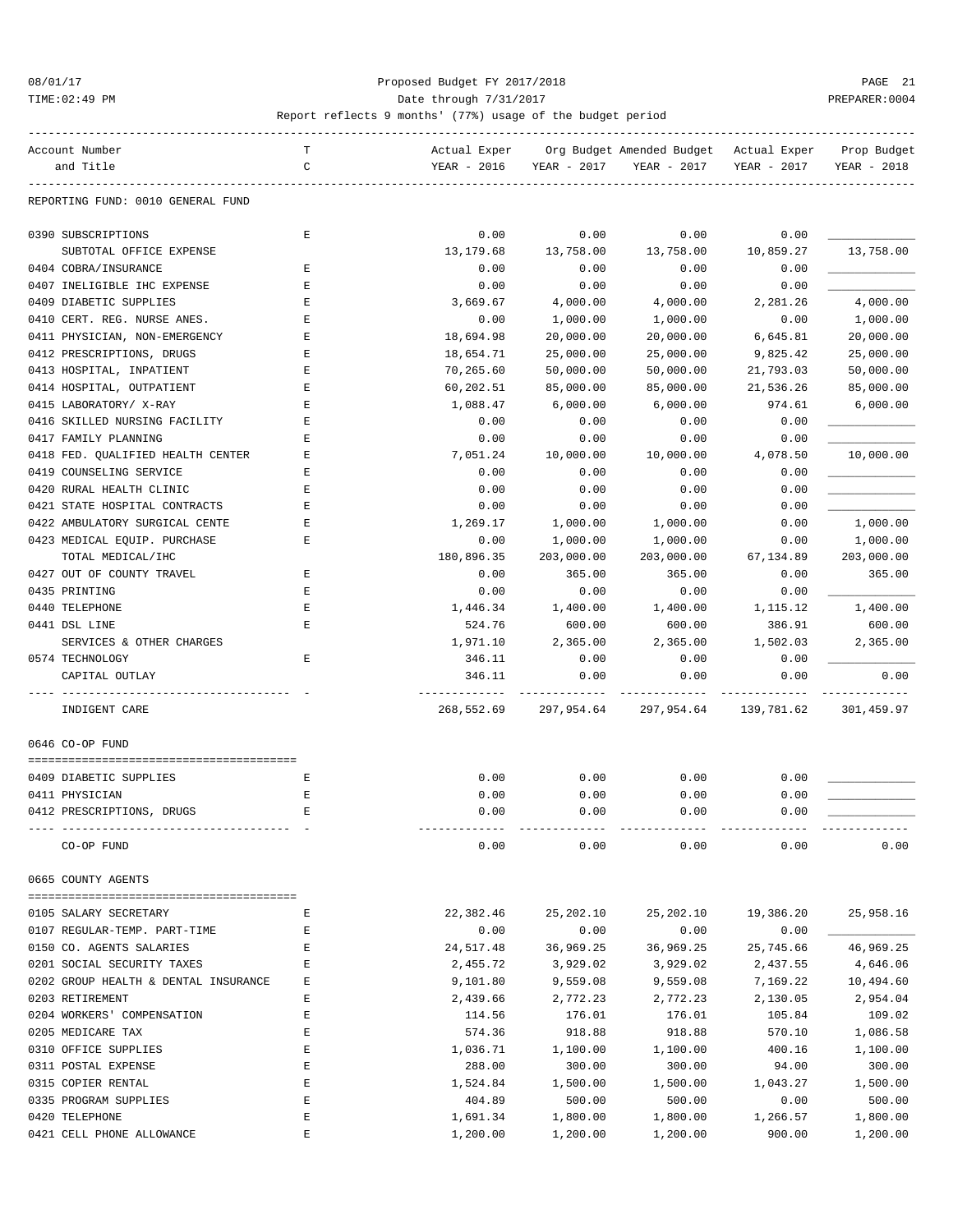Proposed Budget FY 2017/2018

Date through 7/31/2017

Report reflects 9 months' (77%) usage of the budget period

| Account Number and Title | TC | Actual Exper YEAR - 2016 | Org Budget YEAR - 2017 | Amended Budget YEAR - 2017 | Actual Exper YEAR - 2017 | Prop Budget YEAR - 2018 |
|---|---|---|---|---|---|---|
| REPORTING FUND: 0010 GENERAL FUND | | | | | | |
| 0390 SUBSCRIPTIONS | E | 0.00 | 0.00 | 0.00 | 0.00 | ____________ |
| SUBTOTAL OFFICE EXPENSE | | 13,179.68 | 13,758.00 | 13,758.00 | 10,859.27 | 13,758.00 |
| 0404 COBRA/INSURANCE | E | 0.00 | 0.00 | 0.00 | 0.00 | ____________ |
| 0407 INELIGIBLE IHC EXPENSE | E | 0.00 | 0.00 | 0.00 | 0.00 | ____________ |
| 0409 DIABETIC SUPPLIES | E | 3,669.67 | 4,000.00 | 4,000.00 | 2,281.26 | 4,000.00 |
| 0410 CERT. REG. NURSE ANES. | E | 0.00 | 1,000.00 | 1,000.00 | 0.00 | 1,000.00 |
| 0411 PHYSICIAN, NON-EMERGENCY | E | 18,694.98 | 20,000.00 | 20,000.00 | 6,645.81 | 20,000.00 |
| 0412 PRESCRIPTIONS, DRUGS | E | 18,654.71 | 25,000.00 | 25,000.00 | 9,825.42 | 25,000.00 |
| 0413 HOSPITAL, INPATIENT | E | 70,265.60 | 50,000.00 | 50,000.00 | 21,793.03 | 50,000.00 |
| 0414 HOSPITAL, OUTPATIENT | E | 60,202.51 | 85,000.00 | 85,000.00 | 21,536.26 | 85,000.00 |
| 0415 LABORATORY/ X-RAY | E | 1,088.47 | 6,000.00 | 6,000.00 | 974.61 | 6,000.00 |
| 0416 SKILLED NURSING FACILITY | E | 0.00 | 0.00 | 0.00 | 0.00 | ____________ |
| 0417 FAMILY PLANNING | E | 0.00 | 0.00 | 0.00 | 0.00 | ____________ |
| 0418 FED. QUALIFIED HEALTH CENTER | E | 7,051.24 | 10,000.00 | 10,000.00 | 4,078.50 | 10,000.00 |
| 0419 COUNSELING SERVICE | E | 0.00 | 0.00 | 0.00 | 0.00 | ____________ |
| 0420 RURAL HEALTH CLINIC | E | 0.00 | 0.00 | 0.00 | 0.00 | ____________ |
| 0421 STATE HOSPITAL CONTRACTS | E | 0.00 | 0.00 | 0.00 | 0.00 | ____________ |
| 0422 AMBULATORY SURGICAL CENTE | E | 1,269.17 | 1,000.00 | 1,000.00 | 0.00 | 1,000.00 |
| 0423 MEDICAL EQUIP. PURCHASE | E | 0.00 | 1,000.00 | 1,000.00 | 0.00 | 1,000.00 |
| TOTAL MEDICAL/IHC | | 180,896.35 | 203,000.00 | 203,000.00 | 67,134.89 | 203,000.00 |
| 0427 OUT OF COUNTY TRAVEL | E | 0.00 | 365.00 | 365.00 | 0.00 | 365.00 |
| 0435 PRINTING | E | 0.00 | 0.00 | 0.00 | 0.00 | ____________ |
| 0440 TELEPHONE | E | 1,446.34 | 1,400.00 | 1,400.00 | 1,115.12 | 1,400.00 |
| 0441 DSL LINE | E | 524.76 | 600.00 | 600.00 | 386.91 | 600.00 |
| SERVICES & OTHER CHARGES | | 1,971.10 | 2,365.00 | 2,365.00 | 1,502.03 | 2,365.00 |
| 0574 TECHNOLOGY | E | 346.11 | 0.00 | 0.00 | 0.00 | ____________ |
| CAPITAL OUTLAY | | 346.11 | 0.00 | 0.00 | 0.00 | 0.00 |
| INDIGENT CARE | | 268,552.69 | 297,954.64 | 297,954.64 | 139,781.62 | 301,459.97 |
| **0646 CO-OP FUND** | | | | | | |
| 0409 DIABETIC SUPPLIES | E | 0.00 | 0.00 | 0.00 | 0.00 | ____________ |
| 0411 PHYSICIAN | E | 0.00 | 0.00 | 0.00 | 0.00 | ____________ |
| 0412 PRESCRIPTIONS, DRUGS | E | 0.00 | 0.00 | 0.00 | 0.00 | ____________ |
| CO-OP FUND | | 0.00 | 0.00 | 0.00 | 0.00 | 0.00 |
| **0665 COUNTY AGENTS** | | | | | | |
| 0105 SALARY SECRETARY | E | 22,382.46 | 25,202.10 | 25,202.10 | 19,386.20 | 25,958.16 |
| 0107 REGULAR-TEMP. PART-TIME | E | 0.00 | 0.00 | 0.00 | 0.00 | ____________ |
| 0150 CO. AGENTS SALARIES | E | 24,517.48 | 36,969.25 | 36,969.25 | 25,745.66 | 46,969.25 |
| 0201 SOCIAL SECURITY TAXES | E | 2,455.72 | 3,929.02 | 3,929.02 | 2,437.55 | 4,646.06 |
| 0202 GROUP HEALTH & DENTAL INSURANCE | E | 9,101.80 | 9,559.08 | 9,559.08 | 7,169.22 | 10,494.60 |
| 0203 RETIREMENT | E | 2,439.66 | 2,772.23 | 2,772.23 | 2,130.05 | 2,954.04 |
| 0204 WORKERS' COMPENSATION | E | 114.56 | 176.01 | 176.01 | 105.84 | 109.02 |
| 0205 MEDICARE TAX | E | 574.36 | 918.88 | 918.88 | 570.10 | 1,086.58 |
| 0310 OFFICE SUPPLIES | E | 1,036.71 | 1,100.00 | 1,100.00 | 400.16 | 1,100.00 |
| 0311 POSTAL EXPENSE | E | 288.00 | 300.00 | 300.00 | 94.00 | 300.00 |
| 0315 COPIER RENTAL | E | 1,524.84 | 1,500.00 | 1,500.00 | 1,043.27 | 1,500.00 |
| 0335 PROGRAM SUPPLIES | E | 404.89 | 500.00 | 500.00 | 0.00 | 500.00 |
| 0420 TELEPHONE | E | 1,691.34 | 1,800.00 | 1,800.00 | 1,266.57 | 1,800.00 |
| 0421 CELL PHONE ALLOWANCE | E | 1,200.00 | 1,200.00 | 1,200.00 | 900.00 | 1,200.00 |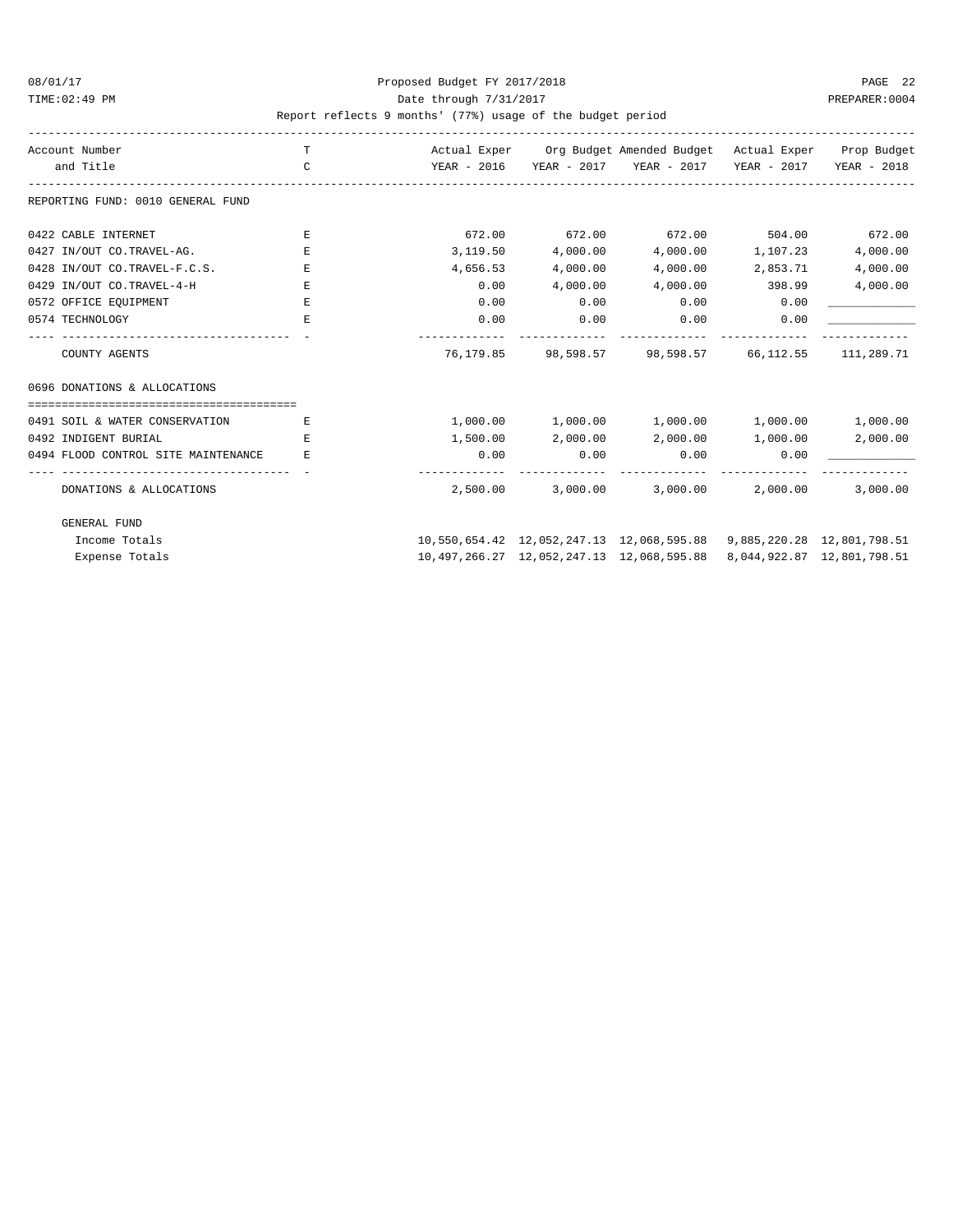Proposed Budget FY 2017/2018

Date through 7/31/2017

Report reflects 9 months' (77%) usage of the budget period

| Account Number and Title | TC | Actual Exper YEAR - 2016 | Org Budget YEAR - 2017 | Amended Budget YEAR - 2017 | Actual Exper YEAR - 2017 | Prop Budget YEAR - 2018 |
|---|---|---|---|---|---|---|
| **REPORTING FUND: 0010 GENERAL FUND** | | | | | | |
| 0422 CABLE INTERNET | E | 672.00 | 672.00 | 672.00 | 504.00 | 672.00 |
| 0427 IN/OUT CO.TRAVEL-AG. | E | 3,119.50 | 4,000.00 | 4,000.00 | 1,107.23 | 4,000.00 |
| 0428 IN/OUT CO.TRAVEL-F.C.S. | E | 4,656.53 | 4,000.00 | 4,000.00 | 2,853.71 | 4,000.00 |
| 0429 IN/OUT CO.TRAVEL-4-H | E | 0.00 | 4,000.00 | 4,000.00 | 398.99 | 4,000.00 |
| 0572 OFFICE EQUIPMENT | E | 0.00 | 0.00 | 0.00 | 0.00 | ____________ |
| 0574 TECHNOLOGY | E | 0.00 | 0.00 | 0.00 | 0.00 | ____________ |
| COUNTY AGENTS | | 76,179.85 | 98,598.57 | 98,598.57 | 66,112.55 | 111,289.71 |
| **0696 DONATIONS & ALLOCATIONS** | | | | | | |
| 0491 SOIL & WATER CONSERVATION | E | 1,000.00 | 1,000.00 | 1,000.00 | 1,000.00 | 1,000.00 |
| 0492 INDIGENT BURIAL | E | 1,500.00 | 2,000.00 | 2,000.00 | 1,000.00 | 2,000.00 |
| 0494 FLOOD CONTROL SITE MAINTENANCE | E | 0.00 | 0.00 | 0.00 | 0.00 | ____________ |
| DONATIONS & ALLOCATIONS | | 2,500.00 | 3,000.00 | 3,000.00 | 2,000.00 | 3,000.00 |
| GENERAL FUND | | | | | | |
| Income Totals | | 10,550,654.42 | 12,052,247.13 | 12,068,595.88 | 9,885,220.28 | 12,801,798.51 |
| Expense Totals | | 10,497,266.27 | 12,052,247.13 | 12,068,595.88 | 8,044,922.87 | 12,801,798.51 |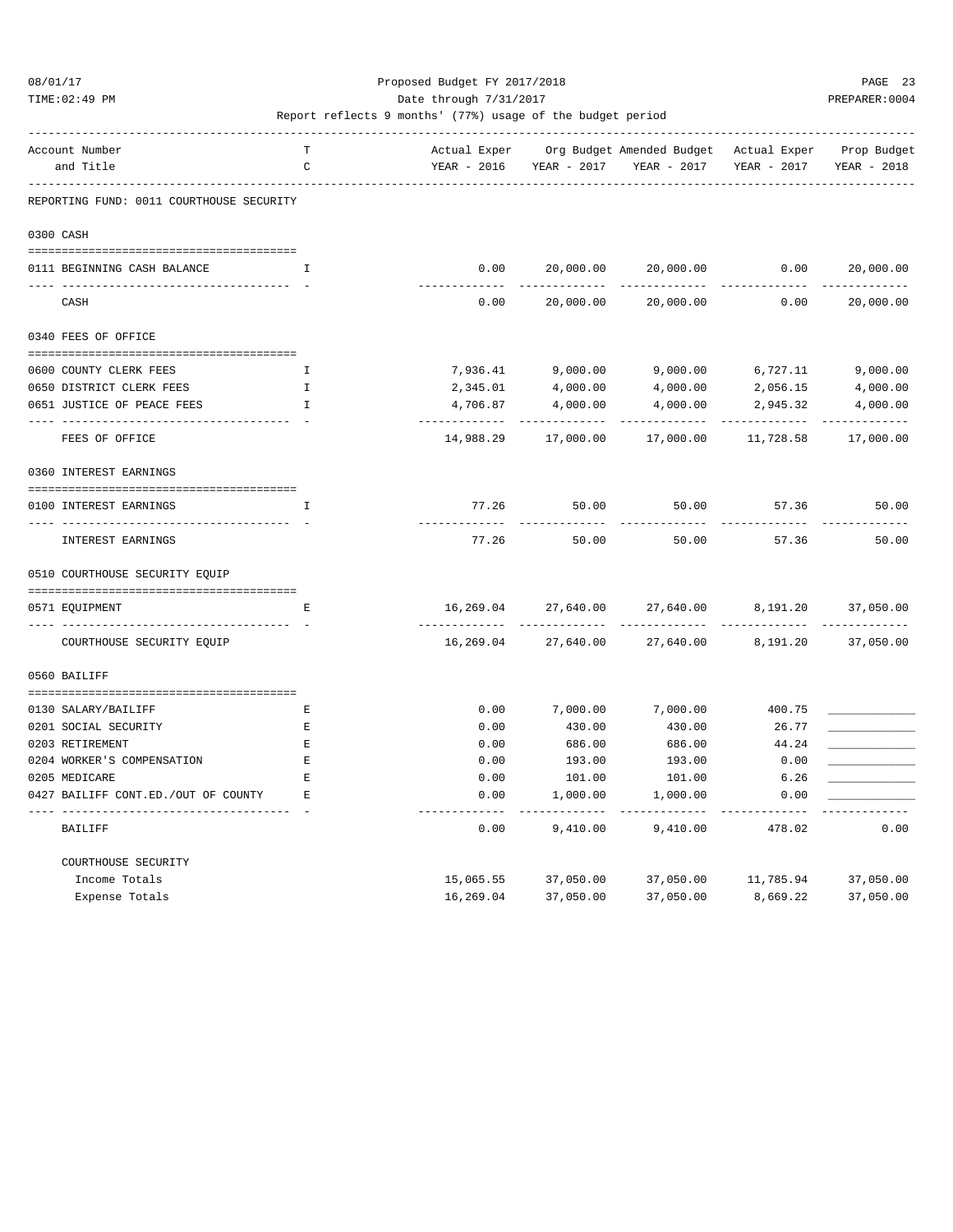Proposed Budget FY 2017/2018

Date through 7/31/2017

Report reflects 9 months' (77%) usage of the budget period

| Account Number and Title | TC | Actual Exper YEAR - 2016 | Org Budget YEAR - 2017 | Amended Budget YEAR - 2017 | Actual Exper YEAR - 2017 | Prop Budget YEAR - 2018 |
|---|---|---|---|---|---|---|
| **REPORTING FUND: 0011 COURTHOUSE SECURITY** | | | | | | |
| **0300 CASH** | | | | | | |
| 0111 BEGINNING CASH BALANCE | I | 0.00 | 20,000.00 | 20,000.00 | 0.00 | 20,000.00 |
| CASH | | 0.00 | 20,000.00 | 20,000.00 | 0.00 | 20,000.00 |
| **0340 FEES OF OFFICE** | | | | | | |
| 0600 COUNTY CLERK FEES | I | 7,936.41 | 9,000.00 | 9,000.00 | 6,727.11 | 9,000.00 |
| 0650 DISTRICT CLERK FEES | I | 2,345.01 | 4,000.00 | 4,000.00 | 2,056.15 | 4,000.00 |
| 0651 JUSTICE OF PEACE FEES | I | 4,706.87 | 4,000.00 | 4,000.00 | 2,945.32 | 4,000.00 |
| FEES OF OFFICE | | 14,988.29 | 17,000.00 | 17,000.00 | 11,728.58 | 17,000.00 |
| **0360 INTEREST EARNINGS** | | | | | | |
| 0100 INTEREST EARNINGS | I | 77.26 | 50.00 | 50.00 | 57.36 | 50.00 |
| INTEREST EARNINGS | | 77.26 | 50.00 | 50.00 | 57.36 | 50.00 |
| **0510 COURTHOUSE SECURITY EQUIP** | | | | | | |
| 0571 EQUIPMENT | E | 16,269.04 | 27,640.00 | 27,640.00 | 8,191.20 | 37,050.00 |
| COURTHOUSE SECURITY EQUIP | | 16,269.04 | 27,640.00 | 27,640.00 | 8,191.20 | 37,050.00 |
| **0560 BAILIFF** | | | | | | |
| 0130 SALARY/BAILIFF | E | 0.00 | 7,000.00 | 7,000.00 | 400.75 | ____________ |
| 0201 SOCIAL SECURITY | E | 0.00 | 430.00 | 430.00 | 26.77 | ____________ |
| 0203 RETIREMENT | E | 0.00 | 686.00 | 686.00 | 44.24 | ____________ |
| 0204 WORKER'S COMPENSATION | E | 0.00 | 193.00 | 193.00 | 0.00 | ____________ |
| 0205 MEDICARE | E | 0.00 | 101.00 | 101.00 | 6.26 | ____________ |
| 0427 BAILIFF CONT.ED./OUT OF COUNTY | E | 0.00 | 1,000.00 | 1,000.00 | 0.00 | ____________ |
| BAILIFF | | 0.00 | 9,410.00 | 9,410.00 | 478.02 | 0.00 |
| **COURTHOUSE SECURITY** | | | | | | |
| Income Totals | | 15,065.55 | 37,050.00 | 37,050.00 | 11,785.94 | 37,050.00 |
| Expense Totals | | 16,269.04 | 37,050.00 | 37,050.00 | 8,669.22 | 37,050.00 |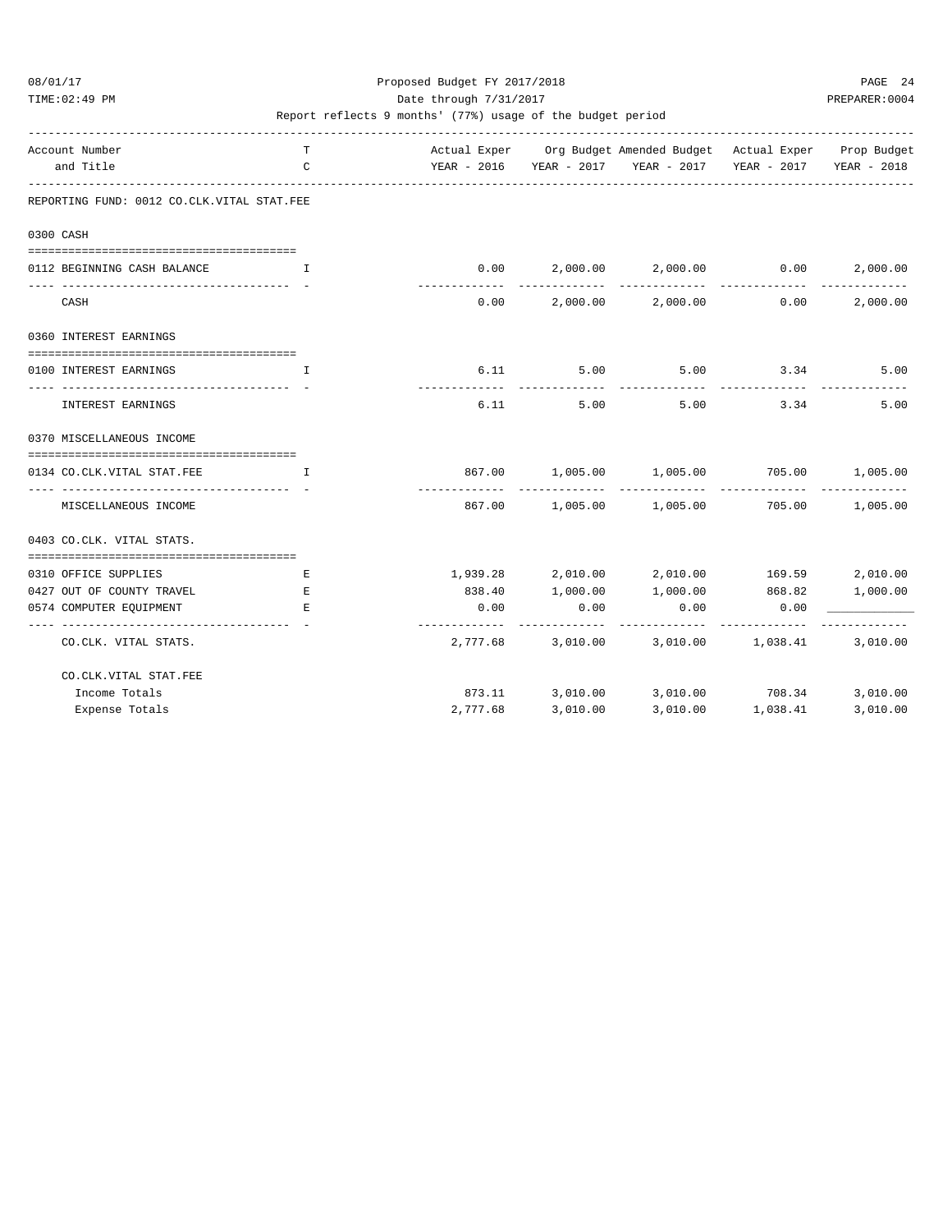Proposed Budget FY 2017/2018

Date through 7/31/2017

Report reflects 9 months' (77%) usage of the budget period

| Account Number and Title | TC | Actual Exper YEAR - 2016 | Org Budget YEAR - 2017 | Amended Budget YEAR - 2017 | Actual Exper YEAR - 2017 | Prop Budget YEAR - 2018 |
|---|---|---|---|---|---|---|
| **REPORTING FUND: 0012 CO.CLK.VITAL STAT.FEE** | | | | | | |
| **0300 CASH** | | | | | | |
| 0112 BEGINNING CASH BALANCE | I | 0.00 | 2,000.00 | 2,000.00 | 0.00 | 2,000.00 |
| CASH | | 0.00 | 2,000.00 | 2,000.00 | 0.00 | 2,000.00 |
| **0360 INTEREST EARNINGS** | | | | | | |
| 0100 INTEREST EARNINGS | I | 6.11 | 5.00 | 5.00 | 3.34 | 5.00 |
| INTEREST EARNINGS | | 6.11 | 5.00 | 5.00 | 3.34 | 5.00 |
| **0370 MISCELLANEOUS INCOME** | | | | | | |
| 0134 CO.CLK.VITAL STAT.FEE | I | 867.00 | 1,005.00 | 1,005.00 | 705.00 | 1,005.00 |
| MISCELLANEOUS INCOME | | 867.00 | 1,005.00 | 1,005.00 | 705.00 | 1,005.00 |
| **0403 CO.CLK. VITAL STATS.** | | | | | | |
| 0310 OFFICE SUPPLIES | E | 1,939.28 | 2,010.00 | 2,010.00 | 169.59 | 2,010.00 |
| 0427 OUT OF COUNTY TRAVEL | E | 838.40 | 1,000.00 | 1,000.00 | 868.82 | 1,000.00 |
| 0574 COMPUTER EQUIPMENT | E | 0.00 | 0.00 | 0.00 | 0.00 | ____________ |
| CO.CLK. VITAL STATS. | | 2,777.68 | 3,010.00 | 3,010.00 | 1,038.41 | 3,010.00 |
| **CO.CLK.VITAL STAT.FEE** | | | | | | |
| Income Totals | | 873.11 | 3,010.00 | 3,010.00 | 708.34 | 3,010.00 |
| Expense Totals | | 2,777.68 | 3,010.00 | 3,010.00 | 1,038.41 | 3,010.00 |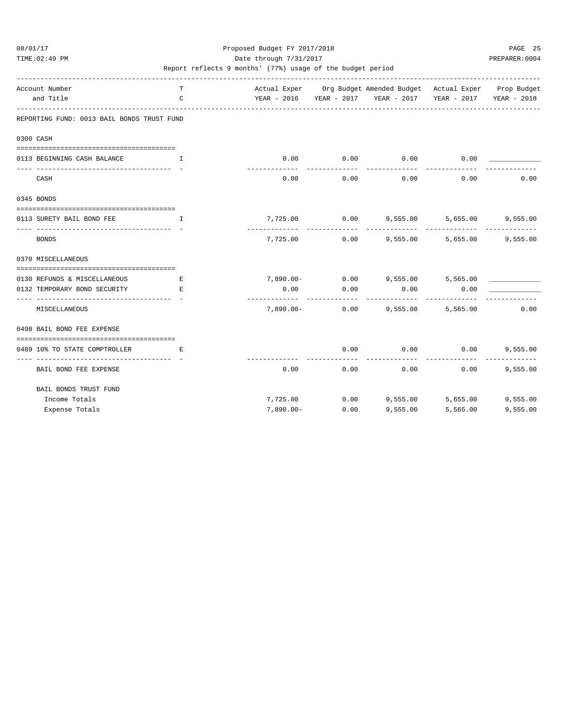Proposed Budget FY 2017/2018
Date through 7/31/2017
Report reflects 9 months' (77%) usage of the budget period

| Account Number and Title | TC | Actual Exper YEAR - 2016 | Org Budget YEAR - 2017 | Amended Budget YEAR - 2017 | Actual Exper YEAR - 2017 | Prop Budget YEAR - 2018 |
|---|---|---|---|---|---|---|
| **REPORTING FUND: 0013 BAIL BONDS TRUST FUND** | | | | | | |
| **0300 CASH** | | | | | | |
| 0113 BEGINNING CASH BALANCE | I | 0.00 | 0.00 | 0.00 | 0.00 | ____________ |
| CASH | | 0.00 | 0.00 | 0.00 | 0.00 | 0.00 |
| **0345 BONDS** | | | | | | |
| 0113 SURETY BAIL BOND FEE | I | 7,725.00 | 0.00 | 9,555.00 | 5,655.00 | 9,555.00 |
| BONDS | | 7,725.00 | 0.00 | 9,555.00 | 5,655.00 | 9,555.00 |
| **0370 MISCELLANEOUS** | | | | | | |
| 0130 REFUNDS & MISCELLANEOUS | E | 7,890.00- | 0.00 | 9,555.00 | 5,565.00 | ____________ |
| 0132 TEMPORARY BOND SECURITY | E | 0.00 | 0.00 | 0.00 | 0.00 | ____________ |
| MISCELLANEOUS | | 7,890.00- | 0.00 | 9,555.00 | 5,565.00 | 0.00 |
| **0498 BAIL BOND FEE EXPENSE** | | | | | | |
| 0489 10% TO STATE COMPTROLLER | E | | 0.00 | 0.00 | 0.00 | 9,555.00 |
| BAIL BOND FEE EXPENSE | | 0.00 | 0.00 | 0.00 | 0.00 | 9,555.00 |
| **BAIL BONDS TRUST FUND** | | | | | | |
| Income Totals | | 7,725.00 | 0.00 | 9,555.00 | 5,655.00 | 9,555.00 |
| Expense Totals | | 7,890.00- | 0.00 | 9,555.00 | 5,565.00 | 9,555.00 |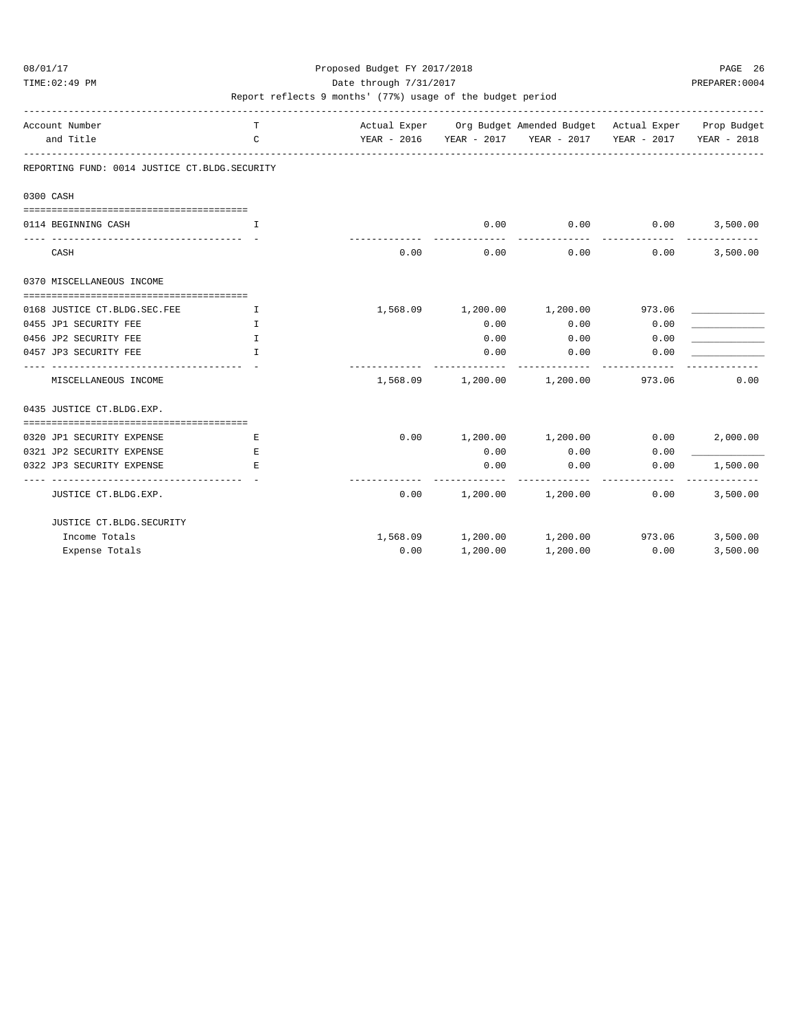Proposed Budget FY 2017/2018

Date through 7/31/2017

Report reflects 9 months' (77%) usage of the budget period

| Account Number and Title | TC | Actual Exper YEAR - 2016 | Org Budget YEAR - 2017 | Amended Budget YEAR - 2017 | Actual Exper YEAR - 2017 | Prop Budget YEAR - 2018 |
|---|---|---|---|---|---|---|
| **REPORTING FUND: 0014 JUSTICE CT.BLDG.SECURITY** | | | | | | |
| **0300 CASH** | | | | | | |
| 0114 BEGINNING CASH | I | | 0.00 | 0.00 | 0.00 | 3,500.00 |
| CASH | | 0.00 | 0.00 | 0.00 | 0.00 | 3,500.00 |
| **0370 MISCELLANEOUS INCOME** | | | | | | |
| 0168 JUSTICE CT.BLDG.SEC.FEE | I | 1,568.09 | 1,200.00 | 1,200.00 | 973.06 | ____________ |
| 0455 JP1 SECURITY FEE | I | | 0.00 | 0.00 | 0.00 | ____________ |
| 0456 JP2 SECURITY FEE | I | | 0.00 | 0.00 | 0.00 | ____________ |
| 0457 JP3 SECURITY FEE | I | | 0.00 | 0.00 | 0.00 | ____________ |
| MISCELLANEOUS INCOME | | 1,568.09 | 1,200.00 | 1,200.00 | 973.06 | 0.00 |
| **0435 JUSTICE CT.BLDG.EXP.** | | | | | | |
| 0320 JP1 SECURITY EXPENSE | E | 0.00 | 1,200.00 | 1,200.00 | 0.00 | 2,000.00 |
| 0321 JP2 SECURITY EXPENSE | E | | 0.00 | 0.00 | 0.00 | ____________ |
| 0322 JP3 SECURITY EXPENSE | E | | 0.00 | 0.00 | 0.00 | 1,500.00 |
| JUSTICE CT.BLDG.EXP. | | 0.00 | 1,200.00 | 1,200.00 | 0.00 | 3,500.00 |
| **JUSTICE CT.BLDG.SECURITY** | | | | | | |
| Income Totals | | 1,568.09 | 1,200.00 | 1,200.00 | 973.06 | 3,500.00 |
| Expense Totals | | 0.00 | 1,200.00 | 1,200.00 | 0.00 | 3,500.00 |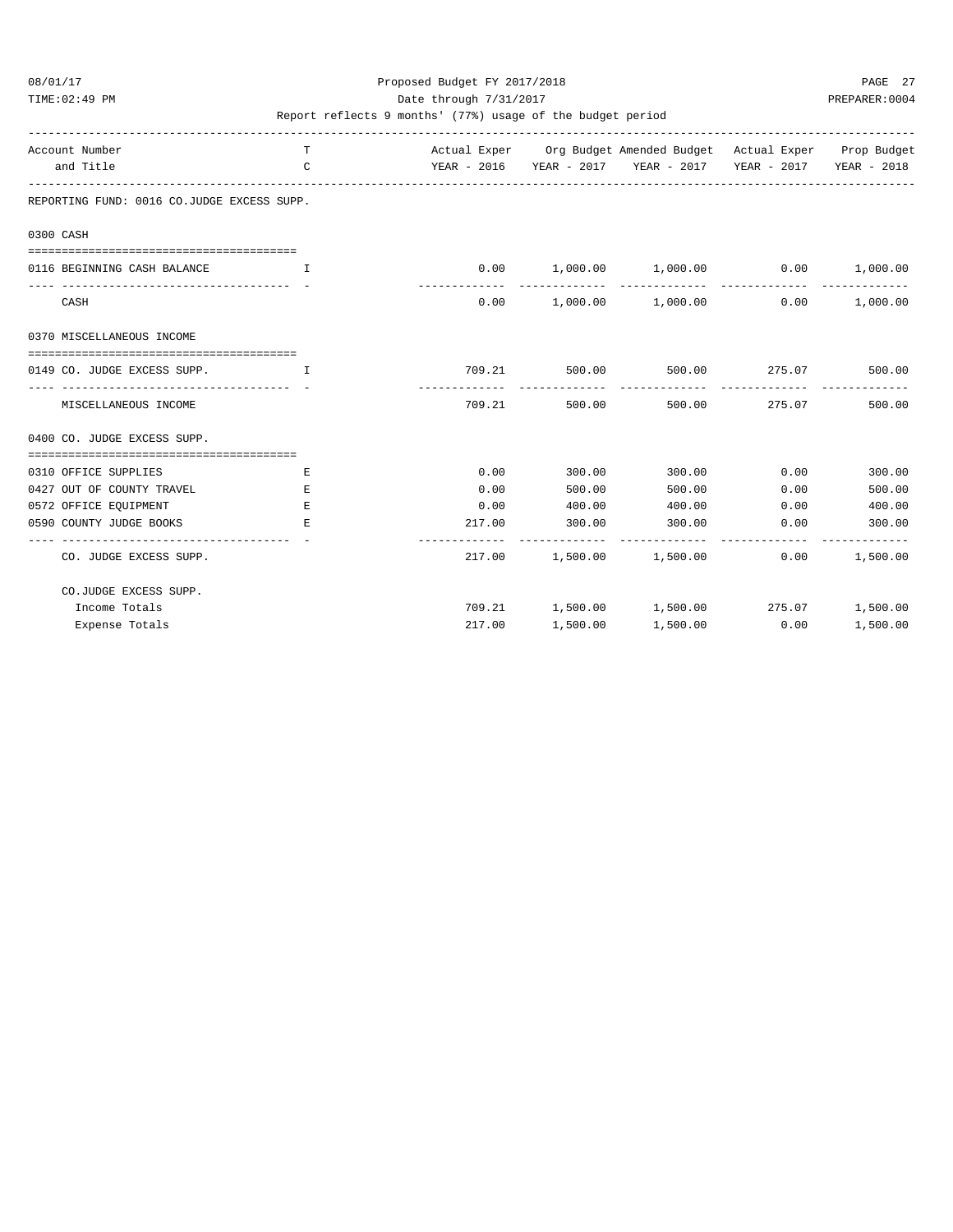Proposed Budget FY 2017/2018

Date through 7/31/2017

Report reflects 9 months' (77%) usage of the budget period

| Account Number and Title | T C | Actual Exper YEAR - 2016 | Org Budget YEAR - 2017 | Amended Budget YEAR - 2017 | Actual Exper YEAR - 2017 | Prop Budget YEAR - 2018 |
|---|---|---|---|---|---|---|
| **REPORTING FUND: 0016 CO.JUDGE EXCESS SUPP.** | | | | | | |
| **0300 CASH** | | | | | | |
| 0116 BEGINNING CASH BALANCE | I | 0.00 | 1,000.00 | 1,000.00 | 0.00 | 1,000.00 |
| CASH | | 0.00 | 1,000.00 | 1,000.00 | 0.00 | 1,000.00 |
| **0370 MISCELLANEOUS INCOME** | | | | | | |
| 0149 CO. JUDGE EXCESS SUPP. | I | 709.21 | 500.00 | 500.00 | 275.07 | 500.00 |
| MISCELLANEOUS INCOME | | 709.21 | 500.00 | 500.00 | 275.07 | 500.00 |
| **0400 CO. JUDGE EXCESS SUPP.** | | | | | | |
| 0310 OFFICE SUPPLIES | E | 0.00 | 300.00 | 300.00 | 0.00 | 300.00 |
| 0427 OUT OF COUNTY TRAVEL | E | 0.00 | 500.00 | 500.00 | 0.00 | 500.00 |
| 0572 OFFICE EQUIPMENT | E | 0.00 | 400.00 | 400.00 | 0.00 | 400.00 |
| 0590 COUNTY JUDGE BOOKS | E | 217.00 | 300.00 | 300.00 | 0.00 | 300.00 |
| CO. JUDGE EXCESS SUPP. | | 217.00 | 1,500.00 | 1,500.00 | 0.00 | 1,500.00 |
| CO.JUDGE EXCESS SUPP. | | | | | | |
| Income Totals | | 709.21 | 1,500.00 | 1,500.00 | 275.07 | 1,500.00 |
| Expense Totals | | 217.00 | 1,500.00 | 1,500.00 | 0.00 | 1,500.00 |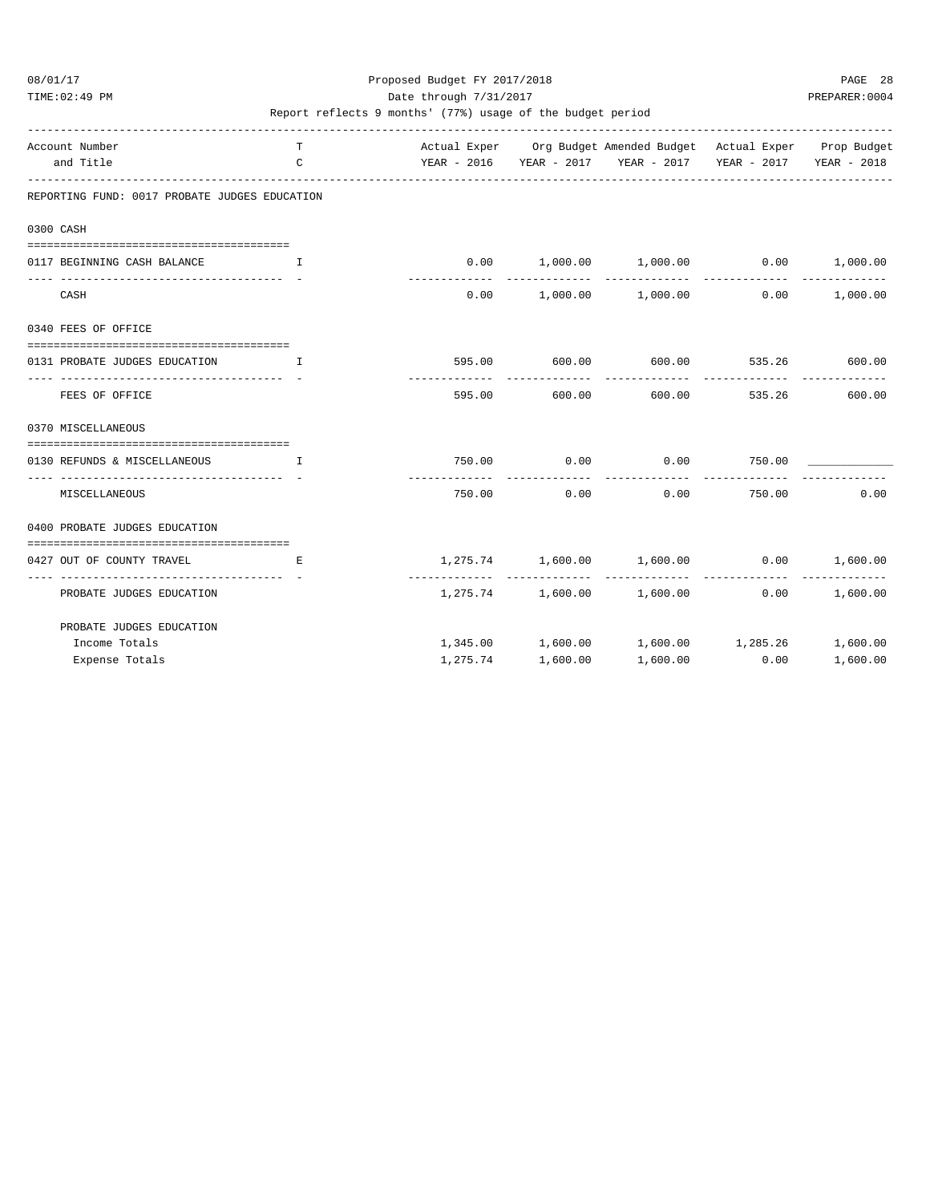Proposed Budget FY 2017/2018

Date through 7/31/2017

Report reflects 9 months' (77%) usage of the budget period

| Account Number and Title | TC | Actual Exper YEAR - 2016 | Org Budget YEAR - 2017 | Amended Budget YEAR - 2017 | Actual Exper YEAR - 2017 | Prop Budget YEAR - 2018 |
|---|---|---|---|---|---|---|
| **REPORTING FUND: 0017 PROBATE JUDGES EDUCATION** | | | | | | |
| **0300 CASH** | | | | | | |
| 0117 BEGINNING CASH BALANCE | I | 0.00 | 1,000.00 | 1,000.00 | 0.00 | 1,000.00 |
| CASH | | 0.00 | 1,000.00 | 1,000.00 | 0.00 | 1,000.00 |
| **0340 FEES OF OFFICE** | | | | | | |
| 0131 PROBATE JUDGES EDUCATION | I | 595.00 | 600.00 | 600.00 | 535.26 | 600.00 |
| FEES OF OFFICE | | 595.00 | 600.00 | 600.00 | 535.26 | 600.00 |
| **0370 MISCELLANEOUS** | | | | | | |
| 0130 REFUNDS & MISCELLANEOUS | I | 750.00 | 0.00 | 0.00 | 750.00 | ____________ |
| MISCELLANEOUS | | 750.00 | 0.00 | 0.00 | 750.00 | 0.00 |
| **0400 PROBATE JUDGES EDUCATION** | | | | | | |
| 0427 OUT OF COUNTY TRAVEL | E | 1,275.74 | 1,600.00 | 1,600.00 | 0.00 | 1,600.00 |
| PROBATE JUDGES EDUCATION | | 1,275.74 | 1,600.00 | 1,600.00 | 0.00 | 1,600.00 |
| **PROBATE JUDGES EDUCATION** | | | | | | |
| Income Totals | | 1,345.00 | 1,600.00 | 1,600.00 | 1,285.26 | 1,600.00 |
| Expense Totals | | 1,275.74 | 1,600.00 | 1,600.00 | 0.00 | 1,600.00 |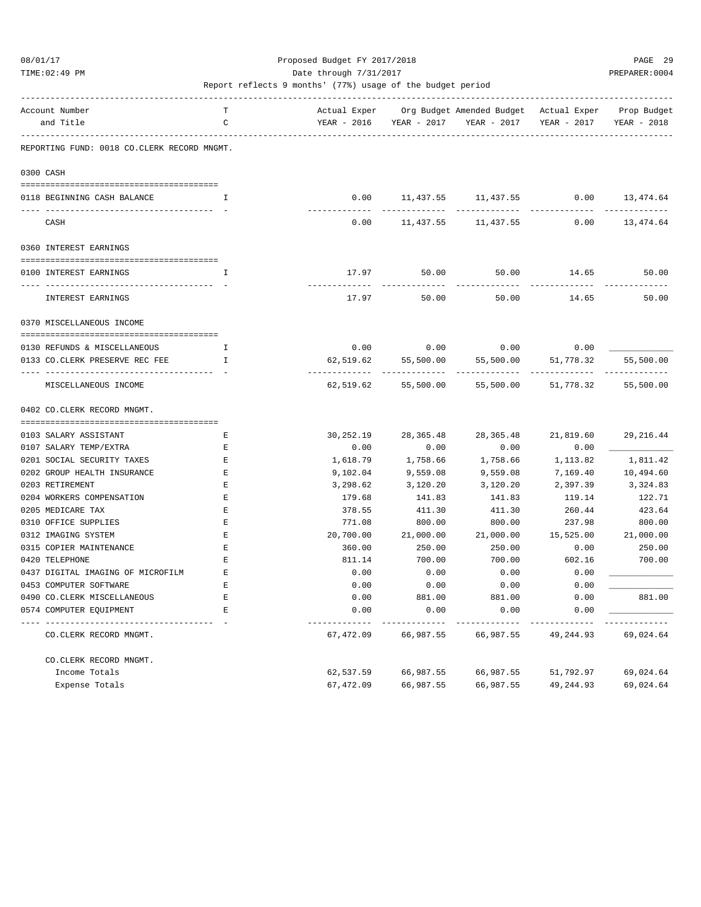Proposed Budget FY 2017/2018

Date through 7/31/2017

Report reflects 9 months' (77%) usage of the budget period

| Account Number and Title | TC | Actual Exper YEAR - 2016 | Org Budget YEAR - 2017 | Amended Budget YEAR - 2017 | Actual Exper YEAR - 2017 | Prop Budget YEAR - 2018 |
|---|---|---|---|---|---|---|
| **REPORTING FUND: 0018 CO.CLERK RECORD MNGMT.** | | | | | | |
| **0300 CASH** | | | | | | |
| 0118 BEGINNING CASH BALANCE | I | 0.00 | 11,437.55 | 11,437.55 | 0.00 | 13,474.64 |
| CASH | | 0.00 | 11,437.55 | 11,437.55 | 0.00 | 13,474.64 |
| **0360 INTEREST EARNINGS** | | | | | | |
| 0100 INTEREST EARNINGS | I | 17.97 | 50.00 | 50.00 | 14.65 | 50.00 |
| INTEREST EARNINGS | | 17.97 | 50.00 | 50.00 | 14.65 | 50.00 |
| **0370 MISCELLANEOUS INCOME** | | | | | | |
| 0130 REFUNDS & MISCELLANEOUS | I | 0.00 | 0.00 | 0.00 | 0.00 | ____________ |
| 0133 CO.CLERK PRESERVE REC FEE | I | 62,519.62 | 55,500.00 | 55,500.00 | 51,778.32 | 55,500.00 |
| MISCELLANEOUS INCOME | | 62,519.62 | 55,500.00 | 55,500.00 | 51,778.32 | 55,500.00 |
| **0402 CO.CLERK RECORD MNGMT.** | | | | | | |
| 0103 SALARY ASSISTANT | E | 30,252.19 | 28,365.48 | 28,365.48 | 21,819.60 | 29,216.44 |
| 0107 SALARY TEMP/EXTRA | E | 0.00 | 0.00 | 0.00 | 0.00 | ____________ |
| 0201 SOCIAL SECURITY TAXES | E | 1,618.79 | 1,758.66 | 1,758.66 | 1,113.82 | 1,811.42 |
| 0202 GROUP HEALTH INSURANCE | E | 9,102.04 | 9,559.08 | 9,559.08 | 7,169.40 | 10,494.60 |
| 0203 RETIREMENT | E | 3,298.62 | 3,120.20 | 3,120.20 | 2,397.39 | 3,324.83 |
| 0204 WORKERS COMPENSATION | E | 179.68 | 141.83 | 141.83 | 119.14 | 122.71 |
| 0205 MEDICARE TAX | E | 378.55 | 411.30 | 411.30 | 260.44 | 423.64 |
| 0310 OFFICE SUPPLIES | E | 771.08 | 800.00 | 800.00 | 237.98 | 800.00 |
| 0312 IMAGING SYSTEM | E | 20,700.00 | 21,000.00 | 21,000.00 | 15,525.00 | 21,000.00 |
| 0315 COPIER MAINTENANCE | E | 360.00 | 250.00 | 250.00 | 0.00 | 250.00 |
| 0420 TELEPHONE | E | 811.14 | 700.00 | 700.00 | 602.16 | 700.00 |
| 0437 DIGITAL IMAGING OF MICROFILM | E | 0.00 | 0.00 | 0.00 | 0.00 | ____________ |
| 0453 COMPUTER SOFTWARE | E | 0.00 | 0.00 | 0.00 | 0.00 | ____________ |
| 0490 CO.CLERK MISCELLANEOUS | E | 0.00 | 881.00 | 881.00 | 0.00 | 881.00 |
| 0574 COMPUTER EQUIPMENT | E | 0.00 | 0.00 | 0.00 | 0.00 | ____________ |
| CO.CLERK RECORD MNGMT. | | 67,472.09 | 66,987.55 | 66,987.55 | 49,244.93 | 69,024.64 |
| **CO.CLERK RECORD MNGMT.** | | | | | | |
| Income Totals | | 62,537.59 | 66,987.55 | 66,987.55 | 51,792.97 | 69,024.64 |
| Expense Totals | | 67,472.09 | 66,987.55 | 66,987.55 | 49,244.93 | 69,024.64 |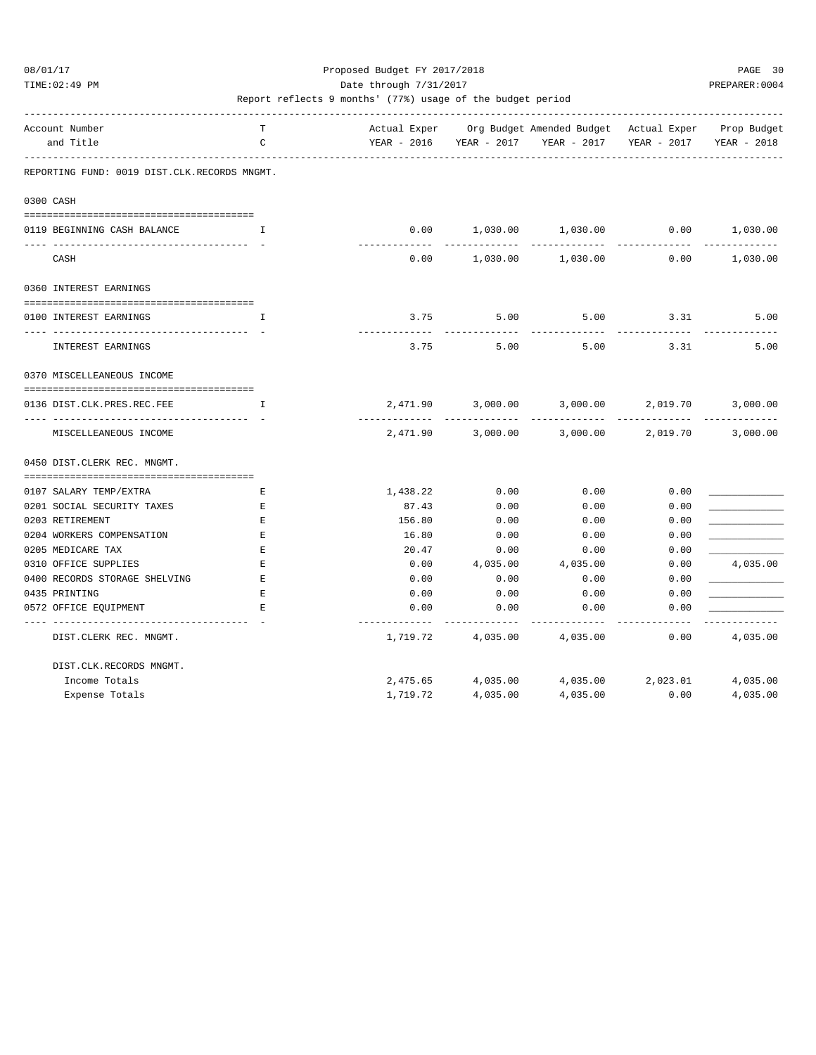Proposed Budget FY 2017/2018

Date through 7/31/2017

Report reflects 9 months' (77%) usage of the budget period

| Account Number and Title | TC | Actual Exper YEAR - 2016 | Org Budget YEAR - 2017 | Amended Budget YEAR - 2017 | Actual Exper YEAR - 2017 | Prop Budget YEAR - 2018 |
|---|---|---|---|---|---|---|
| **REPORTING FUND: 0019 DIST.CLK.RECORDS MNGMT.** | | | | | | |
| **0300 CASH** | | | | | | |
| 0119 BEGINNING CASH BALANCE | I | 0.00 | 1,030.00 | 1,030.00 | 0.00 | 1,030.00 |
| CASH | | 0.00 | 1,030.00 | 1,030.00 | 0.00 | 1,030.00 |
| **0360 INTEREST EARNINGS** | | | | | | |
| 0100 INTEREST EARNINGS | I | 3.75 | 5.00 | 5.00 | 3.31 | 5.00 |
| INTEREST EARNINGS | | 3.75 | 5.00 | 5.00 | 3.31 | 5.00 |
| **0370 MISCELLANEOUS INCOME** | | | | | | |
| 0136 DIST.CLK.PRES.REC.FEE | I | 2,471.90 | 3,000.00 | 3,000.00 | 2,019.70 | 3,000.00 |
| MISCELLANEOUS INCOME | | 2,471.90 | 3,000.00 | 3,000.00 | 2,019.70 | 3,000.00 |
| **0450 DIST.CLERK REC. MNGMT.** | | | | | | |
| 0107 SALARY TEMP/EXTRA | E | 1,438.22 | 0.00 | 0.00 | 0.00 | ____________ |
| 0201 SOCIAL SECURITY TAXES | E | 87.43 | 0.00 | 0.00 | 0.00 | ____________ |
| 0203 RETIREMENT | E | 156.80 | 0.00 | 0.00 | 0.00 | ____________ |
| 0204 WORKERS COMPENSATION | E | 16.80 | 0.00 | 0.00 | 0.00 | ____________ |
| 0205 MEDICARE TAX | E | 20.47 | 0.00 | 0.00 | 0.00 | ____________ |
| 0310 OFFICE SUPPLIES | E | 0.00 | 4,035.00 | 4,035.00 | 0.00 | 4,035.00 |
| 0400 RECORDS STORAGE SHELVING | E | 0.00 | 0.00 | 0.00 | 0.00 | ____________ |
| 0435 PRINTING | E | 0.00 | 0.00 | 0.00 | 0.00 | ____________ |
| 0572 OFFICE EQUIPMENT | E | 0.00 | 0.00 | 0.00 | 0.00 | ____________ |
| DIST.CLERK REC. MNGMT. | | 1,719.72 | 4,035.00 | 4,035.00 | 0.00 | 4,035.00 |
| **DIST.CLK.RECORDS MNGMT.** | | | | | | |
| Income Totals | | 2,475.65 | 4,035.00 | 4,035.00 | 2,023.01 | 4,035.00 |
| Expense Totals | | 1,719.72 | 4,035.00 | 4,035.00 | 0.00 | 4,035.00 |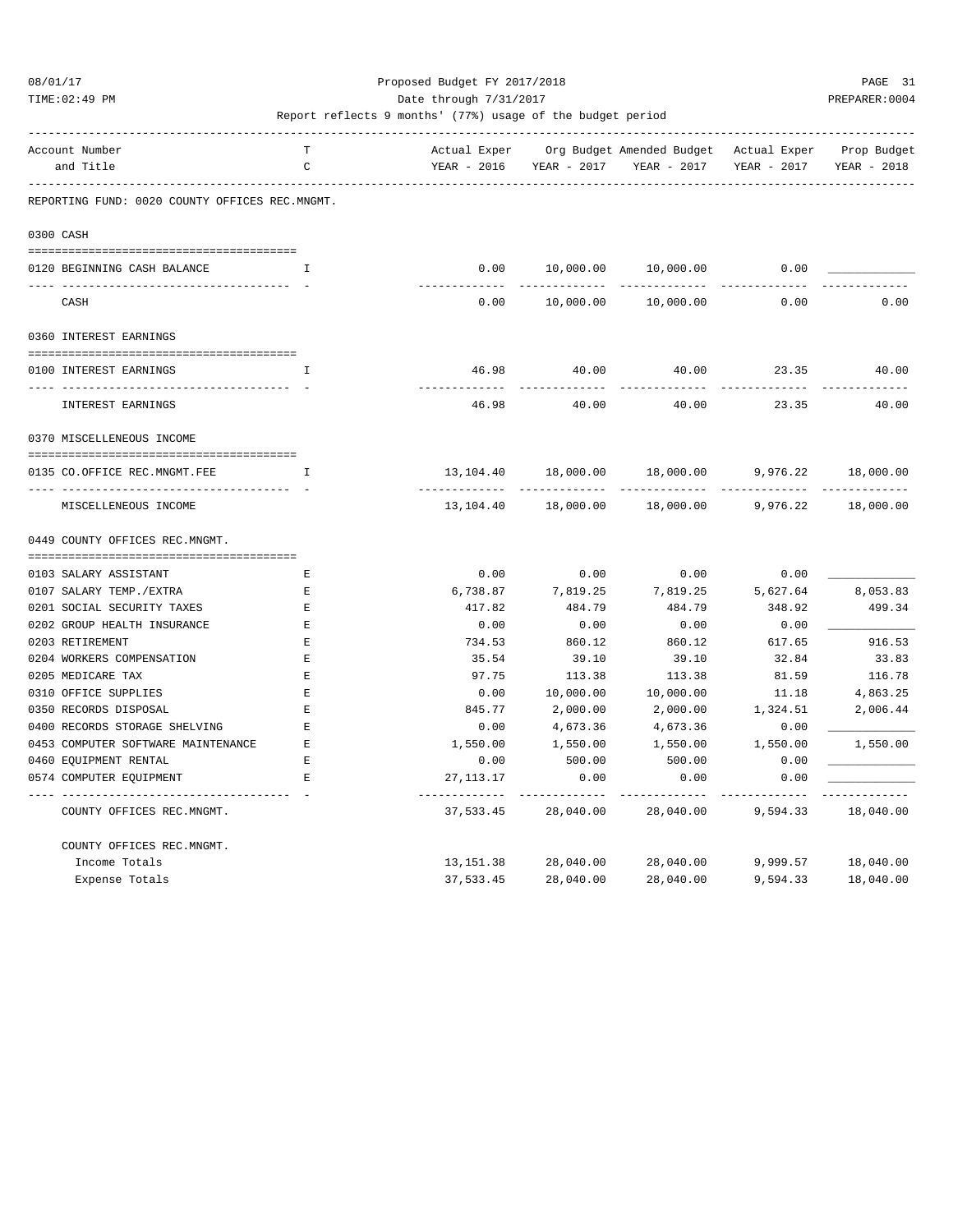Proposed Budget FY 2017/2018

Date through 7/31/2017

Report reflects 9 months' (77%) usage of the budget period

REPORTING FUND: 0020 COUNTY OFFICES REC.MNGMT.

| Account Number and Title | TC | Actual Exper YEAR - 2016 | Org Budget YEAR - 2017 | Amended Budget YEAR - 2017 | Actual Exper YEAR - 2017 | Prop Budget YEAR - 2018 |
|---|---|---|---|---|---|---|
| **0300 CASH** | | | | | | |
| 0120 BEGINNING CASH BALANCE | I | 0.00 | 10,000.00 | 10,000.00 | 0.00 | ____________ |
| CASH | | 0.00 | 10,000.00 | 10,000.00 | 0.00 | 0.00 |
| **0360 INTEREST EARNINGS** | | | | | | |
| 0100 INTEREST EARNINGS | I | 46.98 | 40.00 | 40.00 | 23.35 | 40.00 |
| INTEREST EARNINGS | | 46.98 | 40.00 | 40.00 | 23.35 | 40.00 |
| **0370 MISCELLENEOUS INCOME** | | | | | | |
| 0135 CO.OFFICE REC.MNGMT.FEE | I | 13,104.40 | 18,000.00 | 18,000.00 | 9,976.22 | 18,000.00 |
| MISCELLENEOUS INCOME | | 13,104.40 | 18,000.00 | 18,000.00 | 9,976.22 | 18,000.00 |
| **0449 COUNTY OFFICES REC.MNGMT.** | | | | | | |
| 0103 SALARY ASSISTANT | E | 0.00 | 0.00 | 0.00 | 0.00 | ____________ |
| 0107 SALARY TEMP./EXTRA | E | 6,738.87 | 7,819.25 | 7,819.25 | 5,627.64 | 8,053.83 |
| 0201 SOCIAL SECURITY TAXES | E | 417.82 | 484.79 | 484.79 | 348.92 | 499.34 |
| 0202 GROUP HEALTH INSURANCE | E | 0.00 | 0.00 | 0.00 | 0.00 | ____________ |
| 0203 RETIREMENT | E | 734.53 | 860.12 | 860.12 | 617.65 | 916.53 |
| 0204 WORKERS COMPENSATION | E | 35.54 | 39.10 | 39.10 | 32.84 | 33.83 |
| 0205 MEDICARE TAX | E | 97.75 | 113.38 | 113.38 | 81.59 | 116.78 |
| 0310 OFFICE SUPPLIES | E | 0.00 | 10,000.00 | 10,000.00 | 11.18 | 4,863.25 |
| 0350 RECORDS DISPOSAL | E | 845.77 | 2,000.00 | 2,000.00 | 1,324.51 | 2,006.44 |
| 0400 RECORDS STORAGE SHELVING | E | 0.00 | 4,673.36 | 4,673.36 | 0.00 | ____________ |
| 0453 COMPUTER SOFTWARE MAINTENANCE | E | 1,550.00 | 1,550.00 | 1,550.00 | 1,550.00 | 1,550.00 |
| 0460 EQUIPMENT RENTAL | E | 0.00 | 500.00 | 500.00 | 0.00 | ____________ |
| 0574 COMPUTER EQUIPMENT | E | 27,113.17 | 0.00 | 0.00 | 0.00 | ____________ |
| COUNTY OFFICES REC.MNGMT. | | 37,533.45 | 28,040.00 | 28,040.00 | 9,594.33 | 18,040.00 |
| **COUNTY OFFICES REC.MNGMT.** | | | | | | |
| Income Totals | | 13,151.38 | 28,040.00 | 28,040.00 | 9,999.57 | 18,040.00 |
| Expense Totals | | 37,533.45 | 28,040.00 | 28,040.00 | 9,594.33 | 18,040.00 |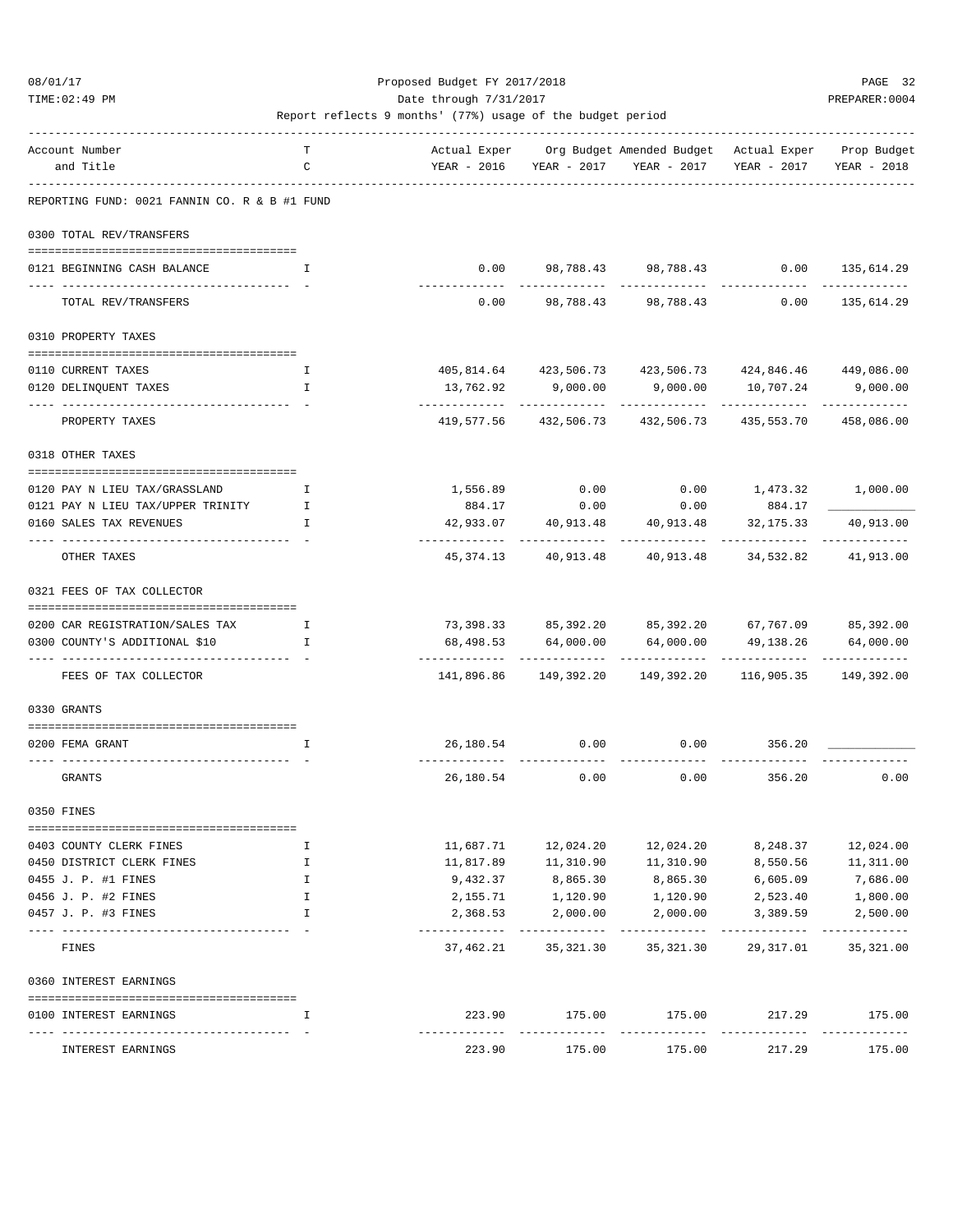Proposed Budget FY 2017/2018

Date through 7/31/2017

Report reflects 9 months' (77%) usage of the budget period

REPORTING FUND: 0021 FANNIN CO. R & B #1 FUND

| Account Number and Title | TC | Actual Exper YEAR - 2016 | Org Budget YEAR - 2017 | Amended Budget YEAR - 2017 | Actual Exper YEAR - 2017 | Prop Budget YEAR - 2018 |
|---|---|---|---|---|---|---|
| **0300 TOTAL REV/TRANSFERS** | | | | | | |
| 0121 BEGINNING CASH BALANCE | I | 0.00 | 98,788.43 | 98,788.43 | 0.00 | 135,614.29 |
| TOTAL REV/TRANSFERS | | 0.00 | 98,788.43 | 98,788.43 | 0.00 | 135,614.29 |
| **0310 PROPERTY TAXES** | | | | | | |
| 0110 CURRENT TAXES | I | 405,814.64 | 423,506.73 | 423,506.73 | 424,846.46 | 449,086.00 |
| 0120 DELINQUENT TAXES | I | 13,762.92 | 9,000.00 | 9,000.00 | 10,707.24 | 9,000.00 |
| PROPERTY TAXES | | 419,577.56 | 432,506.73 | 432,506.73 | 435,553.70 | 458,086.00 |
| **0318 OTHER TAXES** | | | | | | |
| 0120 PAY N LIEU TAX/GRASSLAND | I | 1,556.89 | 0.00 | 0.00 | 1,473.32 | 1,000.00 |
| 0121 PAY N LIEU TAX/UPPER TRINITY | I | 884.17 | 0.00 | 0.00 | 884.17 | |
| 0160 SALES TAX REVENUES | I | 42,933.07 | 40,913.48 | 40,913.48 | 32,175.33 | 40,913.00 |
| OTHER TAXES | | 45,374.13 | 40,913.48 | 40,913.48 | 34,532.82 | 41,913.00 |
| **0321 FEES OF TAX COLLECTOR** | | | | | | |
| 0200 CAR REGISTRATION/SALES TAX | I | 73,398.33 | 85,392.20 | 85,392.20 | 67,767.09 | 85,392.00 |
| 0300 COUNTY'S ADDITIONAL $10 | I | 68,498.53 | 64,000.00 | 64,000.00 | 49,138.26 | 64,000.00 |
| FEES OF TAX COLLECTOR | | 141,896.86 | 149,392.20 | 149,392.20 | 116,905.35 | 149,392.00 |
| **0330 GRANTS** | | | | | | |
| 0200 FEMA GRANT | I | 26,180.54 | 0.00 | 0.00 | 356.20 | |
| GRANTS | | 26,180.54 | 0.00 | 0.00 | 356.20 | 0.00 |
| **0350 FINES** | | | | | | |
| 0403 COUNTY CLERK FINES | I | 11,687.71 | 12,024.20 | 12,024.20 | 8,248.37 | 12,024.00 |
| 0450 DISTRICT CLERK FINES | I | 11,817.89 | 11,310.90 | 11,310.90 | 8,550.56 | 11,311.00 |
| 0455 J. P. #1 FINES | I | 9,432.37 | 8,865.30 | 8,865.30 | 6,605.09 | 7,686.00 |
| 0456 J. P. #2 FINES | I | 2,155.71 | 1,120.90 | 1,120.90 | 2,523.40 | 1,800.00 |
| 0457 J. P. #3 FINES | I | 2,368.53 | 2,000.00 | 2,000.00 | 3,389.59 | 2,500.00 |
| FINES | | 37,462.21 | 35,321.30 | 35,321.30 | 29,317.01 | 35,321.00 |
| **0360 INTEREST EARNINGS** | | | | | | |
| 0100 INTEREST EARNINGS | I | 223.90 | 175.00 | 175.00 | 217.29 | 175.00 |
| INTEREST EARNINGS | | 223.90 | 175.00 | 175.00 | 217.29 | 175.00 |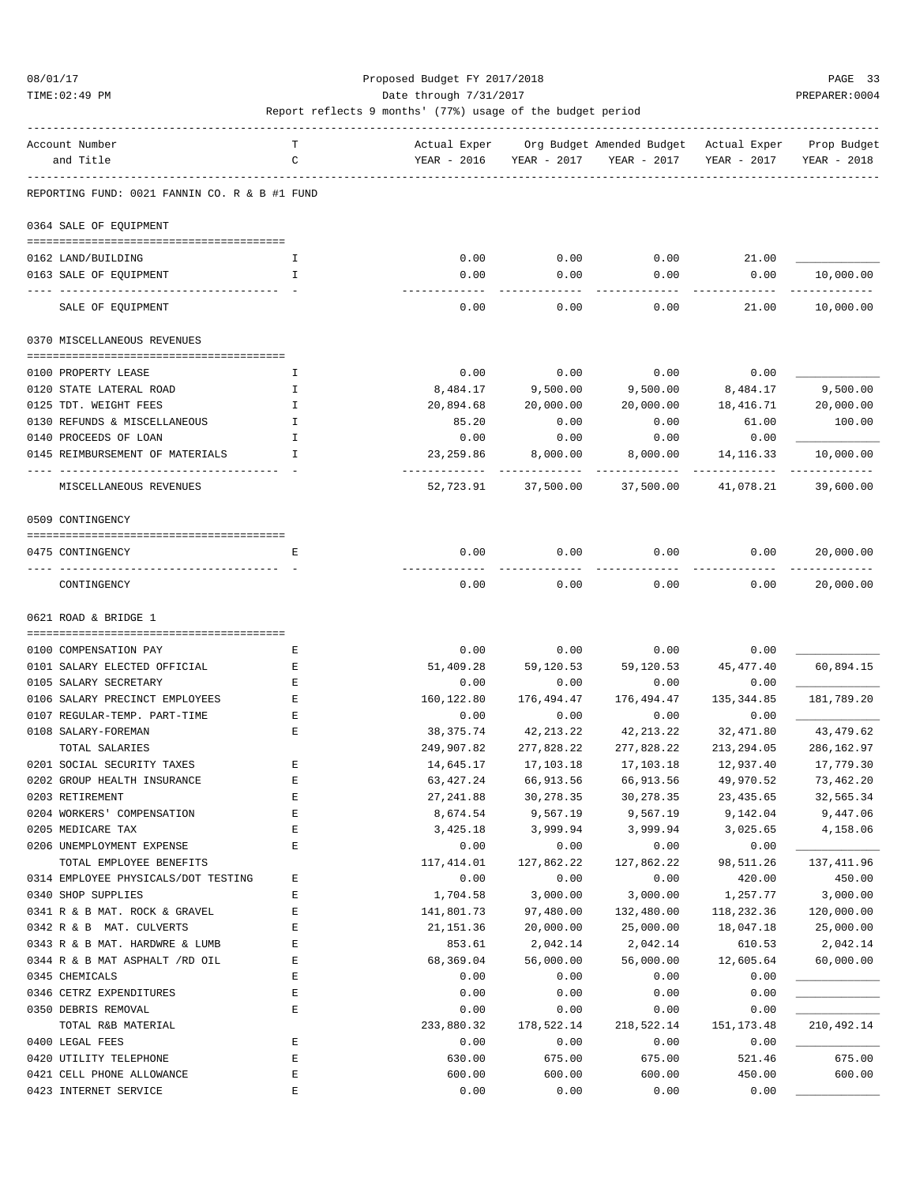Proposed Budget FY 2017/2018

Date through 7/31/2017

Report reflects 9 months' (77%) usage of the budget period

| Account Number and Title | TC | Actual Exper YEAR - 2016 | Org Budget YEAR - 2017 | Amended Budget YEAR - 2017 | Actual Exper YEAR - 2017 | Prop Budget YEAR - 2018 |
|---|---|---|---|---|---|---|
| REPORTING FUND: 0021 FANNIN CO. R & B #1 FUND | | | | | | |
| **0364 SALE OF EQUIPMENT** | | | | | | |
| 0162 LAND/BUILDING | I | 0.00 | 0.00 | 0.00 | 21.00 | |
| 0163 SALE OF EQUIPMENT | I | 0.00 | 0.00 | 0.00 | 0.00 | 10,000.00 |
| SALE OF EQUIPMENT | | 0.00 | 0.00 | 0.00 | 21.00 | 10,000.00 |
| **0370 MISCELLANEOUS REVENUES** | | | | | | |
| 0100 PROPERTY LEASE | I | 0.00 | 0.00 | 0.00 | 0.00 | |
| 0120 STATE LATERAL ROAD | I | 8,484.17 | 9,500.00 | 9,500.00 | 8,484.17 | 9,500.00 |
| 0125 TDT. WEIGHT FEES | I | 20,894.68 | 20,000.00 | 20,000.00 | 18,416.71 | 20,000.00 |
| 0130 REFUNDS & MISCELLANEOUS | I | 85.20 | 0.00 | 0.00 | 61.00 | 100.00 |
| 0140 PROCEEDS OF LOAN | I | 0.00 | 0.00 | 0.00 | 0.00 | |
| 0145 REIMBURSEMENT OF MATERIALS | I | 23,259.86 | 8,000.00 | 8,000.00 | 14,116.33 | 10,000.00 |
| MISCELLANEOUS REVENUES | | 52,723.91 | 37,500.00 | 37,500.00 | 41,078.21 | 39,600.00 |
| **0509 CONTINGENCY** | | | | | | |
| 0475 CONTINGENCY | E | 0.00 | 0.00 | 0.00 | 0.00 | 20,000.00 |
| CONTINGENCY | | 0.00 | 0.00 | 0.00 | 0.00 | 20,000.00 |
| **0621 ROAD & BRIDGE 1** | | | | | | |
| 0100 COMPENSATION PAY | E | 0.00 | 0.00 | 0.00 | 0.00 | |
| 0101 SALARY ELECTED OFFICIAL | E | 51,409.28 | 59,120.53 | 59,120.53 | 45,477.40 | 60,894.15 |
| 0105 SALARY SECRETARY | E | 0.00 | 0.00 | 0.00 | 0.00 | |
| 0106 SALARY PRECINCT EMPLOYEES | E | 160,122.80 | 176,494.47 | 176,494.47 | 135,344.85 | 181,789.20 |
| 0107 REGULAR-TEMP. PART-TIME | E | 0.00 | 0.00 | 0.00 | 0.00 | |
| 0108 SALARY-FOREMAN | E | 38,375.74 | 42,213.22 | 42,213.22 | 32,471.80 | 43,479.62 |
| TOTAL SALARIES | | 249,907.82 | 277,828.22 | 277,828.22 | 213,294.05 | 286,162.97 |
| 0201 SOCIAL SECURITY TAXES | E | 14,645.17 | 17,103.18 | 17,103.18 | 12,937.40 | 17,779.30 |
| 0202 GROUP HEALTH INSURANCE | E | 63,427.24 | 66,913.56 | 66,913.56 | 49,970.52 | 73,462.20 |
| 0203 RETIREMENT | E | 27,241.88 | 30,278.35 | 30,278.35 | 23,435.65 | 32,565.34 |
| 0204 WORKERS' COMPENSATION | E | 8,674.54 | 9,567.19 | 9,567.19 | 9,142.04 | 9,447.06 |
| 0205 MEDICARE TAX | E | 3,425.18 | 3,999.94 | 3,999.94 | 3,025.65 | 4,158.06 |
| 0206 UNEMPLOYMENT EXPENSE | E | 0.00 | 0.00 | 0.00 | 0.00 | |
| TOTAL EMPLOYEE BENEFITS | | 117,414.01 | 127,862.22 | 127,862.22 | 98,511.26 | 137,411.96 |
| 0314 EMPLOYEE PHYSICALS/DOT TESTING | E | 0.00 | 0.00 | 0.00 | 420.00 | 450.00 |
| 0340 SHOP SUPPLIES | E | 1,704.58 | 3,000.00 | 3,000.00 | 1,257.77 | 3,000.00 |
| 0341 R & B MAT. ROCK & GRAVEL | E | 141,801.73 | 97,480.00 | 132,480.00 | 118,232.36 | 120,000.00 |
| 0342 R & B MAT. CULVERTS | E | 21,151.36 | 20,000.00 | 25,000.00 | 18,047.18 | 25,000.00 |
| 0343 R & B MAT. HARDWRE & LUMB | E | 853.61 | 2,042.14 | 2,042.14 | 610.53 | 2,042.14 |
| 0344 R & B MAT ASPHALT /RD OIL | E | 68,369.04 | 56,000.00 | 56,000.00 | 12,605.64 | 60,000.00 |
| 0345 CHEMICALS | E | 0.00 | 0.00 | 0.00 | 0.00 | |
| 0346 CETRZ EXPENDITURES | E | 0.00 | 0.00 | 0.00 | 0.00 | |
| 0350 DEBRIS REMOVAL | E | 0.00 | 0.00 | 0.00 | 0.00 | |
| TOTAL R&B MATERIAL | | 233,880.32 | 178,522.14 | 218,522.14 | 151,173.48 | 210,492.14 |
| 0400 LEGAL FEES | E | 0.00 | 0.00 | 0.00 | 0.00 | |
| 0420 UTILITY TELEPHONE | E | 630.00 | 675.00 | 675.00 | 521.46 | 675.00 |
| 0421 CELL PHONE ALLOWANCE | E | 600.00 | 600.00 | 600.00 | 450.00 | 600.00 |
| 0423 INTERNET SERVICE | E | 0.00 | 0.00 | 0.00 | 0.00 | |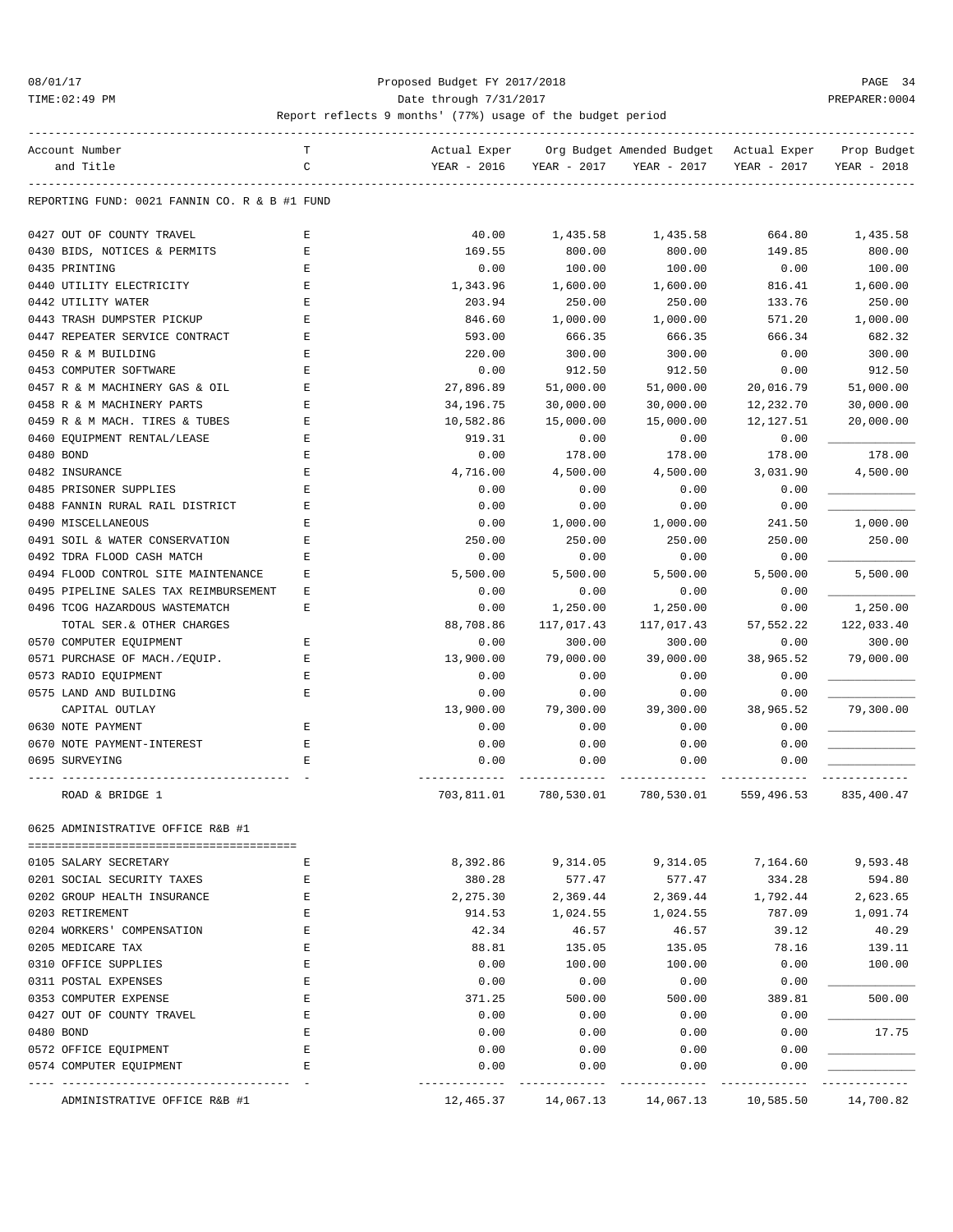Proposed Budget FY 2017/2018

Date through 7/31/2017

Report reflects 9 months' (77%) usage of the budget period

| Account Number and Title | TC | Actual Exper YEAR - 2016 | Org Budget YEAR - 2017 | Amended Budget YEAR - 2017 | Actual Exper YEAR - 2017 | Prop Budget YEAR - 2018 |
|---|---|---|---|---|---|---|
| REPORTING FUND: 0021 FANNIN CO. R & B #1 FUND | | | | | | |
| 0427 OUT OF COUNTY TRAVEL | E | 40.00 | 1,435.58 | 1,435.58 | 664.80 | 1,435.58 |
| 0430 BIDS, NOTICES & PERMITS | E | 169.55 | 800.00 | 800.00 | 149.85 | 800.00 |
| 0435 PRINTING | E | 0.00 | 100.00 | 100.00 | 0.00 | 100.00 |
| 0440 UTILITY ELECTRICITY | E | 1,343.96 | 1,600.00 | 1,600.00 | 816.41 | 1,600.00 |
| 0442 UTILITY WATER | E | 203.94 | 250.00 | 250.00 | 133.76 | 250.00 |
| 0443 TRASH DUMPSTER PICKUP | E | 846.60 | 1,000.00 | 1,000.00 | 571.20 | 1,000.00 |
| 0447 REPEATER SERVICE CONTRACT | E | 593.00 | 666.35 | 666.35 | 666.34 | 682.32 |
| 0450 R & M BUILDING | E | 220.00 | 300.00 | 300.00 | 0.00 | 300.00 |
| 0453 COMPUTER SOFTWARE | E | 0.00 | 912.50 | 912.50 | 0.00 | 912.50 |
| 0457 R & M MACHINERY GAS & OIL | E | 27,896.89 | 51,000.00 | 51,000.00 | 20,016.79 | 51,000.00 |
| 0458 R & M MACHINERY PARTS | E | 34,196.75 | 30,000.00 | 30,000.00 | 12,232.70 | 30,000.00 |
| 0459 R & M MACH. TIRES & TUBES | E | 10,582.86 | 15,000.00 | 15,000.00 | 12,127.51 | 20,000.00 |
| 0460 EQUIPMENT RENTAL/LEASE | E | 919.31 | 0.00 | 0.00 | 0.00 | ____________ |
| 0480 BOND | E | 0.00 | 178.00 | 178.00 | 178.00 | 178.00 |
| 0482 INSURANCE | E | 4,716.00 | 4,500.00 | 4,500.00 | 3,031.90 | 4,500.00 |
| 0485 PRISONER SUPPLIES | E | 0.00 | 0.00 | 0.00 | 0.00 | ____________ |
| 0488 FANNIN RURAL RAIL DISTRICT | E | 0.00 | 0.00 | 0.00 | 0.00 | ____________ |
| 0490 MISCELLANEOUS | E | 0.00 | 1,000.00 | 1,000.00 | 241.50 | 1,000.00 |
| 0491 SOIL & WATER CONSERVATION | E | 250.00 | 250.00 | 250.00 | 250.00 | 250.00 |
| 0492 TDRA FLOOD CASH MATCH | E | 0.00 | 0.00 | 0.00 | 0.00 | ____________ |
| 0494 FLOOD CONTROL SITE MAINTENANCE | E | 5,500.00 | 5,500.00 | 5,500.00 | 5,500.00 | 5,500.00 |
| 0495 PIPELINE SALES TAX REIMBURSEMENT | E | 0.00 | 0.00 | 0.00 | 0.00 | ____________ |
| 0496 TCOG HAZARDOUS WASTEMATCH | E | 0.00 | 1,250.00 | 1,250.00 | 0.00 | 1,250.00 |
| TOTAL SER.& OTHER CHARGES | | 88,708.86 | 117,017.43 | 117,017.43 | 57,552.22 | 122,033.40 |
| 0570 COMPUTER EQUIPMENT | E | 0.00 | 300.00 | 300.00 | 0.00 | 300.00 |
| 0571 PURCHASE OF MACH./EQUIP. | E | 13,900.00 | 79,000.00 | 39,000.00 | 38,965.52 | 79,000.00 |
| 0573 RADIO EQUIPMENT | E | 0.00 | 0.00 | 0.00 | 0.00 | ____________ |
| 0575 LAND AND BUILDING | E | 0.00 | 0.00 | 0.00 | 0.00 | ____________ |
| CAPITAL OUTLAY | | 13,900.00 | 79,300.00 | 39,300.00 | 38,965.52 | 79,300.00 |
| 0630 NOTE PAYMENT | E | 0.00 | 0.00 | 0.00 | 0.00 | ____________ |
| 0670 NOTE PAYMENT-INTEREST | E | 0.00 | 0.00 | 0.00 | 0.00 | ____________ |
| 0695 SURVEYING | E | 0.00 | 0.00 | 0.00 | 0.00 | ____________ |
| ROAD & BRIDGE 1 | | 703,811.01 | 780,530.01 | 780,530.01 | 559,496.53 | 835,400.47 |

0625 ADMINISTRATIVE OFFICE R&B #1

| Account Number and Title | TC | Actual Exper YEAR - 2016 | Org Budget YEAR - 2017 | Amended Budget YEAR - 2017 | Actual Exper YEAR - 2017 | Prop Budget YEAR - 2018 |
|---|---|---|---|---|---|---|
| 0105 SALARY SECRETARY | E | 8,392.86 | 9,314.05 | 9,314.05 | 7,164.60 | 9,593.48 |
| 0201 SOCIAL SECURITY TAXES | E | 380.28 | 577.47 | 577.47 | 334.28 | 594.80 |
| 0202 GROUP HEALTH INSURANCE | E | 2,275.30 | 2,369.44 | 2,369.44 | 1,792.44 | 2,623.65 |
| 0203 RETIREMENT | E | 914.53 | 1,024.55 | 1,024.55 | 787.09 | 1,091.74 |
| 0204 WORKERS' COMPENSATION | E | 42.34 | 46.57 | 46.57 | 39.12 | 40.29 |
| 0205 MEDICARE TAX | E | 88.81 | 135.05 | 135.05 | 78.16 | 139.11 |
| 0310 OFFICE SUPPLIES | E | 0.00 | 100.00 | 100.00 | 0.00 | 100.00 |
| 0311 POSTAL EXPENSES | E | 0.00 | 0.00 | 0.00 | 0.00 | ____________ |
| 0353 COMPUTER EXPENSE | E | 371.25 | 500.00 | 500.00 | 389.81 | 500.00 |
| 0427 OUT OF COUNTY TRAVEL | E | 0.00 | 0.00 | 0.00 | 0.00 | ____________ |
| 0480 BOND | E | 0.00 | 0.00 | 0.00 | 0.00 | 17.75 |
| 0572 OFFICE EQUIPMENT | E | 0.00 | 0.00 | 0.00 | 0.00 | ____________ |
| 0574 COMPUTER EQUIPMENT | E | 0.00 | 0.00 | 0.00 | 0.00 | ____________ |
| ADMINISTRATIVE OFFICE R&B #1 | | 12,465.37 | 14,067.13 | 14,067.13 | 10,585.50 | 14,700.82 |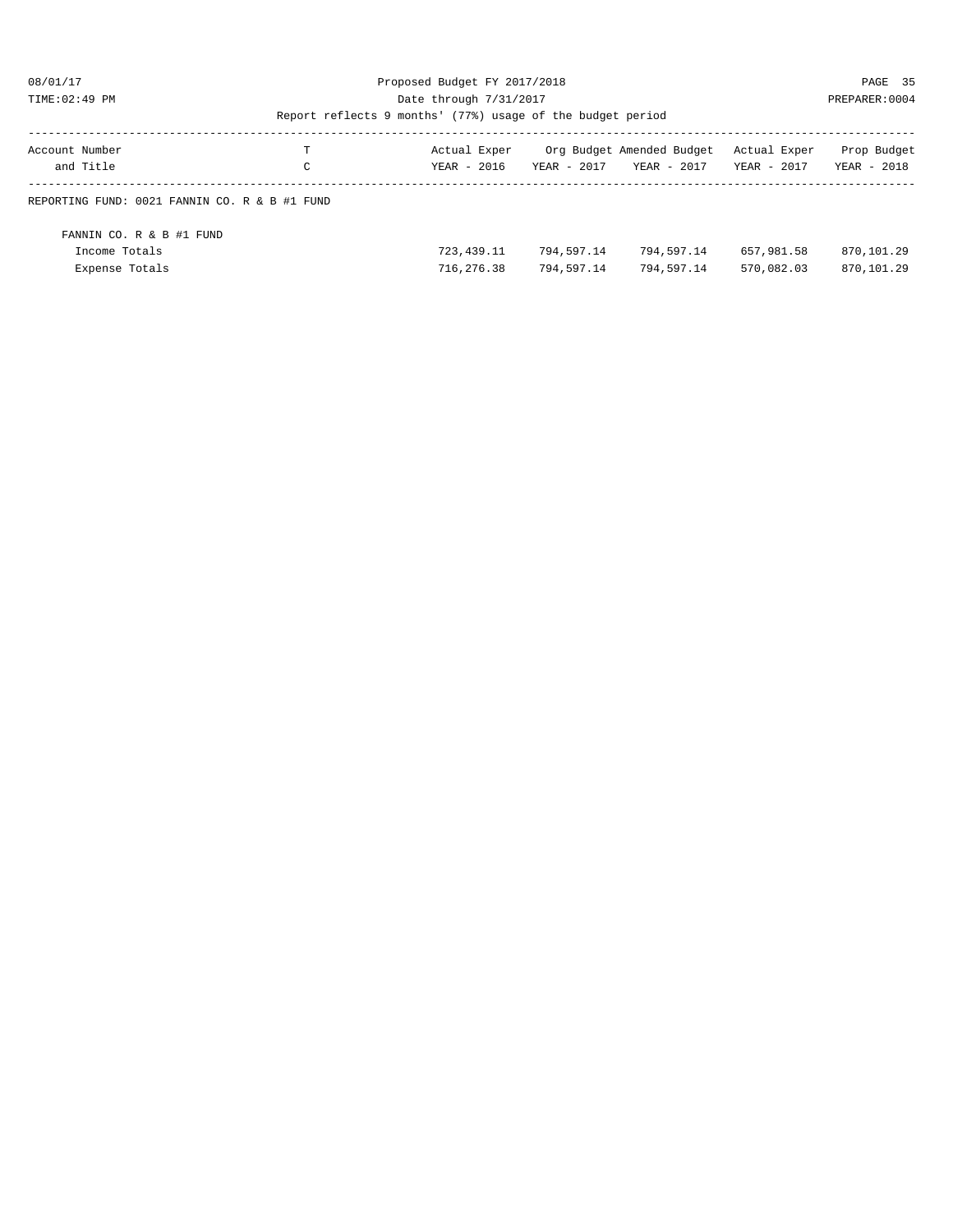Proposed Budget FY 2017/2018

Date through 7/31/2017

Report reflects 9 months' (77%) usage of the budget period

| Account Number and Title | T C | Actual Exper YEAR - 2016 | Org Budget YEAR - 2017 | Amended Budget YEAR - 2017 | Actual Exper YEAR - 2017 | Prop Budget YEAR - 2018 |
|---|---|---|---|---|---|---|
| REPORTING FUND: 0021 FANNIN CO. R & B #1 FUND | | | | | | |
| FANNIN CO. R & B #1 FUND | | | | | | |
| Income Totals | | 723,439.11 | 794,597.14 | 794,597.14 | 657,981.58 | 870,101.29 |
| Expense Totals | | 716,276.38 | 794,597.14 | 794,597.14 | 570,082.03 | 870,101.29 |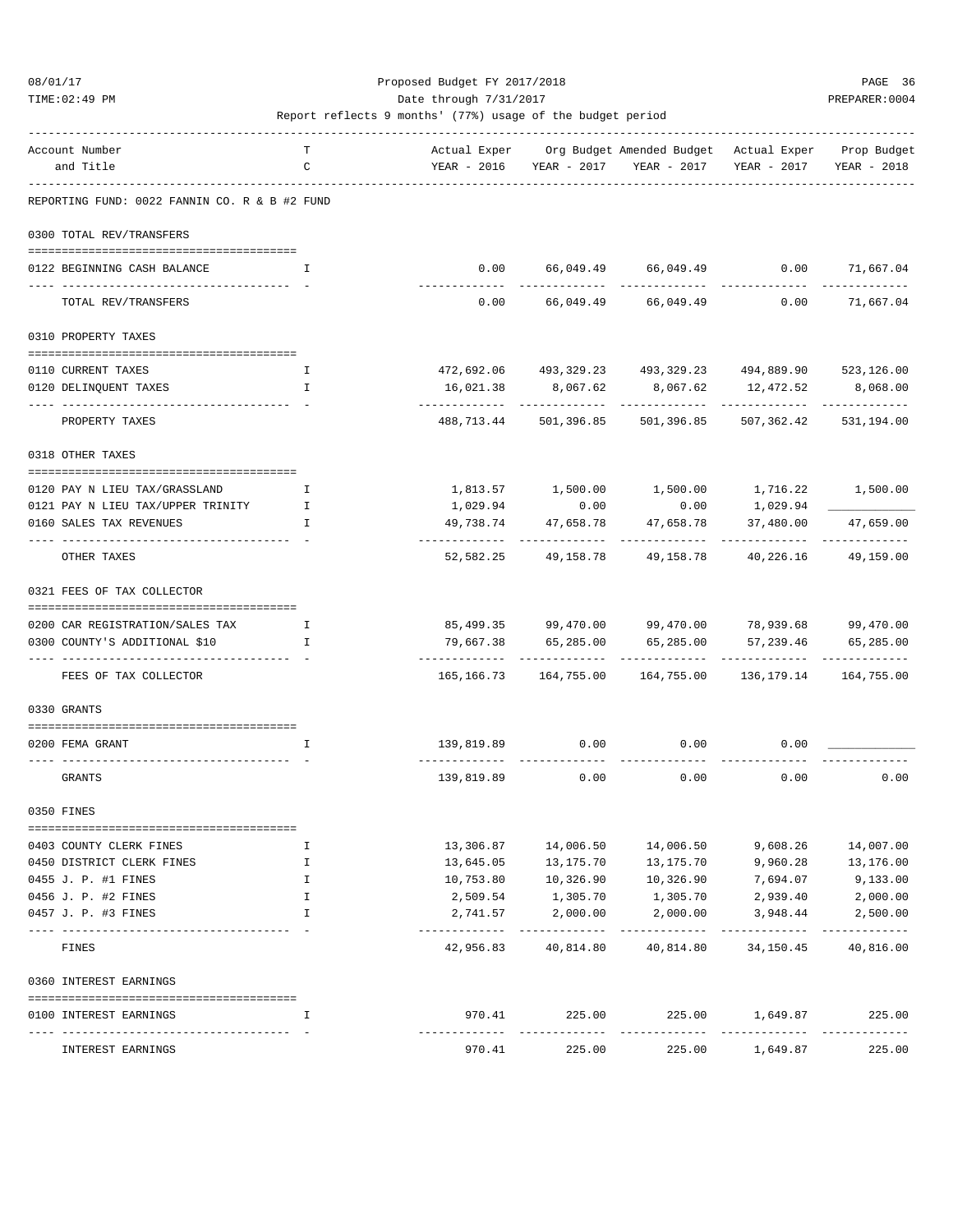Proposed Budget FY 2017/2018
Date through 7/31/2017
Report reflects 9 months' (77%) usage of the budget period

REPORTING FUND: 0022 FANNIN CO. R & B #2 FUND

| Account Number and Title | TC | Actual Exper YEAR - 2016 | Org Budget YEAR - 2017 | Amended Budget YEAR - 2017 | Actual Exper YEAR - 2017 | Prop Budget YEAR - 2018 |
|---|---|---|---|---|---|---|
| **0300 TOTAL REV/TRANSFERS** | | | | | | |
| 0122 BEGINNING CASH BALANCE | I | 0.00 | 66,049.49 | 66,049.49 | 0.00 | 71,667.04 |
| TOTAL REV/TRANSFERS | | 0.00 | 66,049.49 | 66,049.49 | 0.00 | 71,667.04 |
| **0310 PROPERTY TAXES** | | | | | | |
| 0110 CURRENT TAXES | I | 472,692.06 | 493,329.23 | 493,329.23 | 494,889.90 | 523,126.00 |
| 0120 DELINQUENT TAXES | I | 16,021.38 | 8,067.62 | 8,067.62 | 12,472.52 | 8,068.00 |
| PROPERTY TAXES | | 488,713.44 | 501,396.85 | 501,396.85 | 507,362.42 | 531,194.00 |
| **0318 OTHER TAXES** | | | | | | |
| 0120 PAY N LIEU TAX/GRASSLAND | I | 1,813.57 | 1,500.00 | 1,500.00 | 1,716.22 | 1,500.00 |
| 0121 PAY N LIEU TAX/UPPER TRINITY | I | 1,029.94 | 0.00 | 0.00 | 1,029.94 | ____________ |
| 0160 SALES TAX REVENUES | I | 49,738.74 | 47,658.78 | 47,658.78 | 37,480.00 | 47,659.00 |
| OTHER TAXES | | 52,582.25 | 49,158.78 | 49,158.78 | 40,226.16 | 49,159.00 |
| **0321 FEES OF TAX COLLECTOR** | | | | | | |
| 0200 CAR REGISTRATION/SALES TAX | I | 85,499.35 | 99,470.00 | 99,470.00 | 78,939.68 | 99,470.00 |
| 0300 COUNTY'S ADDITIONAL $10 | I | 79,667.38 | 65,285.00 | 65,285.00 | 57,239.46 | 65,285.00 |
| FEES OF TAX COLLECTOR | | 165,166.73 | 164,755.00 | 164,755.00 | 136,179.14 | 164,755.00 |
| **0330 GRANTS** | | | | | | |
| 0200 FEMA GRANT | I | 139,819.89 | 0.00 | 0.00 | 0.00 | ____________ |
| GRANTS | | 139,819.89 | 0.00 | 0.00 | 0.00 | 0.00 |
| **0350 FINES** | | | | | | |
| 0403 COUNTY CLERK FINES | I | 13,306.87 | 14,006.50 | 14,006.50 | 9,608.26 | 14,007.00 |
| 0450 DISTRICT CLERK FINES | I | 13,645.05 | 13,175.70 | 13,175.70 | 9,960.28 | 13,176.00 |
| 0455 J. P. #1 FINES | I | 10,753.80 | 10,326.90 | 10,326.90 | 7,694.07 | 9,133.00 |
| 0456 J. P. #2 FINES | I | 2,509.54 | 1,305.70 | 1,305.70 | 2,939.40 | 2,000.00 |
| 0457 J. P. #3 FINES | I | 2,741.57 | 2,000.00 | 2,000.00 | 3,948.44 | 2,500.00 |
| FINES | | 42,956.83 | 40,814.80 | 40,814.80 | 34,150.45 | 40,816.00 |
| **0360 INTEREST EARNINGS** | | | | | | |
| 0100 INTEREST EARNINGS | I | 970.41 | 225.00 | 225.00 | 1,649.87 | 225.00 |
| INTEREST EARNINGS | | 970.41 | 225.00 | 225.00 | 1,649.87 | 225.00 |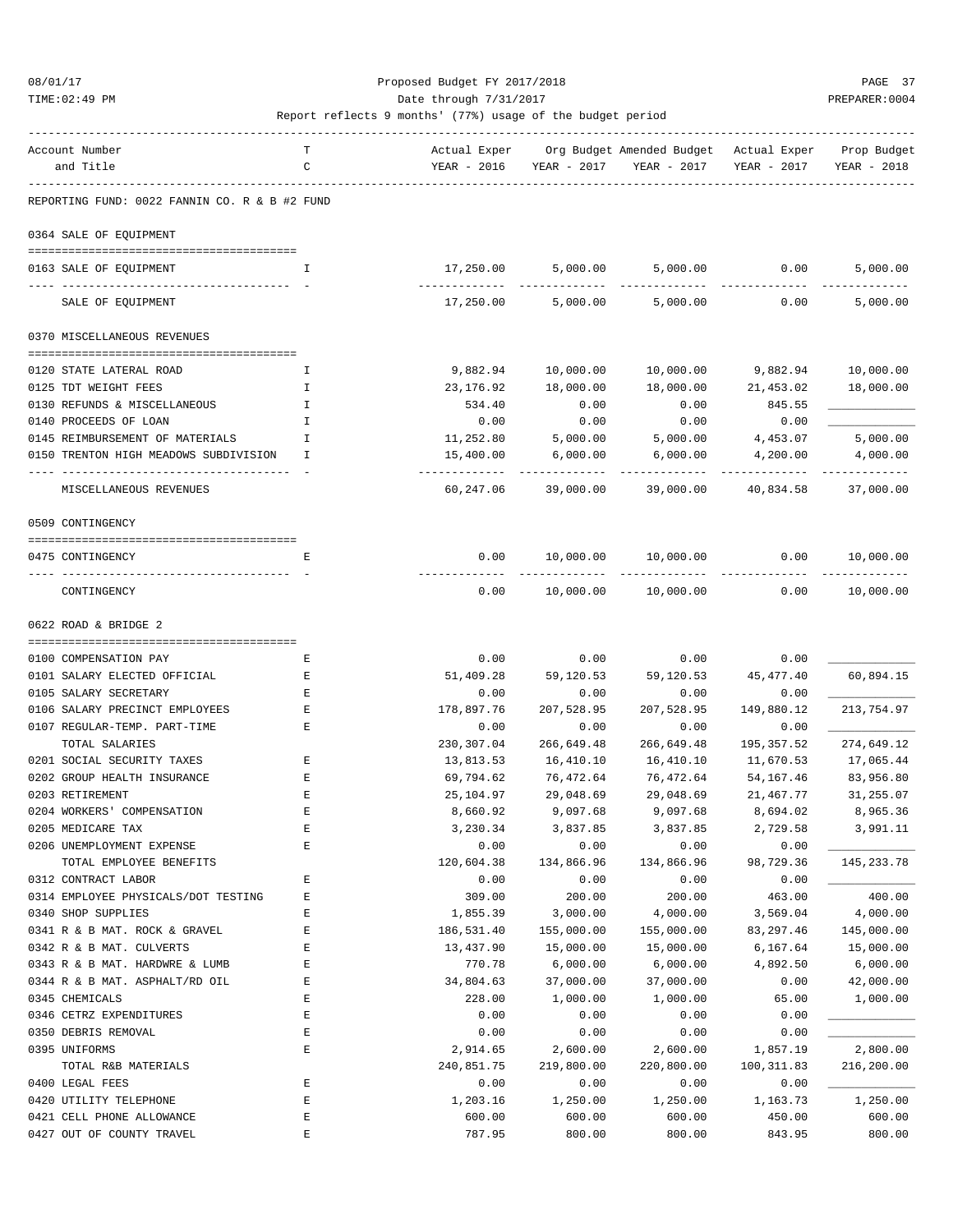Proposed Budget FY 2017/2018

Date through 7/31/2017

Report reflects 9 months' (77%) usage of the budget period

| Account Number and Title | TC | Actual Exper YEAR - 2016 | Org Budget YEAR - 2017 | Amended Budget YEAR - 2017 | Actual Exper YEAR - 2017 | Prop Budget YEAR - 2018 |
|---|---|---|---|---|---|---|
| **REPORTING FUND: 0022 FANNIN CO. R & B #2 FUND** | | | | | | |
| **0364 SALE OF EQUIPMENT** | | | | | | |
| 0163 SALE OF EQUIPMENT | I | 17,250.00 | 5,000.00 | 5,000.00 | 0.00 | 5,000.00 |
| SALE OF EQUIPMENT | | 17,250.00 | 5,000.00 | 5,000.00 | 0.00 | 5,000.00 |
| **0370 MISCELLANEOUS REVENUES** | | | | | | |
| 0120 STATE LATERAL ROAD | I | 9,882.94 | 10,000.00 | 10,000.00 | 9,882.94 | 10,000.00 |
| 0125 TDT WEIGHT FEES | I | 23,176.92 | 18,000.00 | 18,000.00 | 21,453.02 | 18,000.00 |
| 0130 REFUNDS & MISCELLANEOUS | I | 534.40 | 0.00 | 0.00 | 845.55 | ____________ |
| 0140 PROCEEDS OF LOAN | I | 0.00 | 0.00 | 0.00 | 0.00 | ____________ |
| 0145 REIMBURSEMENT OF MATERIALS | I | 11,252.80 | 5,000.00 | 5,000.00 | 4,453.07 | 5,000.00 |
| 0150 TRENTON HIGH MEADOWS SUBDIVISION | I | 15,400.00 | 6,000.00 | 6,000.00 | 4,200.00 | 4,000.00 |
| MISCELLANEOUS REVENUES | | 60,247.06 | 39,000.00 | 39,000.00 | 40,834.58 | 37,000.00 |
| **0509 CONTINGENCY** | | | | | | |
| 0475 CONTINGENCY | E | 0.00 | 10,000.00 | 10,000.00 | 0.00 | 10,000.00 |
| CONTINGENCY | | 0.00 | 10,000.00 | 10,000.00 | 0.00 | 10,000.00 |
| **0622 ROAD & BRIDGE 2** | | | | | | |
| 0100 COMPENSATION PAY | E | 0.00 | 0.00 | 0.00 | 0.00 | ____________ |
| 0101 SALARY ELECTED OFFICIAL | E | 51,409.28 | 59,120.53 | 59,120.53 | 45,477.40 | 60,894.15 |
| 0105 SALARY SECRETARY | E | 0.00 | 0.00 | 0.00 | 0.00 | ____________ |
| 0106 SALARY PRECINCT EMPLOYEES | E | 178,897.76 | 207,528.95 | 207,528.95 | 149,880.12 | 213,754.97 |
| 0107 REGULAR-TEMP. PART-TIME | E | 0.00 | 0.00 | 0.00 | 0.00 | ____________ |
| TOTAL SALARIES | | 230,307.04 | 266,649.48 | 266,649.48 | 195,357.52 | 274,649.12 |
| 0201 SOCIAL SECURITY TAXES | E | 13,813.53 | 16,410.10 | 16,410.10 | 11,670.53 | 17,065.44 |
| 0202 GROUP HEALTH INSURANCE | E | 69,794.62 | 76,472.64 | 76,472.64 | 54,167.46 | 83,956.80 |
| 0203 RETIREMENT | E | 25,104.97 | 29,048.69 | 29,048.69 | 21,467.77 | 31,255.07 |
| 0204 WORKERS' COMPENSATION | E | 8,660.92 | 9,097.68 | 9,097.68 | 8,694.02 | 8,965.36 |
| 0205 MEDICARE TAX | E | 3,230.34 | 3,837.85 | 3,837.85 | 2,729.58 | 3,991.11 |
| 0206 UNEMPLOYMENT EXPENSE | E | 0.00 | 0.00 | 0.00 | 0.00 | ____________ |
| TOTAL EMPLOYEE BENEFITS | | 120,604.38 | 134,866.96 | 134,866.96 | 98,729.36 | 145,233.78 |
| 0312 CONTRACT LABOR | E | 0.00 | 0.00 | 0.00 | 0.00 | ____________ |
| 0314 EMPLOYEE PHYSICALS/DOT TESTING | E | 309.00 | 200.00 | 200.00 | 463.00 | 400.00 |
| 0340 SHOP SUPPLIES | E | 1,855.39 | 3,000.00 | 4,000.00 | 3,569.04 | 4,000.00 |
| 0341 R & B MAT. ROCK & GRAVEL | E | 186,531.40 | 155,000.00 | 155,000.00 | 83,297.46 | 145,000.00 |
| 0342 R & B MAT. CULVERTS | E | 13,437.90 | 15,000.00 | 15,000.00 | 6,167.64 | 15,000.00 |
| 0343 R & B MAT. HARDWRE & LUMB | E | 770.78 | 6,000.00 | 6,000.00 | 4,892.50 | 6,000.00 |
| 0344 R & B MAT. ASPHALT/RD OIL | E | 34,804.63 | 37,000.00 | 37,000.00 | 0.00 | 42,000.00 |
| 0345 CHEMICALS | E | 228.00 | 1,000.00 | 1,000.00 | 65.00 | 1,000.00 |
| 0346 CETRZ EXPENDITURES | E | 0.00 | 0.00 | 0.00 | 0.00 | ____________ |
| 0350 DEBRIS REMOVAL | E | 0.00 | 0.00 | 0.00 | 0.00 | ____________ |
| 0395 UNIFORMS | E | 2,914.65 | 2,600.00 | 2,600.00 | 1,857.19 | 2,800.00 |
| TOTAL R&B MATERIALS | | 240,851.75 | 219,800.00 | 220,800.00 | 100,311.83 | 216,200.00 |
| 0400 LEGAL FEES | E | 0.00 | 0.00 | 0.00 | 0.00 | ____________ |
| 0420 UTILITY TELEPHONE | E | 1,203.16 | 1,250.00 | 1,250.00 | 1,163.73 | 1,250.00 |
| 0421 CELL PHONE ALLOWANCE | E | 600.00 | 600.00 | 600.00 | 450.00 | 600.00 |
| 0427 OUT OF COUNTY TRAVEL | E | 787.95 | 800.00 | 800.00 | 843.95 | 800.00 |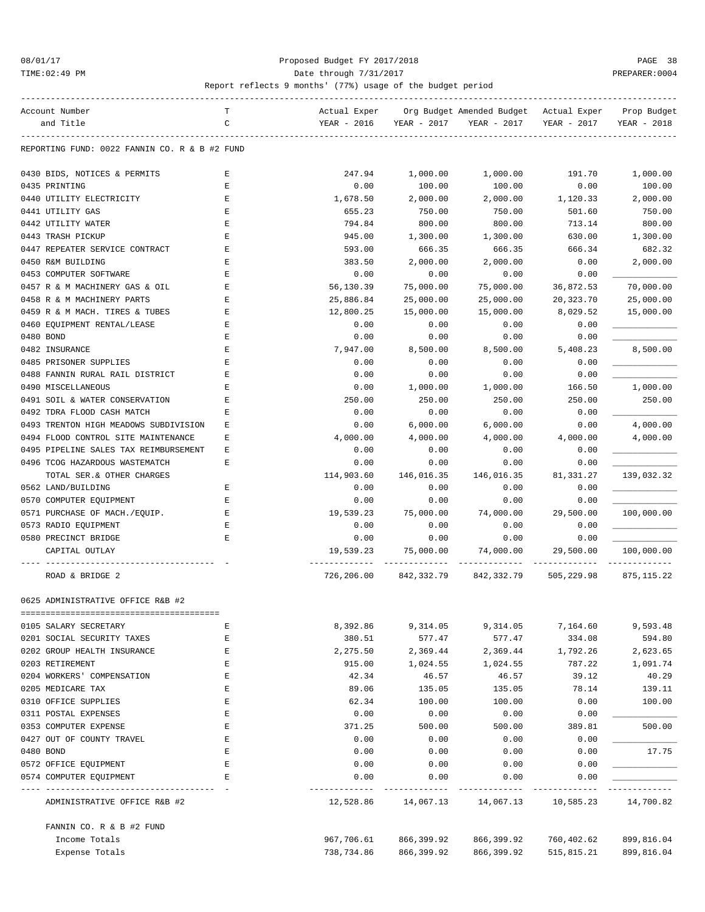Proposed Budget FY 2017/2018
Date through 7/31/2017
Report reflects 9 months' (77%) usage of the budget period

| Account Number and Title | T C | Actual Exper YEAR - 2016 | Org Budget YEAR - 2017 | Amended Budget YEAR - 2017 | Actual Exper YEAR - 2017 | Prop Budget YEAR - 2018 |
|---|---|---|---|---|---|---|
| REPORTING FUND: 0022 FANNIN CO. R & B #2 FUND | | | | | | |
| 0430 BIDS, NOTICES & PERMITS | E | 247.94 | 1,000.00 | 1,000.00 | 191.70 | 1,000.00 |
| 0435 PRINTING | E | 0.00 | 100.00 | 100.00 | 0.00 | 100.00 |
| 0440 UTILITY ELECTRICITY | E | 1,678.50 | 2,000.00 | 2,000.00 | 1,120.33 | 2,000.00 |
| 0441 UTILITY GAS | E | 655.23 | 750.00 | 750.00 | 501.60 | 750.00 |
| 0442 UTILITY WATER | E | 794.84 | 800.00 | 800.00 | 713.14 | 800.00 |
| 0443 TRASH PICKUP | E | 945.00 | 1,300.00 | 1,300.00 | 630.00 | 1,300.00 |
| 0447 REPEATER SERVICE CONTRACT | E | 593.00 | 666.35 | 666.35 | 666.34 | 682.32 |
| 0450 R&M BUILDING | E | 383.50 | 2,000.00 | 2,000.00 | 0.00 | 2,000.00 |
| 0453 COMPUTER SOFTWARE | E | 0.00 | 0.00 | 0.00 | 0.00 | ____________ |
| 0457 R & M MACHINERY GAS & OIL | E | 56,130.39 | 75,000.00 | 75,000.00 | 36,872.53 | 70,000.00 |
| 0458 R & M MACHINERY PARTS | E | 25,886.84 | 25,000.00 | 25,000.00 | 20,323.70 | 25,000.00 |
| 0459 R & M MACH. TIRES & TUBES | E | 12,800.25 | 15,000.00 | 15,000.00 | 8,029.52 | 15,000.00 |
| 0460 EQUIPMENT RENTAL/LEASE | E | 0.00 | 0.00 | 0.00 | 0.00 | ____________ |
| 0480 BOND | E | 0.00 | 0.00 | 0.00 | 0.00 | ____________ |
| 0482 INSURANCE | E | 7,947.00 | 8,500.00 | 8,500.00 | 5,408.23 | 8,500.00 |
| 0485 PRISONER SUPPLIES | E | 0.00 | 0.00 | 0.00 | 0.00 | ____________ |
| 0488 FANNIN RURAL RAIL DISTRICT | E | 0.00 | 0.00 | 0.00 | 0.00 | ____________ |
| 0490 MISCELLANEOUS | E | 0.00 | 1,000.00 | 1,000.00 | 166.50 | 1,000.00 |
| 0491 SOIL & WATER CONSERVATION | E | 250.00 | 250.00 | 250.00 | 250.00 | 250.00 |
| 0492 TDRA FLOOD CASH MATCH | E | 0.00 | 0.00 | 0.00 | 0.00 | ____________ |
| 0493 TRENTON HIGH MEADOWS SUBDIVISION | E | 0.00 | 6,000.00 | 6,000.00 | 0.00 | 4,000.00 |
| 0494 FLOOD CONTROL SITE MAINTENANCE | E | 4,000.00 | 4,000.00 | 4,000.00 | 4,000.00 | 4,000.00 |
| 0495 PIPELINE SALES TAX REIMBURSEMENT | E | 0.00 | 0.00 | 0.00 | 0.00 | ____________ |
| 0496 TCOG HAZARDOUS WASTEMATCH | E | 0.00 | 0.00 | 0.00 | 0.00 | ____________ |
| TOTAL SER.& OTHER CHARGES | | 114,903.60 | 146,016.35 | 146,016.35 | 81,331.27 | 139,032.32 |
| 0562 LAND/BUILDING | E | 0.00 | 0.00 | 0.00 | 0.00 | ____________ |
| 0570 COMPUTER EQUIPMENT | E | 0.00 | 0.00 | 0.00 | 0.00 | ____________ |
| 0571 PURCHASE OF MACH./EQUIP. | E | 19,539.23 | 75,000.00 | 74,000.00 | 29,500.00 | 100,000.00 |
| 0573 RADIO EQUIPMENT | E | 0.00 | 0.00 | 0.00 | 0.00 | ____________ |
| 0580 PRECINCT BRIDGE | E | 0.00 | 0.00 | 0.00 | 0.00 | ____________ |
| CAPITAL OUTLAY | | 19,539.23 | 75,000.00 | 74,000.00 | 29,500.00 | 100,000.00 |
| ROAD & BRIDGE 2 | | 726,206.00 | 842,332.79 | 842,332.79 | 505,229.98 | 875,115.22 |
| 0625 ADMINISTRATIVE OFFICE R&B #2 | | | | | | |
| 0105 SALARY SECRETARY | E | 8,392.86 | 9,314.05 | 9,314.05 | 7,164.60 | 9,593.48 |
| 0201 SOCIAL SECURITY TAXES | E | 380.51 | 577.47 | 577.47 | 334.08 | 594.80 |
| 0202 GROUP HEALTH INSURANCE | E | 2,275.50 | 2,369.44 | 2,369.44 | 1,792.26 | 2,623.65 |
| 0203 RETIREMENT | E | 915.00 | 1,024.55 | 1,024.55 | 787.22 | 1,091.74 |
| 0204 WORKERS' COMPENSATION | E | 42.34 | 46.57 | 46.57 | 39.12 | 40.29 |
| 0205 MEDICARE TAX | E | 89.06 | 135.05 | 135.05 | 78.14 | 139.11 |
| 0310 OFFICE SUPPLIES | E | 62.34 | 100.00 | 100.00 | 0.00 | 100.00 |
| 0311 POSTAL EXPENSES | E | 0.00 | 0.00 | 0.00 | 0.00 | ____________ |
| 0353 COMPUTER EXPENSE | E | 371.25 | 500.00 | 500.00 | 389.81 | 500.00 |
| 0427 OUT OF COUNTY TRAVEL | E | 0.00 | 0.00 | 0.00 | 0.00 | ____________ |
| 0480 BOND | E | 0.00 | 0.00 | 0.00 | 0.00 | 17.75 |
| 0572 OFFICE EQUIPMENT | E | 0.00 | 0.00 | 0.00 | 0.00 | ____________ |
| 0574 COMPUTER EQUIPMENT | E | 0.00 | 0.00 | 0.00 | 0.00 | ____________ |
| ADMINISTRATIVE OFFICE R&B #2 | | 12,528.86 | 14,067.13 | 14,067.13 | 10,585.23 | 14,700.82 |
| FANNIN CO. R & B #2 FUND | | | | | | |
| Income Totals | | 967,706.61 | 866,399.92 | 866,399.92 | 760,402.62 | 899,816.04 |
| Expense Totals | | 738,734.86 | 866,399.92 | 866,399.92 | 515,815.21 | 899,816.04 |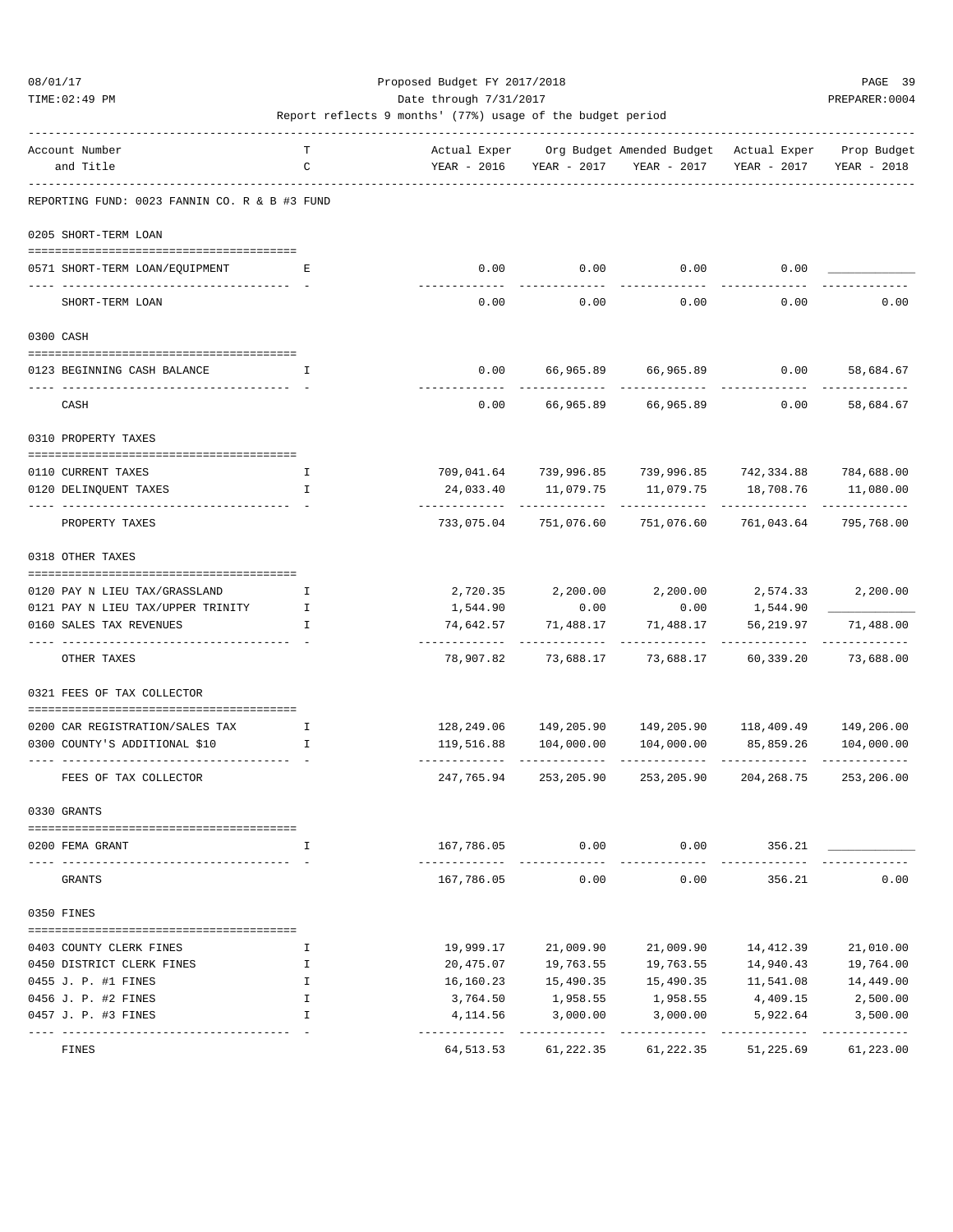Proposed Budget FY 2017/2018

Date through 7/31/2017

Report reflects 9 months' (77%) usage of the budget period

| Account Number and Title | TC | Actual Exper YEAR - 2016 | Org Budget YEAR - 2017 | Amended Budget YEAR - 2017 | Actual Exper YEAR - 2017 | Prop Budget YEAR - 2018 |
|---|---|---|---|---|---|---|
| **REPORTING FUND: 0023 FANNIN CO. R & B #3 FUND** | | | | | | |
| **0205 SHORT-TERM LOAN** | | | | | | |
| 0571 SHORT-TERM LOAN/EQUIPMENT | E | 0.00 | 0.00 | 0.00 | 0.00 | |
| SHORT-TERM LOAN | | 0.00 | 0.00 | 0.00 | 0.00 | 0.00 |
| **0300 CASH** | | | | | | |
| 0123 BEGINNING CASH BALANCE | I | 0.00 | 66,965.89 | 66,965.89 | 0.00 | 58,684.67 |
| CASH | | 0.00 | 66,965.89 | 66,965.89 | 0.00 | 58,684.67 |
| **0310 PROPERTY TAXES** | | | | | | |
| 0110 CURRENT TAXES | I | 709,041.64 | 739,996.85 | 739,996.85 | 742,334.88 | 784,688.00 |
| 0120 DELINQUENT TAXES | I | 24,033.40 | 11,079.75 | 11,079.75 | 18,708.76 | 11,080.00 |
| PROPERTY TAXES | | 733,075.04 | 751,076.60 | 751,076.60 | 761,043.64 | 795,768.00 |
| **0318 OTHER TAXES** | | | | | | |
| 0120 PAY N LIEU TAX/GRASSLAND | I | 2,720.35 | 2,200.00 | 2,200.00 | 2,574.33 | 2,200.00 |
| 0121 PAY N LIEU TAX/UPPER TRINITY | I | 1,544.90 | 0.00 | 0.00 | 1,544.90 | |
| 0160 SALES TAX REVENUES | I | 74,642.57 | 71,488.17 | 71,488.17 | 56,219.97 | 71,488.00 |
| OTHER TAXES | | 78,907.82 | 73,688.17 | 73,688.17 | 60,339.20 | 73,688.00 |
| **0321 FEES OF TAX COLLECTOR** | | | | | | |
| 0200 CAR REGISTRATION/SALES TAX | I | 128,249.06 | 149,205.90 | 149,205.90 | 118,409.49 | 149,206.00 |
| 0300 COUNTY'S ADDITIONAL $10 | I | 119,516.88 | 104,000.00 | 104,000.00 | 85,859.26 | 104,000.00 |
| FEES OF TAX COLLECTOR | | 247,765.94 | 253,205.90 | 253,205.90 | 204,268.75 | 253,206.00 |
| **0330 GRANTS** | | | | | | |
| 0200 FEMA GRANT | I | 167,786.05 | 0.00 | 0.00 | 356.21 | |
| GRANTS | | 167,786.05 | 0.00 | 0.00 | 356.21 | 0.00 |
| **0350 FINES** | | | | | | |
| 0403 COUNTY CLERK FINES | I | 19,999.17 | 21,009.90 | 21,009.90 | 14,412.39 | 21,010.00 |
| 0450 DISTRICT CLERK FINES | I | 20,475.07 | 19,763.55 | 19,763.55 | 14,940.43 | 19,764.00 |
| 0455 J. P. #1 FINES | I | 16,160.23 | 15,490.35 | 15,490.35 | 11,541.08 | 14,449.00 |
| 0456 J. P. #2 FINES | I | 3,764.50 | 1,958.55 | 1,958.55 | 4,409.15 | 2,500.00 |
| 0457 J. P. #3 FINES | I | 4,114.56 | 3,000.00 | 3,000.00 | 5,922.64 | 3,500.00 |
| FINES | | 64,513.53 | 61,222.35 | 61,222.35 | 51,225.69 | 61,223.00 |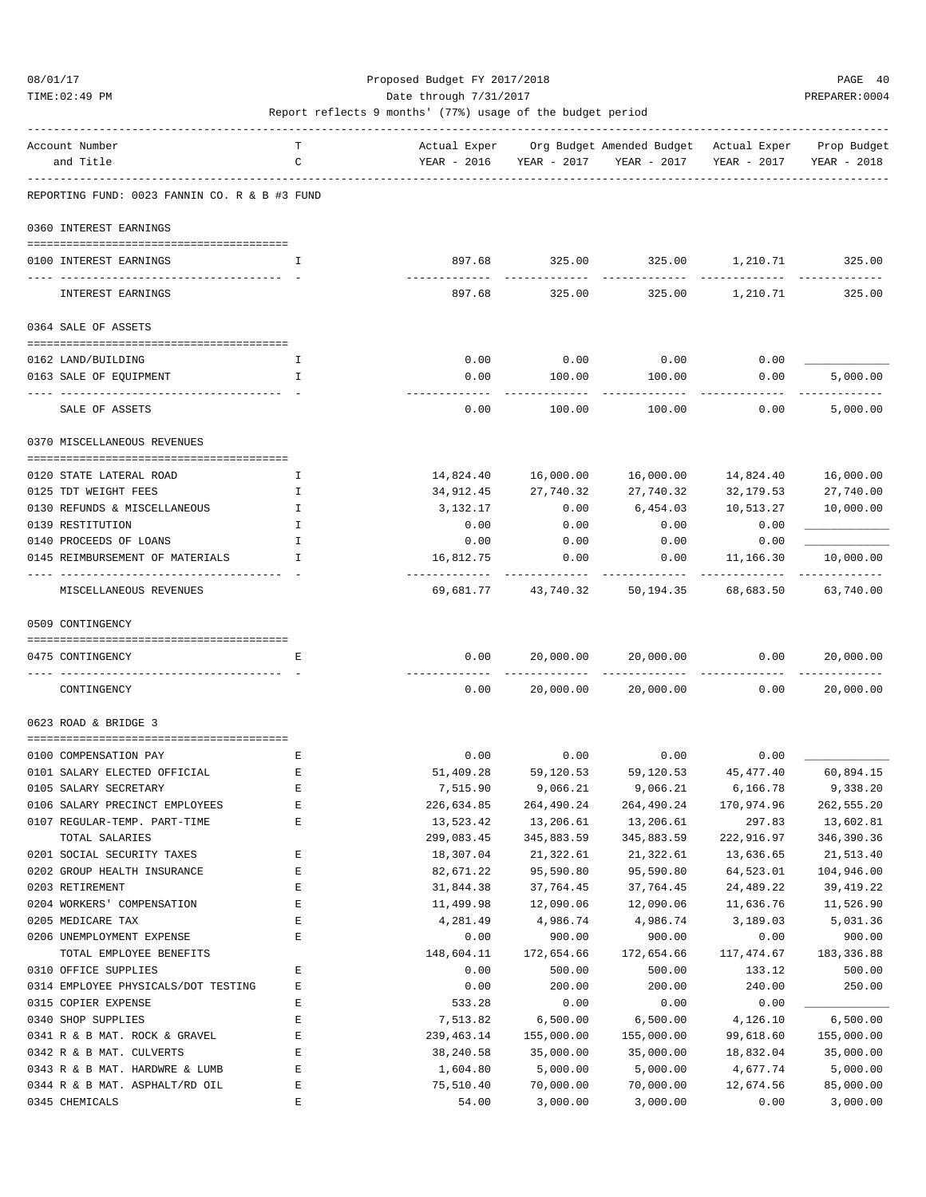Proposed Budget FY 2017/2018

Date through 7/31/2017

Report reflects 9 months' (77%) usage of the budget period

| Account Number and Title | TC | Actual Exper YEAR - 2016 | Org Budget YEAR - 2017 | Amended Budget YEAR - 2017 | Actual Exper YEAR - 2017 | Prop Budget YEAR - 2018 |
|---|---|---|---|---|---|---|
| **REPORTING FUND: 0023 FANNIN CO. R & B #3 FUND** | | | | | | |
| **0360 INTEREST EARNINGS** | | | | | | |
| 0100 INTEREST EARNINGS | I | 897.68 | 325.00 | 325.00 | 1,210.71 | 325.00 |
| INTEREST EARNINGS | | 897.68 | 325.00 | 325.00 | 1,210.71 | 325.00 |
| **0364 SALE OF ASSETS** | | | | | | |
| 0162 LAND/BUILDING | I | 0.00 | 0.00 | 0.00 | 0.00 | ____________ |
| 0163 SALE OF EQUIPMENT | I | 0.00 | 100.00 | 100.00 | 0.00 | 5,000.00 |
| SALE OF ASSETS | | 0.00 | 100.00 | 100.00 | 0.00 | 5,000.00 |
| **0370 MISCELLANEOUS REVENUES** | | | | | | |
| 0120 STATE LATERAL ROAD | I | 14,824.40 | 16,000.00 | 16,000.00 | 14,824.40 | 16,000.00 |
| 0125 TDT WEIGHT FEES | I | 34,912.45 | 27,740.32 | 27,740.32 | 32,179.53 | 27,740.00 |
| 0130 REFUNDS & MISCELLANEOUS | I | 3,132.17 | 0.00 | 6,454.03 | 10,513.27 | 10,000.00 |
| 0139 RESTITUTION | I | 0.00 | 0.00 | 0.00 | 0.00 | ____________ |
| 0140 PROCEEDS OF LOANS | I | 0.00 | 0.00 | 0.00 | 0.00 | ____________ |
| 0145 REIMBURSEMENT OF MATERIALS | I | 16,812.75 | 0.00 | 0.00 | 11,166.30 | 10,000.00 |
| MISCELLANEOUS REVENUES | | 69,681.77 | 43,740.32 | 50,194.35 | 68,683.50 | 63,740.00 |
| **0509 CONTINGENCY** | | | | | | |
| 0475 CONTINGENCY | E | 0.00 | 20,000.00 | 20,000.00 | 0.00 | 20,000.00 |
| CONTINGENCY | | 0.00 | 20,000.00 | 20,000.00 | 0.00 | 20,000.00 |
| **0623 ROAD & BRIDGE 3** | | | | | | |
| 0100 COMPENSATION PAY | E | 0.00 | 0.00 | 0.00 | 0.00 | ____________ |
| 0101 SALARY ELECTED OFFICIAL | E | 51,409.28 | 59,120.53 | 59,120.53 | 45,477.40 | 60,894.15 |
| 0105 SALARY SECRETARY | E | 7,515.90 | 9,066.21 | 9,066.21 | 6,166.78 | 9,338.20 |
| 0106 SALARY PRECINCT EMPLOYEES | E | 226,634.85 | 264,490.24 | 264,490.24 | 170,974.96 | 262,555.20 |
| 0107 REGULAR-TEMP. PART-TIME | E | 13,523.42 | 13,206.61 | 13,206.61 | 297.83 | 13,602.81 |
| TOTAL SALARIES | | 299,083.45 | 345,883.59 | 345,883.59 | 222,916.97 | 346,390.36 |
| 0201 SOCIAL SECURITY TAXES | E | 18,307.04 | 21,322.61 | 21,322.61 | 13,636.65 | 21,513.40 |
| 0202 GROUP HEALTH INSURANCE | E | 82,671.22 | 95,590.80 | 95,590.80 | 64,523.01 | 104,946.00 |
| 0203 RETIREMENT | E | 31,844.38 | 37,764.45 | 37,764.45 | 24,489.22 | 39,419.22 |
| 0204 WORKERS' COMPENSATION | E | 11,499.98 | 12,090.06 | 12,090.06 | 11,636.76 | 11,526.90 |
| 0205 MEDICARE TAX | E | 4,281.49 | 4,986.74 | 4,986.74 | 3,189.03 | 5,031.36 |
| 0206 UNEMPLOYMENT EXPENSE | E | 0.00 | 900.00 | 900.00 | 0.00 | 900.00 |
| TOTAL EMPLOYEE BENEFITS | | 148,604.11 | 172,654.66 | 172,654.66 | 117,474.67 | 183,336.88 |
| 0310 OFFICE SUPPLIES | E | 0.00 | 500.00 | 500.00 | 133.12 | 500.00 |
| 0314 EMPLOYEE PHYSICALS/DOT TESTING | E | 0.00 | 200.00 | 200.00 | 240.00 | 250.00 |
| 0315 COPIER EXPENSE | E | 533.28 | 0.00 | 0.00 | 0.00 | ____________ |
| 0340 SHOP SUPPLIES | E | 7,513.82 | 6,500.00 | 6,500.00 | 4,126.10 | 6,500.00 |
| 0341 R & B MAT. ROCK & GRAVEL | E | 239,463.14 | 155,000.00 | 155,000.00 | 99,618.60 | 155,000.00 |
| 0342 R & B MAT. CULVERTS | E | 38,240.58 | 35,000.00 | 35,000.00 | 18,832.04 | 35,000.00 |
| 0343 R & B MAT. HARDWRE & LUMB | E | 1,604.80 | 5,000.00 | 5,000.00 | 4,677.74 | 5,000.00 |
| 0344 R & B MAT. ASPHALT/RD OIL | E | 75,510.40 | 70,000.00 | 70,000.00 | 12,674.56 | 85,000.00 |
| 0345 CHEMICALS | E | 54.00 | 3,000.00 | 3,000.00 | 0.00 | 3,000.00 |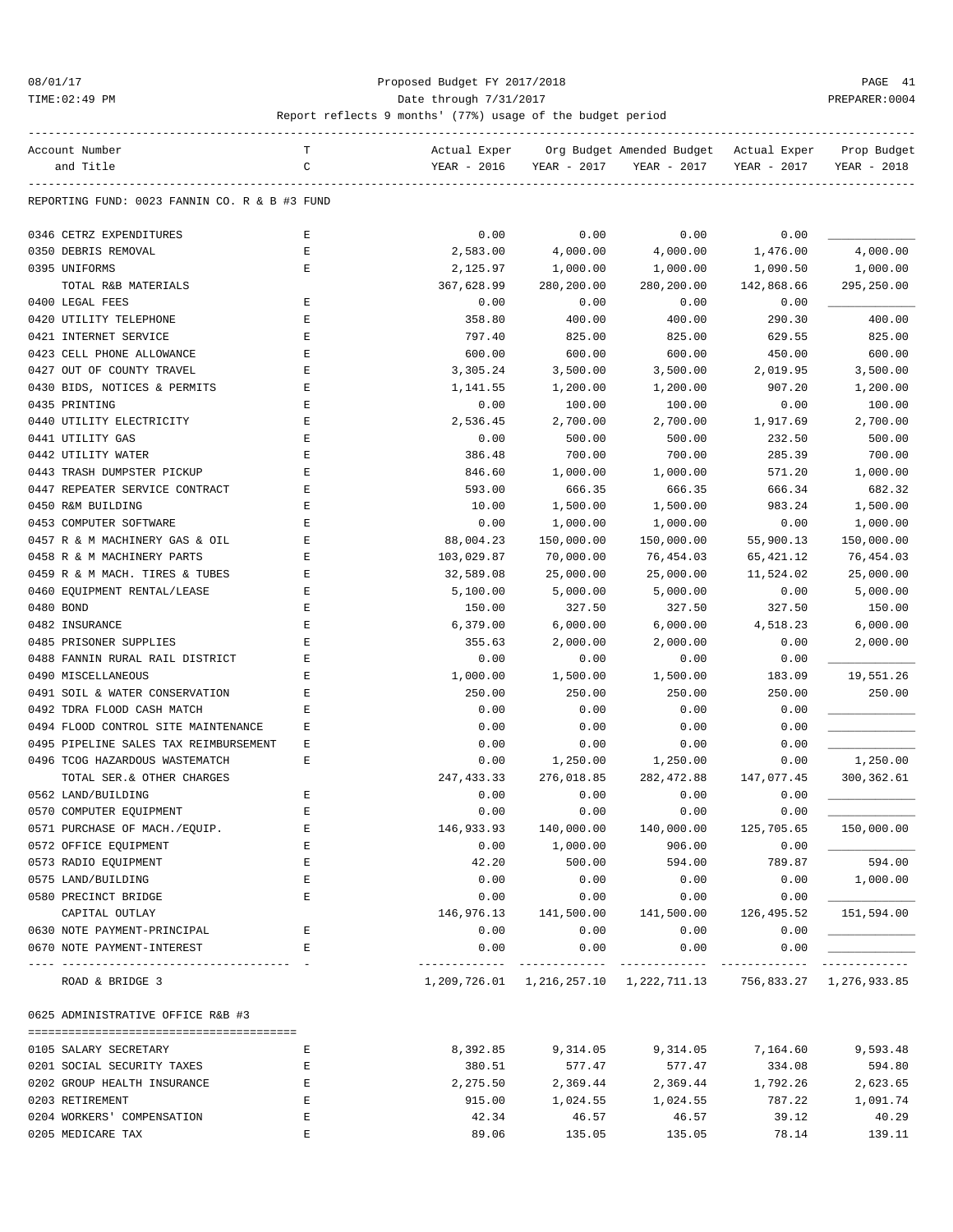Proposed Budget FY 2017/2018

Date through 7/31/2017

Report reflects 9 months' (77%) usage of the budget period

| Account Number and Title | T C | Actual Exper YEAR - 2016 | Org Budget YEAR - 2017 | Amended Budget YEAR - 2017 | Actual Exper YEAR - 2017 | Prop Budget YEAR - 2018 |
|---|---|---|---|---|---|---|
| REPORTING FUND: 0023 FANNIN CO. R & B #3 FUND | | | | | | |
| 0346 CETRZ EXPENDITURES | E | 0.00 | 0.00 | 0.00 | 0.00 | ____________ |
| 0350 DEBRIS REMOVAL | E | 2,583.00 | 4,000.00 | 4,000.00 | 1,476.00 | 4,000.00 |
| 0395 UNIFORMS | E | 2,125.97 | 1,000.00 | 1,000.00 | 1,090.50 | 1,000.00 |
| TOTAL R&B MATERIALS | | 367,628.99 | 280,200.00 | 280,200.00 | 142,868.66 | 295,250.00 |
| 0400 LEGAL FEES | E | 0.00 | 0.00 | 0.00 | 0.00 | ____________ |
| 0420 UTILITY TELEPHONE | E | 358.80 | 400.00 | 400.00 | 290.30 | 400.00 |
| 0421 INTERNET SERVICE | E | 797.40 | 825.00 | 825.00 | 629.55 | 825.00 |
| 0423 CELL PHONE ALLOWANCE | E | 600.00 | 600.00 | 600.00 | 450.00 | 600.00 |
| 0427 OUT OF COUNTY TRAVEL | E | 3,305.24 | 3,500.00 | 3,500.00 | 2,019.95 | 3,500.00 |
| 0430 BIDS, NOTICES & PERMITS | E | 1,141.55 | 1,200.00 | 1,200.00 | 907.20 | 1,200.00 |
| 0435 PRINTING | E | 0.00 | 100.00 | 100.00 | 0.00 | 100.00 |
| 0440 UTILITY ELECTRICITY | E | 2,536.45 | 2,700.00 | 2,700.00 | 1,917.69 | 2,700.00 |
| 0441 UTILITY GAS | E | 0.00 | 500.00 | 500.00 | 232.50 | 500.00 |
| 0442 UTILITY WATER | E | 386.48 | 700.00 | 700.00 | 285.39 | 700.00 |
| 0443 TRASH DUMPSTER PICKUP | E | 846.60 | 1,000.00 | 1,000.00 | 571.20 | 1,000.00 |
| 0447 REPEATER SERVICE CONTRACT | E | 593.00 | 666.35 | 666.35 | 666.34 | 682.32 |
| 0450 R&M BUILDING | E | 10.00 | 1,500.00 | 1,500.00 | 983.24 | 1,500.00 |
| 0453 COMPUTER SOFTWARE | E | 0.00 | 1,000.00 | 1,000.00 | 0.00 | 1,000.00 |
| 0457 R & M MACHINERY GAS & OIL | E | 88,004.23 | 150,000.00 | 150,000.00 | 55,900.13 | 150,000.00 |
| 0458 R & M MACHINERY PARTS | E | 103,029.87 | 70,000.00 | 76,454.03 | 65,421.12 | 76,454.03 |
| 0459 R & M MACH. TIRES & TUBES | E | 32,589.08 | 25,000.00 | 25,000.00 | 11,524.02 | 25,000.00 |
| 0460 EQUIPMENT RENTAL/LEASE | E | 5,100.00 | 5,000.00 | 5,000.00 | 0.00 | 5,000.00 |
| 0480 BOND | E | 150.00 | 327.50 | 327.50 | 327.50 | 150.00 |
| 0482 INSURANCE | E | 6,379.00 | 6,000.00 | 6,000.00 | 4,518.23 | 6,000.00 |
| 0485 PRISONER SUPPLIES | E | 355.63 | 2,000.00 | 2,000.00 | 0.00 | 2,000.00 |
| 0488 FANNIN RURAL RAIL DISTRICT | E | 0.00 | 0.00 | 0.00 | 0.00 | ____________ |
| 0490 MISCELLANEOUS | E | 1,000.00 | 1,500.00 | 1,500.00 | 183.09 | 19,551.26 |
| 0491 SOIL & WATER CONSERVATION | E | 250.00 | 250.00 | 250.00 | 250.00 | 250.00 |
| 0492 TDRA FLOOD CASH MATCH | E | 0.00 | 0.00 | 0.00 | 0.00 | ____________ |
| 0494 FLOOD CONTROL SITE MAINTENANCE | E | 0.00 | 0.00 | 0.00 | 0.00 | ____________ |
| 0495 PIPELINE SALES TAX REIMBURSEMENT | E | 0.00 | 0.00 | 0.00 | 0.00 | ____________ |
| 0496 TCOG HAZARDOUS WASTEMATCH | E | 0.00 | 1,250.00 | 1,250.00 | 0.00 | 1,250.00 |
| TOTAL SER.& OTHER CHARGES | | 247,433.33 | 276,018.85 | 282,472.88 | 147,077.45 | 300,362.61 |
| 0562 LAND/BUILDING | E | 0.00 | 0.00 | 0.00 | 0.00 | ____________ |
| 0570 COMPUTER EQUIPMENT | E | 0.00 | 0.00 | 0.00 | 0.00 | ____________ |
| 0571 PURCHASE OF MACH./EQUIP. | E | 146,933.93 | 140,000.00 | 140,000.00 | 125,705.65 | 150,000.00 |
| 0572 OFFICE EQUIPMENT | E | 0.00 | 1,000.00 | 906.00 | 0.00 | ____________ |
| 0573 RADIO EQUIPMENT | E | 42.20 | 500.00 | 594.00 | 789.87 | 594.00 |
| 0575 LAND/BUILDING | E | 0.00 | 0.00 | 0.00 | 0.00 | 1,000.00 |
| 0580 PRECINCT BRIDGE | E | 0.00 | 0.00 | 0.00 | 0.00 | ____________ |
| CAPITAL OUTLAY | | 146,976.13 | 141,500.00 | 141,500.00 | 126,495.52 | 151,594.00 |
| 0630 NOTE PAYMENT-PRINCIPAL | E | 0.00 | 0.00 | 0.00 | 0.00 | ____________ |
| 0670 NOTE PAYMENT-INTEREST | E | 0.00 | 0.00 | 0.00 | 0.00 | ____________ |
| ROAD & BRIDGE 3 | | 1,209,726.01 | 1,216,257.10 | 1,222,711.13 | 756,833.27 | 1,276,933.85 |
| 0625 ADMINISTRATIVE OFFICE R&B #3 | | | | | | |
| 0105 SALARY SECRETARY | E | 8,392.85 | 9,314.05 | 9,314.05 | 7,164.60 | 9,593.48 |
| 0201 SOCIAL SECURITY TAXES | E | 380.51 | 577.47 | 577.47 | 334.08 | 594.80 |
| 0202 GROUP HEALTH INSURANCE | E | 2,275.50 | 2,369.44 | 2,369.44 | 1,792.26 | 2,623.65 |
| 0203 RETIREMENT | E | 915.00 | 1,024.55 | 1,024.55 | 787.22 | 1,091.74 |
| 0204 WORKERS' COMPENSATION | E | 42.34 | 46.57 | 46.57 | 39.12 | 40.29 |
| 0205 MEDICARE TAX | E | 89.06 | 135.05 | 135.05 | 78.14 | 139.11 |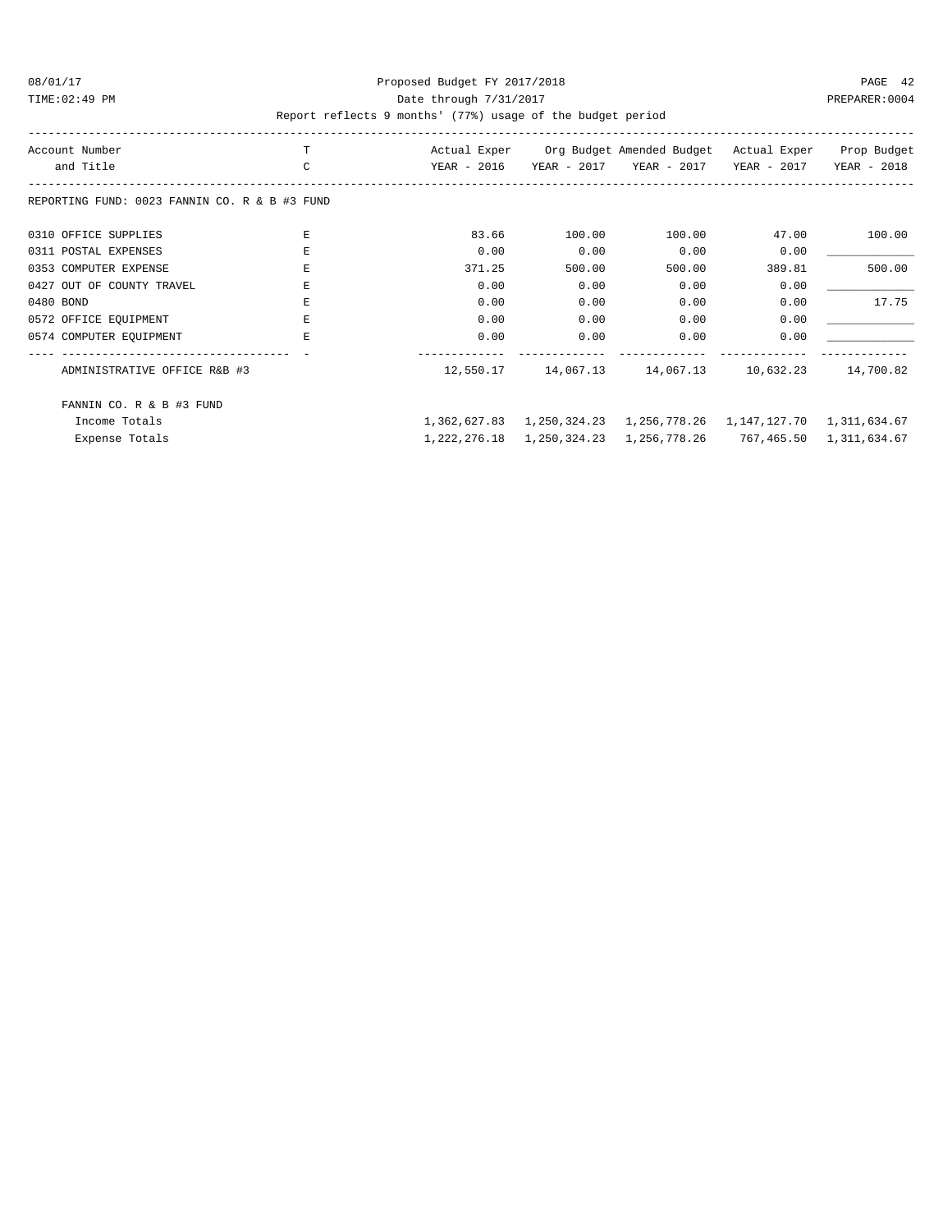Proposed Budget FY 2017/2018

Date through 7/31/2017

Report reflects 9 months' (77%) usage of the budget period

| Account Number and Title | TC | Actual Exper YEAR - 2016 | Org Budget YEAR - 2017 | Amended Budget YEAR - 2017 | Actual Exper YEAR - 2017 | Prop Budget YEAR - 2018 |
|---|---|---|---|---|---|---|
| REPORTING FUND: 0023 FANNIN CO. R & B #3 FUND | | | | | | |
| 0310 OFFICE SUPPLIES | E | 83.66 | 100.00 | 100.00 | 47.00 | 100.00 |
| 0311 POSTAL EXPENSES | E | 0.00 | 0.00 | 0.00 | 0.00 | ____________ |
| 0353 COMPUTER EXPENSE | E | 371.25 | 500.00 | 500.00 | 389.81 | 500.00 |
| 0427 OUT OF COUNTY TRAVEL | E | 0.00 | 0.00 | 0.00 | 0.00 | ____________ |
| 0480 BOND | E | 0.00 | 0.00 | 0.00 | 0.00 | 17.75 |
| 0572 OFFICE EQUIPMENT | E | 0.00 | 0.00 | 0.00 | 0.00 | ____________ |
| 0574 COMPUTER EQUIPMENT | E | 0.00 | 0.00 | 0.00 | 0.00 | ____________ |
| ADMINISTRATIVE OFFICE R&B #3 | | 12,550.17 | 14,067.13 | 14,067.13 | 10,632.23 | 14,700.82 |
| FANNIN CO. R & B #3 FUND | | | | | | |
| Income Totals | | 1,362,627.83 | 1,250,324.23 | 1,256,778.26 | 1,147,127.70 | 1,311,634.67 |
| Expense Totals | | 1,222,276.18 | 1,250,324.23 | 1,256,778.26 | 767,465.50 | 1,311,634.67 |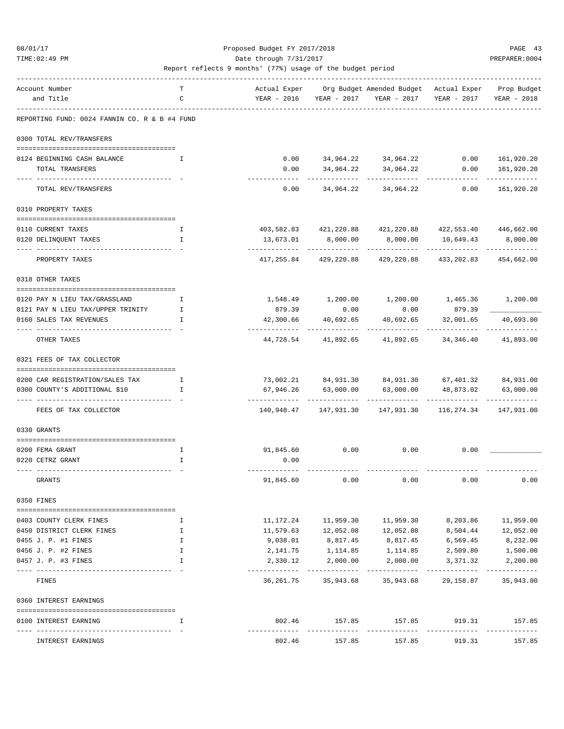Proposed Budget FY 2017/2018

Date through 7/31/2017

Report reflects 9 months' (77%) usage of the budget period

| Account Number and Title | T C | Actual Exper YEAR - 2016 | Org Budget YEAR - 2017 | Amended Budget YEAR - 2017 | Actual Exper YEAR - 2017 | Prop Budget YEAR - 2018 |
|---|---|---|---|---|---|---|
| **REPORTING FUND: 0024 FANNIN CO. R & B #4 FUND** | | | | | | |
| **0300 TOTAL REV/TRANSFERS** | | | | | | |
| 0124 BEGINNING CASH BALANCE | I | 0.00 | 34,964.22 | 34,964.22 | 0.00 | 161,920.20 |
| TOTAL TRANSFERS | | 0.00 | 34,964.22 | 34,964.22 | 0.00 | 161,920.20 |
| TOTAL REV/TRANSFERS | | 0.00 | 34,964.22 | 34,964.22 | 0.00 | 161,920.20 |
| **0310 PROPERTY TAXES** | | | | | | |
| 0110 CURRENT TAXES | I | 403,582.83 | 421,220.88 | 421,220.88 | 422,553.40 | 446,662.00 |
| 0120 DELINQUENT TAXES | I | 13,673.01 | 8,000.00 | 8,000.00 | 10,649.43 | 8,000.00 |
| PROPERTY TAXES | | 417,255.84 | 429,220.88 | 429,220.88 | 433,202.83 | 454,662.00 |
| **0318 OTHER TAXES** | | | | | | |
| 0120 PAY N LIEU TAX/GRASSLAND | I | 1,548.49 | 1,200.00 | 1,200.00 | 1,465.36 | 1,200.00 |
| 0121 PAY N LIEU TAX/UPPER TRINITY | I | 879.39 | 0.00 | 0.00 | 879.39 | ____________ |
| 0160 SALES TAX REVENUES | I | 42,300.66 | 40,692.65 | 40,692.65 | 32,001.65 | 40,693.00 |
| OTHER TAXES | | 44,728.54 | 41,892.65 | 41,892.65 | 34,346.40 | 41,893.00 |
| **0321 FEES OF TAX COLLECTOR** | | | | | | |
| 0200 CAR REGISTRATION/SALES TAX | I | 73,002.21 | 84,931.30 | 84,931.30 | 67,401.32 | 84,931.00 |
| 0300 COUNTY'S ADDITIONAL $10 | I | 67,946.26 | 63,000.00 | 63,000.00 | 48,873.02 | 63,000.00 |
| FEES OF TAX COLLECTOR | | 140,948.47 | 147,931.30 | 147,931.30 | 116,274.34 | 147,931.00 |
| **0330 GRANTS** | | | | | | |
| 0200 FEMA GRANT | I | 91,845.60 | 0.00 | 0.00 | 0.00 | ____________ |
| 0220 CETRZ GRANT | I | 0.00 | | | | |
| GRANTS | | 91,845.60 | 0.00 | 0.00 | 0.00 | 0.00 |
| **0350 FINES** | | | | | | |
| 0403 COUNTY CLERK FINES | I | 11,172.24 | 11,959.30 | 11,959.30 | 8,203.86 | 11,959.00 |
| 0450 DISTRICT CLERK FINES | I | 11,579.63 | 12,052.08 | 12,052.08 | 8,504.44 | 12,052.00 |
| 0455 J. P. #1 FINES | I | 9,038.01 | 8,817.45 | 8,817.45 | 6,569.45 | 8,232.00 |
| 0456 J. P. #2 FINES | I | 2,141.75 | 1,114.85 | 1,114.85 | 2,509.80 | 1,500.00 |
| 0457 J. P. #3 FINES | I | 2,330.12 | 2,000.00 | 2,000.00 | 3,371.32 | 2,200.00 |
| FINES | | 36,261.75 | 35,943.68 | 35,943.68 | 29,158.87 | 35,943.00 |
| **0360 INTEREST EARNINGS** | | | | | | |
| 0100 INTEREST EARNING | I | 802.46 | 157.85 | 157.85 | 919.31 | 157.85 |
| INTEREST EARNINGS | | 802.46 | 157.85 | 157.85 | 919.31 | 157.85 |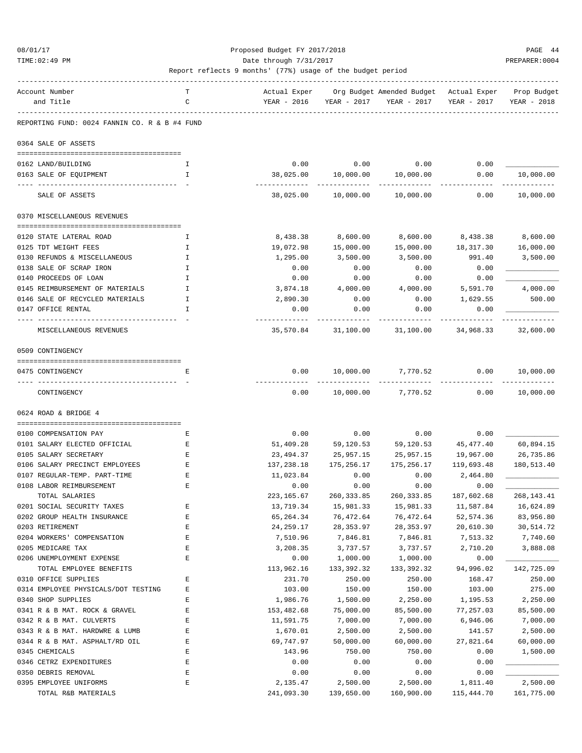Proposed Budget FY 2017/2018

Date through 7/31/2017

Report reflects 9 months' (77%) usage of the budget period

| Account Number and Title | TC | Actual Exper YEAR - 2016 | Org Budget YEAR - 2017 | Amended Budget YEAR - 2017 | Actual Exper YEAR - 2017 | Prop Budget YEAR - 2018 |
|---|---|---|---|---|---|---|
| **REPORTING FUND: 0024 FANNIN CO. R & B #4 FUND** | | | | | | |
| **0364 SALE OF ASSETS** | | | | | | |
| 0162 LAND/BUILDING | I | 0.00 | 0.00 | 0.00 | 0.00 | ____________ |
| 0163 SALE OF EQUIPMENT | I | 38,025.00 | 10,000.00 | 10,000.00 | 0.00 | 10,000.00 |
| SALE OF ASSETS | | 38,025.00 | 10,000.00 | 10,000.00 | 0.00 | 10,000.00 |
| **0370 MISCELLANEOUS REVENUES** | | | | | | |
| 0120 STATE LATERAL ROAD | I | 8,438.38 | 8,600.00 | 8,600.00 | 8,438.38 | 8,600.00 |
| 0125 TDT WEIGHT FEES | I | 19,072.98 | 15,000.00 | 15,000.00 | 18,317.30 | 16,000.00 |
| 0130 REFUNDS & MISCELLANEOUS | I | 1,295.00 | 3,500.00 | 3,500.00 | 991.40 | 3,500.00 |
| 0138 SALE OF SCRAP IRON | I | 0.00 | 0.00 | 0.00 | 0.00 | ____________ |
| 0140 PROCEEDS OF LOAN | I | 0.00 | 0.00 | 0.00 | 0.00 | ____________ |
| 0145 REIMBURSEMENT OF MATERIALS | I | 3,874.18 | 4,000.00 | 4,000.00 | 5,591.70 | 4,000.00 |
| 0146 SALE OF RECYCLED MATERIALS | I | 2,890.30 | 0.00 | 0.00 | 1,629.55 | 500.00 |
| 0147 OFFICE RENTAL | I | 0.00 | 0.00 | 0.00 | 0.00 | ____________ |
| MISCELLANEOUS REVENUES | | 35,570.84 | 31,100.00 | 31,100.00 | 34,968.33 | 32,600.00 |
| **0509 CONTINGENCY** | | | | | | |
| 0475 CONTINGENCY | E | 0.00 | 10,000.00 | 7,770.52 | 0.00 | 10,000.00 |
| CONTINGENCY | | 0.00 | 10,000.00 | 7,770.52 | 0.00 | 10,000.00 |
| **0624 ROAD & BRIDGE 4** | | | | | | |
| 0100 COMPENSATION PAY | E | 0.00 | 0.00 | 0.00 | 0.00 | ____________ |
| 0101 SALARY ELECTED OFFICIAL | E | 51,409.28 | 59,120.53 | 59,120.53 | 45,477.40 | 60,894.15 |
| 0105 SALARY SECRETARY | E | 23,494.37 | 25,957.15 | 25,957.15 | 19,967.00 | 26,735.86 |
| 0106 SALARY PRECINCT EMPLOYEES | E | 137,238.18 | 175,256.17 | 175,256.17 | 119,693.48 | 180,513.40 |
| 0107 REGULAR-TEMP. PART-TIME | E | 11,023.84 | 0.00 | 0.00 | 2,464.80 | ____________ |
| 0108 LABOR REIMBURSEMENT | E | 0.00 | 0.00 | 0.00 | 0.00 | ____________ |
| TOTAL SALARIES | | 223,165.67 | 260,333.85 | 260,333.85 | 187,602.68 | 268,143.41 |
| 0201 SOCIAL SECURITY TAXES | E | 13,719.34 | 15,981.33 | 15,981.33 | 11,587.84 | 16,624.89 |
| 0202 GROUP HEALTH INSURANCE | E | 65,264.34 | 76,472.64 | 76,472.64 | 52,574.36 | 83,956.80 |
| 0203 RETIREMENT | E | 24,259.17 | 28,353.97 | 28,353.97 | 20,610.30 | 30,514.72 |
| 0204 WORKERS' COMPENSATION | E | 7,510.96 | 7,846.81 | 7,846.81 | 7,513.32 | 7,740.60 |
| 0205 MEDICARE TAX | E | 3,208.35 | 3,737.57 | 3,737.57 | 2,710.20 | 3,888.08 |
| 0206 UNEMPLOYMENT EXPENSE | E | 0.00 | 1,000.00 | 1,000.00 | 0.00 | ____________ |
| TOTAL EMPLOYEE BENEFITS | | 113,962.16 | 133,392.32 | 133,392.32 | 94,996.02 | 142,725.09 |
| 0310 OFFICE SUPPLIES | E | 231.70 | 250.00 | 250.00 | 168.47 | 250.00 |
| 0314 EMPLOYEE PHYSICALS/DOT TESTING | E | 103.00 | 150.00 | 150.00 | 103.00 | 275.00 |
| 0340 SHOP SUPPLIES | E | 1,986.76 | 1,500.00 | 2,250.00 | 1,195.53 | 2,250.00 |
| 0341 R & B MAT. ROCK & GRAVEL | E | 153,482.68 | 75,000.00 | 85,500.00 | 77,257.03 | 85,500.00 |
| 0342 R & B MAT. CULVERTS | E | 11,591.75 | 7,000.00 | 7,000.00 | 6,946.06 | 7,000.00 |
| 0343 R & B MAT. HARDWRE & LUMB | E | 1,670.01 | 2,500.00 | 2,500.00 | 141.57 | 2,500.00 |
| 0344 R & B MAT. ASPHALT/RD OIL | E | 69,747.97 | 50,000.00 | 60,000.00 | 27,821.64 | 60,000.00 |
| 0345 CHEMICALS | E | 143.96 | 750.00 | 750.00 | 0.00 | 1,500.00 |
| 0346 CETRZ EXPENDITURES | E | 0.00 | 0.00 | 0.00 | 0.00 | ____________ |
| 0350 DEBRIS REMOVAL | E | 0.00 | 0.00 | 0.00 | 0.00 | ____________ |
| 0395 EMPLOYEE UNIFORMS | E | 2,135.47 | 2,500.00 | 2,500.00 | 1,811.40 | 2,500.00 |
| TOTAL R&B MATERIALS | | 241,093.30 | 139,650.00 | 160,900.00 | 115,444.70 | 161,775.00 |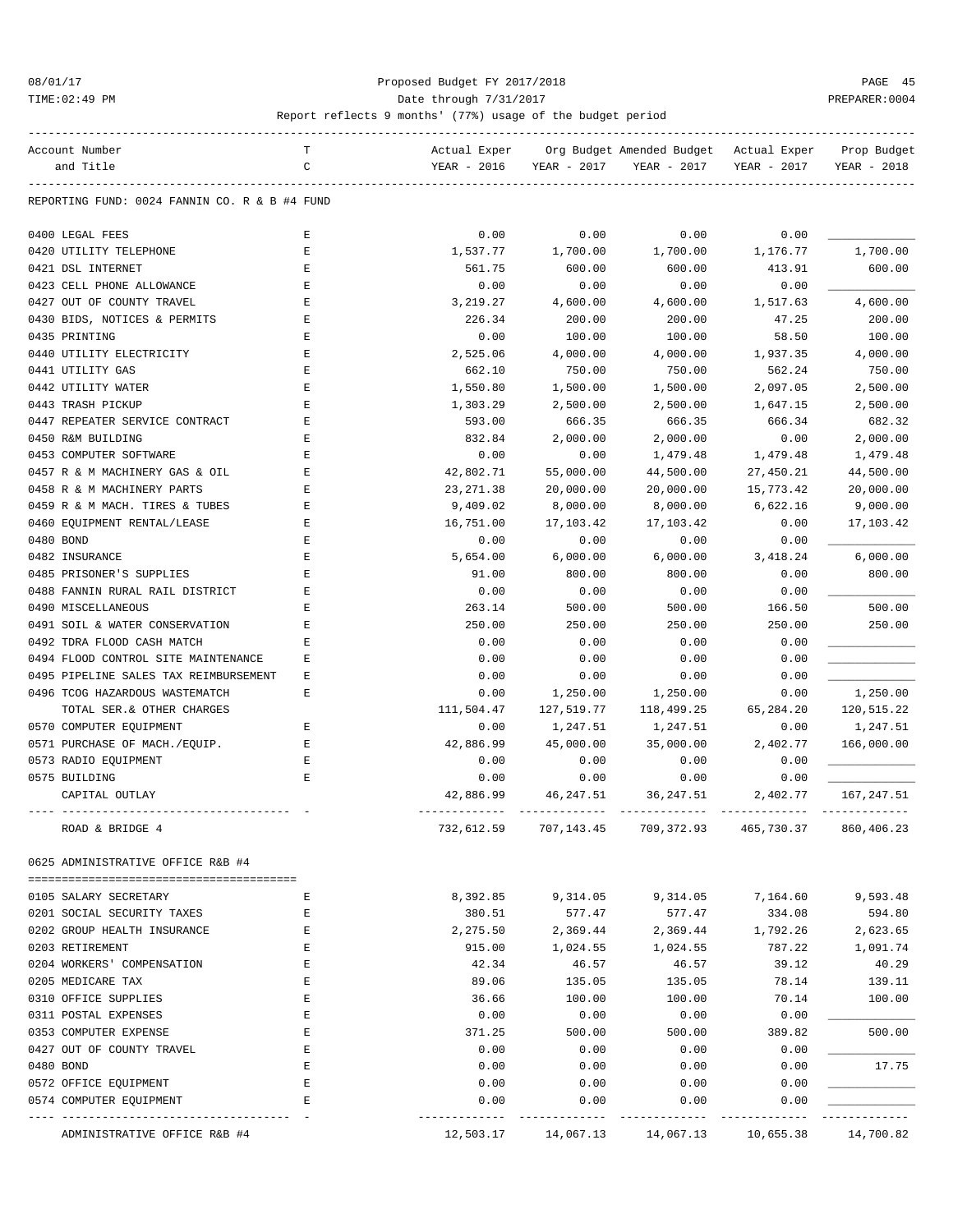Proposed Budget FY 2017/2018

Date through 7/31/2017

Report reflects 9 months' (77%) usage of the budget period

| Account Number and Title | TC | Actual Exper YEAR - 2016 | Org Budget YEAR - 2017 | Amended Budget YEAR - 2017 | Actual Exper YEAR - 2017 | Prop Budget YEAR - 2018 |
|---|---|---|---|---|---|---|
| **REPORTING FUND: 0024 FANNIN CO. R & B #4 FUND** | | | | | | |
| 0400 LEGAL FEES | E | 0.00 | 0.00 | 0.00 | 0.00 | |
| 0420 UTILITY TELEPHONE | E | 1,537.77 | 1,700.00 | 1,700.00 | 1,176.77 | 1,700.00 |
| 0421 DSL INTERNET | E | 561.75 | 600.00 | 600.00 | 413.91 | 600.00 |
| 0423 CELL PHONE ALLOWANCE | E | 0.00 | 0.00 | 0.00 | 0.00 | |
| 0427 OUT OF COUNTY TRAVEL | E | 3,219.27 | 4,600.00 | 4,600.00 | 1,517.63 | 4,600.00 |
| 0430 BIDS, NOTICES & PERMITS | E | 226.34 | 200.00 | 200.00 | 47.25 | 200.00 |
| 0435 PRINTING | E | 0.00 | 100.00 | 100.00 | 58.50 | 100.00 |
| 0440 UTILITY ELECTRICITY | E | 2,525.06 | 4,000.00 | 4,000.00 | 1,937.35 | 4,000.00 |
| 0441 UTILITY GAS | E | 662.10 | 750.00 | 750.00 | 562.24 | 750.00 |
| 0442 UTILITY WATER | E | 1,550.80 | 1,500.00 | 1,500.00 | 2,097.05 | 2,500.00 |
| 0443 TRASH PICKUP | E | 1,303.29 | 2,500.00 | 2,500.00 | 1,647.15 | 2,500.00 |
| 0447 REPEATER SERVICE CONTRACT | E | 593.00 | 666.35 | 666.35 | 666.34 | 682.32 |
| 0450 R&M BUILDING | E | 832.84 | 2,000.00 | 2,000.00 | 0.00 | 2,000.00 |
| 0453 COMPUTER SOFTWARE | E | 0.00 | 0.00 | 1,479.48 | 1,479.48 | 1,479.48 |
| 0457 R & M MACHINERY GAS & OIL | E | 42,802.71 | 55,000.00 | 44,500.00 | 27,450.21 | 44,500.00 |
| 0458 R & M MACHINERY PARTS | E | 23,271.38 | 20,000.00 | 20,000.00 | 15,773.42 | 20,000.00 |
| 0459 R & M MACH. TIRES & TUBES | E | 9,409.02 | 8,000.00 | 8,000.00 | 6,622.16 | 9,000.00 |
| 0460 EQUIPMENT RENTAL/LEASE | E | 16,751.00 | 17,103.42 | 17,103.42 | 0.00 | 17,103.42 |
| 0480 BOND | E | 0.00 | 0.00 | 0.00 | 0.00 | |
| 0482 INSURANCE | E | 5,654.00 | 6,000.00 | 6,000.00 | 3,418.24 | 6,000.00 |
| 0485 PRISONER'S SUPPLIES | E | 91.00 | 800.00 | 800.00 | 0.00 | 800.00 |
| 0488 FANNIN RURAL RAIL DISTRICT | E | 0.00 | 0.00 | 0.00 | 0.00 | |
| 0490 MISCELLANEOUS | E | 263.14 | 500.00 | 500.00 | 166.50 | 500.00 |
| 0491 SOIL & WATER CONSERVATION | E | 250.00 | 250.00 | 250.00 | 250.00 | 250.00 |
| 0492 TDRA FLOOD CASH MATCH | E | 0.00 | 0.00 | 0.00 | 0.00 | |
| 0494 FLOOD CONTROL SITE MAINTENANCE | E | 0.00 | 0.00 | 0.00 | 0.00 | |
| 0495 PIPELINE SALES TAX REIMBURSEMENT | E | 0.00 | 0.00 | 0.00 | 0.00 | |
| 0496 TCOG HAZARDOUS WASTEMATCH | E | 0.00 | 1,250.00 | 1,250.00 | 0.00 | 1,250.00 |
| TOTAL SER.& OTHER CHARGES | | 111,504.47 | 127,519.77 | 118,499.25 | 65,284.20 | 120,515.22 |
| 0570 COMPUTER EQUIPMENT | E | 0.00 | 1,247.51 | 1,247.51 | 0.00 | 1,247.51 |
| 0571 PURCHASE OF MACH./EQUIP. | E | 42,886.99 | 45,000.00 | 35,000.00 | 2,402.77 | 166,000.00 |
| 0573 RADIO EQUIPMENT | E | 0.00 | 0.00 | 0.00 | 0.00 | |
| 0575 BUILDING | E | 0.00 | 0.00 | 0.00 | 0.00 | |
| CAPITAL OUTLAY | | 42,886.99 | 46,247.51 | 36,247.51 | 2,402.77 | 167,247.51 |
| ROAD & BRIDGE 4 | | 732,612.59 | 707,143.45 | 709,372.93 | 465,730.37 | 860,406.23 |
| **0625 ADMINISTRATIVE OFFICE R&B #4** | | | | | | |
| 0105 SALARY SECRETARY | E | 8,392.85 | 9,314.05 | 9,314.05 | 7,164.60 | 9,593.48 |
| 0201 SOCIAL SECURITY TAXES | E | 380.51 | 577.47 | 577.47 | 334.08 | 594.80 |
| 0202 GROUP HEALTH INSURANCE | E | 2,275.50 | 2,369.44 | 2,369.44 | 1,792.26 | 2,623.65 |
| 0203 RETIREMENT | E | 915.00 | 1,024.55 | 1,024.55 | 787.22 | 1,091.74 |
| 0204 WORKERS' COMPENSATION | E | 42.34 | 46.57 | 46.57 | 39.12 | 40.29 |
| 0205 MEDICARE TAX | E | 89.06 | 135.05 | 135.05 | 78.14 | 139.11 |
| 0310 OFFICE SUPPLIES | E | 36.66 | 100.00 | 100.00 | 70.14 | 100.00 |
| 0311 POSTAL EXPENSES | E | 0.00 | 0.00 | 0.00 | 0.00 | |
| 0353 COMPUTER EXPENSE | E | 371.25 | 500.00 | 500.00 | 389.82 | 500.00 |
| 0427 OUT OF COUNTY TRAVEL | E | 0.00 | 0.00 | 0.00 | 0.00 | |
| 0480 BOND | E | 0.00 | 0.00 | 0.00 | 0.00 | 17.75 |
| 0572 OFFICE EQUIPMENT | E | 0.00 | 0.00 | 0.00 | 0.00 | |
| 0574 COMPUTER EQUIPMENT | E | 0.00 | 0.00 | 0.00 | 0.00 | |
| ADMINISTRATIVE OFFICE R&B #4 | | 12,503.17 | 14,067.13 | 14,067.13 | 10,655.38 | 14,700.82 |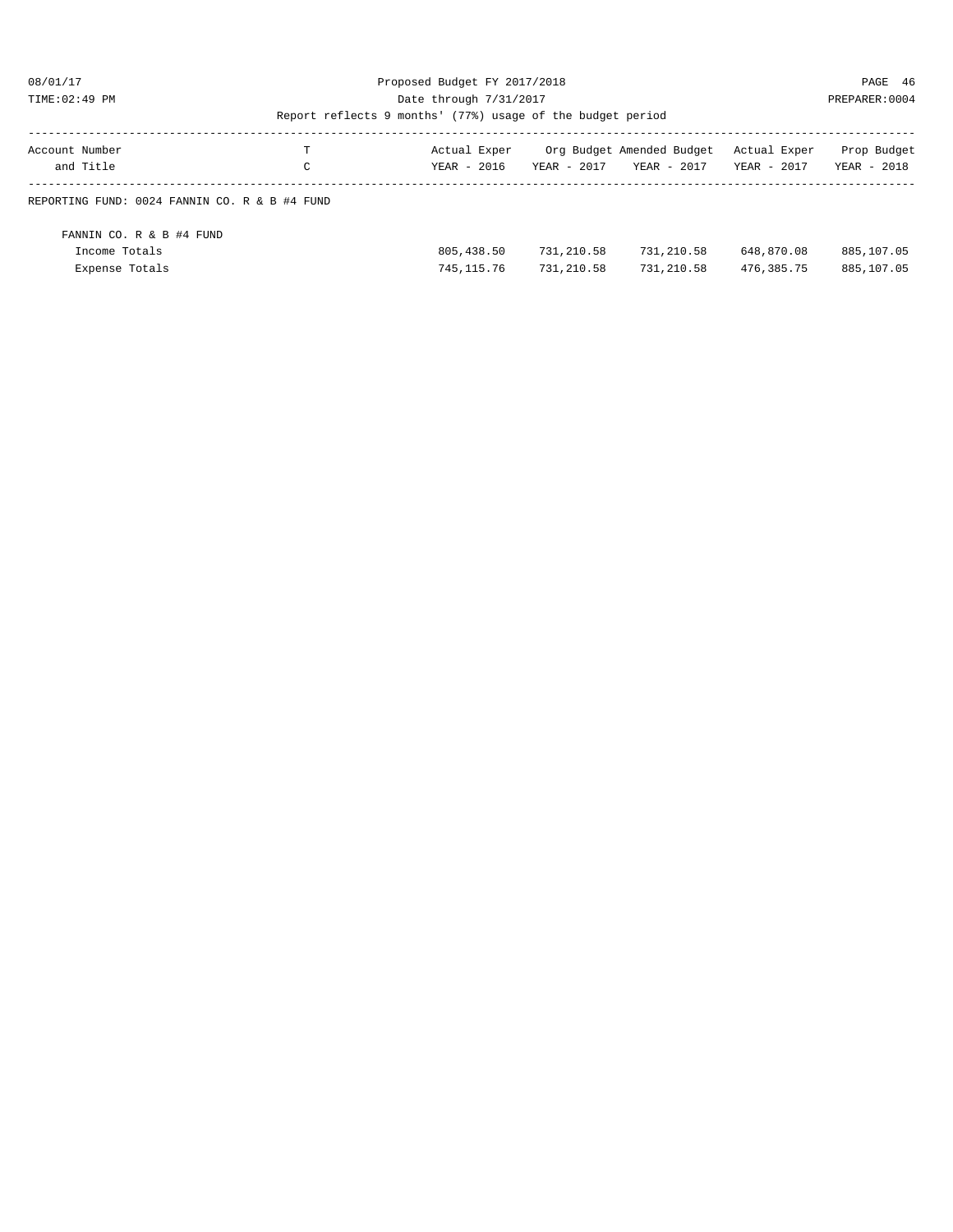Proposed Budget FY 2017/2018

Date through 7/31/2017

Report reflects 9 months' (77%) usage of the budget period

| Account Number and Title | T C | Actual Exper YEAR - 2016 | Org Budget YEAR - 2017 | Amended Budget YEAR - 2017 | Actual Exper YEAR - 2017 | Prop Budget YEAR - 2018 |
|---|---|---|---|---|---|---|
| REPORTING FUND: 0024 FANNIN CO. R & B #4 FUND | | | | | | |
| FANNIN CO. R & B #4 FUND | | | | | | |
| Income Totals | | 805,438.50 | 731,210.58 | 731,210.58 | 648,870.08 | 885,107.05 |
| Expense Totals | | 745,115.76 | 731,210.58 | 731,210.58 | 476,385.75 | 885,107.05 |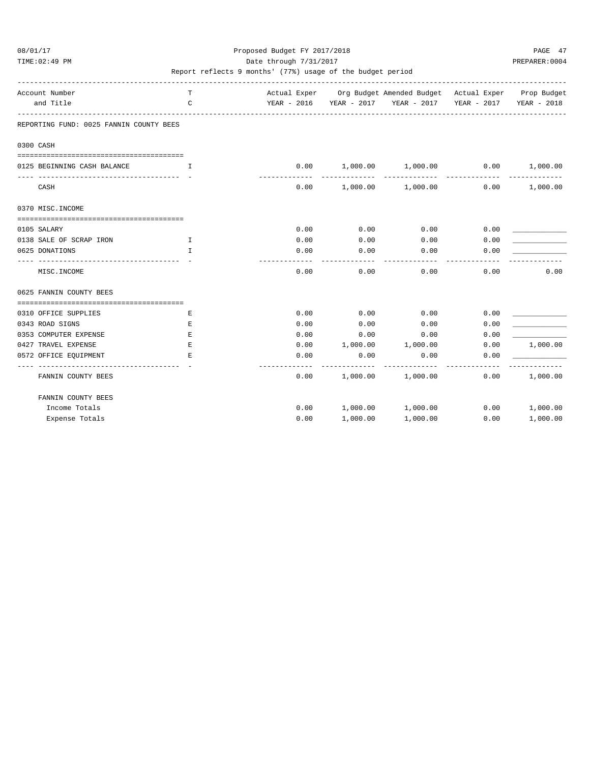Proposed Budget FY 2017/2018

Date through 7/31/2017

Report reflects 9 months' (77%) usage of the budget period

| Account Number and Title | T C | Actual Exper YEAR - 2016 | Org Budget YEAR - 2017 | Amended Budget YEAR - 2017 | Actual Exper YEAR - 2017 | Prop Budget YEAR - 2018 |
|---|---|---|---|---|---|---|
| **REPORTING FUND: 0025 FANNIN COUNTY BEES** | | | | | | |
| **0300 CASH** | | | | | | |
| 0125 BEGINNING CASH BALANCE | I | 0.00 | 1,000.00 | 1,000.00 | 0.00 | 1,000.00 |
| CASH | | 0.00 | 1,000.00 | 1,000.00 | 0.00 | 1,000.00 |
| **0370 MISC.INCOME** | | | | | | |
| 0105 SALARY | | 0.00 | 0.00 | 0.00 | 0.00 | ____________ |
| 0138 SALE OF SCRAP IRON | I | 0.00 | 0.00 | 0.00 | 0.00 | ____________ |
| 0625 DONATIONS | I | 0.00 | 0.00 | 0.00 | 0.00 | ____________ |
| MISC.INCOME | | 0.00 | 0.00 | 0.00 | 0.00 | 0.00 |
| **0625 FANNIN COUNTY BEES** | | | | | | |
| 0310 OFFICE SUPPLIES | E | 0.00 | 0.00 | 0.00 | 0.00 | ____________ |
| 0343 ROAD SIGNS | E | 0.00 | 0.00 | 0.00 | 0.00 | ____________ |
| 0353 COMPUTER EXPENSE | E | 0.00 | 0.00 | 0.00 | 0.00 | ____________ |
| 0427 TRAVEL EXPENSE | E | 0.00 | 1,000.00 | 1,000.00 | 0.00 | 1,000.00 |
| 0572 OFFICE EQUIPMENT | E | 0.00 | 0.00 | 0.00 | 0.00 | ____________ |
| FANNIN COUNTY BEES | | 0.00 | 1,000.00 | 1,000.00 | 0.00 | 1,000.00 |
| **FANNIN COUNTY BEES** | | | | | | |
| Income Totals | | 0.00 | 1,000.00 | 1,000.00 | 0.00 | 1,000.00 |
| Expense Totals | | 0.00 | 1,000.00 | 1,000.00 | 0.00 | 1,000.00 |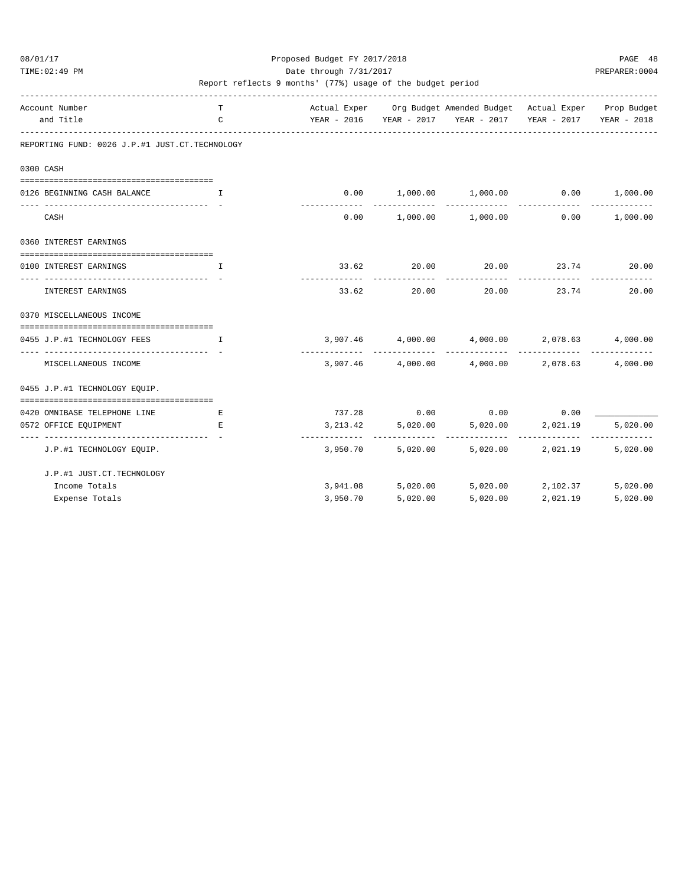Proposed Budget FY 2017/2018

Date through 7/31/2017

Report reflects 9 months' (77%) usage of the budget period

| Account Number and Title | TC | Actual Exper YEAR - 2016 | Org Budget YEAR - 2017 | Amended Budget YEAR - 2017 | Actual Exper YEAR - 2017 | Prop Budget YEAR - 2018 |
|---|---|---|---|---|---|---|
| **REPORTING FUND: 0026 J.P.#1 JUST.CT.TECHNOLOGY** | | | | | | |
| **0300 CASH** | | | | | | |
| 0126 BEGINNING CASH BALANCE | I | 0.00 | 1,000.00 | 1,000.00 | 0.00 | 1,000.00 |
| CASH | | 0.00 | 1,000.00 | 1,000.00 | 0.00 | 1,000.00 |
| **0360 INTEREST EARNINGS** | | | | | | |
| 0100 INTEREST EARNINGS | I | 33.62 | 20.00 | 20.00 | 23.74 | 20.00 |
| INTEREST EARNINGS | | 33.62 | 20.00 | 20.00 | 23.74 | 20.00 |
| **0370 MISCELLANEOUS INCOME** | | | | | | |
| 0455 J.P.#1 TECHNOLOGY FEES | I | 3,907.46 | 4,000.00 | 4,000.00 | 2,078.63 | 4,000.00 |
| MISCELLANEOUS INCOME | | 3,907.46 | 4,000.00 | 4,000.00 | 2,078.63 | 4,000.00 |
| **0455 J.P.#1 TECHNOLOGY EQUIP.** | | | | | | |
| 0420 OMNIBASE TELEPHONE LINE | E | 737.28 | 0.00 | 0.00 | 0.00 | ____________ |
| 0572 OFFICE EQUIPMENT | E | 3,213.42 | 5,020.00 | 5,020.00 | 2,021.19 | 5,020.00 |
| J.P.#1 TECHNOLOGY EQUIP. | | 3,950.70 | 5,020.00 | 5,020.00 | 2,021.19 | 5,020.00 |
| **J.P.#1 JUST.CT.TECHNOLOGY** | | | | | | |
| Income Totals | | 3,941.08 | 5,020.00 | 5,020.00 | 2,102.37 | 5,020.00 |
| Expense Totals | | 3,950.70 | 5,020.00 | 5,020.00 | 2,021.19 | 5,020.00 |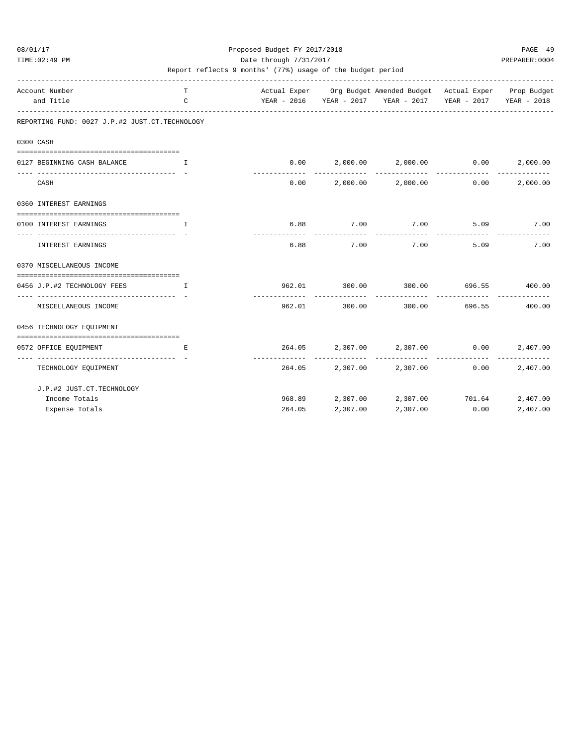Proposed Budget FY 2017/2018

Date through 7/31/2017

Report reflects 9 months' (77%) usage of the budget period

| Account Number and Title | TC | Actual Exper YEAR - 2016 | Org Budget YEAR - 2017 | Amended Budget YEAR - 2017 | Actual Exper YEAR - 2017 | Prop Budget YEAR - 2018 |
|---|---|---|---|---|---|---|
| **REPORTING FUND: 0027 J.P.#2 JUST.CT.TECHNOLOGY** | | | | | | |
| **0300 CASH** | | | | | | |
| 0127 BEGINNING CASH BALANCE | I | 0.00 | 2,000.00 | 2,000.00 | 0.00 | 2,000.00 |
| CASH | | 0.00 | 2,000.00 | 2,000.00 | 0.00 | 2,000.00 |
| **0360 INTEREST EARNINGS** | | | | | | |
| 0100 INTEREST EARNINGS | I | 6.88 | 7.00 | 7.00 | 5.09 | 7.00 |
| INTEREST EARNINGS | | 6.88 | 7.00 | 7.00 | 5.09 | 7.00 |
| **0370 MISCELLANEOUS INCOME** | | | | | | |
| 0456 J.P.#2 TECHNOLOGY FEES | I | 962.01 | 300.00 | 300.00 | 696.55 | 400.00 |
| MISCELLANEOUS INCOME | | 962.01 | 300.00 | 300.00 | 696.55 | 400.00 |
| **0456 TECHNOLOGY EQUIPMENT** | | | | | | |
| 0572 OFFICE EQUIPMENT | E | 264.05 | 2,307.00 | 2,307.00 | 0.00 | 2,407.00 |
| TECHNOLOGY EQUIPMENT | | 264.05 | 2,307.00 | 2,307.00 | 0.00 | 2,407.00 |
| **J.P.#2 JUST.CT.TECHNOLOGY** | | | | | | |
| Income Totals | | 968.89 | 2,307.00 | 2,307.00 | 701.64 | 2,407.00 |
| Expense Totals | | 264.05 | 2,307.00 | 2,307.00 | 0.00 | 2,407.00 |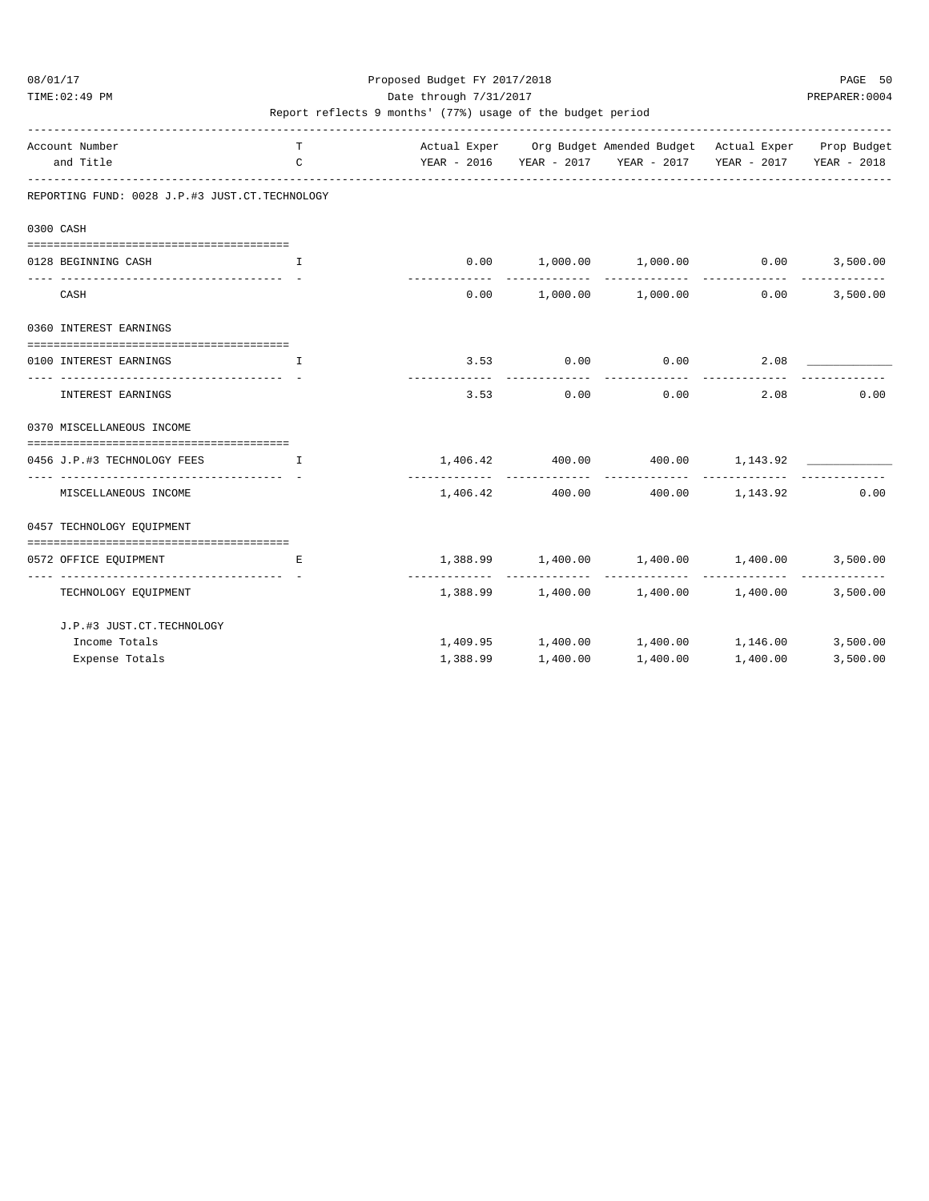Proposed Budget FY 2017/2018

Date through 7/31/2017

Report reflects 9 months' (77%) usage of the budget period

| Account Number and Title | TC | Actual Exper YEAR - 2016 | Org Budget YEAR - 2017 | Amended Budget YEAR - 2017 | Actual Exper YEAR - 2017 | Prop Budget YEAR - 2018 |
|---|---|---|---|---|---|---|
| **REPORTING FUND: 0028 J.P.#3 JUST.CT.TECHNOLOGY** | | | | | | |
| **0300 CASH** | | | | | | |
| 0128 BEGINNING CASH | I | 0.00 | 1,000.00 | 1,000.00 | 0.00 | 3,500.00 |
| CASH | | 0.00 | 1,000.00 | 1,000.00 | 0.00 | 3,500.00 |
| **0360 INTEREST EARNINGS** | | | | | | |
| 0100 INTEREST EARNINGS | I | 3.53 | 0.00 | 0.00 | 2.08 | ____________ |
| INTEREST EARNINGS | | 3.53 | 0.00 | 0.00 | 2.08 | 0.00 |
| **0370 MISCELLANEOUS INCOME** | | | | | | |
| 0456 J.P.#3 TECHNOLOGY FEES | I | 1,406.42 | 400.00 | 400.00 | 1,143.92 | ____________ |
| MISCELLANEOUS INCOME | | 1,406.42 | 400.00 | 400.00 | 1,143.92 | 0.00 |
| **0457 TECHNOLOGY EQUIPMENT** | | | | | | |
| 0572 OFFICE EQUIPMENT | E | 1,388.99 | 1,400.00 | 1,400.00 | 1,400.00 | 3,500.00 |
| TECHNOLOGY EQUIPMENT | | 1,388.99 | 1,400.00 | 1,400.00 | 1,400.00 | 3,500.00 |
| **J.P.#3 JUST.CT.TECHNOLOGY** | | | | | | |
| Income Totals | | 1,409.95 | 1,400.00 | 1,400.00 | 1,146.00 | 3,500.00 |
| Expense Totals | | 1,388.99 | 1,400.00 | 1,400.00 | 1,400.00 | 3,500.00 |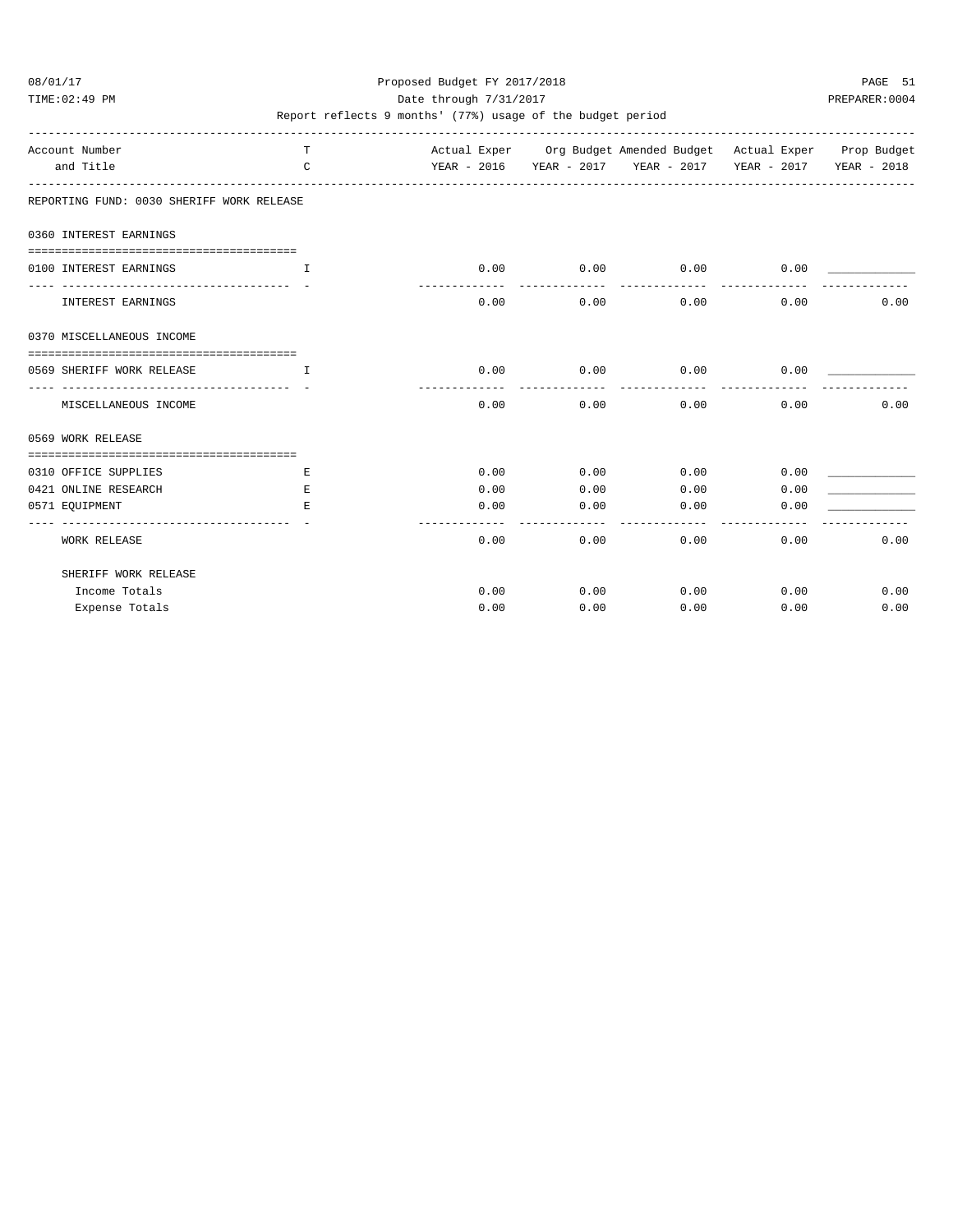Proposed Budget FY 2017/2018

Date through 7/31/2017

Report reflects 9 months' (77%) usage of the budget period

| Account Number and Title | TC | Actual Exper YEAR - 2016 | Org Budget YEAR - 2017 | Amended Budget YEAR - 2017 | Actual Exper YEAR - 2017 | Prop Budget YEAR - 2018 |
|---|---|---|---|---|---|---|
| **REPORTING FUND: 0030 SHERIFF WORK RELEASE** | | | | | | |
| **0360 INTEREST EARNINGS** | | | | | | |
| 0100 INTEREST EARNINGS | I | 0.00 | 0.00 | 0.00 | 0.00 | ____________ |
| INTEREST EARNINGS | | 0.00 | 0.00 | 0.00 | 0.00 | 0.00 |
| **0370 MISCELLANEOUS INCOME** | | | | | | |
| 0569 SHERIFF WORK RELEASE | I | 0.00 | 0.00 | 0.00 | 0.00 | ____________ |
| MISCELLANEOUS INCOME | | 0.00 | 0.00 | 0.00 | 0.00 | 0.00 |
| **0569 WORK RELEASE** | | | | | | |
| 0310 OFFICE SUPPLIES | E | 0.00 | 0.00 | 0.00 | 0.00 | ____________ |
| 0421 ONLINE RESEARCH | E | 0.00 | 0.00 | 0.00 | 0.00 | ____________ |
| 0571 EQUIPMENT | E | 0.00 | 0.00 | 0.00 | 0.00 | ____________ |
| WORK RELEASE | | 0.00 | 0.00 | 0.00 | 0.00 | 0.00 |
| **SHERIFF WORK RELEASE** | | | | | | |
| Income Totals | | 0.00 | 0.00 | 0.00 | 0.00 | 0.00 |
| Expense Totals | | 0.00 | 0.00 | 0.00 | 0.00 | 0.00 |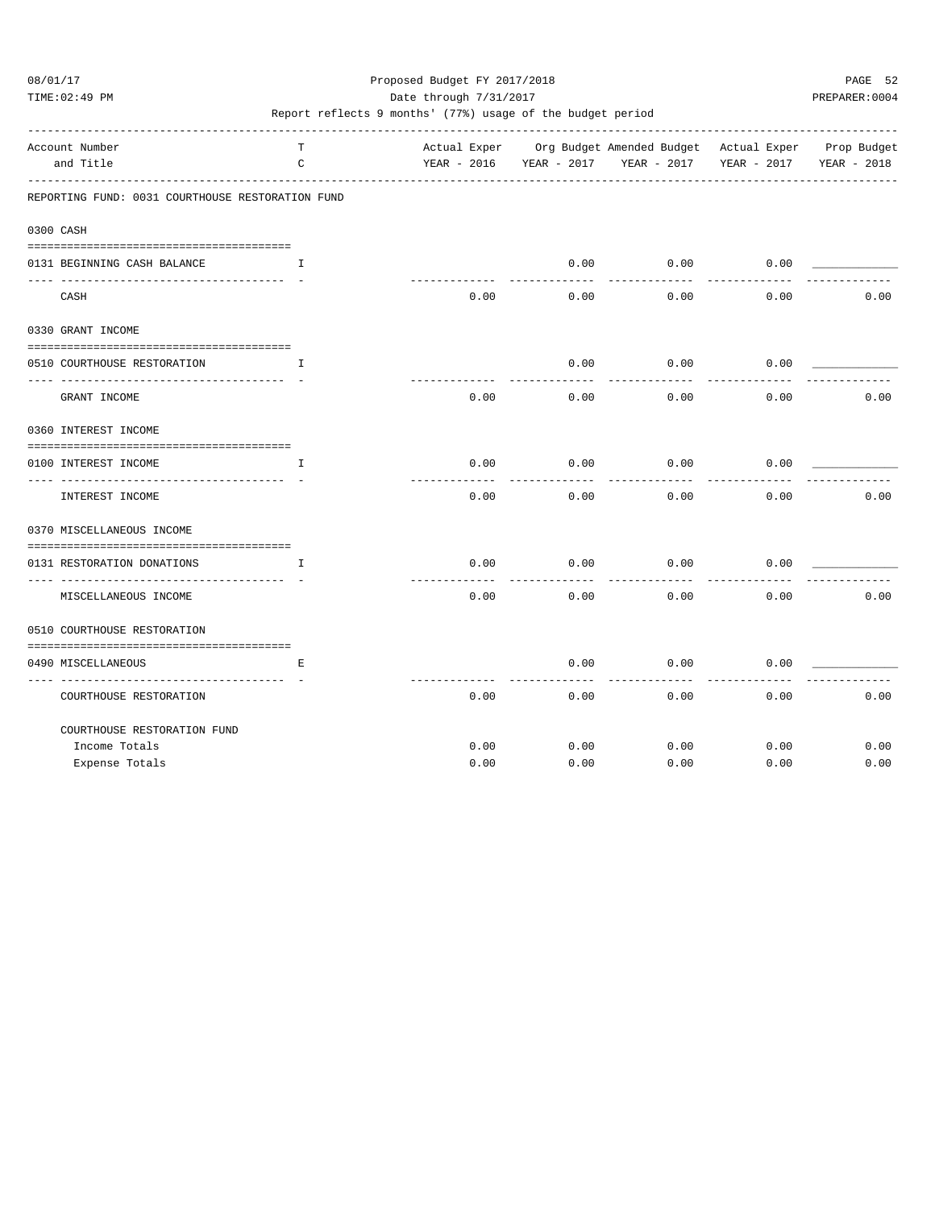Proposed Budget FY 2017/2018

Date through 7/31/2017

Report reflects 9 months' (77%) usage of the budget period

REPORTING FUND: 0031 COURTHOUSE RESTORATION FUND

| Account Number and Title | TC | Actual Exper YEAR - 2016 | Org Budget YEAR - 2017 | Amended Budget YEAR - 2017 | Actual Exper YEAR - 2017 | Prop Budget YEAR - 2018 |
|---|---|---|---|---|---|---|
| **0300 CASH** | | | | | | |
| 0131 BEGINNING CASH BALANCE | I | | 0.00 | 0.00 | 0.00 | ____________ |
| CASH | | 0.00 | 0.00 | 0.00 | 0.00 | 0.00 |
| **0330 GRANT INCOME** | | | | | | |
| 0510 COURTHOUSE RESTORATION | I | | 0.00 | 0.00 | 0.00 | ____________ |
| GRANT INCOME | | 0.00 | 0.00 | 0.00 | 0.00 | 0.00 |
| **0360 INTEREST INCOME** | | | | | | |
| 0100 INTEREST INCOME | I | 0.00 | 0.00 | 0.00 | 0.00 | ____________ |
| INTEREST INCOME | | 0.00 | 0.00 | 0.00 | 0.00 | 0.00 |
| **0370 MISCELLANEOUS INCOME** | | | | | | |
| 0131 RESTORATION DONATIONS | I | 0.00 | 0.00 | 0.00 | 0.00 | ____________ |
| MISCELLANEOUS INCOME | | 0.00 | 0.00 | 0.00 | 0.00 | 0.00 |
| **0510 COURTHOUSE RESTORATION** | | | | | | |
| 0490 MISCELLANEOUS | E | | 0.00 | 0.00 | 0.00 | ____________ |
| COURTHOUSE RESTORATION | | 0.00 | 0.00 | 0.00 | 0.00 | 0.00 |
| **COURTHOUSE RESTORATION FUND** | | | | | | |
| Income Totals | | 0.00 | 0.00 | 0.00 | 0.00 | 0.00 |
| Expense Totals | | 0.00 | 0.00 | 0.00 | 0.00 | 0.00 |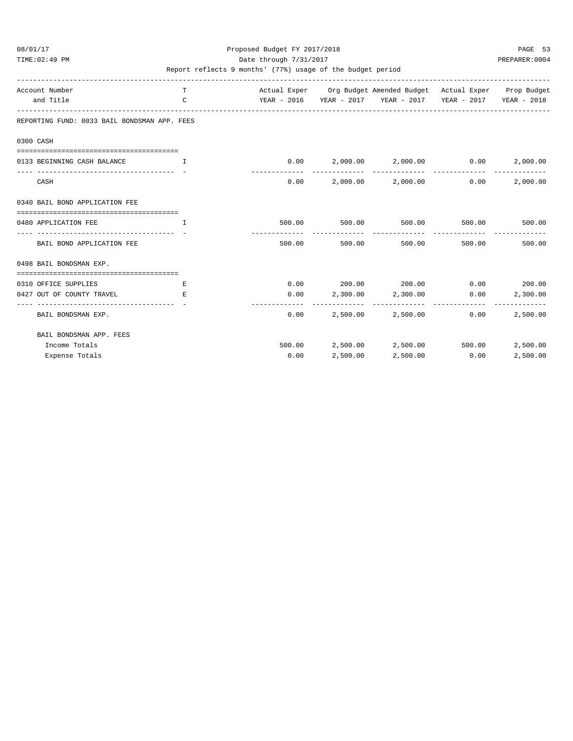Proposed Budget FY 2017/2018

Date through 7/31/2017

Report reflects 9 months' (77%) usage of the budget period

| Account Number and Title | TC | Actual Exper YEAR - 2016 | Org Budget YEAR - 2017 | Amended Budget YEAR - 2017 | Actual Exper YEAR - 2017 | Prop Budget YEAR - 2018 |
|---|---|---|---|---|---|---|
| **REPORTING FUND: 0033 BAIL BONDSMAN APP. FEES** | | | | | | |
| **0300 CASH** | | | | | | |
| 0133 BEGINNING CASH BALANCE | I | 0.00 | 2,000.00 | 2,000.00 | 0.00 | 2,000.00 |
| CASH | | 0.00 | 2,000.00 | 2,000.00 | 0.00 | 2,000.00 |
| **0340 BAIL BOND APPLICATION FEE** | | | | | | |
| 0480 APPLICATION FEE | I | 500.00 | 500.00 | 500.00 | 500.00 | 500.00 |
| BAIL BOND APPLICATION FEE | | 500.00 | 500.00 | 500.00 | 500.00 | 500.00 |
| **0498 BAIL BONDSMAN EXP.** | | | | | | |
| 0310 OFFICE SUPPLIES | E | 0.00 | 200.00 | 200.00 | 0.00 | 200.00 |
| 0427 OUT OF COUNTY TRAVEL | E | 0.00 | 2,300.00 | 2,300.00 | 0.00 | 2,300.00 |
| BAIL BONDSMAN EXP. | | 0.00 | 2,500.00 | 2,500.00 | 0.00 | 2,500.00 |
| **BAIL BONDSMAN APP. FEES** | | | | | | |
| Income Totals | | 500.00 | 2,500.00 | 2,500.00 | 500.00 | 2,500.00 |
| Expense Totals | | 0.00 | 2,500.00 | 2,500.00 | 0.00 | 2,500.00 |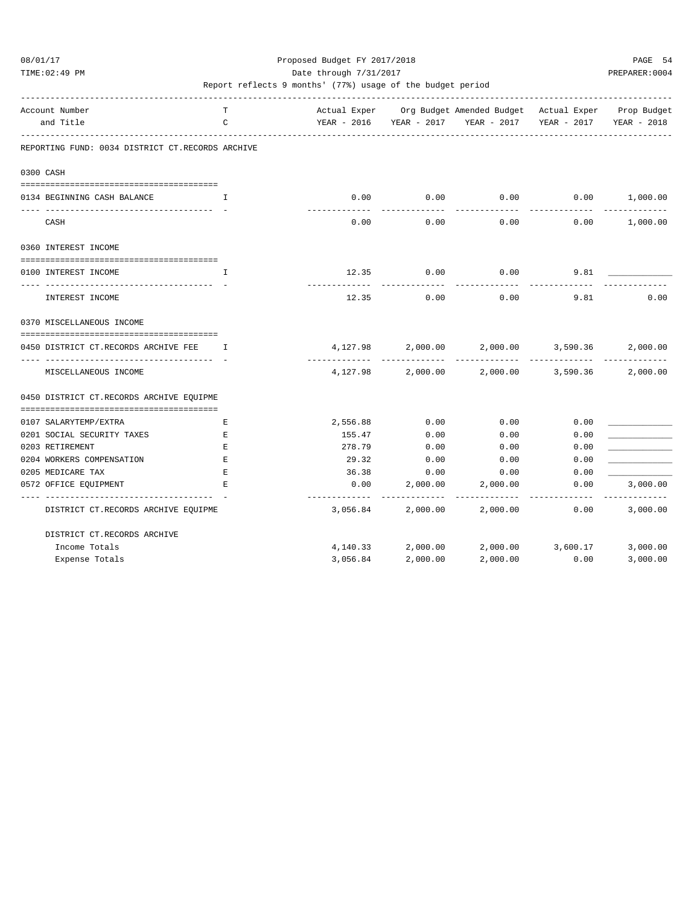Proposed Budget FY 2017/2018

Date through 7/31/2017

Report reflects 9 months' (77%) usage of the budget period

REPORTING FUND: 0034 DISTRICT CT.RECORDS ARCHIVE

| Account Number and Title | T C | Actual Exper YEAR - 2016 | Org Budget YEAR - 2017 | Amended Budget YEAR - 2017 | Actual Exper YEAR - 2017 | Prop Budget YEAR - 2018 |
|---|---|---|---|---|---|---|
| **0300 CASH** | | | | | | |
| 0134 BEGINNING CASH BALANCE | I | 0.00 | 0.00 | 0.00 | 0.00 | 1,000.00 |
| CASH | | 0.00 | 0.00 | 0.00 | 0.00 | 1,000.00 |
| **0360 INTEREST INCOME** | | | | | | |
| 0100 INTEREST INCOME | I | 12.35 | 0.00 | 0.00 | 9.81 | ____________ |
| INTEREST INCOME | | 12.35 | 0.00 | 0.00 | 9.81 | 0.00 |
| **0370 MISCELLANEOUS INCOME** | | | | | | |
| 0450 DISTRICT CT.RECORDS ARCHIVE FEE | I | 4,127.98 | 2,000.00 | 2,000.00 | 3,590.36 | 2,000.00 |
| MISCELLANEOUS INCOME | | 4,127.98 | 2,000.00 | 2,000.00 | 3,590.36 | 2,000.00 |
| **0450 DISTRICT CT.RECORDS ARCHIVE EQUIPME** | | | | | | |
| 0107 SALARYTEMP/EXTRA | E | 2,556.88 | 0.00 | 0.00 | 0.00 | ____________ |
| 0201 SOCIAL SECURITY TAXES | E | 155.47 | 0.00 | 0.00 | 0.00 | ____________ |
| 0203 RETIREMENT | E | 278.79 | 0.00 | 0.00 | 0.00 | ____________ |
| 0204 WORKERS COMPENSATION | E | 29.32 | 0.00 | 0.00 | 0.00 | ____________ |
| 0205 MEDICARE TAX | E | 36.38 | 0.00 | 0.00 | 0.00 | ____________ |
| 0572 OFFICE EQUIPMENT | E | 0.00 | 2,000.00 | 2,000.00 | 0.00 | 3,000.00 |
| DISTRICT CT.RECORDS ARCHIVE EQUIPME | | 3,056.84 | 2,000.00 | 2,000.00 | 0.00 | 3,000.00 |
| DISTRICT CT.RECORDS ARCHIVE | | | | | | |
| Income Totals | | 4,140.33 | 2,000.00 | 2,000.00 | 3,600.17 | 3,000.00 |
| Expense Totals | | 3,056.84 | 2,000.00 | 2,000.00 | 0.00 | 3,000.00 |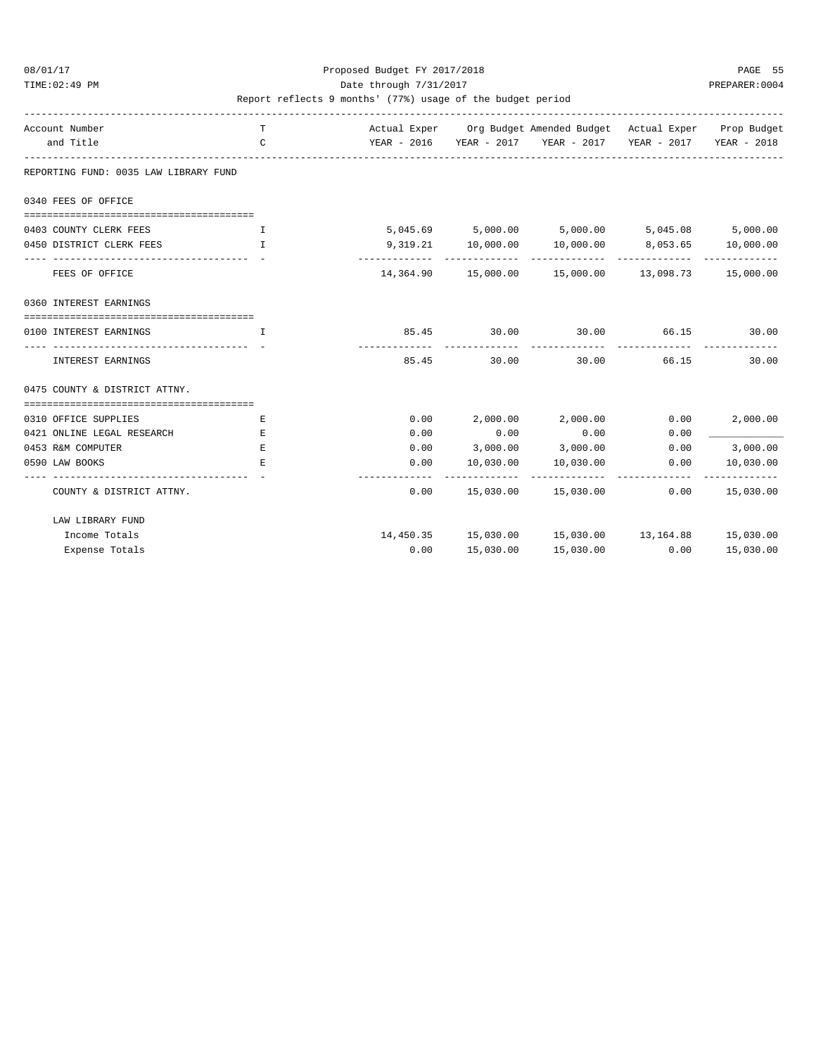Proposed Budget FY 2017/2018

Date through 7/31/2017

Report reflects 9 months' (77%) usage of the budget period

| Account Number and Title | T C | Actual Exper YEAR - 2016 | Org Budget YEAR - 2017 | Amended Budget YEAR - 2017 | Actual Exper YEAR - 2017 | Prop Budget YEAR - 2018 |
|---|---|---|---|---|---|---|
| **REPORTING FUND: 0035 LAW LIBRARY FUND** | | | | | | |
| **0340 FEES OF OFFICE** | | | | | | |
| 0403 COUNTY CLERK FEES | I | 5,045.69 | 5,000.00 | 5,000.00 | 5,045.08 | 5,000.00 |
| 0450 DISTRICT CLERK FEES | I | 9,319.21 | 10,000.00 | 10,000.00 | 8,053.65 | 10,000.00 |
| FEES OF OFFICE | | 14,364.90 | 15,000.00 | 15,000.00 | 13,098.73 | 15,000.00 |
| **0360 INTEREST EARNINGS** | | | | | | |
| 0100 INTEREST EARNINGS | I | 85.45 | 30.00 | 30.00 | 66.15 | 30.00 |
| INTEREST EARNINGS | | 85.45 | 30.00 | 30.00 | 66.15 | 30.00 |
| **0475 COUNTY & DISTRICT ATTNY.** | | | | | | |
| 0310 OFFICE SUPPLIES | E | 0.00 | 2,000.00 | 2,000.00 | 0.00 | 2,000.00 |
| 0421 ONLINE LEGAL RESEARCH | E | 0.00 | 0.00 | 0.00 | 0.00 | ____________ |
| 0453 R&M COMPUTER | E | 0.00 | 3,000.00 | 3,000.00 | 0.00 | 3,000.00 |
| 0590 LAW BOOKS | E | 0.00 | 10,030.00 | 10,030.00 | 0.00 | 10,030.00 |
| COUNTY & DISTRICT ATTNY. | | 0.00 | 15,030.00 | 15,030.00 | 0.00 | 15,030.00 |
| **LAW LIBRARY FUND** | | | | | | |
| Income Totals | | 14,450.35 | 15,030.00 | 15,030.00 | 13,164.88 | 15,030.00 |
| Expense Totals | | 0.00 | 15,030.00 | 15,030.00 | 0.00 | 15,030.00 |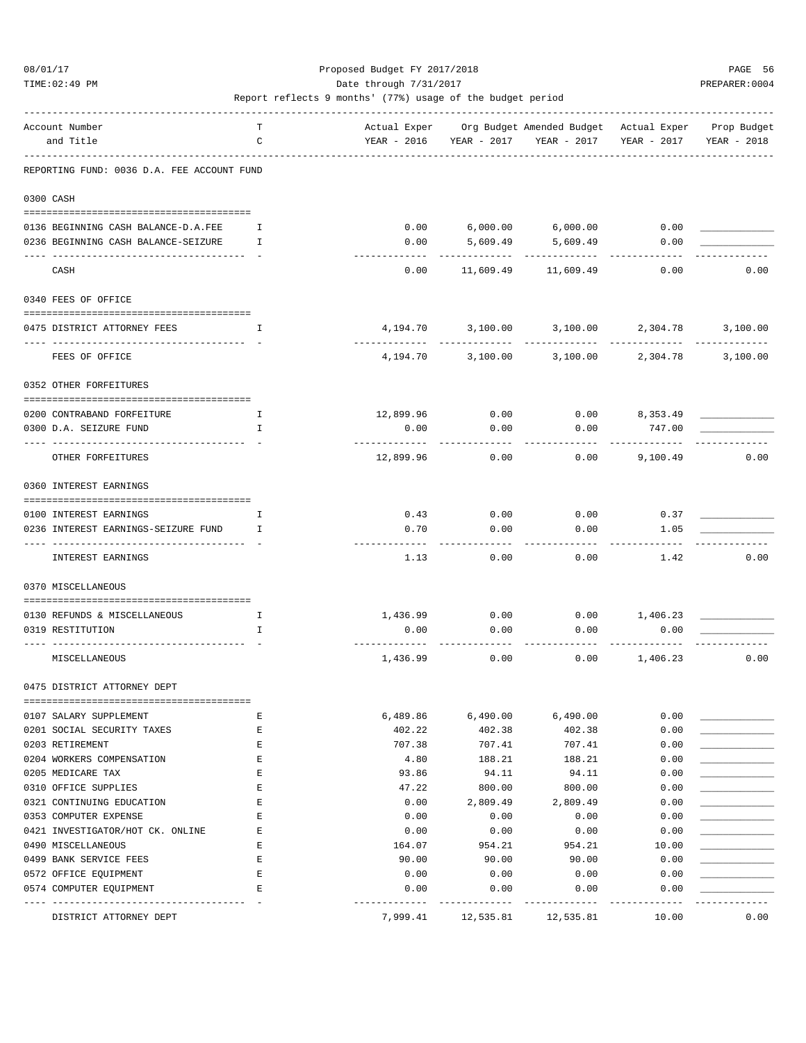Proposed Budget FY 2017/2018

Date through 7/31/2017

Report reflects 9 months' (77%) usage of the budget period

08/01/17 TIME:02:49 PM PAGE 56 PREPARER:0004

REPORTING FUND: 0036 D.A. FEE ACCOUNT FUND

| Account Number and Title | TC | Actual Exper YEAR - 2016 | Org Budget YEAR - 2017 | Amended Budget YEAR - 2017 | Actual Exper YEAR - 2017 | Prop Budget YEAR - 2018 |
|---|---|---|---|---|---|---|
| **0300 CASH** | | | | | | |
| 0136 BEGINNING CASH BALANCE-D.A.FEE | I | 0.00 | 6,000.00 | 6,000.00 | 0.00 | |
| 0236 BEGINNING CASH BALANCE-SEIZURE | I | 0.00 | 5,609.49 | 5,609.49 | 0.00 | |
| CASH | | 0.00 | 11,609.49 | 11,609.49 | 0.00 | 0.00 |
| **0340 FEES OF OFFICE** | | | | | | |
| 0475 DISTRICT ATTORNEY FEES | I | 4,194.70 | 3,100.00 | 3,100.00 | 2,304.78 | 3,100.00 |
| FEES OF OFFICE | | 4,194.70 | 3,100.00 | 3,100.00 | 2,304.78 | 3,100.00 |
| **0352 OTHER FORFEITURES** | | | | | | |
| 0200 CONTRABAND FORFEITURE | I | 12,899.96 | 0.00 | 0.00 | 8,353.49 | |
| 0300 D.A. SEIZURE FUND | I | 0.00 | 0.00 | 0.00 | 747.00 | |
| OTHER FORFEITURES | | 12,899.96 | 0.00 | 0.00 | 9,100.49 | 0.00 |
| **0360 INTEREST EARNINGS** | | | | | | |
| 0100 INTEREST EARNINGS | I | 0.43 | 0.00 | 0.00 | 0.37 | |
| 0236 INTEREST EARNINGS-SEIZURE FUND | I | 0.70 | 0.00 | 0.00 | 1.05 | |
| INTEREST EARNINGS | | 1.13 | 0.00 | 0.00 | 1.42 | 0.00 |
| **0370 MISCELLANEOUS** | | | | | | |
| 0130 REFUNDS & MISCELLANEOUS | I | 1,436.99 | 0.00 | 0.00 | 1,406.23 | |
| 0319 RESTITUTION | I | 0.00 | 0.00 | 0.00 | 0.00 | |
| MISCELLANEOUS | | 1,436.99 | 0.00 | 0.00 | 1,406.23 | 0.00 |
| **0475 DISTRICT ATTORNEY DEPT** | | | | | | |
| 0107 SALARY SUPPLEMENT | E | 6,489.86 | 6,490.00 | 6,490.00 | 0.00 | |
| 0201 SOCIAL SECURITY TAXES | E | 402.22 | 402.38 | 402.38 | 0.00 | |
| 0203 RETIREMENT | E | 707.38 | 707.41 | 707.41 | 0.00 | |
| 0204 WORKERS COMPENSATION | E | 4.80 | 188.21 | 188.21 | 0.00 | |
| 0205 MEDICARE TAX | E | 93.86 | 94.11 | 94.11 | 0.00 | |
| 0310 OFFICE SUPPLIES | E | 47.22 | 800.00 | 800.00 | 0.00 | |
| 0321 CONTINUING EDUCATION | E | 0.00 | 2,809.49 | 2,809.49 | 0.00 | |
| 0353 COMPUTER EXPENSE | E | 0.00 | 0.00 | 0.00 | 0.00 | |
| 0421 INVESTIGATOR/HOT CK. ONLINE | E | 0.00 | 0.00 | 0.00 | 0.00 | |
| 0490 MISCELLANEOUS | E | 164.07 | 954.21 | 954.21 | 10.00 | |
| 0499 BANK SERVICE FEES | E | 90.00 | 90.00 | 90.00 | 0.00 | |
| 0572 OFFICE EQUIPMENT | E | 0.00 | 0.00 | 0.00 | 0.00 | |
| 0574 COMPUTER EQUIPMENT | E | 0.00 | 0.00 | 0.00 | 0.00 | |
| DISTRICT ATTORNEY DEPT | | 7,999.41 | 12,535.81 | 12,535.81 | 10.00 | 0.00 |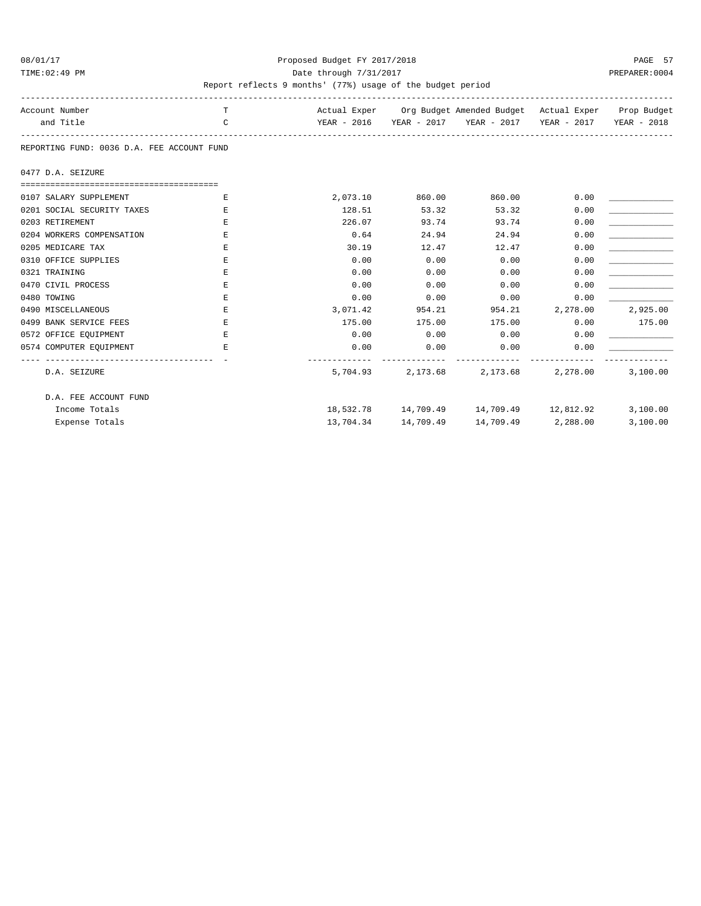Proposed Budget FY 2017/2018

Date through 7/31/2017

Report reflects 9 months' (77%) usage of the budget period

| Account Number and Title | TC | Actual Exper YEAR - 2016 | Org Budget YEAR - 2017 | Amended Budget YEAR - 2017 | Actual Exper YEAR - 2017 | Prop Budget YEAR - 2018 |
|---|---|---|---|---|---|---|
| **REPORTING FUND: 0036 D.A. FEE ACCOUNT FUND** | | | | | | |
| **0477 D.A. SEIZURE** | | | | | | |
| 0107 SALARY SUPPLEMENT | E | 2,073.10 | 860.00 | 860.00 | 0.00 | |
| 0201 SOCIAL SECURITY TAXES | E | 128.51 | 53.32 | 53.32 | 0.00 | |
| 0203 RETIREMENT | E | 226.07 | 93.74 | 93.74 | 0.00 | |
| 0204 WORKERS COMPENSATION | E | 0.64 | 24.94 | 24.94 | 0.00 | |
| 0205 MEDICARE TAX | E | 30.19 | 12.47 | 12.47 | 0.00 | |
| 0310 OFFICE SUPPLIES | E | 0.00 | 0.00 | 0.00 | 0.00 | |
| 0321 TRAINING | E | 0.00 | 0.00 | 0.00 | 0.00 | |
| 0470 CIVIL PROCESS | E | 0.00 | 0.00 | 0.00 | 0.00 | |
| 0480 TOWING | E | 0.00 | 0.00 | 0.00 | 0.00 | |
| 0490 MISCELLANEOUS | E | 3,071.42 | 954.21 | 954.21 | 2,278.00 | 2,925.00 |
| 0499 BANK SERVICE FEES | E | 175.00 | 175.00 | 175.00 | 0.00 | 175.00 |
| 0572 OFFICE EQUIPMENT | E | 0.00 | 0.00 | 0.00 | 0.00 | |
| 0574 COMPUTER EQUIPMENT | E | 0.00 | 0.00 | 0.00 | 0.00 | |
| D.A. SEIZURE | | 5,704.93 | 2,173.68 | 2,173.68 | 2,278.00 | 3,100.00 |
| **D.A. FEE ACCOUNT FUND** | | | | | | |
| Income Totals | | 18,532.78 | 14,709.49 | 14,709.49 | 12,812.92 | 3,100.00 |
| Expense Totals | | 13,704.34 | 14,709.49 | 14,709.49 | 2,288.00 | 3,100.00 |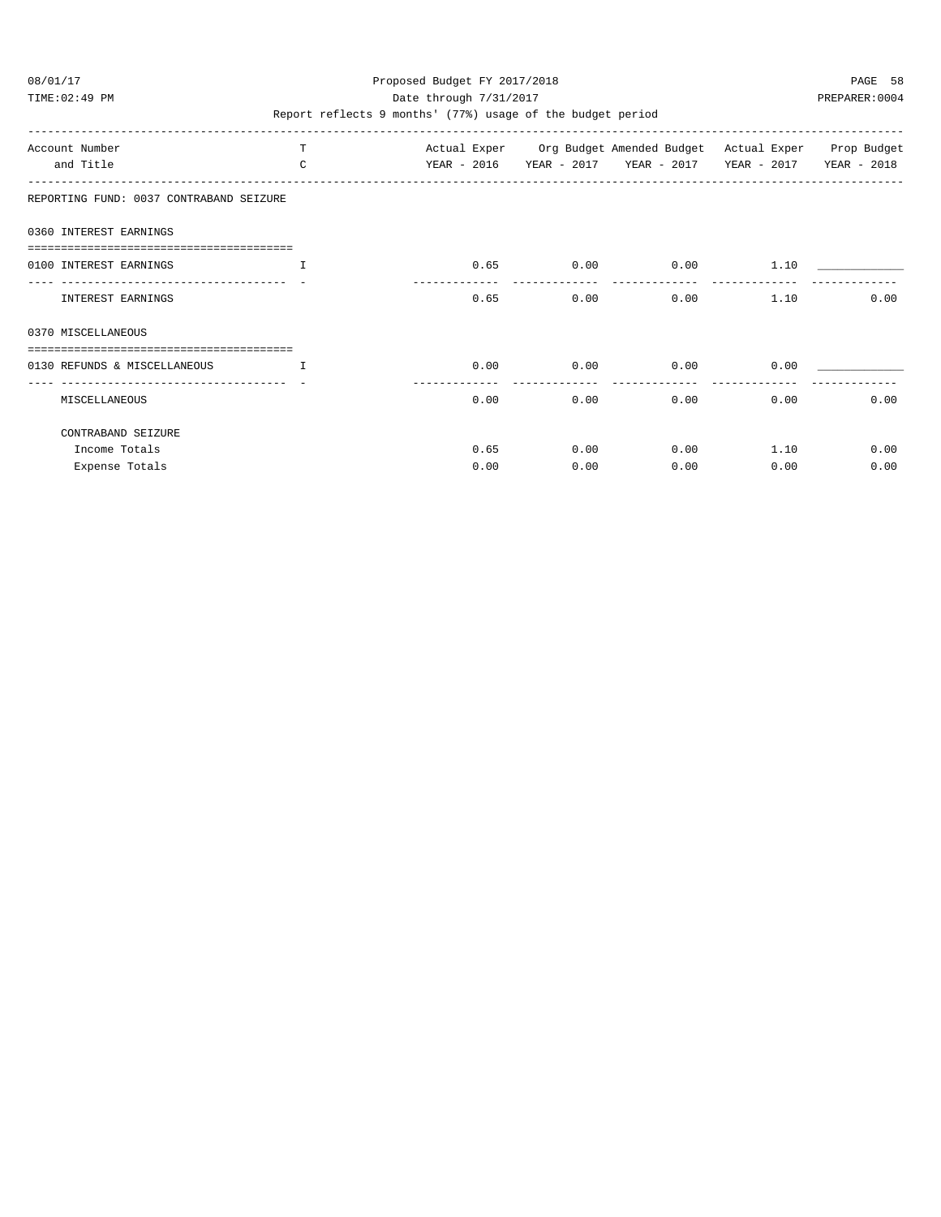Proposed Budget FY 2017/2018

Date through 7/31/2017

Report reflects 9 months' (77%) usage of the budget period

| Account Number and Title | TC | Actual Exper YEAR - 2016 | Org Budget YEAR - 2017 | Amended Budget YEAR - 2017 | Actual Exper YEAR - 2017 | Prop Budget YEAR - 2018 |
|---|---|---|---|---|---|---|
| **REPORTING FUND: 0037 CONTRABAND SEIZURE** | | | | | | |
| **0360 INTEREST EARNINGS** | | | | | | |
| 0100 INTEREST EARNINGS | I | 0.65 | 0.00 | 0.00 | 1.10 | ____________ |
| INTEREST EARNINGS | | 0.65 | 0.00 | 0.00 | 1.10 | 0.00 |
| **0370 MISCELLANEOUS** | | | | | | |
| 0130 REFUNDS & MISCELLANEOUS | I | 0.00 | 0.00 | 0.00 | 0.00 | ____________ |
| MISCELLANEOUS | | 0.00 | 0.00 | 0.00 | 0.00 | 0.00 |
| **CONTRABAND SEIZURE** | | | | | | |
| Income Totals | | 0.65 | 0.00 | 0.00 | 1.10 | 0.00 |
| Expense Totals | | 0.00 | 0.00 | 0.00 | 0.00 | 0.00 |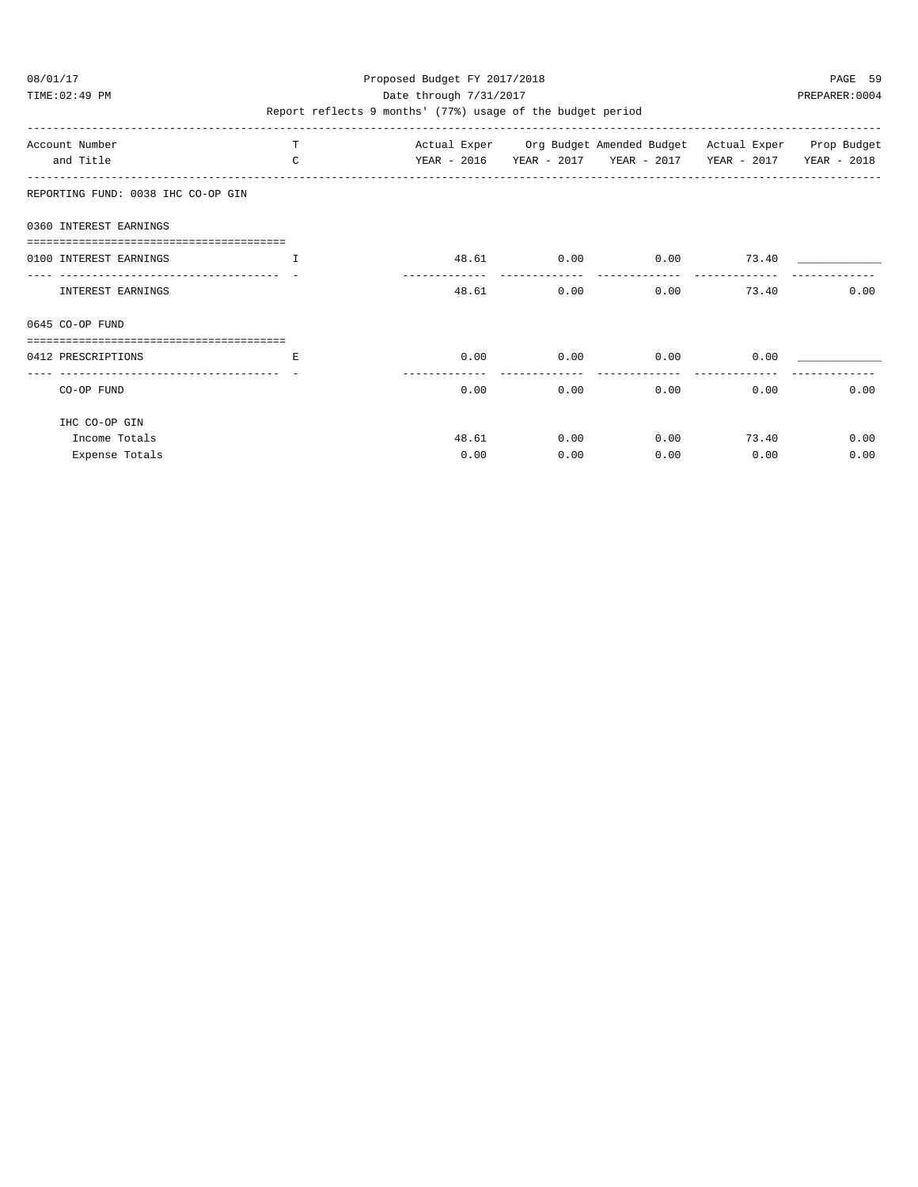Proposed Budget FY 2017/2018

Date through 7/31/2017

Report reflects 9 months' (77%) usage of the budget period

| Account Number and Title | T C | Actual Exper YEAR - 2016 | Org Budget YEAR - 2017 | Amended Budget YEAR - 2017 | Actual Exper YEAR - 2017 | Prop Budget YEAR - 2018 |
|---|---|---|---|---|---|---|
| REPORTING FUND: 0038 IHC CO-OP GIN | | | | | | |
| 0360 INTEREST EARNINGS | | | | | | |
| 0100 INTEREST EARNINGS | I | 48.61 | 0.00 | 0.00 | 73.40 | ____________ |
| INTEREST EARNINGS | | 48.61 | 0.00 | 0.00 | 73.40 | 0.00 |
| 0645 CO-OP FUND | | | | | | |
| 0412 PRESCRIPTIONS | E | 0.00 | 0.00 | 0.00 | 0.00 | ____________ |
| CO-OP FUND | | 0.00 | 0.00 | 0.00 | 0.00 | 0.00 |
| IHC CO-OP GIN | | | | | | |
| Income Totals | | 48.61 | 0.00 | 0.00 | 73.40 | 0.00 |
| Expense Totals | | 0.00 | 0.00 | 0.00 | 0.00 | 0.00 |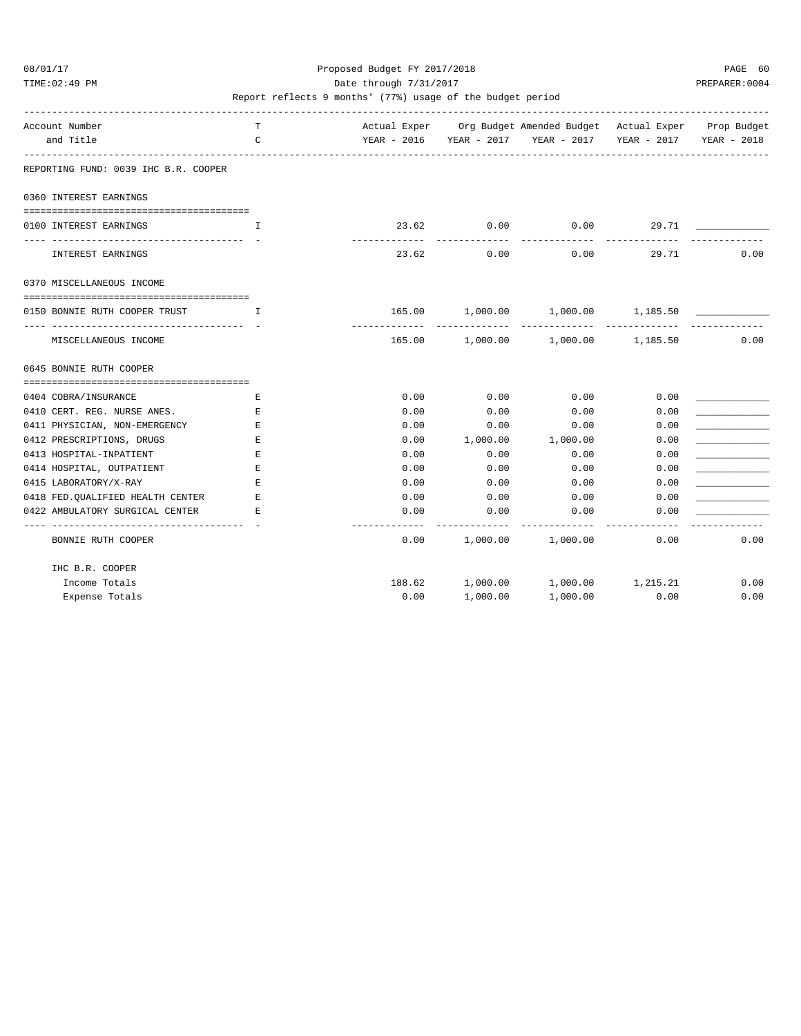Proposed Budget FY 2017/2018
Date through 7/31/2017
Report reflects 9 months' (77%) usage of the budget period

| Account Number and Title | TC | Actual Exper YEAR - 2016 | Org Budget YEAR - 2017 | Amended Budget YEAR - 2017 | Actual Exper YEAR - 2017 | Prop Budget YEAR - 2018 |
|---|---|---|---|---|---|---|
| **REPORTING FUND: 0039 IHC B.R. COOPER** | | | | | | |
| **0360 INTEREST EARNINGS** | | | | | | |
| 0100 INTEREST EARNINGS | I | 23.62 | 0.00 | 0.00 | 29.71 | ____________ |
| INTEREST EARNINGS | | 23.62 | 0.00 | 0.00 | 29.71 | 0.00 |
| **0370 MISCELLANEOUS INCOME** | | | | | | |
| 0150 BONNIE RUTH COOPER TRUST | I | 165.00 | 1,000.00 | 1,000.00 | 1,185.50 | ____________ |
| MISCELLANEOUS INCOME | | 165.00 | 1,000.00 | 1,000.00 | 1,185.50 | 0.00 |
| **0645 BONNIE RUTH COOPER** | | | | | | |
| 0404 COBRA/INSURANCE | E | 0.00 | 0.00 | 0.00 | 0.00 | ____________ |
| 0410 CERT. REG. NURSE ANES. | E | 0.00 | 0.00 | 0.00 | 0.00 | ____________ |
| 0411 PHYSICIAN, NON-EMERGENCY | E | 0.00 | 0.00 | 0.00 | 0.00 | ____________ |
| 0412 PRESCRIPTIONS, DRUGS | E | 0.00 | 1,000.00 | 1,000.00 | 0.00 | ____________ |
| 0413 HOSPITAL-INPATIENT | E | 0.00 | 0.00 | 0.00 | 0.00 | ____________ |
| 0414 HOSPITAL, OUTPATIENT | E | 0.00 | 0.00 | 0.00 | 0.00 | ____________ |
| 0415 LABORATORY/X-RAY | E | 0.00 | 0.00 | 0.00 | 0.00 | ____________ |
| 0418 FED.QUALIFIED HEALTH CENTER | E | 0.00 | 0.00 | 0.00 | 0.00 | ____________ |
| 0422 AMBULATORY SURGICAL CENTER | E | 0.00 | 0.00 | 0.00 | 0.00 | ____________ |
| BONNIE RUTH COOPER | | 0.00 | 1,000.00 | 1,000.00 | 0.00 | 0.00 |
| **IHC B.R. COOPER** | | | | | | |
| Income Totals | | 188.62 | 1,000.00 | 1,000.00 | 1,215.21 | 0.00 |
| Expense Totals | | 0.00 | 1,000.00 | 1,000.00 | 0.00 | 0.00 |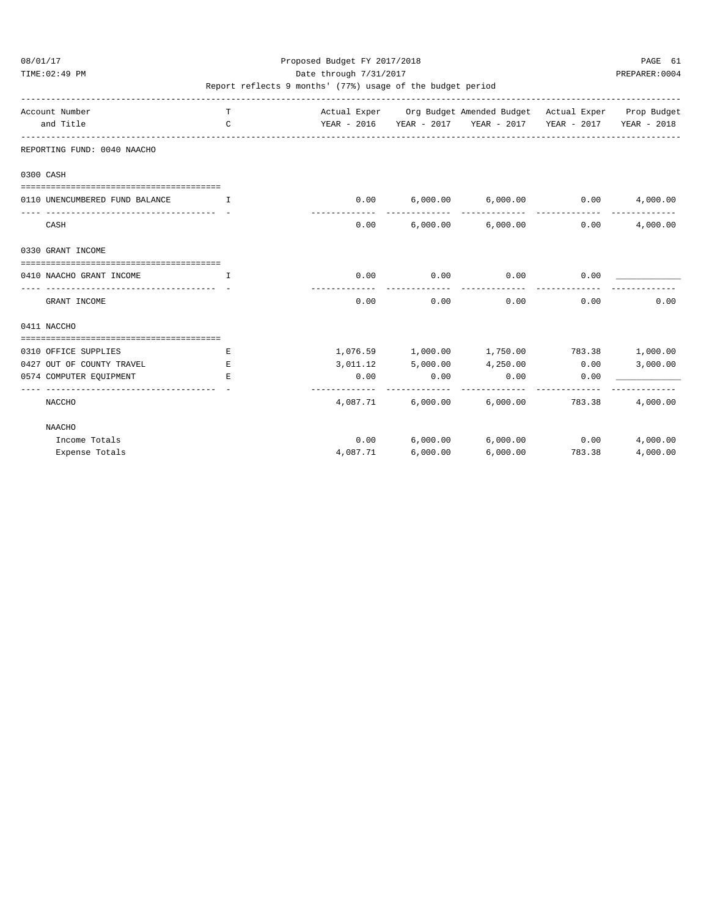Proposed Budget FY 2017/2018

Date through 7/31/2017

Report reflects 9 months' (77%) usage of the budget period

| Account Number and Title | TC | Actual Exper YEAR - 2016 | Org Budget YEAR - 2017 | Amended Budget YEAR - 2017 | Actual Exper YEAR - 2017 | Prop Budget YEAR - 2018 |
|---|---|---|---|---|---|---|
| REPORTING FUND: 0040 NAACHO | | | | | | |
| **0300 CASH** | | | | | | |
| 0110 UNENCUMBERED FUND BALANCE | I | 0.00 | 6,000.00 | 6,000.00 | 0.00 | 4,000.00 |
| CASH | | 0.00 | 6,000.00 | 6,000.00 | 0.00 | 4,000.00 |
| **0330 GRANT INCOME** | | | | | | |
| 0410 NAACHO GRANT INCOME | I | 0.00 | 0.00 | 0.00 | 0.00 | ____________ |
| GRANT INCOME | | 0.00 | 0.00 | 0.00 | 0.00 | 0.00 |
| **0411 NACCHO** | | | | | | |
| 0310 OFFICE SUPPLIES | E | 1,076.59 | 1,000.00 | 1,750.00 | 783.38 | 1,000.00 |
| 0427 OUT OF COUNTY TRAVEL | E | 3,011.12 | 5,000.00 | 4,250.00 | 0.00 | 3,000.00 |
| 0574 COMPUTER EQUIPMENT | E | 0.00 | 0.00 | 0.00 | 0.00 | ____________ |
| NACCHO | | 4,087.71 | 6,000.00 | 6,000.00 | 783.38 | 4,000.00 |
| **NAACHO** | | | | | | |
| Income Totals | | 0.00 | 6,000.00 | 6,000.00 | 0.00 | 4,000.00 |
| Expense Totals | | 4,087.71 | 6,000.00 | 6,000.00 | 783.38 | 4,000.00 |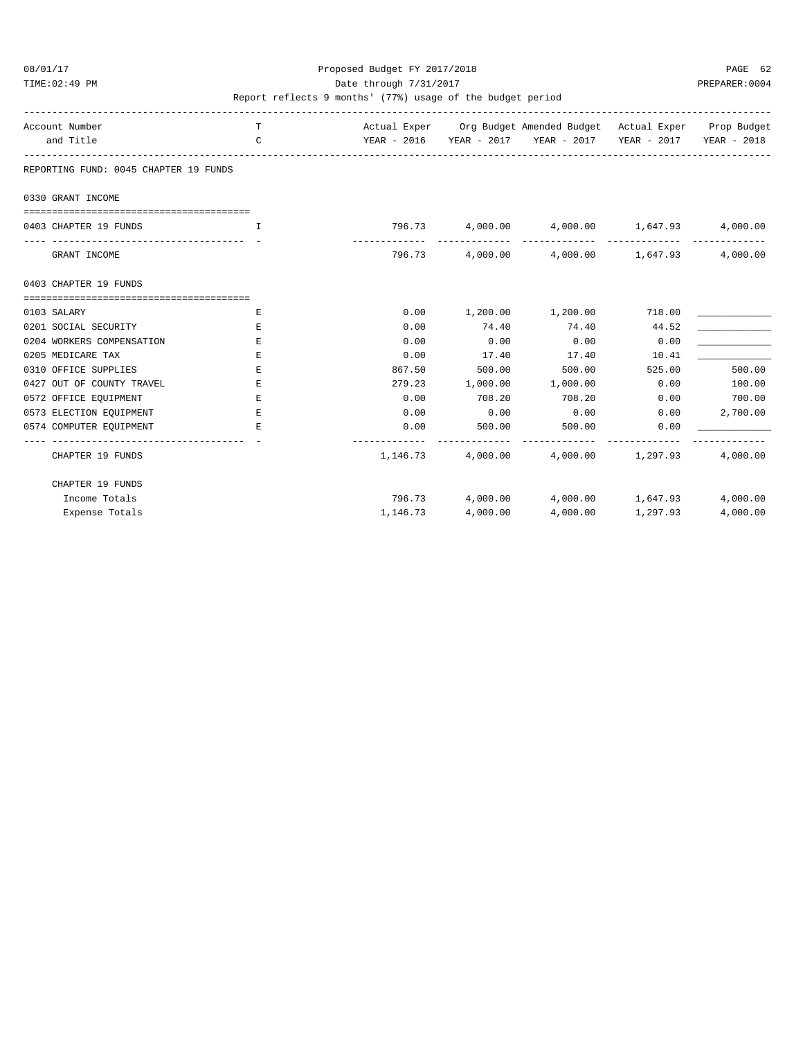Proposed Budget FY 2017/2018

Date through 7/31/2017

Report reflects 9 months' (77%) usage of the budget period

| Account Number and Title | TC | Actual Exper YEAR - 2016 | Org Budget YEAR - 2017 | Amended Budget YEAR - 2017 | Actual Exper YEAR - 2017 | Prop Budget YEAR - 2018 |
|---|---|---|---|---|---|---|
| **REPORTING FUND: 0045 CHAPTER 19 FUNDS** | | | | | | |
| **0330 GRANT INCOME** | | | | | | |
| 0403 CHAPTER 19 FUNDS | I | 796.73 | 4,000.00 | 4,000.00 | 1,647.93 | 4,000.00 |
| GRANT INCOME | | 796.73 | 4,000.00 | 4,000.00 | 1,647.93 | 4,000.00 |
| **0403 CHAPTER 19 FUNDS** | | | | | | |
| 0103 SALARY | E | 0.00 | 1,200.00 | 1,200.00 | 718.00 | ____________ |
| 0201 SOCIAL SECURITY | E | 0.00 | 74.40 | 74.40 | 44.52 | ____________ |
| 0204 WORKERS COMPENSATION | E | 0.00 | 0.00 | 0.00 | 0.00 | ____________ |
| 0205 MEDICARE TAX | E | 0.00 | 17.40 | 17.40 | 10.41 | ____________ |
| 0310 OFFICE SUPPLIES | E | 867.50 | 500.00 | 500.00 | 525.00 | 500.00 |
| 0427 OUT OF COUNTY TRAVEL | E | 279.23 | 1,000.00 | 1,000.00 | 0.00 | 100.00 |
| 0572 OFFICE EQUIPMENT | E | 0.00 | 708.20 | 708.20 | 0.00 | 700.00 |
| 0573 ELECTION EQUIPMENT | E | 0.00 | 0.00 | 0.00 | 0.00 | 2,700.00 |
| 0574 COMPUTER EQUIPMENT | E | 0.00 | 500.00 | 500.00 | 0.00 | ____________ |
| CHAPTER 19 FUNDS | | 1,146.73 | 4,000.00 | 4,000.00 | 1,297.93 | 4,000.00 |
| **CHAPTER 19 FUNDS** | | | | | | |
| Income Totals | | 796.73 | 4,000.00 | 4,000.00 | 1,647.93 | 4,000.00 |
| Expense Totals | | 1,146.73 | 4,000.00 | 4,000.00 | 1,297.93 | 4,000.00 |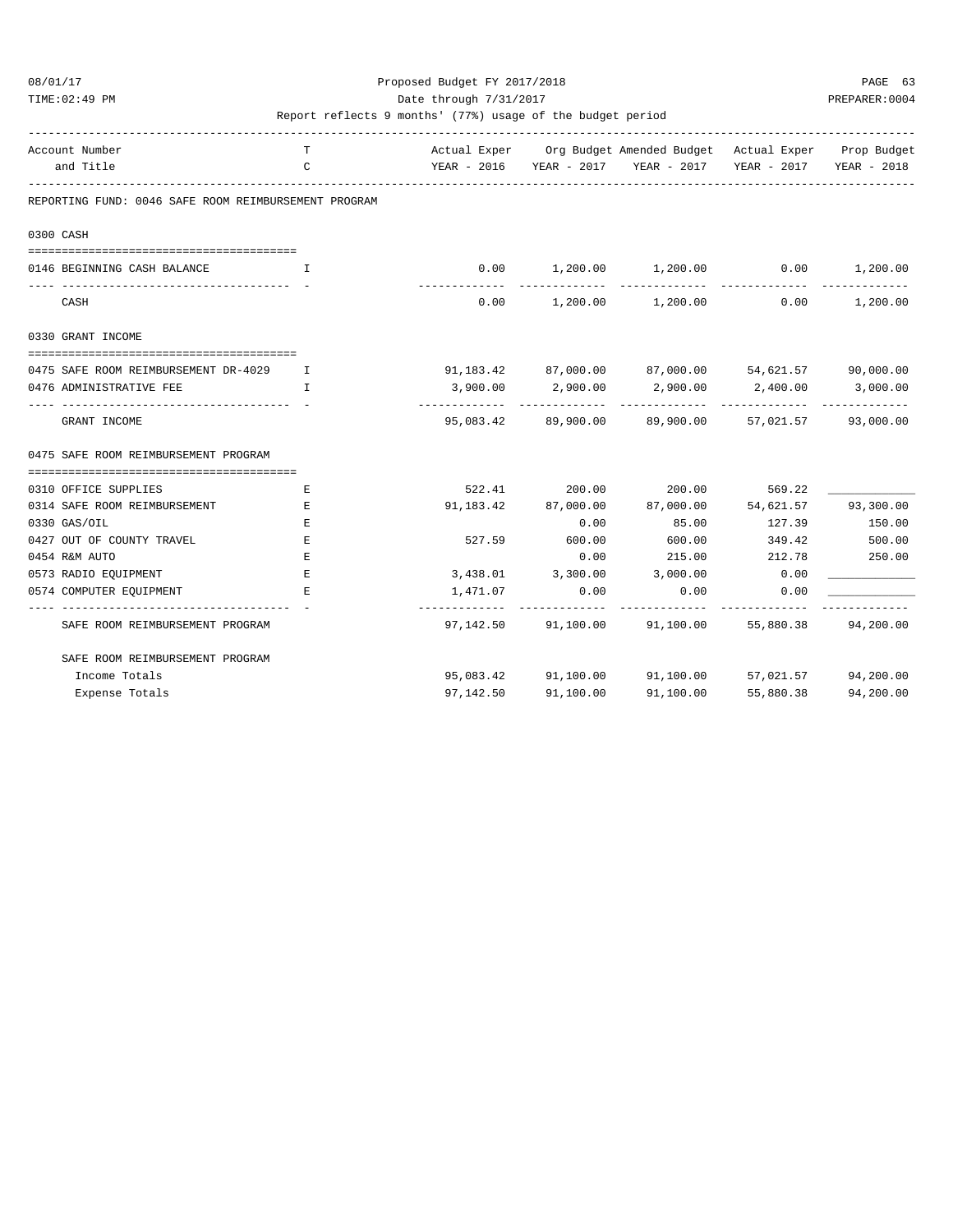Proposed Budget FY 2017/2018

Date through 7/31/2017

Report reflects 9 months' (77%) usage of the budget period

| Account Number and Title | TC | Actual Exper YEAR - 2016 | Org Budget YEAR - 2017 | Amended Budget YEAR - 2017 | Actual Exper YEAR - 2017 | Prop Budget YEAR - 2018 |
|---|---|---|---|---|---|---|
| **REPORTING FUND: 0046 SAFE ROOM REIMBURSEMENT PROGRAM** | | | | | | |
| **0300 CASH** | | | | | | |
| 0146 BEGINNING CASH BALANCE | I | 0.00 | 1,200.00 | 1,200.00 | 0.00 | 1,200.00 |
| CASH | | 0.00 | 1,200.00 | 1,200.00 | 0.00 | 1,200.00 |
| **0330 GRANT INCOME** | | | | | | |
| 0475 SAFE ROOM REIMBURSEMENT DR-4029 | I | 91,183.42 | 87,000.00 | 87,000.00 | 54,621.57 | 90,000.00 |
| 0476 ADMINISTRATIVE FEE | I | 3,900.00 | 2,900.00 | 2,900.00 | 2,400.00 | 3,000.00 |
| GRANT INCOME | | 95,083.42 | 89,900.00 | 89,900.00 | 57,021.57 | 93,000.00 |
| **0475 SAFE ROOM REIMBURSEMENT PROGRAM** | | | | | | |
| 0310 OFFICE SUPPLIES | E | 522.41 | 200.00 | 200.00 | 569.22 | ____________ |
| 0314 SAFE ROOM REIMBURSEMENT | E | 91,183.42 | 87,000.00 | 87,000.00 | 54,621.57 | 93,300.00 |
| 0330 GAS/OIL | E | | 0.00 | 85.00 | 127.39 | 150.00 |
| 0427 OUT OF COUNTY TRAVEL | E | 527.59 | 600.00 | 600.00 | 349.42 | 500.00 |
| 0454 R&M AUTO | E | | 0.00 | 215.00 | 212.78 | 250.00 |
| 0573 RADIO EQUIPMENT | E | 3,438.01 | 3,300.00 | 3,000.00 | 0.00 | ____________ |
| 0574 COMPUTER EQUIPMENT | E | 1,471.07 | 0.00 | 0.00 | 0.00 | ____________ |
| SAFE ROOM REIMBURSEMENT PROGRAM | | 97,142.50 | 91,100.00 | 91,100.00 | 55,880.38 | 94,200.00 |
| SAFE ROOM REIMBURSEMENT PROGRAM | | | | | | |
| Income Totals | | 95,083.42 | 91,100.00 | 91,100.00 | 57,021.57 | 94,200.00 |
| Expense Totals | | 97,142.50 | 91,100.00 | 91,100.00 | 55,880.38 | 94,200.00 |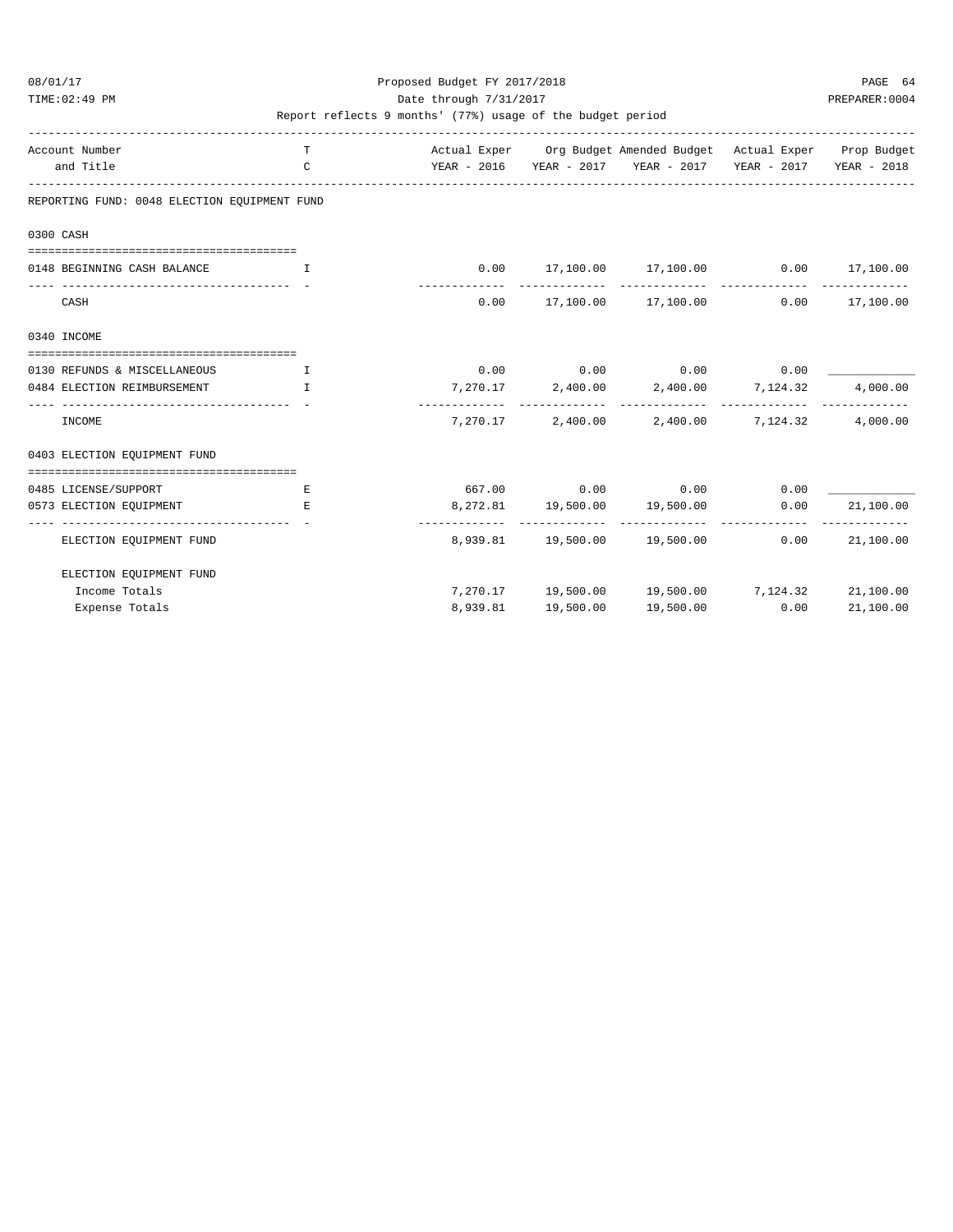Proposed Budget FY 2017/2018
Date through 7/31/2017
Report reflects 9 months' (77%) usage of the budget period

| Account Number and Title | TC | Actual Exper YEAR - 2016 | Org Budget YEAR - 2017 | Amended Budget YEAR - 2017 | Actual Exper YEAR - 2017 | Prop Budget YEAR - 2018 |
|---|---|---|---|---|---|---|
| **REPORTING FUND: 0048 ELECTION EQUIPMENT FUND** | | | | | | |
| **0300 CASH** | | | | | | |
| 0148 BEGINNING CASH BALANCE | I | 0.00 | 17,100.00 | 17,100.00 | 0.00 | 17,100.00 |
| CASH | | 0.00 | 17,100.00 | 17,100.00 | 0.00 | 17,100.00 |
| **0340 INCOME** | | | | | | |
| 0130 REFUNDS & MISCELLANEOUS | I | 0.00 | 0.00 | 0.00 | 0.00 | ____________ |
| 0484 ELECTION REIMBURSEMENT | I | 7,270.17 | 2,400.00 | 2,400.00 | 7,124.32 | 4,000.00 |
| INCOME | | 7,270.17 | 2,400.00 | 2,400.00 | 7,124.32 | 4,000.00 |
| **0403 ELECTION EQUIPMENT FUND** | | | | | | |
| 0485 LICENSE/SUPPORT | E | 667.00 | 0.00 | 0.00 | 0.00 | ____________ |
| 0573 ELECTION EQUIPMENT | E | 8,272.81 | 19,500.00 | 19,500.00 | 0.00 | 21,100.00 |
| ELECTION EQUIPMENT FUND | | 8,939.81 | 19,500.00 | 19,500.00 | 0.00 | 21,100.00 |
| **ELECTION EQUIPMENT FUND** | | | | | | |
| Income Totals | | 7,270.17 | 19,500.00 | 19,500.00 | 7,124.32 | 21,100.00 |
| Expense Totals | | 8,939.81 | 19,500.00 | 19,500.00 | 0.00 | 21,100.00 |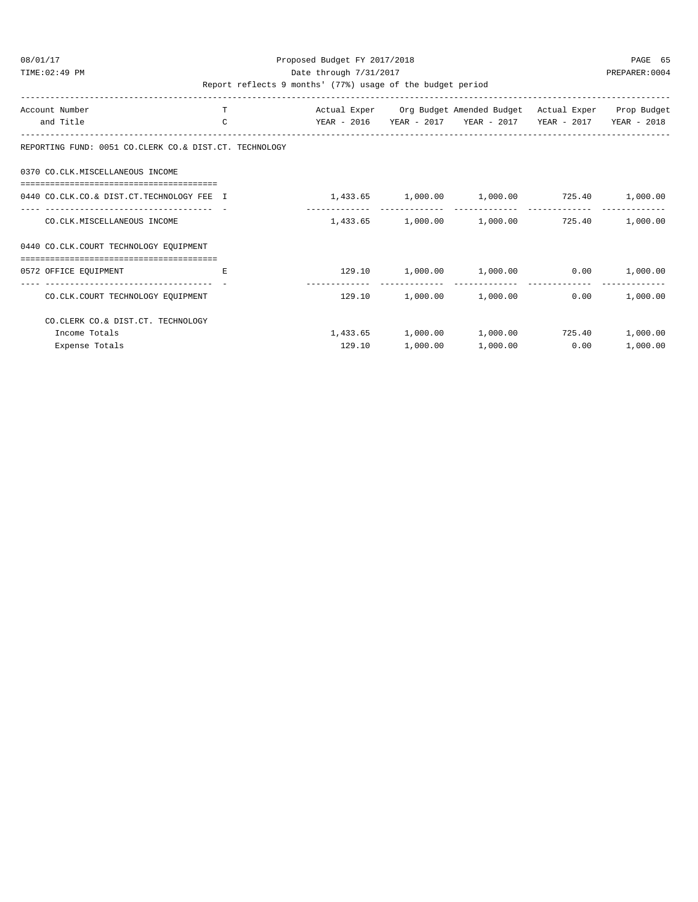Proposed Budget FY 2017/2018

Date through 7/31/2017

Report reflects 9 months' (77%) usage of the budget period

| Account Number and Title | T C | Actual Exper YEAR - 2016 | Org Budget YEAR - 2017 | Amended Budget YEAR - 2017 | Actual Exper YEAR - 2017 | Prop Budget YEAR - 2018 |
|---|---|---|---|---|---|---|
| REPORTING FUND: 0051 CO.CLERK CO.& DIST.CT. TECHNOLOGY | | | | | | |
| 0370 CO.CLK.MISCELLANEOUS INCOME | | | | | | |
| 0440 CO.CLK.CO.& DIST.CT.TECHNOLOGY FEE | I | 1,433.65 | 1,000.00 | 1,000.00 | 725.40 | 1,000.00 |
| CO.CLK.MISCELLANEOUS INCOME | | 1,433.65 | 1,000.00 | 1,000.00 | 725.40 | 1,000.00 |
| 0440 CO.CLK.COURT TECHNOLOGY EQUIPMENT | | | | | | |
| 0572 OFFICE EQUIPMENT | E | 129.10 | 1,000.00 | 1,000.00 | 0.00 | 1,000.00 |
| CO.CLK.COURT TECHNOLOGY EQUIPMENT | | 129.10 | 1,000.00 | 1,000.00 | 0.00 | 1,000.00 |
| CO.CLERK CO.& DIST.CT. TECHNOLOGY | | | | | | |
| Income Totals | | 1,433.65 | 1,000.00 | 1,000.00 | 725.40 | 1,000.00 |
| Expense Totals | | 129.10 | 1,000.00 | 1,000.00 | 0.00 | 1,000.00 |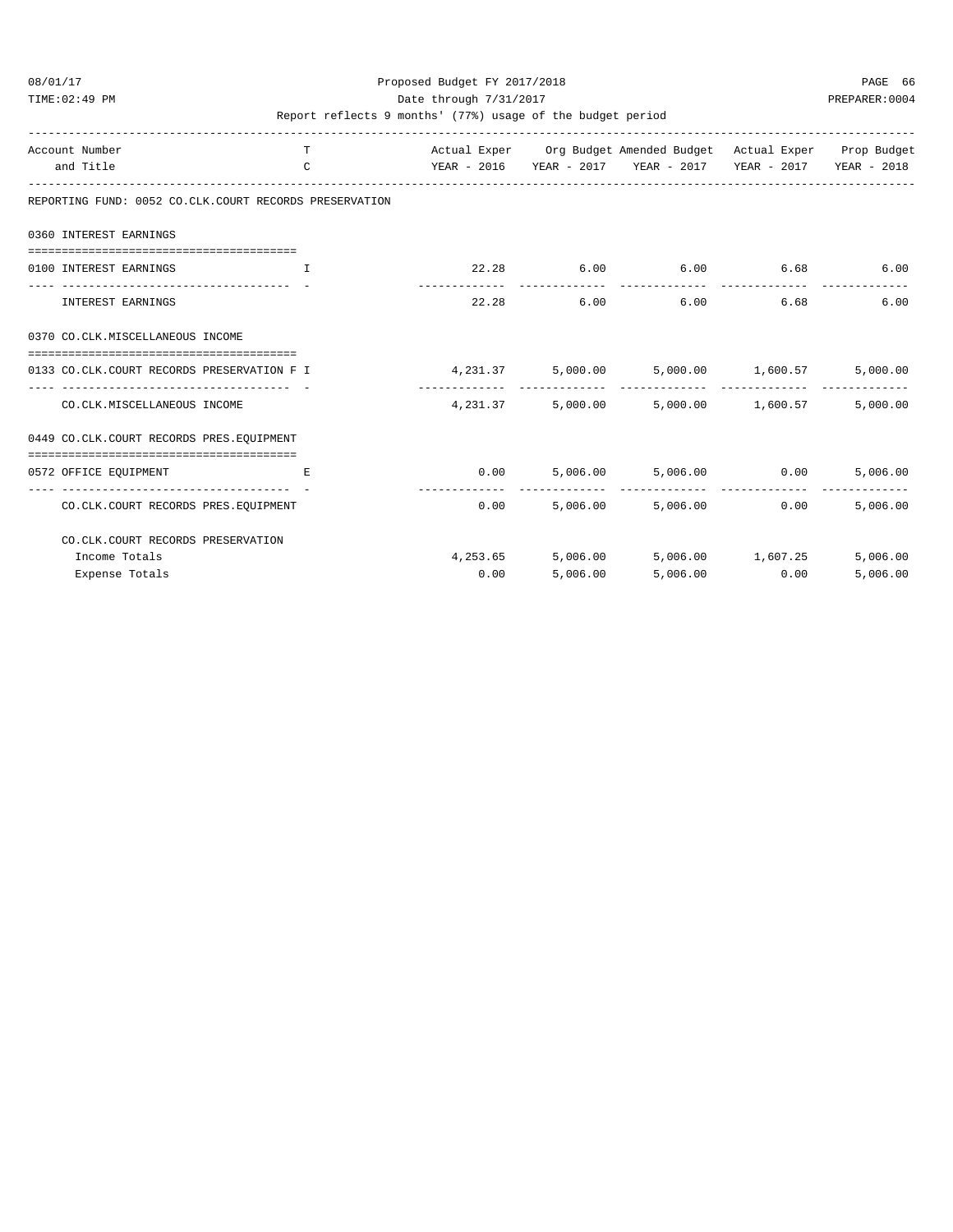Proposed Budget FY 2017/2018
Date through 7/31/2017
Report reflects 9 months' (77%) usage of the budget period

| Account Number and Title | T C | Actual Exper YEAR - 2016 | Org Budget YEAR - 2017 | Amended Budget YEAR - 2017 | Actual Exper YEAR - 2017 | Prop Budget YEAR - 2018 |
|---|---|---|---|---|---|---|
| **REPORTING FUND: 0052 CO.CLK.COURT RECORDS PRESERVATION** | | | | | | |
| **0360 INTEREST EARNINGS** | | | | | | |
| 0100 INTEREST EARNINGS | I | 22.28 | 6.00 | 6.00 | 6.68 | 6.00 |
| INTEREST EARNINGS | | 22.28 | 6.00 | 6.00 | 6.68 | 6.00 |
| **0370 CO.CLK.MISCELLANEOUS INCOME** | | | | | | |
| 0133 CO.CLK.COURT RECORDS PRESERVATION F | I | 4,231.37 | 5,000.00 | 5,000.00 | 1,600.57 | 5,000.00 |
| CO.CLK.MISCELLANEOUS INCOME | | 4,231.37 | 5,000.00 | 5,000.00 | 1,600.57 | 5,000.00 |
| **0449 CO.CLK.COURT RECORDS PRES.EQUIPMENT** | | | | | | |
| 0572 OFFICE EQUIPMENT | E | 0.00 | 5,006.00 | 5,006.00 | 0.00 | 5,006.00 |
| CO.CLK.COURT RECORDS PRES.EQUIPMENT | | 0.00 | 5,006.00 | 5,006.00 | 0.00 | 5,006.00 |
| **CO.CLK.COURT RECORDS PRESERVATION** | | | | | | |
| Income Totals | | 4,253.65 | 5,006.00 | 5,006.00 | 1,607.25 | 5,006.00 |
| Expense Totals | | 0.00 | 5,006.00 | 5,006.00 | 0.00 | 5,006.00 |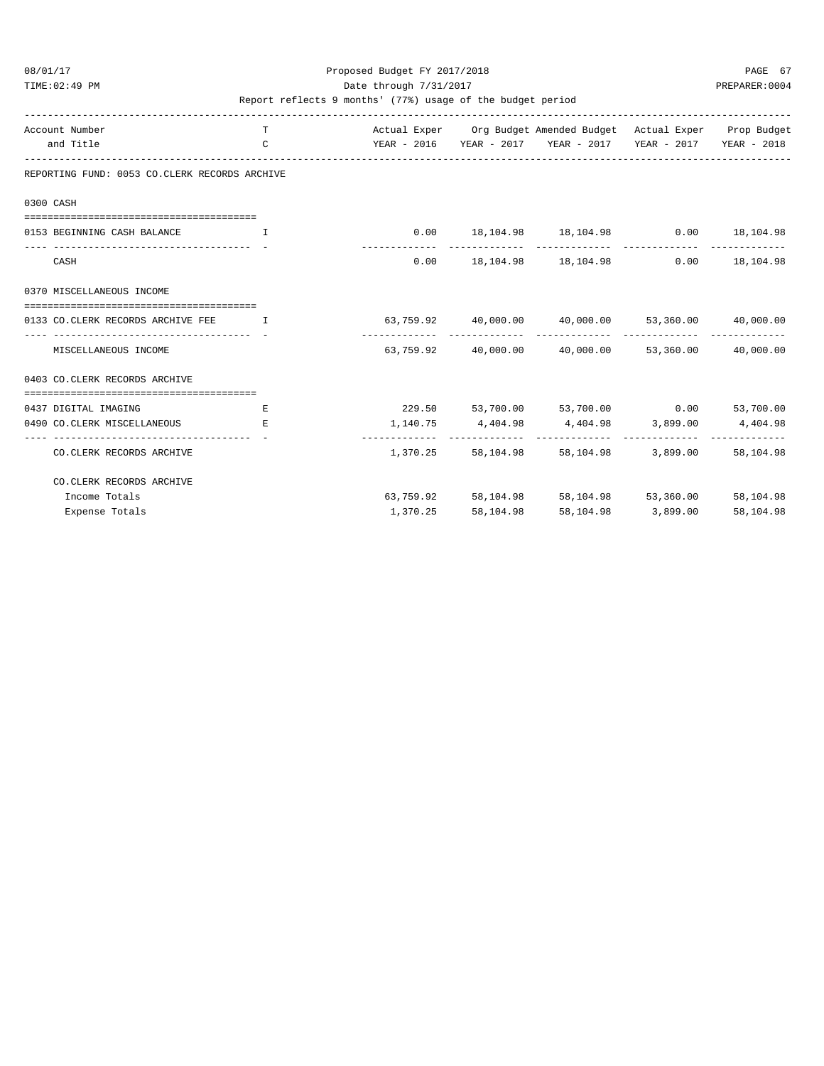Proposed Budget FY 2017/2018

Date through 7/31/2017

Report reflects 9 months' (77%) usage of the budget period

| Account Number and Title | T C | Actual Exper YEAR - 2016 | Org Budget YEAR - 2017 | Amended Budget YEAR - 2017 | Actual Exper YEAR - 2017 | Prop Budget YEAR - 2018 |
|---|---|---|---|---|---|---|
| REPORTING FUND: 0053 CO.CLERK RECORDS ARCHIVE | | | | | | |
| 0300 CASH | | | | | | |
| 0153 BEGINNING CASH BALANCE | I | 0.00 | 18,104.98 | 18,104.98 | 0.00 | 18,104.98 |
| CASH | | 0.00 | 18,104.98 | 18,104.98 | 0.00 | 18,104.98 |
| 0370 MISCELLANEOUS INCOME | | | | | | |
| 0133 CO.CLERK RECORDS ARCHIVE FEE | I | 63,759.92 | 40,000.00 | 40,000.00 | 53,360.00 | 40,000.00 |
| MISCELLANEOUS INCOME | | 63,759.92 | 40,000.00 | 40,000.00 | 53,360.00 | 40,000.00 |
| 0403 CO.CLERK RECORDS ARCHIVE | | | | | | |
| 0437 DIGITAL IMAGING | E | 229.50 | 53,700.00 | 53,700.00 | 0.00 | 53,700.00 |
| 0490 CO.CLERK MISCELLANEOUS | E | 1,140.75 | 4,404.98 | 4,404.98 | 3,899.00 | 4,404.98 |
| CO.CLERK RECORDS ARCHIVE | | 1,370.25 | 58,104.98 | 58,104.98 | 3,899.00 | 58,104.98 |
| CO.CLERK RECORDS ARCHIVE | | | | | | |
| Income Totals | | 63,759.92 | 58,104.98 | 58,104.98 | 53,360.00 | 58,104.98 |
| Expense Totals | | 1,370.25 | 58,104.98 | 58,104.98 | 3,899.00 | 58,104.98 |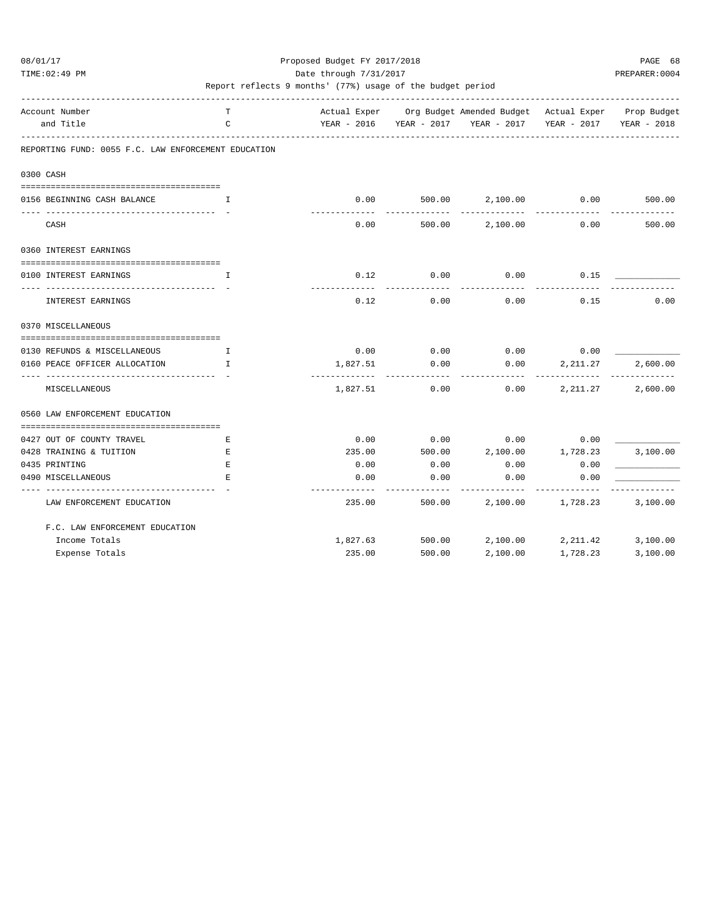Proposed Budget FY 2017/2018

Date through 7/31/2017

Report reflects 9 months' (77%) usage of the budget period

| Account Number and Title | TC | Actual Exper YEAR - 2016 | Org Budget YEAR - 2017 | Amended Budget YEAR - 2017 | Actual Exper YEAR - 2017 | Prop Budget YEAR - 2018 |
|---|---|---|---|---|---|---|
| **REPORTING FUND: 0055 F.C. LAW ENFORCEMENT EDUCATION** | | | | | | |
| **0300 CASH** | | | | | | |
| 0156 BEGINNING CASH BALANCE | I | 0.00 | 500.00 | 2,100.00 | 0.00 | 500.00 |
| CASH | | 0.00 | 500.00 | 2,100.00 | 0.00 | 500.00 |
| **0360 INTEREST EARNINGS** | | | | | | |
| 0100 INTEREST EARNINGS | I | 0.12 | 0.00 | 0.00 | 0.15 | ____________ |
| INTEREST EARNINGS | | 0.12 | 0.00 | 0.00 | 0.15 | 0.00 |
| **0370 MISCELLANEOUS** | | | | | | |
| 0130 REFUNDS & MISCELLANEOUS | I | 0.00 | 0.00 | 0.00 | 0.00 | ____________ |
| 0160 PEACE OFFICER ALLOCATION | I | 1,827.51 | 0.00 | 0.00 | 2,211.27 | 2,600.00 |
| MISCELLANEOUS | | 1,827.51 | 0.00 | 0.00 | 2,211.27 | 2,600.00 |
| **0560 LAW ENFORCEMENT EDUCATION** | | | | | | |
| 0427 OUT OF COUNTY TRAVEL | E | 0.00 | 0.00 | 0.00 | 0.00 | ____________ |
| 0428 TRAINING & TUITION | E | 235.00 | 500.00 | 2,100.00 | 1,728.23 | 3,100.00 |
| 0435 PRINTING | E | 0.00 | 0.00 | 0.00 | 0.00 | ____________ |
| 0490 MISCELLANEOUS | E | 0.00 | 0.00 | 0.00 | 0.00 | ____________ |
| LAW ENFORCEMENT EDUCATION | | 235.00 | 500.00 | 2,100.00 | 1,728.23 | 3,100.00 |
| **F.C. LAW ENFORCEMENT EDUCATION** | | | | | | |
| Income Totals | | 1,827.63 | 500.00 | 2,100.00 | 2,211.42 | 3,100.00 |
| Expense Totals | | 235.00 | 500.00 | 2,100.00 | 1,728.23 | 3,100.00 |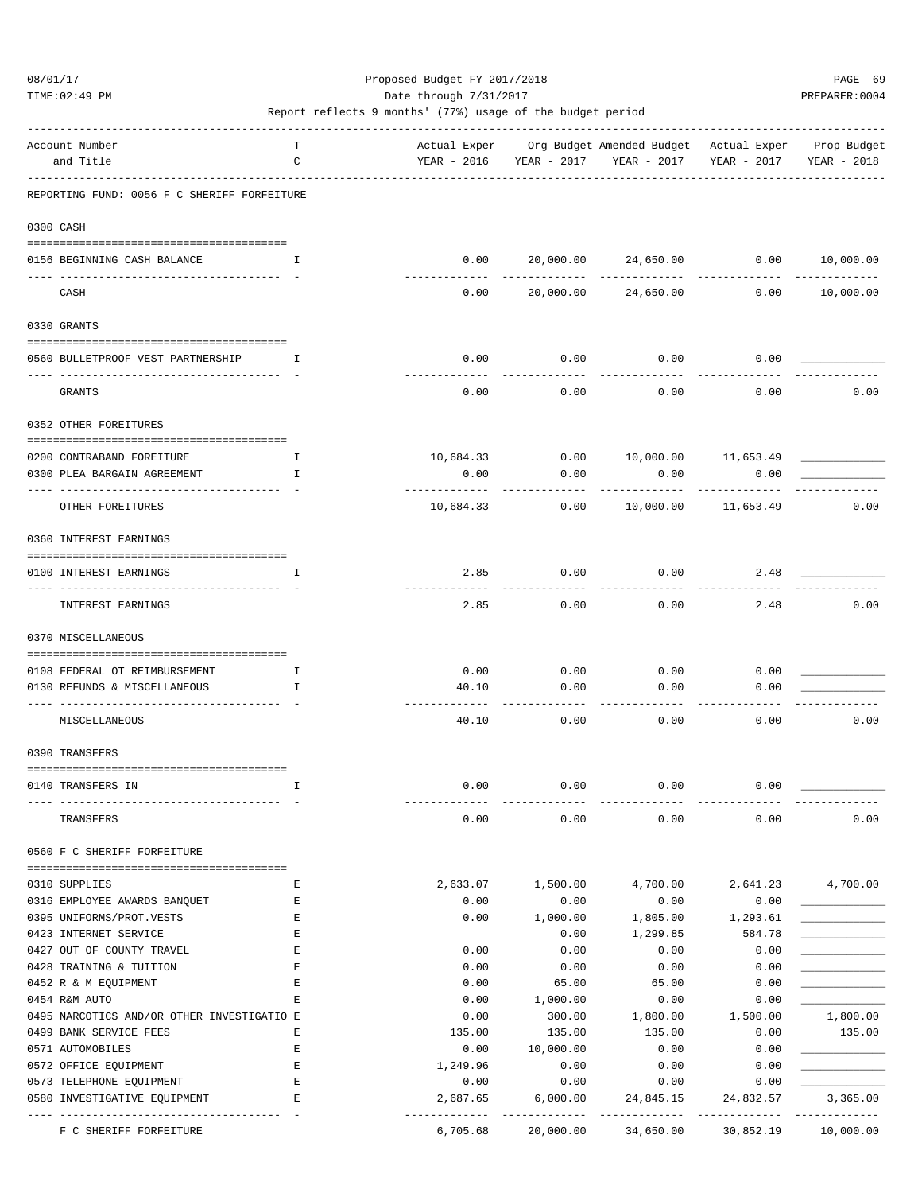Proposed Budget FY 2017/2018

Date through 7/31/2017

Report reflects 9 months' (77%) usage of the budget period

| Account Number and Title | T C | Actual Exper YEAR - 2016 | Org Budget YEAR - 2017 | Amended Budget YEAR - 2017 | Actual Exper YEAR - 2017 | Prop Budget YEAR - 2018 |
|---|---|---|---|---|---|---|
| **REPORTING FUND: 0056 F C SHERIFF FORFEITURE** | | | | | | |
| **0300 CASH** | | | | | | |
| 0156 BEGINNING CASH BALANCE | I | 0.00 | 20,000.00 | 24,650.00 | 0.00 | 10,000.00 |
| CASH | | 0.00 | 20,000.00 | 24,650.00 | 0.00 | 10,000.00 |
| **0330 GRANTS** | | | | | | |
| 0560 BULLETPROOF VEST PARTNERSHIP | I | 0.00 | 0.00 | 0.00 | 0.00 | ____________ |
| GRANTS | | 0.00 | 0.00 | 0.00 | 0.00 | 0.00 |
| **0352 OTHER FOREITURES** | | | | | | |
| 0200 CONTRABAND FOREITURE | I | 10,684.33 | 0.00 | 10,000.00 | 11,653.49 | ____________ |
| 0300 PLEA BARGAIN AGREEMENT | I | 0.00 | 0.00 | 0.00 | 0.00 | ____________ |
| OTHER FOREITURES | | 10,684.33 | 0.00 | 10,000.00 | 11,653.49 | 0.00 |
| **0360 INTEREST EARNINGS** | | | | | | |
| 0100 INTEREST EARNINGS | I | 2.85 | 0.00 | 0.00 | 2.48 | ____________ |
| INTEREST EARNINGS | | 2.85 | 0.00 | 0.00 | 2.48 | 0.00 |
| **0370 MISCELLANEOUS** | | | | | | |
| 0108 FEDERAL OT REIMBURSEMENT | I | 0.00 | 0.00 | 0.00 | 0.00 | ____________ |
| 0130 REFUNDS & MISCELLANEOUS | I | 40.10 | 0.00 | 0.00 | 0.00 | ____________ |
| MISCELLANEOUS | | 40.10 | 0.00 | 0.00 | 0.00 | 0.00 |
| **0390 TRANSFERS** | | | | | | |
| 0140 TRANSFERS IN | I | 0.00 | 0.00 | 0.00 | 0.00 | ____________ |
| TRANSFERS | | 0.00 | 0.00 | 0.00 | 0.00 | 0.00 |
| **0560 F C SHERIFF FORFEITURE** | | | | | | |
| 0310 SUPPLIES | E | 2,633.07 | 1,500.00 | 4,700.00 | 2,641.23 | 4,700.00 |
| 0316 EMPLOYEE AWARDS BANQUET | E | 0.00 | 0.00 | 0.00 | 0.00 | ____________ |
| 0395 UNIFORMS/PROT.VESTS | E | 0.00 | 1,000.00 | 1,805.00 | 1,293.61 | ____________ |
| 0423 INTERNET SERVICE | E | | 0.00 | 1,299.85 | 584.78 | ____________ |
| 0427 OUT OF COUNTY TRAVEL | E | 0.00 | 0.00 | 0.00 | 0.00 | ____________ |
| 0428 TRAINING & TUITION | E | 0.00 | 0.00 | 0.00 | 0.00 | ____________ |
| 0452 R & M EQUIPMENT | E | 0.00 | 65.00 | 65.00 | 0.00 | ____________ |
| 0454 R&M AUTO | E | 0.00 | 1,000.00 | 0.00 | 0.00 | ____________ |
| 0495 NARCOTICS AND/OR OTHER INVESTIGATIO | E | 0.00 | 300.00 | 1,800.00 | 1,500.00 | 1,800.00 |
| 0499 BANK SERVICE FEES | E | 135.00 | 135.00 | 135.00 | 0.00 | 135.00 |
| 0571 AUTOMOBILES | E | 0.00 | 10,000.00 | 0.00 | 0.00 | ____________ |
| 0572 OFFICE EQUIPMENT | E | 1,249.96 | 0.00 | 0.00 | 0.00 | ____________ |
| 0573 TELEPHONE EQUIPMENT | E | 0.00 | 0.00 | 0.00 | 0.00 | ____________ |
| 0580 INVESTIGATIVE EQUIPMENT | E | 2,687.65 | 6,000.00 | 24,845.15 | 24,832.57 | 3,365.00 |
| F C SHERIFF FORFEITURE | | 6,705.68 | 20,000.00 | 34,650.00 | 30,852.19 | 10,000.00 |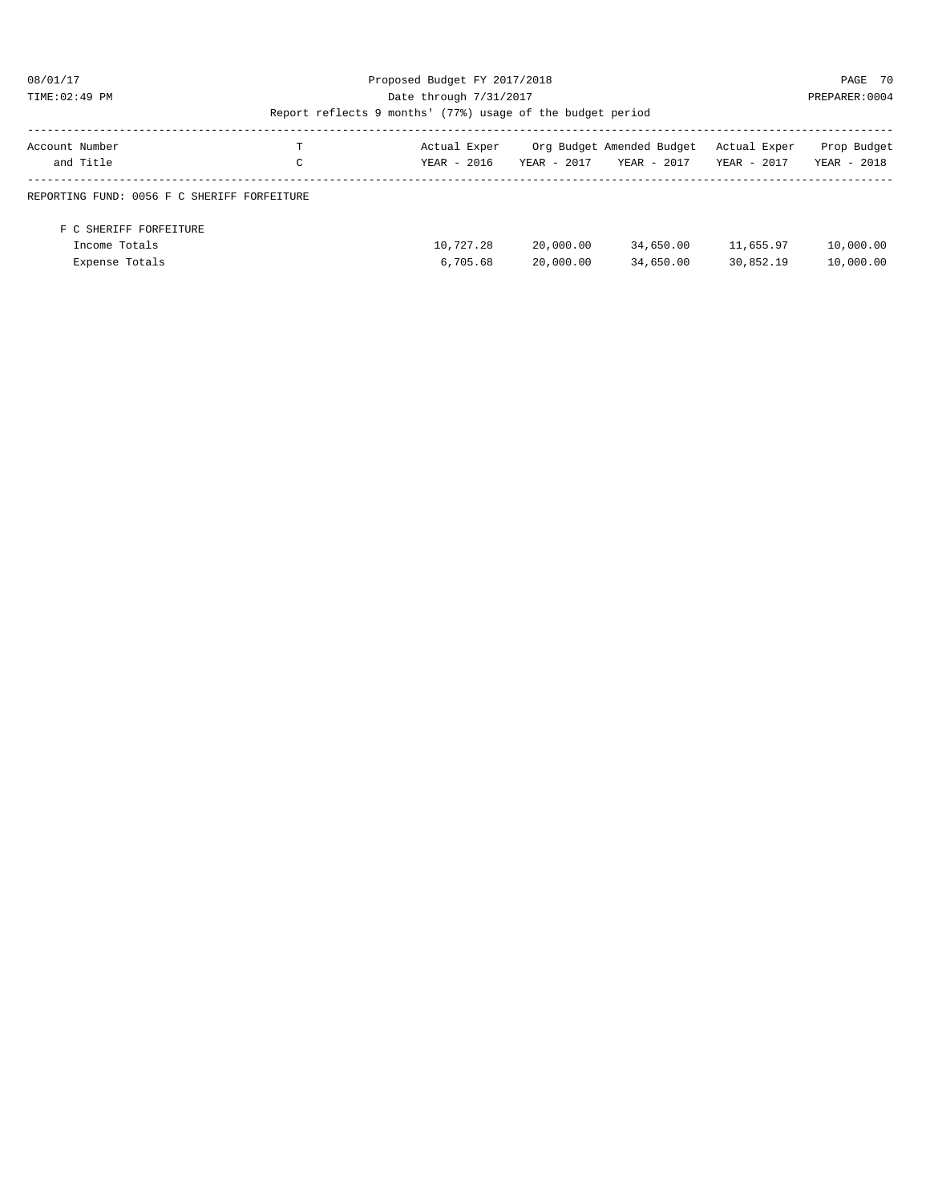Proposed Budget FY 2017/2018

Date through 7/31/2017

Report reflects 9 months' (77%) usage of the budget period

| Account Number and Title | T C | Actual Exper YEAR - 2016 | Org Budget YEAR - 2017 | Amended Budget YEAR - 2017 | Actual Exper YEAR - 2017 | Prop Budget YEAR - 2018 |
|---|---|---|---|---|---|---|
| REPORTING FUND: 0056 F C SHERIFF FORFEITURE | | | | | | |
| F C SHERIFF FORFEITURE | | | | | | |
| Income Totals | | 10,727.28 | 20,000.00 | 34,650.00 | 11,655.97 | 10,000.00 |
| Expense Totals | | 6,705.68 | 20,000.00 | 34,650.00 | 30,852.19 | 10,000.00 |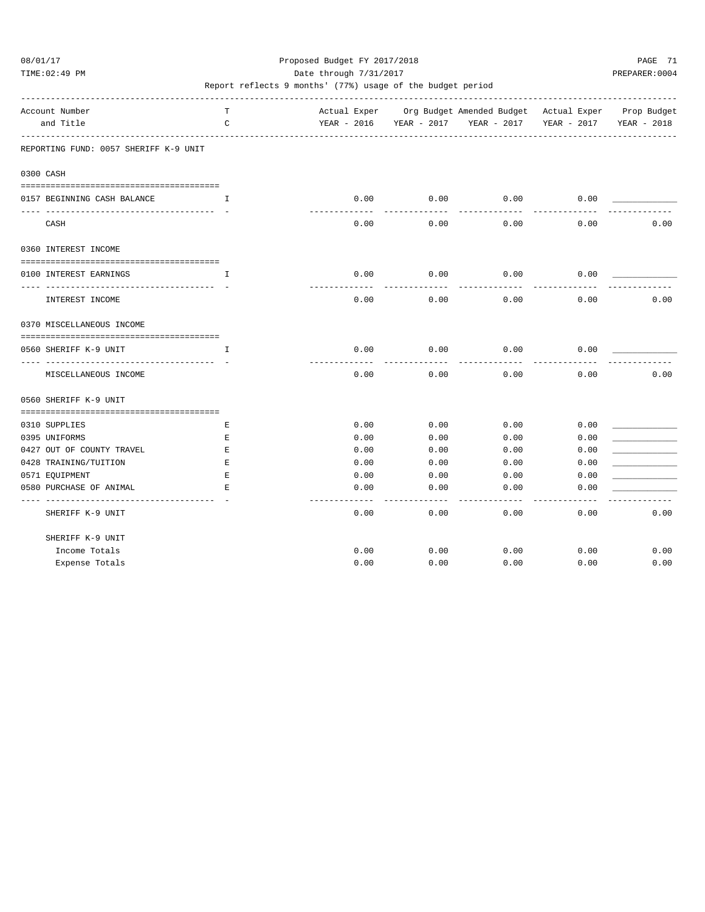Proposed Budget FY 2017/2018

Date through 7/31/2017

Report reflects 9 months' (77%) usage of the budget period

| Account Number and Title | T C | Actual Exper YEAR - 2016 | Org Budget YEAR - 2017 | Amended Budget YEAR - 2017 | Actual Exper YEAR - 2017 | Prop Budget YEAR - 2018 |
|---|---|---|---|---|---|---|
| **REPORTING FUND: 0057 SHERIFF K-9 UNIT** | | | | | | |
| **0300 CASH** | | | | | | |
| 0157 BEGINNING CASH BALANCE | I | 0.00 | 0.00 | 0.00 | 0.00 | ____________ |
| CASH | | 0.00 | 0.00 | 0.00 | 0.00 | 0.00 |
| **0360 INTEREST INCOME** | | | | | | |
| 0100 INTEREST EARNINGS | I | 0.00 | 0.00 | 0.00 | 0.00 | ____________ |
| INTEREST INCOME | | 0.00 | 0.00 | 0.00 | 0.00 | 0.00 |
| **0370 MISCELLANEOUS INCOME** | | | | | | |
| 0560 SHERIFF K-9 UNIT | I | 0.00 | 0.00 | 0.00 | 0.00 | ____________ |
| MISCELLANEOUS INCOME | | 0.00 | 0.00 | 0.00 | 0.00 | 0.00 |
| **0560 SHERIFF K-9 UNIT** | | | | | | |
| 0310 SUPPLIES | E | 0.00 | 0.00 | 0.00 | 0.00 | ____________ |
| 0395 UNIFORMS | E | 0.00 | 0.00 | 0.00 | 0.00 | ____________ |
| 0427 OUT OF COUNTY TRAVEL | E | 0.00 | 0.00 | 0.00 | 0.00 | ____________ |
| 0428 TRAINING/TUITION | E | 0.00 | 0.00 | 0.00 | 0.00 | ____________ |
| 0571 EQUIPMENT | E | 0.00 | 0.00 | 0.00 | 0.00 | ____________ |
| 0580 PURCHASE OF ANIMAL | E | 0.00 | 0.00 | 0.00 | 0.00 | ____________ |
| SHERIFF K-9 UNIT | | 0.00 | 0.00 | 0.00 | 0.00 | 0.00 |
| **SHERIFF K-9 UNIT** | | | | | | |
| Income Totals | | 0.00 | 0.00 | 0.00 | 0.00 | 0.00 |
| Expense Totals | | 0.00 | 0.00 | 0.00 | 0.00 | 0.00 |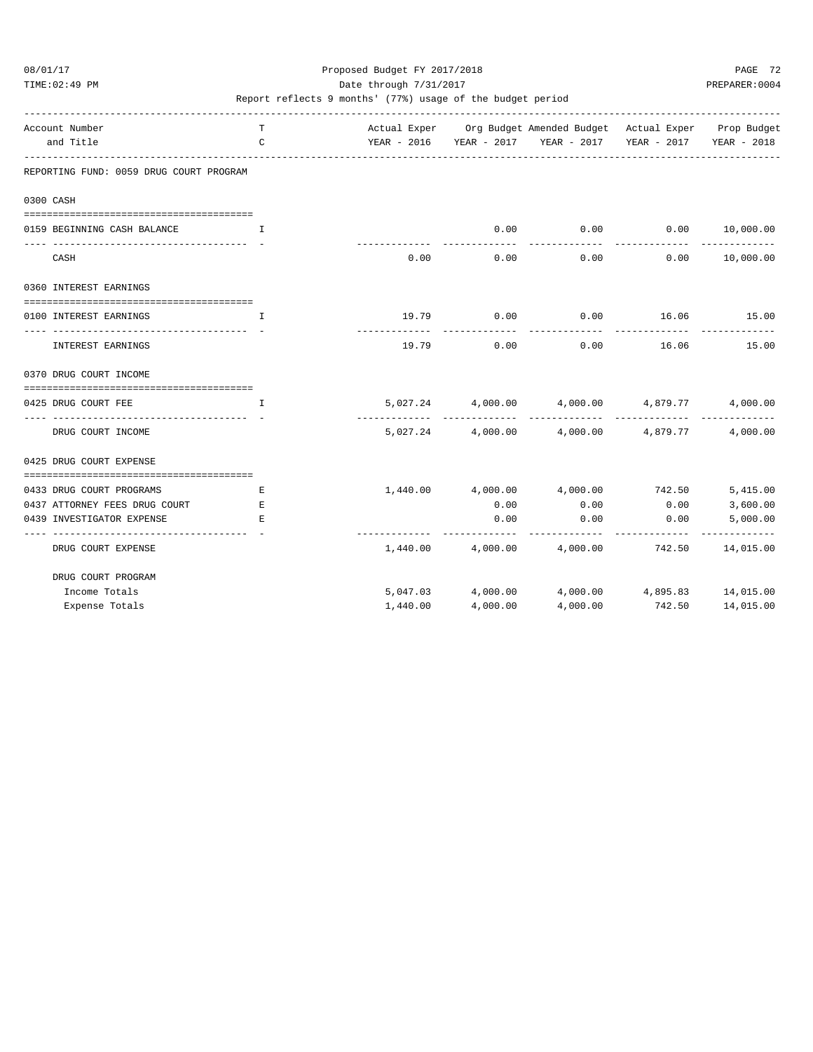Proposed Budget FY 2017/2018

Date through 7/31/2017

Report reflects 9 months' (77%) usage of the budget period

| Account Number and Title | TC | Actual Exper YEAR - 2016 | Org Budget YEAR - 2017 | Amended Budget YEAR - 2017 | Actual Exper YEAR - 2017 | Prop Budget YEAR - 2018 |
|---|---|---|---|---|---|---|
| **REPORTING FUND: 0059 DRUG COURT PROGRAM** | | | | | | |
| **0300 CASH** | | | | | | |
| 0159 BEGINNING CASH BALANCE | I | | 0.00 | 0.00 | 0.00 | 10,000.00 |
| CASH | | 0.00 | 0.00 | 0.00 | 0.00 | 10,000.00 |
| **0360 INTEREST EARNINGS** | | | | | | |
| 0100 INTEREST EARNINGS | I | 19.79 | 0.00 | 0.00 | 16.06 | 15.00 |
| INTEREST EARNINGS | | 19.79 | 0.00 | 0.00 | 16.06 | 15.00 |
| **0370 DRUG COURT INCOME** | | | | | | |
| 0425 DRUG COURT FEE | I | 5,027.24 | 4,000.00 | 4,000.00 | 4,879.77 | 4,000.00 |
| DRUG COURT INCOME | | 5,027.24 | 4,000.00 | 4,000.00 | 4,879.77 | 4,000.00 |
| **0425 DRUG COURT EXPENSE** | | | | | | |
| 0433 DRUG COURT PROGRAMS | E | 1,440.00 | 4,000.00 | 4,000.00 | 742.50 | 5,415.00 |
| 0437 ATTORNEY FEES DRUG COURT | E | | 0.00 | 0.00 | 0.00 | 3,600.00 |
| 0439 INVESTIGATOR EXPENSE | E | | 0.00 | 0.00 | 0.00 | 5,000.00 |
| DRUG COURT EXPENSE | | 1,440.00 | 4,000.00 | 4,000.00 | 742.50 | 14,015.00 |
| **DRUG COURT PROGRAM** | | | | | | |
| Income Totals | | 5,047.03 | 4,000.00 | 4,000.00 | 4,895.83 | 14,015.00 |
| Expense Totals | | 1,440.00 | 4,000.00 | 4,000.00 | 742.50 | 14,015.00 |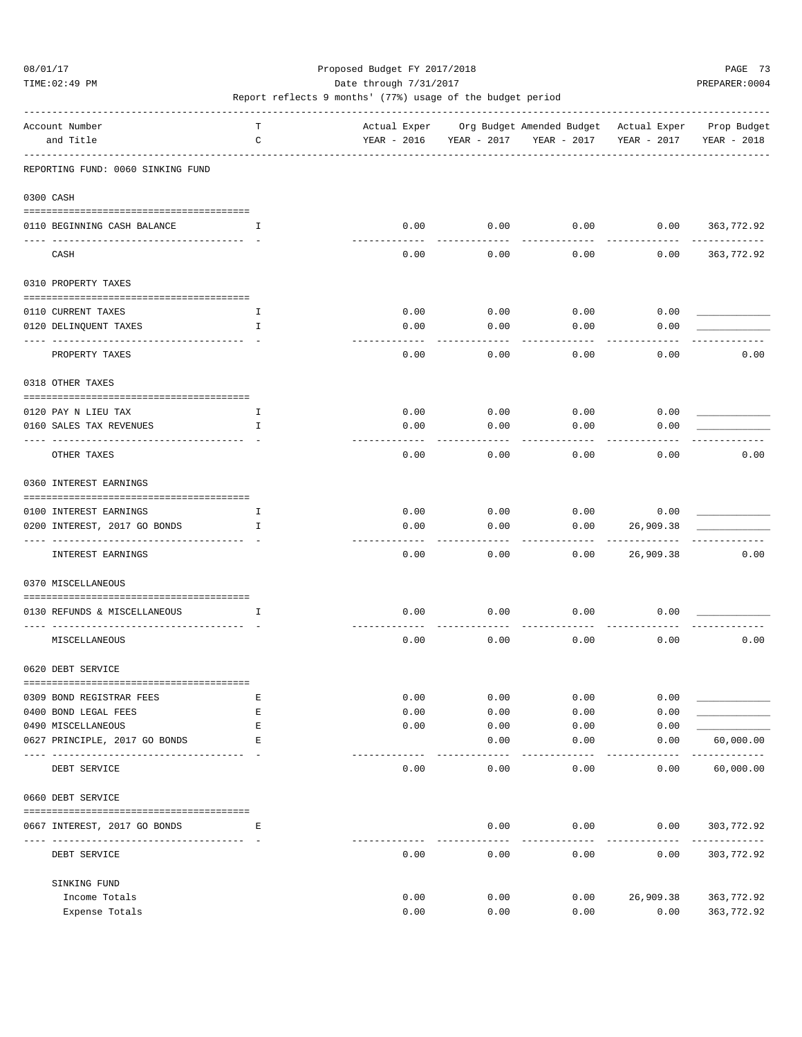Proposed Budget FY 2017/2018

Date through 7/31/2017

Report reflects 9 months' (77%) usage of the budget period

| Account Number and Title | TC | Actual Exper YEAR - 2016 | Org Budget YEAR - 2017 | Amended Budget YEAR - 2017 | Actual Exper YEAR - 2017 | Prop Budget YEAR - 2018 |
|---|---|---|---|---|---|---|
| **REPORTING FUND: 0060 SINKING FUND** | | | | | | |
| **0300 CASH** | | | | | | |
| 0110 BEGINNING CASH BALANCE | I | 0.00 | 0.00 | 0.00 | 0.00 | 363,772.92 |
| CASH | | 0.00 | 0.00 | 0.00 | 0.00 | 363,772.92 |
| **0310 PROPERTY TAXES** | | | | | | |
| 0110 CURRENT TAXES | I | 0.00 | 0.00 | 0.00 | 0.00 | ____________ |
| 0120 DELINQUENT TAXES | I | 0.00 | 0.00 | 0.00 | 0.00 | ____________ |
| PROPERTY TAXES | | 0.00 | 0.00 | 0.00 | 0.00 | 0.00 |
| **0318 OTHER TAXES** | | | | | | |
| 0120 PAY N LIEU TAX | I | 0.00 | 0.00 | 0.00 | 0.00 | ____________ |
| 0160 SALES TAX REVENUES | I | 0.00 | 0.00 | 0.00 | 0.00 | ____________ |
| OTHER TAXES | | 0.00 | 0.00 | 0.00 | 0.00 | 0.00 |
| **0360 INTEREST EARNINGS** | | | | | | |
| 0100 INTEREST EARNINGS | I | 0.00 | 0.00 | 0.00 | 0.00 | ____________ |
| 0200 INTEREST, 2017 GO BONDS | I | 0.00 | 0.00 | 0.00 | 26,909.38 | ____________ |
| INTEREST EARNINGS | | 0.00 | 0.00 | 0.00 | 26,909.38 | 0.00 |
| **0370 MISCELLANEOUS** | | | | | | |
| 0130 REFUNDS & MISCELLANEOUS | I | 0.00 | 0.00 | 0.00 | 0.00 | ____________ |
| MISCELLANEOUS | | 0.00 | 0.00 | 0.00 | 0.00 | 0.00 |
| **0620 DEBT SERVICE** | | | | | | |
| 0309 BOND REGISTRAR FEES | E | 0.00 | 0.00 | 0.00 | 0.00 | ____________ |
| 0400 BOND LEGAL FEES | E | 0.00 | 0.00 | 0.00 | 0.00 | ____________ |
| 0490 MISCELLANEOUS | E | 0.00 | 0.00 | 0.00 | 0.00 | ____________ |
| 0627 PRINCIPLE, 2017 GO BONDS | E | | 0.00 | 0.00 | 0.00 | 60,000.00 |
| DEBT SERVICE | | 0.00 | 0.00 | 0.00 | 0.00 | 60,000.00 |
| **0660 DEBT SERVICE** | | | | | | |
| 0667 INTEREST, 2017 GO BONDS | E | | 0.00 | 0.00 | 0.00 | 303,772.92 |
| DEBT SERVICE | | 0.00 | 0.00 | 0.00 | 0.00 | 303,772.92 |
| **SINKING FUND** | | | | | | |
| Income Totals | | 0.00 | 0.00 | 0.00 | 26,909.38 | 363,772.92 |
| Expense Totals | | 0.00 | 0.00 | 0.00 | 0.00 | 363,772.92 |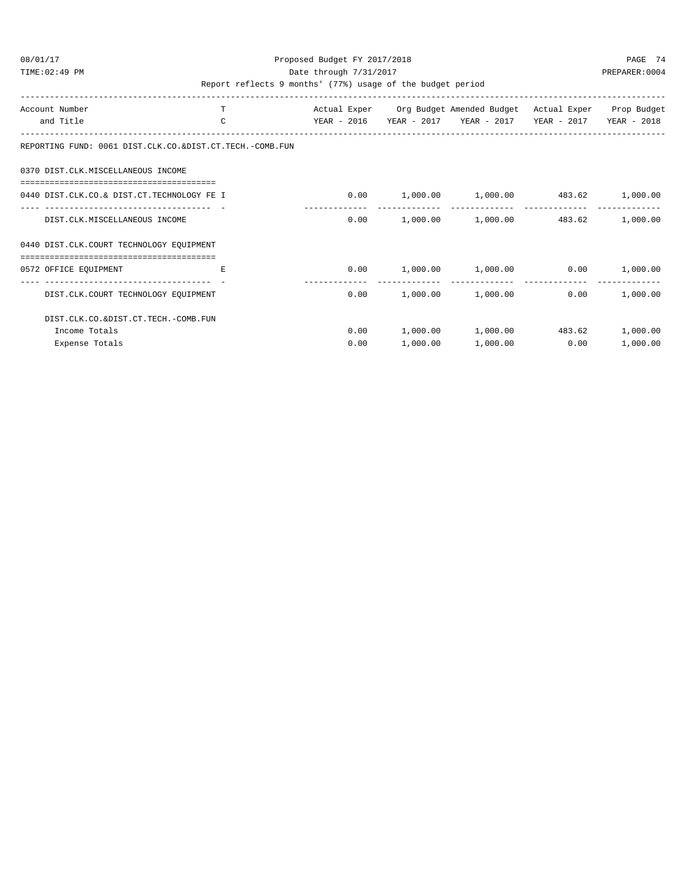Proposed Budget FY 2017/2018

Date through 7/31/2017

Report reflects 9 months' (77%) usage of the budget period

| Account Number and Title | T C | Actual Exper YEAR - 2016 | Org Budget YEAR - 2017 | Amended Budget YEAR - 2017 | Actual Exper YEAR - 2017 | Prop Budget YEAR - 2018 |
|---|---|---|---|---|---|---|
| **REPORTING FUND: 0061 DIST.CLK.CO.&DIST.CT.TECH.-COMB.FUN** | | | | | | |
| **0370 DIST.CLK.MISCELLANEOUS INCOME** | | | | | | |
| 0440 DIST.CLK.CO.& DIST.CT.TECHNOLOGY FE | I | 0.00 | 1,000.00 | 1,000.00 | 483.62 | 1,000.00 |
| DIST.CLK.MISCELLANEOUS INCOME | | 0.00 | 1,000.00 | 1,000.00 | 483.62 | 1,000.00 |
| **0440 DIST.CLK.COURT TECHNOLOGY EQUIPMENT** | | | | | | |
| 0572 OFFICE EQUIPMENT | E | 0.00 | 1,000.00 | 1,000.00 | 0.00 | 1,000.00 |
| DIST.CLK.COURT TECHNOLOGY EQUIPMENT | | 0.00 | 1,000.00 | 1,000.00 | 0.00 | 1,000.00 |
| **DIST.CLK.CO.&DIST.CT.TECH.-COMB.FUN** | | | | | | |
| Income Totals | | 0.00 | 1,000.00 | 1,000.00 | 483.62 | 1,000.00 |
| Expense Totals | | 0.00 | 1,000.00 | 1,000.00 | 0.00 | 1,000.00 |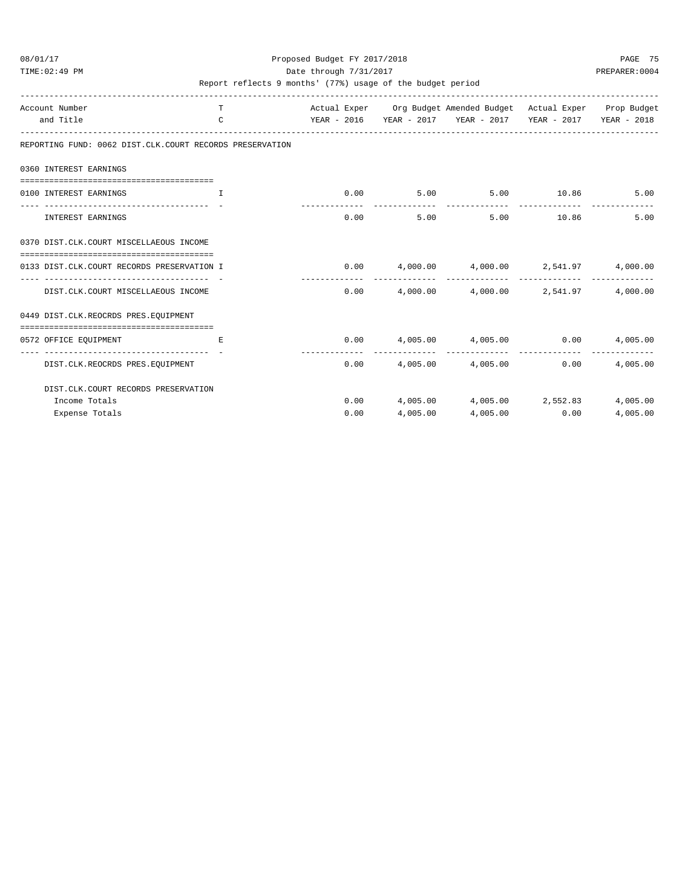Proposed Budget FY 2017/2018

Date through 7/31/2017

Report reflects 9 months' (77%) usage of the budget period

| Account Number and Title | TC | Actual Exper YEAR - 2016 | Org Budget YEAR - 2017 | Amended Budget YEAR - 2017 | Actual Exper YEAR - 2017 | Prop Budget YEAR - 2018 |
|---|---|---|---|---|---|---|
| **REPORTING FUND: 0062 DIST.CLK.COURT RECORDS PRESERVATION** | | | | | | |
| **0360 INTEREST EARNINGS** | | | | | | |
| 0100 INTEREST EARNINGS | I | 0.00 | 5.00 | 5.00 | 10.86 | 5.00 |
| INTEREST EARNINGS | | 0.00 | 5.00 | 5.00 | 10.86 | 5.00 |
| **0370 DIST.CLK.COURT MISCELLAEOUS INCOME** | | | | | | |
| 0133 DIST.CLK.COURT RECORDS PRESERVATION | I | 0.00 | 4,000.00 | 4,000.00 | 2,541.97 | 4,000.00 |
| DIST.CLK.COURT MISCELLAEOUS INCOME | | 0.00 | 4,000.00 | 4,000.00 | 2,541.97 | 4,000.00 |
| **0449 DIST.CLK.REOCRDS PRES.EQUIPMENT** | | | | | | |
| 0572 OFFICE EQUIPMENT | E | 0.00 | 4,005.00 | 4,005.00 | 0.00 | 4,005.00 |
| DIST.CLK.REOCRDS PRES.EQUIPMENT | | 0.00 | 4,005.00 | 4,005.00 | 0.00 | 4,005.00 |
| **DIST.CLK.COURT RECORDS PRESERVATION** | | | | | | |
| Income Totals | | 0.00 | 4,005.00 | 4,005.00 | 2,552.83 | 4,005.00 |
| Expense Totals | | 0.00 | 4,005.00 | 4,005.00 | 0.00 | 4,005.00 |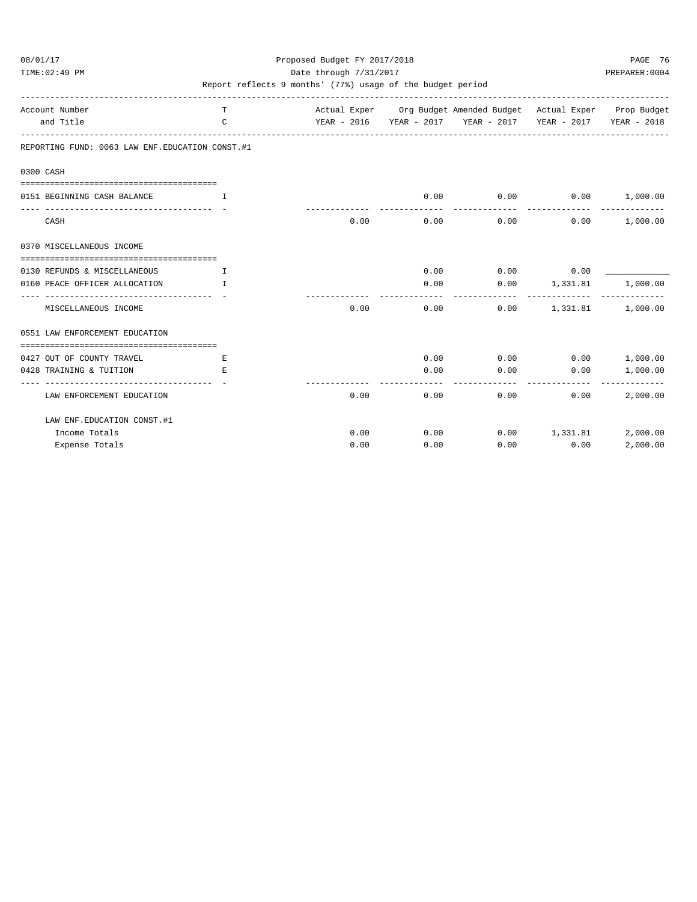Proposed Budget FY 2017/2018
Date through 7/31/2017
Report reflects 9 months' (77%) usage of the budget period

| Account Number and Title | T C | Actual Exper YEAR - 2016 | Org Budget YEAR - 2017 | Amended Budget YEAR - 2017 | Actual Exper YEAR - 2017 | Prop Budget YEAR - 2018 |
|---|---|---|---|---|---|---|
| **REPORTING FUND: 0063 LAW ENF.EDUCATION CONST.#1** | | | | | | |
| **0300 CASH** | | | | | | |
| 0151 BEGINNING CASH BALANCE | I | | 0.00 | 0.00 | 0.00 | 1,000.00 |
| CASH | | 0.00 | 0.00 | 0.00 | 0.00 | 1,000.00 |
| **0370 MISCELLANEOUS INCOME** | | | | | | |
| 0130 REFUNDS & MISCELLANEOUS | I | | 0.00 | 0.00 | 0.00 | ____________ |
| 0160 PEACE OFFICER ALLOCATION | I | | 0.00 | 0.00 | 1,331.81 | 1,000.00 |
| MISCELLANEOUS INCOME | | 0.00 | 0.00 | 0.00 | 1,331.81 | 1,000.00 |
| **0551 LAW ENFORCEMENT EDUCATION** | | | | | | |
| 0427 OUT OF COUNTY TRAVEL | E | | 0.00 | 0.00 | 0.00 | 1,000.00 |
| 0428 TRAINING & TUITION | E | | 0.00 | 0.00 | 0.00 | 1,000.00 |
| LAW ENFORCEMENT EDUCATION | | 0.00 | 0.00 | 0.00 | 0.00 | 2,000.00 |
| **LAW ENF.EDUCATION CONST.#1** | | | | | | |
| Income Totals | | 0.00 | 0.00 | 0.00 | 1,331.81 | 2,000.00 |
| Expense Totals | | 0.00 | 0.00 | 0.00 | 0.00 | 2,000.00 |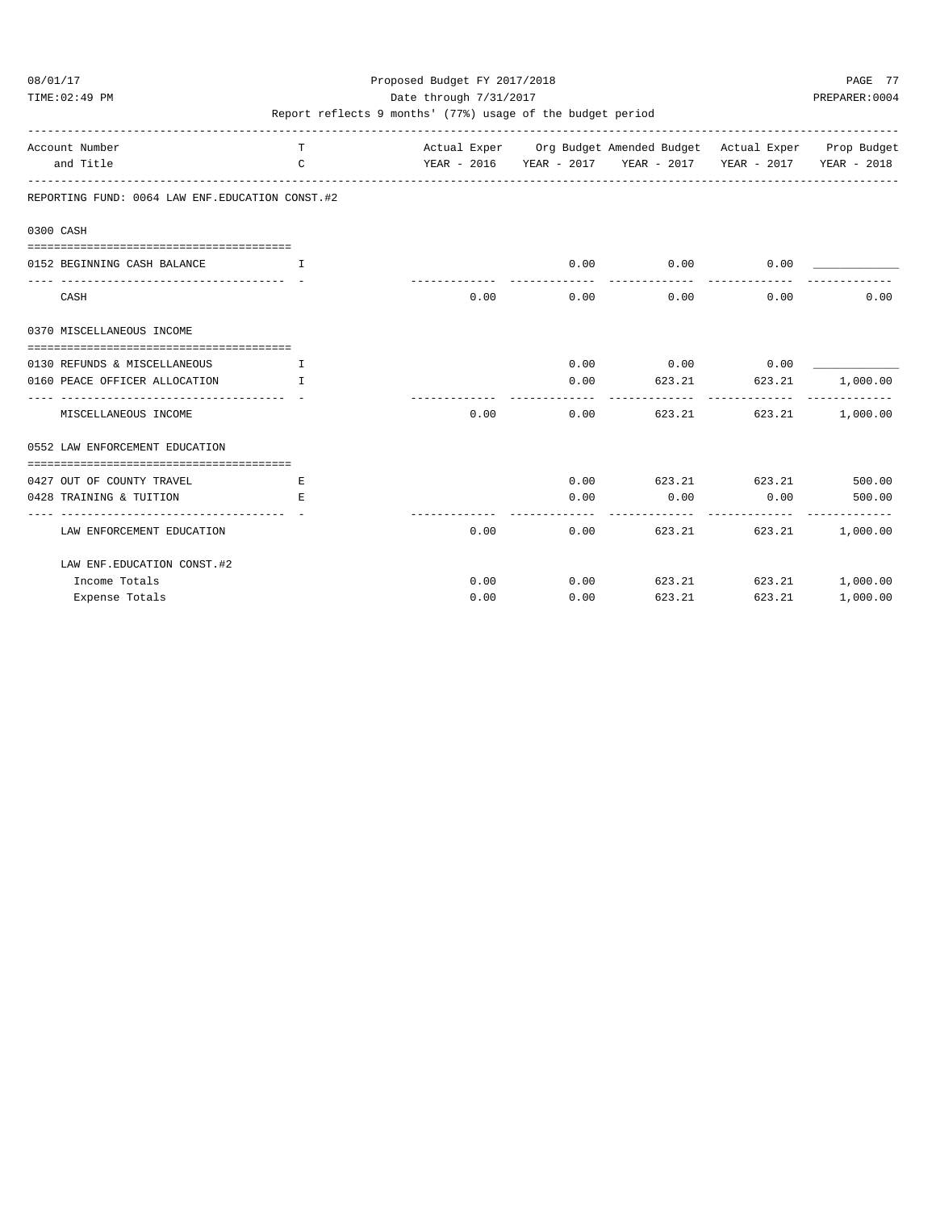Proposed Budget FY 2017/2018

Date through 7/31/2017

Report reflects 9 months' (77%) usage of the budget period

| Account Number and Title | TC | Actual Exper YEAR - 2016 | Org Budget YEAR - 2017 | Amended Budget YEAR - 2017 | Actual Exper YEAR - 2017 | Prop Budget YEAR - 2018 |
|---|---|---|---|---|---|---|
| **REPORTING FUND: 0064 LAW ENF.EDUCATION CONST.#2** | | | | | | |
| **0300 CASH** | | | | | | |
| 0152 BEGINNING CASH BALANCE | I | | 0.00 | 0.00 | 0.00 | ____________ |
| CASH | | 0.00 | 0.00 | 0.00 | 0.00 | 0.00 |
| **0370 MISCELLANEOUS INCOME** | | | | | | |
| 0130 REFUNDS & MISCELLANEOUS | I | | 0.00 | 0.00 | 0.00 | ____________ |
| 0160 PEACE OFFICER ALLOCATION | I | | 0.00 | 623.21 | 623.21 | 1,000.00 |
| MISCELLANEOUS INCOME | | 0.00 | 0.00 | 623.21 | 623.21 | 1,000.00 |
| **0552 LAW ENFORCEMENT EDUCATION** | | | | | | |
| 0427 OUT OF COUNTY TRAVEL | E | | 0.00 | 623.21 | 623.21 | 500.00 |
| 0428 TRAINING & TUITION | E | | 0.00 | 0.00 | 0.00 | 500.00 |
| LAW ENFORCEMENT EDUCATION | | 0.00 | 0.00 | 623.21 | 623.21 | 1,000.00 |
| **LAW ENF.EDUCATION CONST.#2** | | | | | | |
| Income Totals | | 0.00 | 0.00 | 623.21 | 623.21 | 1,000.00 |
| Expense Totals | | 0.00 | 0.00 | 623.21 | 623.21 | 1,000.00 |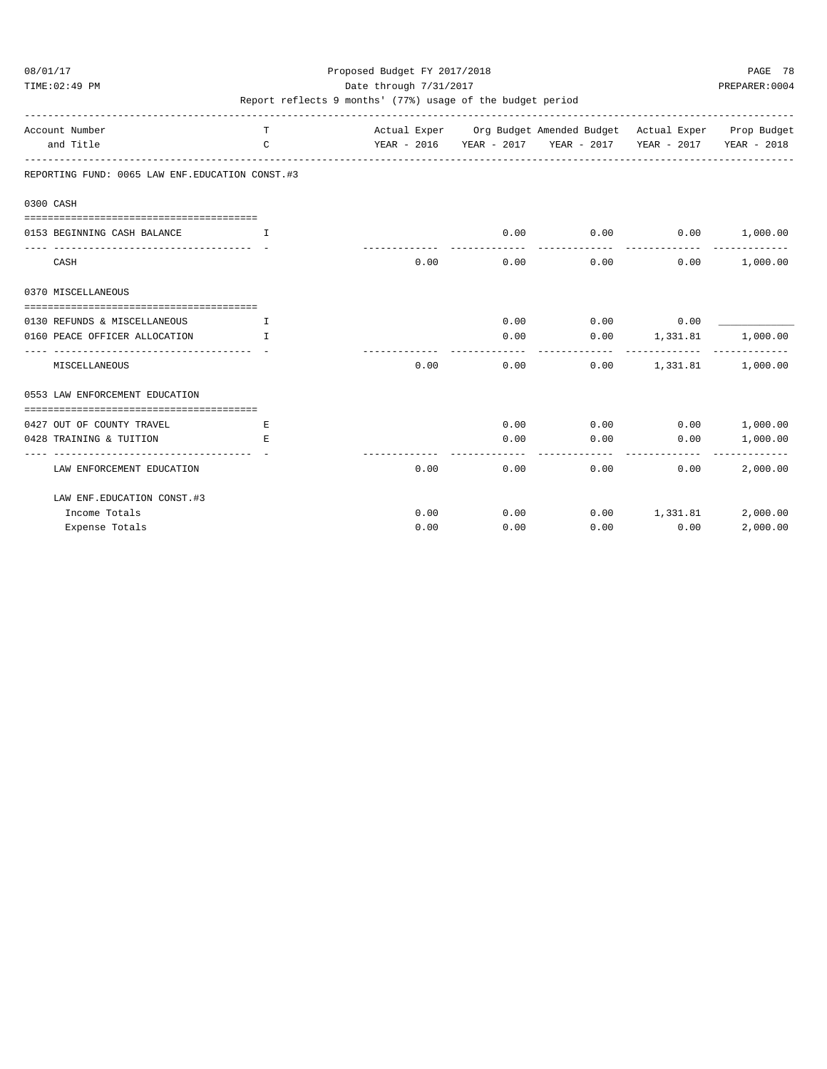Proposed Budget FY 2017/2018

Date through 7/31/2017

Report reflects 9 months' (77%) usage of the budget period

| Account Number and Title | T C | Actual Exper YEAR - 2016 | Org Budget YEAR - 2017 | Amended Budget YEAR - 2017 | Actual Exper YEAR - 2017 | Prop Budget YEAR - 2018 |
|---|---|---|---|---|---|---|
| **REPORTING FUND: 0065 LAW ENF.EDUCATION CONST.#3** | | | | | | |
| **0300 CASH** | | | | | | |
| 0153 BEGINNING CASH BALANCE | I | | 0.00 | 0.00 | 0.00 | 1,000.00 |
| CASH | | 0.00 | 0.00 | 0.00 | 0.00 | 1,000.00 |
| **0370 MISCELLANEOUS** | | | | | | |
| 0130 REFUNDS & MISCELLANEOUS | I | | 0.00 | 0.00 | 0.00 | ____________ |
| 0160 PEACE OFFICER ALLOCATION | I | | 0.00 | 0.00 | 1,331.81 | 1,000.00 |
| MISCELLANEOUS | | 0.00 | 0.00 | 0.00 | 1,331.81 | 1,000.00 |
| **0553 LAW ENFORCEMENT EDUCATION** | | | | | | |
| 0427 OUT OF COUNTY TRAVEL | E | | 0.00 | 0.00 | 0.00 | 1,000.00 |
| 0428 TRAINING & TUITION | E | | 0.00 | 0.00 | 0.00 | 1,000.00 |
| LAW ENFORCEMENT EDUCATION | | 0.00 | 0.00 | 0.00 | 0.00 | 2,000.00 |
| **LAW ENF.EDUCATION CONST.#3** | | | | | | |
| Income Totals | | 0.00 | 0.00 | 0.00 | 1,331.81 | 2,000.00 |
| Expense Totals | | 0.00 | 0.00 | 0.00 | 0.00 | 2,000.00 |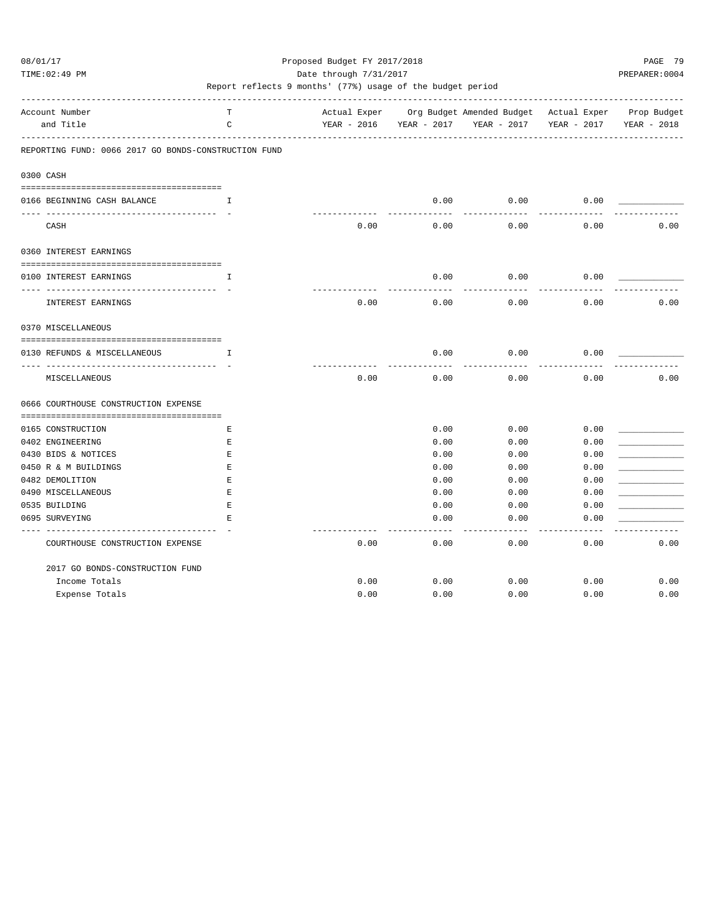Proposed Budget FY 2017/2018

Date through 7/31/2017

Report reflects 9 months' (77%) usage of the budget period

| Account Number and Title | TC | Actual Exper YEAR - 2016 | Org Budget YEAR - 2017 | Amended Budget YEAR - 2017 | Actual Exper YEAR - 2017 | Prop Budget YEAR - 2018 |
|---|---|---|---|---|---|---|
| **REPORTING FUND: 0066 2017 GO BONDS-CONSTRUCTION FUND** | | | | | | |
| **0300 CASH** | | | | | | |
| 0166 BEGINNING CASH BALANCE | I | | 0.00 | 0.00 | 0.00 | ____________ |
| CASH | | 0.00 | 0.00 | 0.00 | 0.00 | 0.00 |
| **0360 INTEREST EARNINGS** | | | | | | |
| 0100 INTEREST EARNINGS | I | | 0.00 | 0.00 | 0.00 | ____________ |
| INTEREST EARNINGS | | 0.00 | 0.00 | 0.00 | 0.00 | 0.00 |
| **0370 MISCELLANEOUS** | | | | | | |
| 0130 REFUNDS & MISCELLANEOUS | I | | 0.00 | 0.00 | 0.00 | ____________ |
| MISCELLANEOUS | | 0.00 | 0.00 | 0.00 | 0.00 | 0.00 |
| **0666 COURTHOUSE CONSTRUCTION EXPENSE** | | | | | | |
| 0165 CONSTRUCTION | E | | 0.00 | 0.00 | 0.00 | ____________ |
| 0402 ENGINEERING | E | | 0.00 | 0.00 | 0.00 | ____________ |
| 0430 BIDS & NOTICES | E | | 0.00 | 0.00 | 0.00 | ____________ |
| 0450 R & M BUILDINGS | E | | 0.00 | 0.00 | 0.00 | ____________ |
| 0482 DEMOLITION | E | | 0.00 | 0.00 | 0.00 | ____________ |
| 0490 MISCELLANEOUS | E | | 0.00 | 0.00 | 0.00 | ____________ |
| 0535 BUILDING | E | | 0.00 | 0.00 | 0.00 | ____________ |
| 0695 SURVEYING | E | | 0.00 | 0.00 | 0.00 | ____________ |
| COURTHOUSE CONSTRUCTION EXPENSE | | 0.00 | 0.00 | 0.00 | 0.00 | 0.00 |
| **2017 GO BONDS-CONSTRUCTION FUND** | | | | | | |
| Income Totals | | 0.00 | 0.00 | 0.00 | 0.00 | 0.00 |
| Expense Totals | | 0.00 | 0.00 | 0.00 | 0.00 | 0.00 |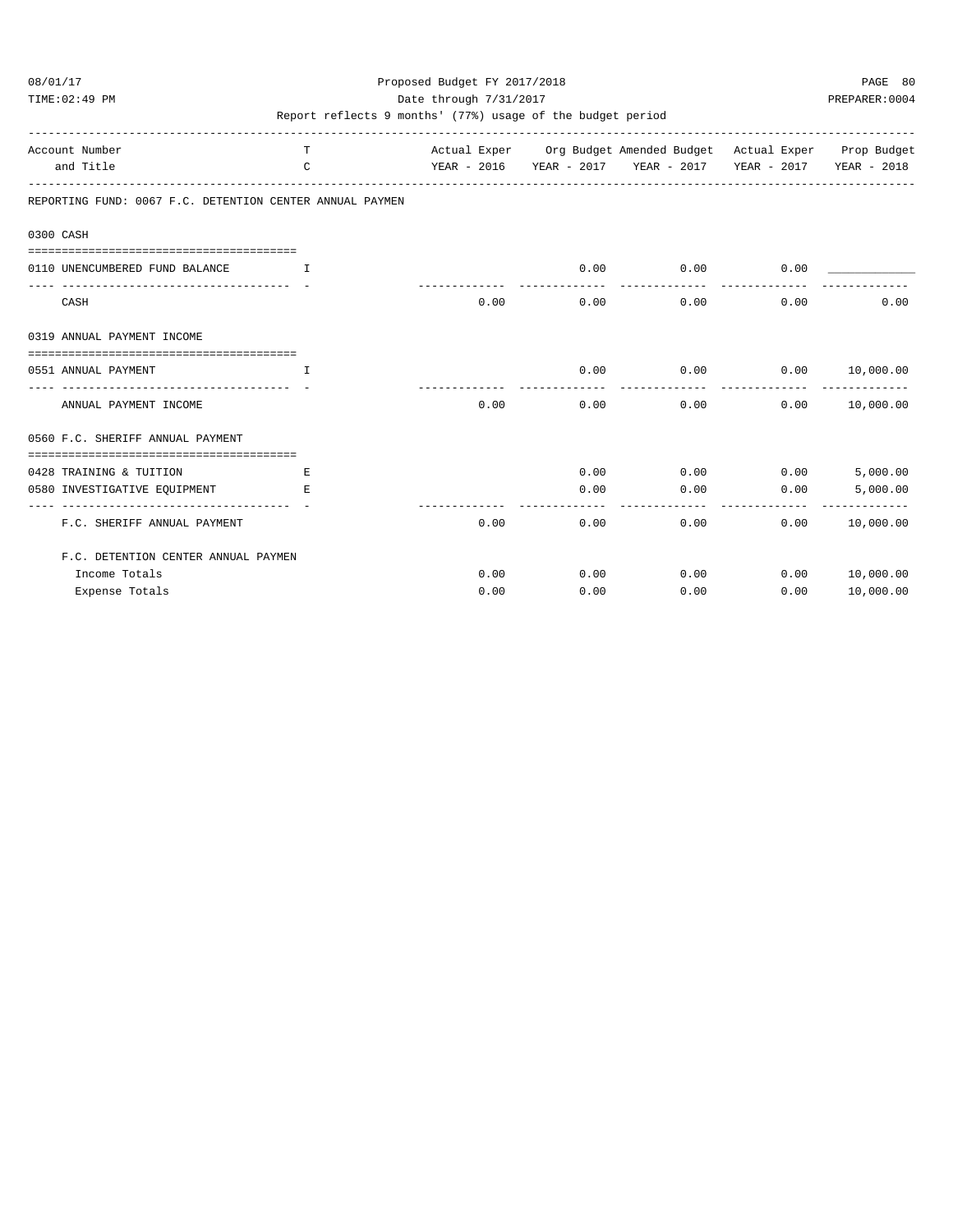Proposed Budget FY 2017/2018

Date through 7/31/2017

Report reflects 9 months' (77%) usage of the budget period

| Account Number and Title | TC | Actual Exper YEAR - 2016 | Org Budget YEAR - 2017 | Amended Budget YEAR - 2017 | Actual Exper YEAR - 2017 | Prop Budget YEAR - 2018 |
|---|---|---|---|---|---|---|
| **REPORTING FUND: 0067 F.C. DETENTION CENTER ANNUAL PAYMEN** | | | | | | |
| **0300 CASH** | | | | | | |
| 0110 UNENCUMBERED FUND BALANCE | I | | 0.00 | 0.00 | 0.00 | ____________ |
| CASH | | 0.00 | 0.00 | 0.00 | 0.00 | 0.00 |
| **0319 ANNUAL PAYMENT INCOME** | | | | | | |
| 0551 ANNUAL PAYMENT | I | | 0.00 | 0.00 | 0.00 | 10,000.00 |
| ANNUAL PAYMENT INCOME | | 0.00 | 0.00 | 0.00 | 0.00 | 10,000.00 |
| **0560 F.C. SHERIFF ANNUAL PAYMENT** | | | | | | |
| 0428 TRAINING & TUITION | E | | 0.00 | 0.00 | 0.00 | 5,000.00 |
| 0580 INVESTIGATIVE EQUIPMENT | E | | 0.00 | 0.00 | 0.00 | 5,000.00 |
| F.C. SHERIFF ANNUAL PAYMENT | | 0.00 | 0.00 | 0.00 | 0.00 | 10,000.00 |
| **F.C. DETENTION CENTER ANNUAL PAYMEN** | | | | | | |
| Income Totals | | 0.00 | 0.00 | 0.00 | 0.00 | 10,000.00 |
| Expense Totals | | 0.00 | 0.00 | 0.00 | 0.00 | 10,000.00 |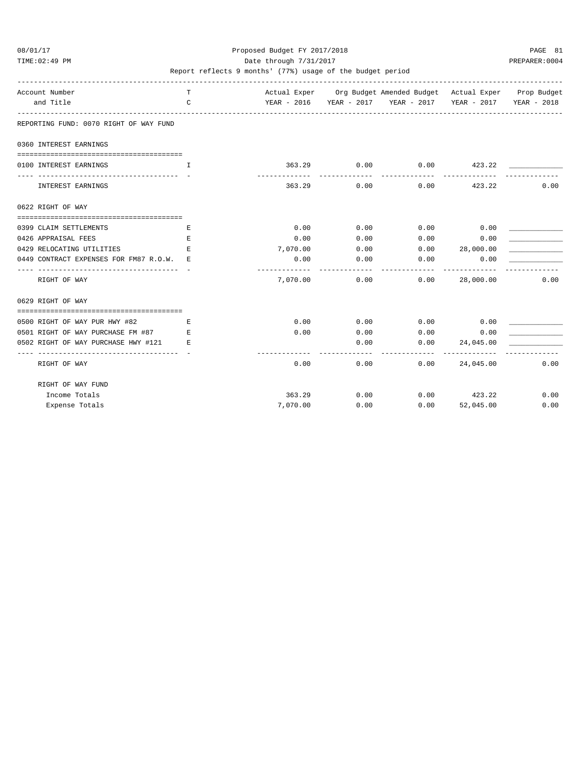Proposed Budget FY 2017/2018

Date through 7/31/2017

Report reflects 9 months' (77%) usage of the budget period

| Account Number and Title | T C | Actual Exper YEAR - 2016 | Org Budget YEAR - 2017 | Amended Budget YEAR - 2017 | Actual Exper YEAR - 2017 | Prop Budget YEAR - 2018 |
|---|---|---|---|---|---|---|
| **REPORTING FUND: 0070 RIGHT OF WAY FUND** | | | | | | |
| **0360 INTEREST EARNINGS** | | | | | | |
| 0100 INTEREST EARNINGS | I | 363.29 | 0.00 | 0.00 | 423.22 | ___________ |
| INTEREST EARNINGS | | 363.29 | 0.00 | 0.00 | 423.22 | 0.00 |
| **0622 RIGHT OF WAY** | | | | | | |
| 0399 CLAIM SETTLEMENTS | E | 0.00 | 0.00 | 0.00 | 0.00 | ___________ |
| 0426 APPRAISAL FEES | E | 0.00 | 0.00 | 0.00 | 0.00 | ___________ |
| 0429 RELOCATING UTILITIES | E | 7,070.00 | 0.00 | 0.00 | 28,000.00 | ___________ |
| 0449 CONTRACT EXPENSES FOR FM87 R.O.W. | E | 0.00 | 0.00 | 0.00 | 0.00 | ___________ |
| RIGHT OF WAY | | 7,070.00 | 0.00 | 0.00 | 28,000.00 | 0.00 |
| **0629 RIGHT OF WAY** | | | | | | |
| 0500 RIGHT OF WAY PUR HWY #82 | E | 0.00 | 0.00 | 0.00 | 0.00 | ___________ |
| 0501 RIGHT OF WAY PURCHASE FM #87 | E | 0.00 | 0.00 | 0.00 | 0.00 | ___________ |
| 0502 RIGHT OF WAY PURCHASE HWY #121 | E | | 0.00 | 0.00 | 24,045.00 | ___________ |
| RIGHT OF WAY | | 0.00 | 0.00 | 0.00 | 24,045.00 | 0.00 |
| **RIGHT OF WAY FUND** | | | | | | |
| Income Totals | | 363.29 | 0.00 | 0.00 | 423.22 | 0.00 |
| Expense Totals | | 7,070.00 | 0.00 | 0.00 | 52,045.00 | 0.00 |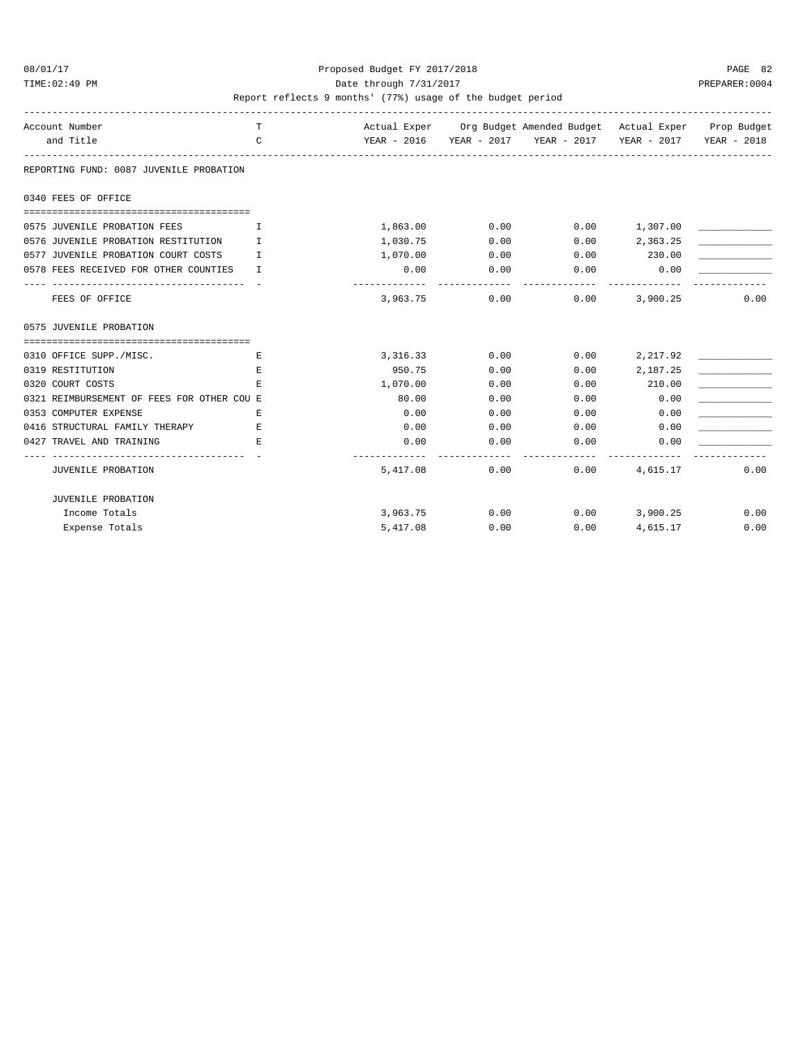Proposed Budget FY 2017/2018

Date through 7/31/2017

Report reflects 9 months' (77%) usage of the budget period

| Account Number and Title | TC | Actual Exper YEAR - 2016 | Org Budget YEAR - 2017 | Amended Budget YEAR - 2017 | Actual Exper YEAR - 2017 | Prop Budget YEAR - 2018 |
|---|---|---|---|---|---|---|
| **REPORTING FUND: 0087 JUVENILE PROBATION** | | | | | | |
| **0340 FEES OF OFFICE** | | | | | | |
| 0575 JUVENILE PROBATION FEES | I | 1,863.00 | 0.00 | 0.00 | 1,307.00 | ____________ |
| 0576 JUVENILE PROBATION RESTITUTION | I | 1,030.75 | 0.00 | 0.00 | 2,363.25 | ____________ |
| 0577 JUVENILE PROBATION COURT COSTS | I | 1,070.00 | 0.00 | 0.00 | 230.00 | ____________ |
| 0578 FEES RECEIVED FOR OTHER COUNTIES | I | 0.00 | 0.00 | 0.00 | 0.00 | ____________ |
| FEES OF OFFICE | | 3,963.75 | 0.00 | 0.00 | 3,900.25 | 0.00 |
| **0575 JUVENILE PROBATION** | | | | | | |
| 0310 OFFICE SUPP./MISC. | E | 3,316.33 | 0.00 | 0.00 | 2,217.92 | ____________ |
| 0319 RESTITUTION | E | 950.75 | 0.00 | 0.00 | 2,187.25 | ____________ |
| 0320 COURT COSTS | E | 1,070.00 | 0.00 | 0.00 | 210.00 | ____________ |
| 0321 REIMBURSEMENT OF FEES FOR OTHER COU | E | 80.00 | 0.00 | 0.00 | 0.00 | ____________ |
| 0353 COMPUTER EXPENSE | E | 0.00 | 0.00 | 0.00 | 0.00 | ____________ |
| 0416 STRUCTURAL FAMILY THERAPY | E | 0.00 | 0.00 | 0.00 | 0.00 | ____________ |
| 0427 TRAVEL AND TRAINING | E | 0.00 | 0.00 | 0.00 | 0.00 | ____________ |
| JUVENILE PROBATION | | 5,417.08 | 0.00 | 0.00 | 4,615.17 | 0.00 |
| **JUVENILE PROBATION** | | | | | | |
| Income Totals | | 3,963.75 | 0.00 | 0.00 | 3,900.25 | 0.00 |
| Expense Totals | | 5,417.08 | 0.00 | 0.00 | 4,615.17 | 0.00 |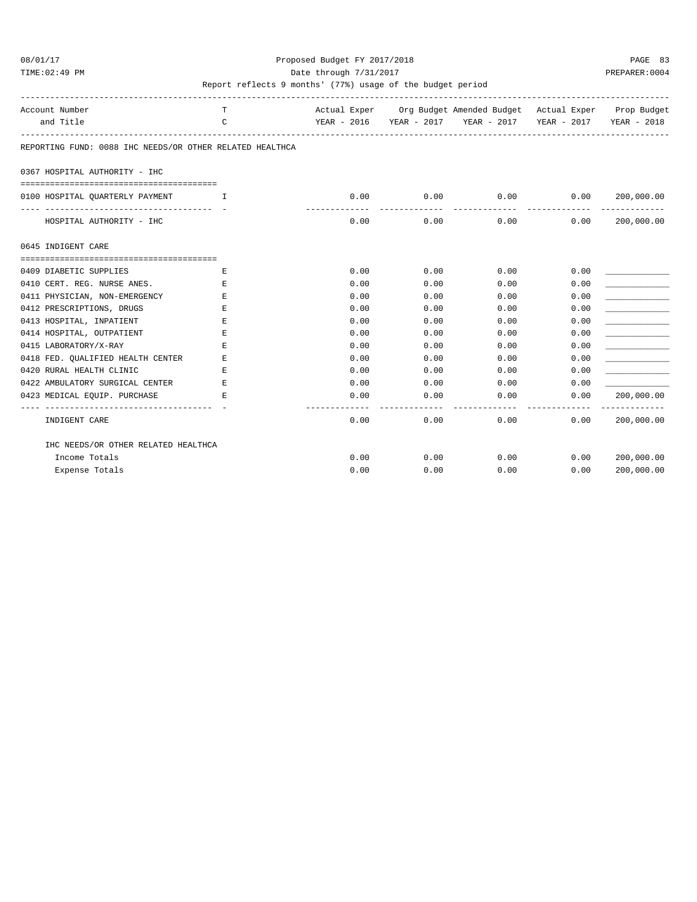Proposed Budget FY 2017/2018
Date through 7/31/2017
Report reflects 9 months' (77%) usage of the budget period

| Account Number and Title | TC | Actual Exper YEAR - 2016 | Org Budget YEAR - 2017 | Amended Budget YEAR - 2017 | Actual Exper YEAR - 2017 | Prop Budget YEAR - 2018 |
|---|---|---|---|---|---|---|
| **REPORTING FUND: 0088 IHC NEEDS/OR OTHER RELATED HEALTHCA** | | | | | | |
| **0367 HOSPITAL AUTHORITY - IHC** | | | | | | |
| 0100 HOSPITAL QUARTERLY PAYMENT | I | 0.00 | 0.00 | 0.00 | 0.00 | 200,000.00 |
| HOSPITAL AUTHORITY - IHC | | 0.00 | 0.00 | 0.00 | 0.00 | 200,000.00 |
| **0645 INDIGENT CARE** | | | | | | |
| 0409 DIABETIC SUPPLIES | E | 0.00 | 0.00 | 0.00 | 0.00 | ____________ |
| 0410 CERT. REG. NURSE ANES. | E | 0.00 | 0.00 | 0.00 | 0.00 | ____________ |
| 0411 PHYSICIAN, NON-EMERGENCY | E | 0.00 | 0.00 | 0.00 | 0.00 | ____________ |
| 0412 PRESCRIPTIONS, DRUGS | E | 0.00 | 0.00 | 0.00 | 0.00 | ____________ |
| 0413 HOSPITAL, INPATIENT | E | 0.00 | 0.00 | 0.00 | 0.00 | ____________ |
| 0414 HOSPITAL, OUTPATIENT | E | 0.00 | 0.00 | 0.00 | 0.00 | ____________ |
| 0415 LABORATORY/X-RAY | E | 0.00 | 0.00 | 0.00 | 0.00 | ____________ |
| 0418 FED. QUALIFIED HEALTH CENTER | E | 0.00 | 0.00 | 0.00 | 0.00 | ____________ |
| 0420 RURAL HEALTH CLINIC | E | 0.00 | 0.00 | 0.00 | 0.00 | ____________ |
| 0422 AMBULATORY SURGICAL CENTER | E | 0.00 | 0.00 | 0.00 | 0.00 | ____________ |
| 0423 MEDICAL EQUIP. PURCHASE | E | 0.00 | 0.00 | 0.00 | 0.00 | 200,000.00 |
| INDIGENT CARE | | 0.00 | 0.00 | 0.00 | 0.00 | 200,000.00 |
| **IHC NEEDS/OR OTHER RELATED HEALTHCA** | | | | | | |
| Income Totals | | 0.00 | 0.00 | 0.00 | 0.00 | 200,000.00 |
| Expense Totals | | 0.00 | 0.00 | 0.00 | 0.00 | 200,000.00 |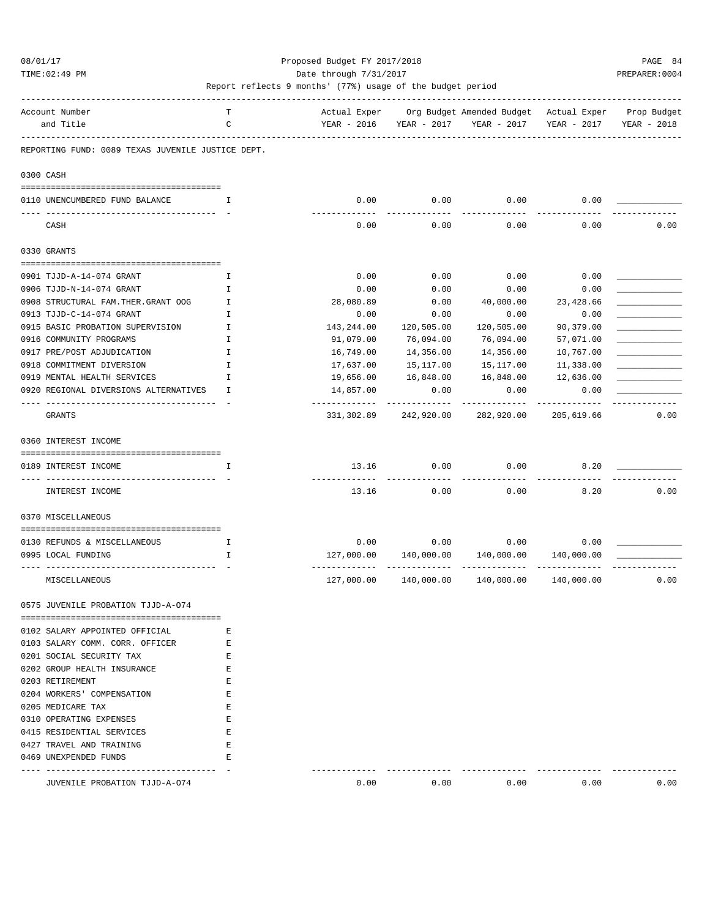Proposed Budget FY 2017/2018

Date through 7/31/2017

Report reflects 9 months' (77%) usage of the budget period

08/01/17 TIME:02:49 PM PREPARER:0004

| Account Number and Title | TC | Actual Exper YEAR - 2016 | Org Budget YEAR - 2017 | Amended Budget YEAR - 2017 | Actual Exper YEAR - 2017 | Prop Budget YEAR - 2018 |
|---|---|---|---|---|---|---|
| **REPORTING FUND: 0089 TEXAS JUVENILE JUSTICE DEPT.** | | | | | | |
| **0300 CASH** | | | | | | |
| 0110 UNENCUMBERED FUND BALANCE | I | 0.00 | 0.00 | 0.00 | 0.00 | ____________ |
| CASH | | 0.00 | 0.00 | 0.00 | 0.00 | 0.00 |
| **0330 GRANTS** | | | | | | |
| 0901 TJJD-A-14-074 GRANT | I | 0.00 | 0.00 | 0.00 | 0.00 | ____________ |
| 0906 TJJD-N-14-074 GRANT | I | 0.00 | 0.00 | 0.00 | 0.00 | ____________ |
| 0908 STRUCTURAL FAM.THER.GRANT OOG | I | 28,080.89 | 0.00 | 40,000.00 | 23,428.66 | ____________ |
| 0913 TJJD-C-14-074 GRANT | I | 0.00 | 0.00 | 0.00 | 0.00 | ____________ |
| 0915 BASIC PROBATION SUPERVISION | I | 143,244.00 | 120,505.00 | 120,505.00 | 90,379.00 | ____________ |
| 0916 COMMUNITY PROGRAMS | I | 91,079.00 | 76,094.00 | 76,094.00 | 57,071.00 | ____________ |
| 0917 PRE/POST ADJUDICATION | I | 16,749.00 | 14,356.00 | 14,356.00 | 10,767.00 | ____________ |
| 0918 COMMITMENT DIVERSION | I | 17,637.00 | 15,117.00 | 15,117.00 | 11,338.00 | ____________ |
| 0919 MENTAL HEALTH SERVICES | I | 19,656.00 | 16,848.00 | 16,848.00 | 12,636.00 | ____________ |
| 0920 REGIONAL DIVERSIONS ALTERNATIVES | I | 14,857.00 | 0.00 | 0.00 | 0.00 | ____________ |
| GRANTS | | 331,302.89 | 242,920.00 | 282,920.00 | 205,619.66 | 0.00 |
| **0360 INTEREST INCOME** | | | | | | |
| 0189 INTEREST INCOME | I | 13.16 | 0.00 | 0.00 | 8.20 | ____________ |
| INTEREST INCOME | | 13.16 | 0.00 | 0.00 | 8.20 | 0.00 |
| **0370 MISCELLANEOUS** | | | | | | |
| 0130 REFUNDS & MISCELLANEOUS | I | 0.00 | 0.00 | 0.00 | 0.00 | ____________ |
| 0995 LOCAL FUNDING | I | 127,000.00 | 140,000.00 | 140,000.00 | 140,000.00 | ____________ |
| MISCELLANEOUS | | 127,000.00 | 140,000.00 | 140,000.00 | 140,000.00 | 0.00 |
| **0575 JUVENILE PROBATION TJJD-A-074** | | | | | | |
| 0102 SALARY APPOINTED OFFICIAL | E | | | | | |
| 0103 SALARY COMM. CORR. OFFICER | E | | | | | |
| 0201 SOCIAL SECURITY TAX | E | | | | | |
| 0202 GROUP HEALTH INSURANCE | E | | | | | |
| 0203 RETIREMENT | E | | | | | |
| 0204 WORKERS' COMPENSATION | E | | | | | |
| 0205 MEDICARE TAX | E | | | | | |
| 0310 OPERATING EXPENSES | E | | | | | |
| 0415 RESIDENTIAL SERVICES | E | | | | | |
| 0427 TRAVEL AND TRAINING | E | | | | | |
| 0469 UNEXPENDED FUNDS | E | | | | | |
| JUVENILE PROBATION TJJD-A-074 | | 0.00 | 0.00 | 0.00 | 0.00 | 0.00 |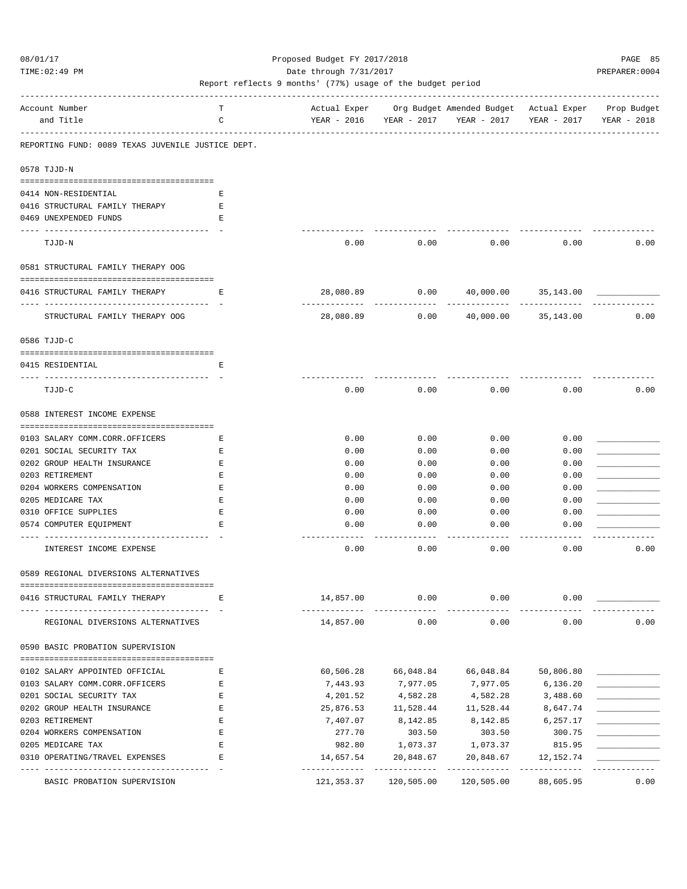Proposed Budget FY 2017/2018

Date through 7/31/2017

Report reflects 9 months' (77%) usage of the budget period

REPORTING FUND: 0089 TEXAS JUVENILE JUSTICE DEPT.

| Account Number and Title | TC | Actual Exper YEAR - 2016 | Org Budget YEAR - 2017 | Amended Budget YEAR - 2017 | Actual Exper YEAR - 2017 | Prop Budget YEAR - 2018 |
|---|---|---|---|---|---|---|
| **0578 TJJD-N** | | | | | | |
| 0414 NON-RESIDENTIAL | E | | | | | |
| 0416 STRUCTURAL FAMILY THERAPY | E | | | | | |
| 0469 UNEXPENDED FUNDS | E | | | | | |
| TJJD-N | | 0.00 | 0.00 | 0.00 | 0.00 | 0.00 |
| **0581 STRUCTURAL FAMILY THERAPY OOG** | | | | | | |
| 0416 STRUCTURAL FAMILY THERAPY | E | 28,080.89 | 0.00 | 40,000.00 | 35,143.00 | ____________ |
| STRUCTURAL FAMILY THERAPY OOG | | 28,080.89 | 0.00 | 40,000.00 | 35,143.00 | 0.00 |
| **0586 TJJD-C** | | | | | | |
| 0415 RESIDENTIAL | E | | | | | |
| TJJD-C | | 0.00 | 0.00 | 0.00 | 0.00 | 0.00 |
| **0588 INTEREST INCOME EXPENSE** | | | | | | |
| 0103 SALARY COMM.CORR.OFFICERS | E | 0.00 | 0.00 | 0.00 | 0.00 | ____________ |
| 0201 SOCIAL SECURITY TAX | E | 0.00 | 0.00 | 0.00 | 0.00 | ____________ |
| 0202 GROUP HEALTH INSURANCE | E | 0.00 | 0.00 | 0.00 | 0.00 | ____________ |
| 0203 RETIREMENT | E | 0.00 | 0.00 | 0.00 | 0.00 | ____________ |
| 0204 WORKERS COMPENSATION | E | 0.00 | 0.00 | 0.00 | 0.00 | ____________ |
| 0205 MEDICARE TAX | E | 0.00 | 0.00 | 0.00 | 0.00 | ____________ |
| 0310 OFFICE SUPPLIES | E | 0.00 | 0.00 | 0.00 | 0.00 | ____________ |
| 0574 COMPUTER EQUIPMENT | E | 0.00 | 0.00 | 0.00 | 0.00 | ____________ |
| INTEREST INCOME EXPENSE | | 0.00 | 0.00 | 0.00 | 0.00 | 0.00 |
| **0589 REGIONAL DIVERSIONS ALTERNATIVES** | | | | | | |
| 0416 STRUCTURAL FAMILY THERAPY | E | 14,857.00 | 0.00 | 0.00 | 0.00 | ____________ |
| REGIONAL DIVERSIONS ALTERNATIVES | | 14,857.00 | 0.00 | 0.00 | 0.00 | 0.00 |
| **0590 BASIC PROBATION SUPERVISION** | | | | | | |
| 0102 SALARY APPOINTED OFFICIAL | E | 60,506.28 | 66,048.84 | 66,048.84 | 50,806.80 | ____________ |
| 0103 SALARY COMM.CORR.OFFICERS | E | 7,443.93 | 7,977.05 | 7,977.05 | 6,136.20 | ____________ |
| 0201 SOCIAL SECURITY TAX | E | 4,201.52 | 4,582.28 | 4,582.28 | 3,488.60 | ____________ |
| 0202 GROUP HEALTH INSURANCE | E | 25,876.53 | 11,528.44 | 11,528.44 | 8,647.74 | ____________ |
| 0203 RETIREMENT | E | 7,407.07 | 8,142.85 | 8,142.85 | 6,257.17 | ____________ |
| 0204 WORKERS COMPENSATION | E | 277.70 | 303.50 | 303.50 | 300.75 | ____________ |
| 0205 MEDICARE TAX | E | 982.80 | 1,073.37 | 1,073.37 | 815.95 | ____________ |
| 0310 OPERATING/TRAVEL EXPENSES | E | 14,657.54 | 20,848.67 | 20,848.67 | 12,152.74 | ____________ |
| BASIC PROBATION SUPERVISION | | 121,353.37 | 120,505.00 | 120,505.00 | 88,605.95 | 0.00 |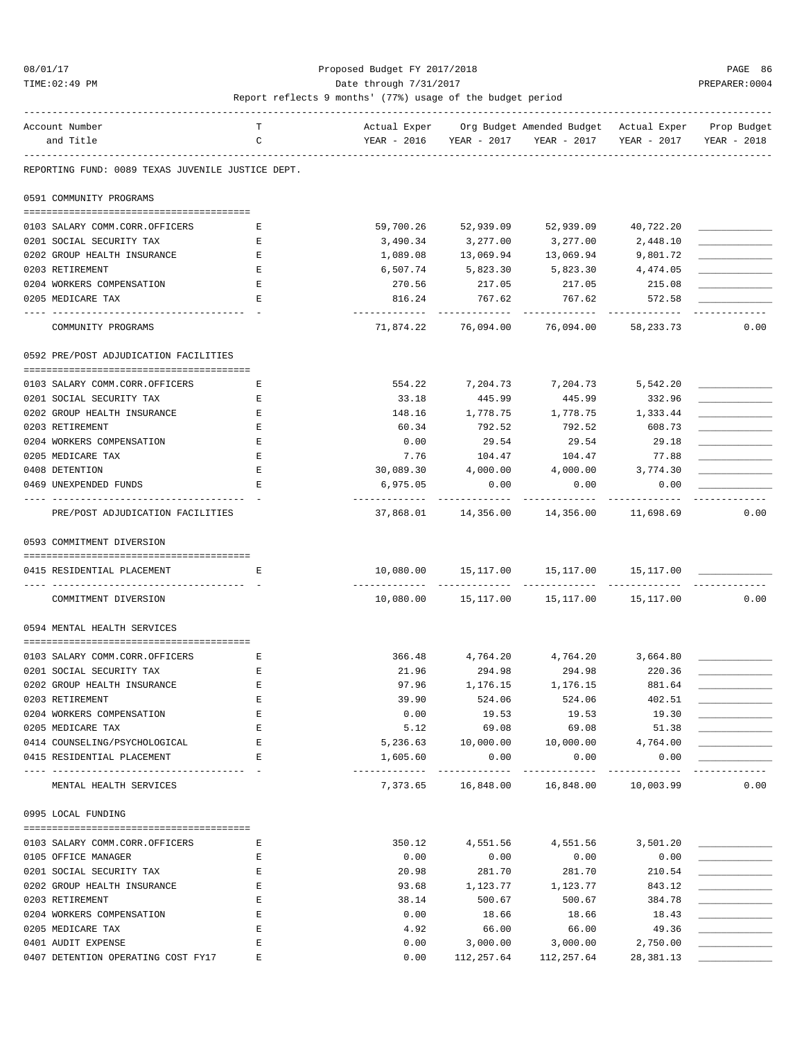Proposed Budget FY 2017/2018

Date through 7/31/2017

Report reflects 9 months' (77%) usage of the budget period

| Account Number and Title | T C | Actual Exper YEAR - 2016 | Org Budget YEAR - 2017 | Amended Budget YEAR - 2017 | Actual Exper YEAR - 2017 | Prop Budget YEAR - 2018 |
|---|---|---|---|---|---|---|
| **REPORTING FUND: 0089 TEXAS JUVENILE JUSTICE DEPT.** | | | | | | |
| **0591 COMMUNITY PROGRAMS** | | | | | | |
| 0103 SALARY COMM.CORR.OFFICERS | E | 59,700.26 | 52,939.09 | 52,939.09 | 40,722.20 | ____________ |
| 0201 SOCIAL SECURITY TAX | E | 3,490.34 | 3,277.00 | 3,277.00 | 2,448.10 | ____________ |
| 0202 GROUP HEALTH INSURANCE | E | 1,089.08 | 13,069.94 | 13,069.94 | 9,801.72 | ____________ |
| 0203 RETIREMENT | E | 6,507.74 | 5,823.30 | 5,823.30 | 4,474.05 | ____________ |
| 0204 WORKERS COMPENSATION | E | 270.56 | 217.05 | 217.05 | 215.08 | ____________ |
| 0205 MEDICARE TAX | E | 816.24 | 767.62 | 767.62 | 572.58 | ____________ |
| COMMUNITY PROGRAMS | | 71,874.22 | 76,094.00 | 76,094.00 | 58,233.73 | 0.00 |
| **0592 PRE/POST ADJUDICATION FACILITIES** | | | | | | |
| 0103 SALARY COMM.CORR.OFFICERS | E | 554.22 | 7,204.73 | 7,204.73 | 5,542.20 | ____________ |
| 0201 SOCIAL SECURITY TAX | E | 33.18 | 445.99 | 445.99 | 332.96 | ____________ |
| 0202 GROUP HEALTH INSURANCE | E | 148.16 | 1,778.75 | 1,778.75 | 1,333.44 | ____________ |
| 0203 RETIREMENT | E | 60.34 | 792.52 | 792.52 | 608.73 | ____________ |
| 0204 WORKERS COMPENSATION | E | 0.00 | 29.54 | 29.54 | 29.18 | ____________ |
| 0205 MEDICARE TAX | E | 7.76 | 104.47 | 104.47 | 77.88 | ____________ |
| 0408 DETENTION | E | 30,089.30 | 4,000.00 | 4,000.00 | 3,774.30 | ____________ |
| 0469 UNEXPENDED FUNDS | E | 6,975.05 | 0.00 | 0.00 | 0.00 | ____________ |
| PRE/POST ADJUDICATION FACILITIES | | 37,868.01 | 14,356.00 | 14,356.00 | 11,698.69 | 0.00 |
| **0593 COMMITMENT DIVERSION** | | | | | | |
| 0415 RESIDENTIAL PLACEMENT | E | 10,080.00 | 15,117.00 | 15,117.00 | 15,117.00 | ____________ |
| COMMITMENT DIVERSION | | 10,080.00 | 15,117.00 | 15,117.00 | 15,117.00 | 0.00 |
| **0594 MENTAL HEALTH SERVICES** | | | | | | |
| 0103 SALARY COMM.CORR.OFFICERS | E | 366.48 | 4,764.20 | 4,764.20 | 3,664.80 | ____________ |
| 0201 SOCIAL SECURITY TAX | E | 21.96 | 294.98 | 294.98 | 220.36 | ____________ |
| 0202 GROUP HEALTH INSURANCE | E | 97.96 | 1,176.15 | 1,176.15 | 881.64 | ____________ |
| 0203 RETIREMENT | E | 39.90 | 524.06 | 524.06 | 402.51 | ____________ |
| 0204 WORKERS COMPENSATION | E | 0.00 | 19.53 | 19.53 | 19.30 | ____________ |
| 0205 MEDICARE TAX | E | 5.12 | 69.08 | 69.08 | 51.38 | ____________ |
| 0414 COUNSELING/PSYCHOLOGICAL | E | 5,236.63 | 10,000.00 | 10,000.00 | 4,764.00 | ____________ |
| 0415 RESIDENTIAL PLACEMENT | E | 1,605.60 | 0.00 | 0.00 | 0.00 | ____________ |
| MENTAL HEALTH SERVICES | | 7,373.65 | 16,848.00 | 16,848.00 | 10,003.99 | 0.00 |
| **0995 LOCAL FUNDING** | | | | | | |
| 0103 SALARY COMM.CORR.OFFICERS | E | 350.12 | 4,551.56 | 4,551.56 | 3,501.20 | ____________ |
| 0105 OFFICE MANAGER | E | 0.00 | 0.00 | 0.00 | 0.00 | ____________ |
| 0201 SOCIAL SECURITY TAX | E | 20.98 | 281.70 | 281.70 | 210.54 | ____________ |
| 0202 GROUP HEALTH INSURANCE | E | 93.68 | 1,123.77 | 1,123.77 | 843.12 | ____________ |
| 0203 RETIREMENT | E | 38.14 | 500.67 | 500.67 | 384.78 | ____________ |
| 0204 WORKERS COMPENSATION | E | 0.00 | 18.66 | 18.66 | 18.43 | ____________ |
| 0205 MEDICARE TAX | E | 4.92 | 66.00 | 66.00 | 49.36 | ____________ |
| 0401 AUDIT EXPENSE | E | 0.00 | 3,000.00 | 3,000.00 | 2,750.00 | ____________ |
| 0407 DETENTION OPERATING COST FY17 | E | 0.00 | 112,257.64 | 112,257.64 | 28,381.13 | ____________ |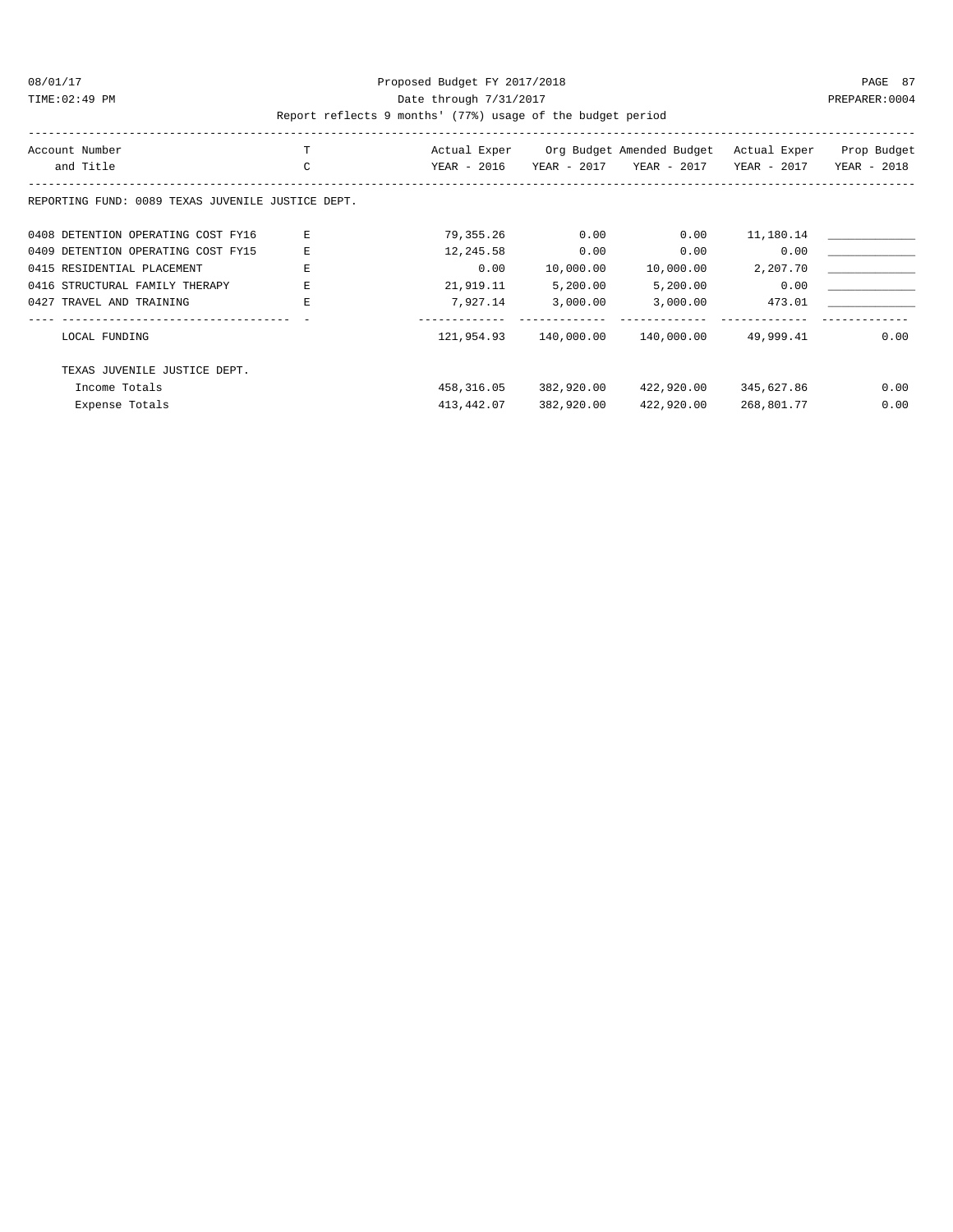Proposed Budget FY 2017/2018

Date through 7/31/2017

Report reflects 9 months' (77%) usage of the budget period

| Account Number and Title | TC | Actual Exper YEAR - 2016 | Org Budget YEAR - 2017 | Amended Budget YEAR - 2017 | Actual Exper YEAR - 2017 | Prop Budget YEAR - 2018 |
|---|---|---|---|---|---|---|
| REPORTING FUND: 0089 TEXAS JUVENILE JUSTICE DEPT. | | | | | | |
| 0408 DETENTION OPERATING COST FY16 | E | 79,355.26 | 0.00 | 0.00 | 11,180.14 | ____________ |
| 0409 DETENTION OPERATING COST FY15 | E | 12,245.58 | 0.00 | 0.00 | 0.00 | ____________ |
| 0415 RESIDENTIAL PLACEMENT | E | 0.00 | 10,000.00 | 10,000.00 | 2,207.70 | ____________ |
| 0416 STRUCTURAL FAMILY THERAPY | E | 21,919.11 | 5,200.00 | 5,200.00 | 0.00 | ____________ |
| 0427 TRAVEL AND TRAINING | E | 7,927.14 | 3,000.00 | 3,000.00 | 473.01 | ____________ |
| LOCAL FUNDING | | 121,954.93 | 140,000.00 | 140,000.00 | 49,999.41 | 0.00 |
| TEXAS JUVENILE JUSTICE DEPT. | | | | | | |
| Income Totals | | 458,316.05 | 382,920.00 | 422,920.00 | 345,627.86 | 0.00 |
| Expense Totals | | 413,442.07 | 382,920.00 | 422,920.00 | 268,801.77 | 0.00 |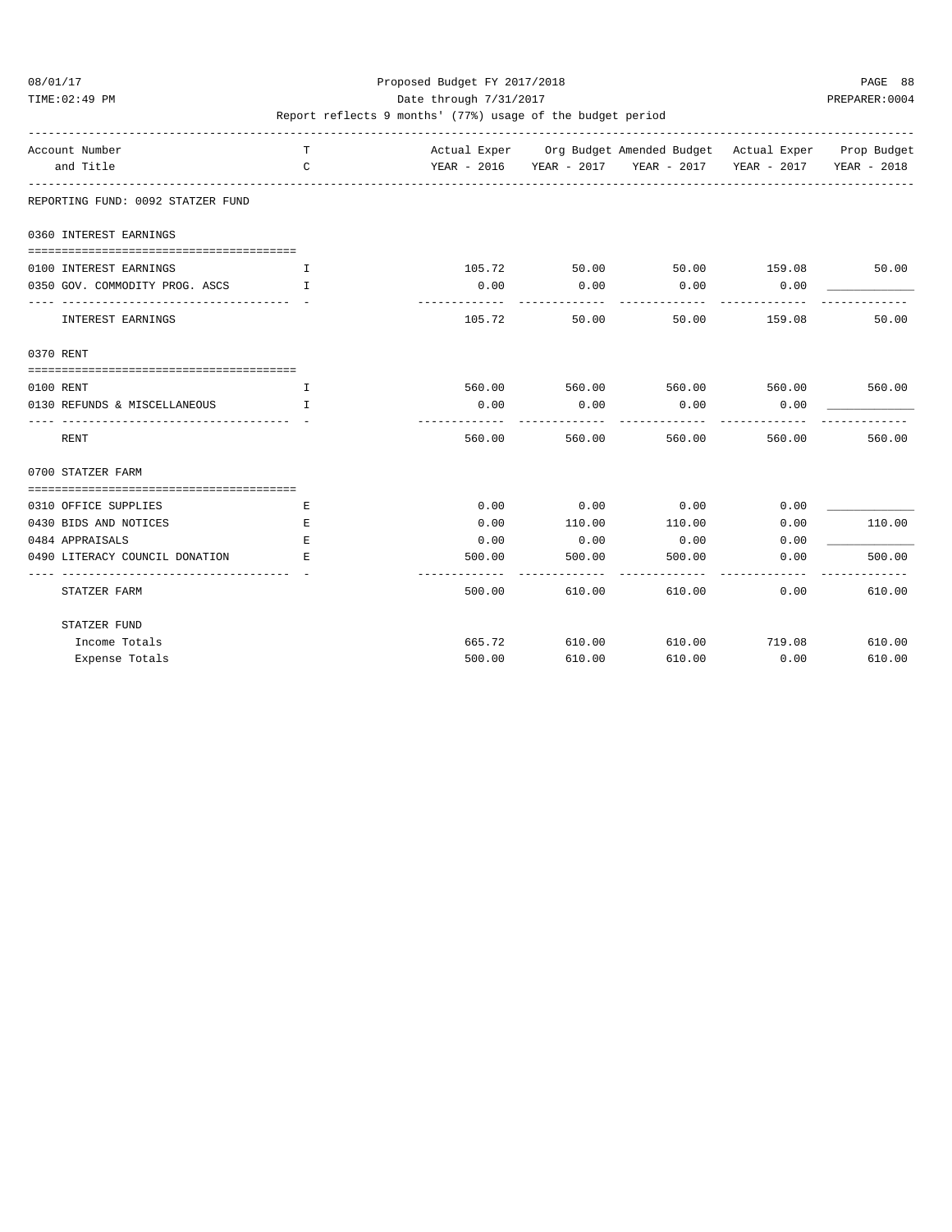Proposed Budget FY 2017/2018

Date through 7/31/2017

Report reflects 9 months' (77%) usage of the budget period

| Account Number and Title | T C | Actual Exper YEAR - 2016 | Org Budget YEAR - 2017 | Amended Budget YEAR - 2017 | Actual Exper YEAR - 2017 | Prop Budget YEAR - 2018 |
|---|---|---|---|---|---|---|
| **REPORTING FUND: 0092 STATZER FUND** | | | | | | |
| **0360 INTEREST EARNINGS** | | | | | | |
| 0100 INTEREST EARNINGS | I | 105.72 | 50.00 | 50.00 | 159.08 | 50.00 |
| 0350 GOV. COMMODITY PROG. ASCS | I | 0.00 | 0.00 | 0.00 | 0.00 | ____________ |
| INTEREST EARNINGS | | 105.72 | 50.00 | 50.00 | 159.08 | 50.00 |
| **0370 RENT** | | | | | | |
| 0100 RENT | I | 560.00 | 560.00 | 560.00 | 560.00 | 560.00 |
| 0130 REFUNDS & MISCELLANEOUS | I | 0.00 | 0.00 | 0.00 | 0.00 | ____________ |
| RENT | | 560.00 | 560.00 | 560.00 | 560.00 | 560.00 |
| **0700 STATZER FARM** | | | | | | |
| 0310 OFFICE SUPPLIES | E | 0.00 | 0.00 | 0.00 | 0.00 | ____________ |
| 0430 BIDS AND NOTICES | E | 0.00 | 110.00 | 110.00 | 0.00 | 110.00 |
| 0484 APPRAISALS | E | 0.00 | 0.00 | 0.00 | 0.00 | ____________ |
| 0490 LITERACY COUNCIL DONATION | E | 500.00 | 500.00 | 500.00 | 0.00 | 500.00 |
| STATZER FARM | | 500.00 | 610.00 | 610.00 | 0.00 | 610.00 |
| **STATZER FUND** | | | | | | |
| Income Totals | | 665.72 | 610.00 | 610.00 | 719.08 | 610.00 |
| Expense Totals | | 500.00 | 610.00 | 610.00 | 0.00 | 610.00 |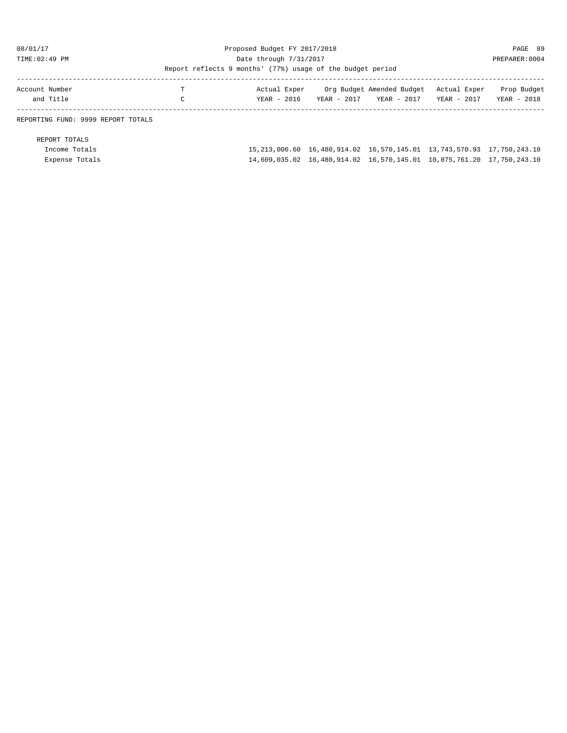Proposed Budget FY 2017/2018

Date through 7/31/2017

Report reflects 9 months' (77%) usage of the budget period

| Account Number and Title | T C | Actual Exper YEAR - 2016 | Org Budget YEAR - 2017 | Amended Budget YEAR - 2017 | Actual Exper YEAR - 2017 | Prop Budget YEAR - 2018 |
|---|---|---|---|---|---|---|
| REPORTING FUND: 9999 REPORT TOTALS | | | | | | |
| REPORT TOTALS | | | | | | |
| Income Totals | | 15,213,006.60 | 16,480,914.02 | 16,570,145.01 | 13,743,570.93 | 17,750,243.10 |
| Expense Totals | | 14,609,035.02 | 16,480,914.02 | 16,570,145.01 | 10,875,761.20 | 17,750,243.10 |